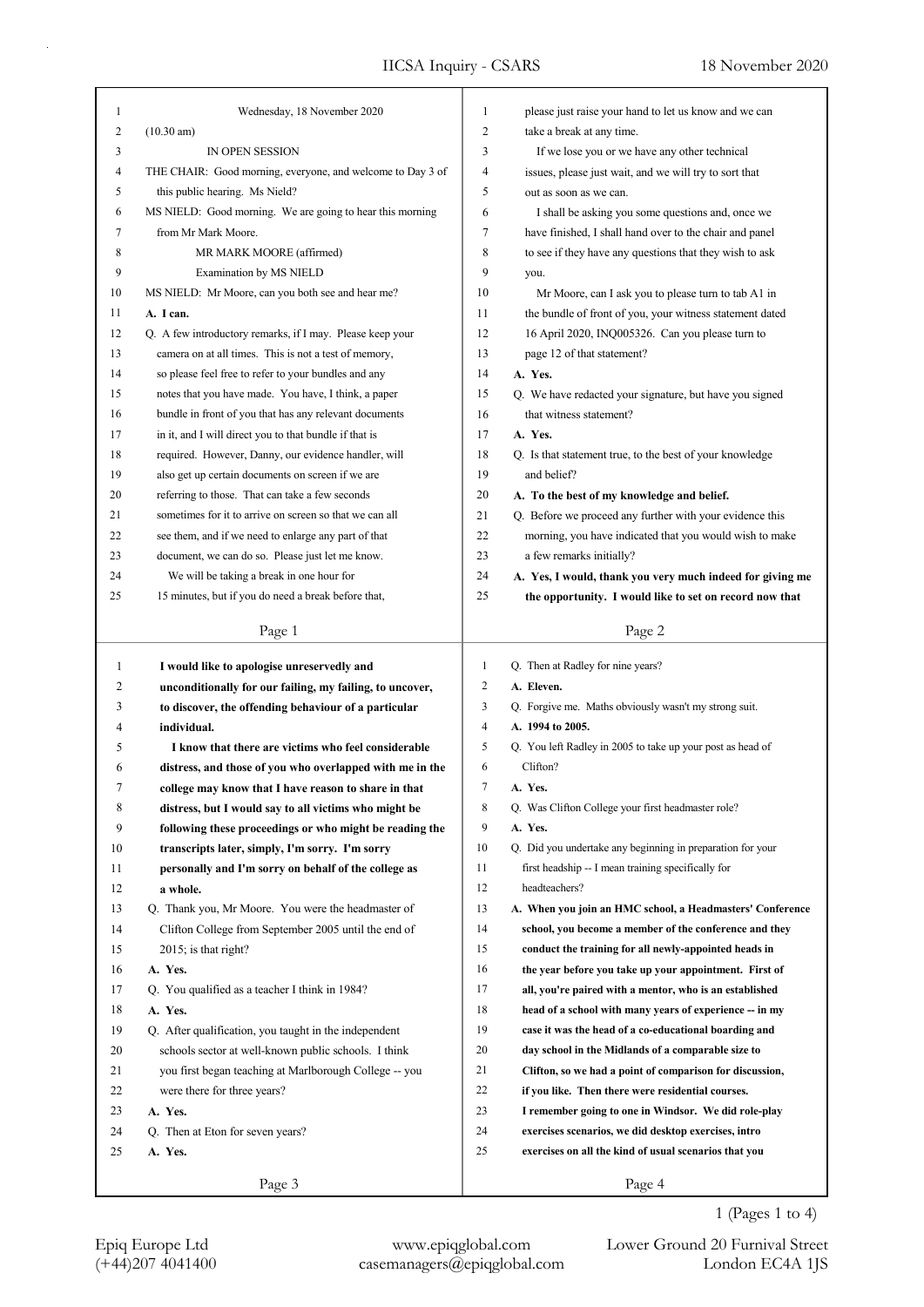Wednesday, 18 November 2020

(10.30 am)

IN OPEN SESSION

THE CHAIR: Good morning, everyone, and welcome to Day 3 of this public hearing. Ms Nield?

MS NIELD: Good morning. We are going to hear this morning from Mr Mark Moore.

MR MARK MOORE (affirmed)

Examination by MS NIELD

MS NIELD: Mr Moore, can you both see and hear me?

**A. I can.**

Q. A few introductory remarks, if I may. Please keep your camera on at all times. This is not a test of memory, so please feel free to refer to your bundles and any notes that you have made. You have, I think, a paper bundle in front of you that has any relevant documents in it, and I will direct you to that bundle if that is required. However, Danny, our evidence handler, will also get up certain documents on screen if we are referring to those. That can take a few seconds sometimes for it to arrive on screen so that we can all see them, and if we need to enlarge any part of that document, we can do so. Please just let me know.

We will be taking a break in one hour for 15 minutes, but if you do need a break before that, please just raise your hand to let us know and we can take a break at any time.

If we lose you or we have any other technical issues, please just wait, and we will try to sort that out as soon as we can.

I shall be asking you some questions and, once we have finished, I shall hand over to the chair and panel to see if they have any questions that they wish to ask you.

Mr Moore, can I ask you to please turn to tab A1 in the bundle of front of you, your witness statement dated 16 April 2020, INQ005326. Can you please turn to page 12 of that statement?

**A. Yes.**

Q. We have redacted your signature, but have you signed that witness statement?

**A. Yes.**

Q. Is that statement true, to the best of your knowledge and belief?

**A. To the best of my knowledge and belief.**

Q. Before we proceed any further with your evidence this morning, you have indicated that you would wish to make a few remarks initially?

**A. Yes, I would, thank you very much indeed for giving me the opportunity. I would like to set on record now that I would like to apologise unreservedly and unconditionally for our failing, my failing, to uncover, to discover, the offending behaviour of a particular individual.**

**I know that there are victims who feel considerable distress, and those of you who overlapped with me in the college may know that I have reason to share in that distress, but I would say to all victims who might be following these proceedings or who might be reading the transcripts later, simply, I'm sorry. I'm sorry personally and I'm sorry on behalf of the college as a whole.**

Q. Thank you, Mr Moore. You were the headmaster of Clifton College from September 2005 until the end of 2015; is that right?

**A. Yes.**

Q. You qualified as a teacher I think in 1984?

**A. Yes.**

Q. After qualification, you taught in the independent schools sector at well-known public schools. I think you first began teaching at Marlborough College -- you were there for three years?

**A. Yes.**

Q. Then at Eton for seven years?

**A. Yes.**

Q. Then at Radley for nine years?

**A. Eleven.**

Q. Forgive me. Maths obviously wasn't my strong suit.

**A. 1994 to 2005.**

Q. You left Radley in 2005 to take up your post as head of Clifton?

**A. Yes.**

Q. Was Clifton College your first headmaster role?

**A. Yes.**

Q. Did you undertake any beginning in preparation for your first headship -- I mean training specifically for headteachers?

**A. When you join an HMC school, a Headmasters' Conference school, you become a member of the conference and they conduct the training for all newly-appointed heads in the year before you take up your appointment. First of all, you're paired with a mentor, who is an established head of a school with many years of experience -- in my case it was the head of a co-educational boarding and day school in the Midlands of a comparable size to Clifton, so we had a point of comparison for discussion, if you like. Then there were residential courses. I remember going to one in Windsor. We did role-play exercises scenarios, we did desktop exercises, intro exercises on all the kind of usual scenarios that you**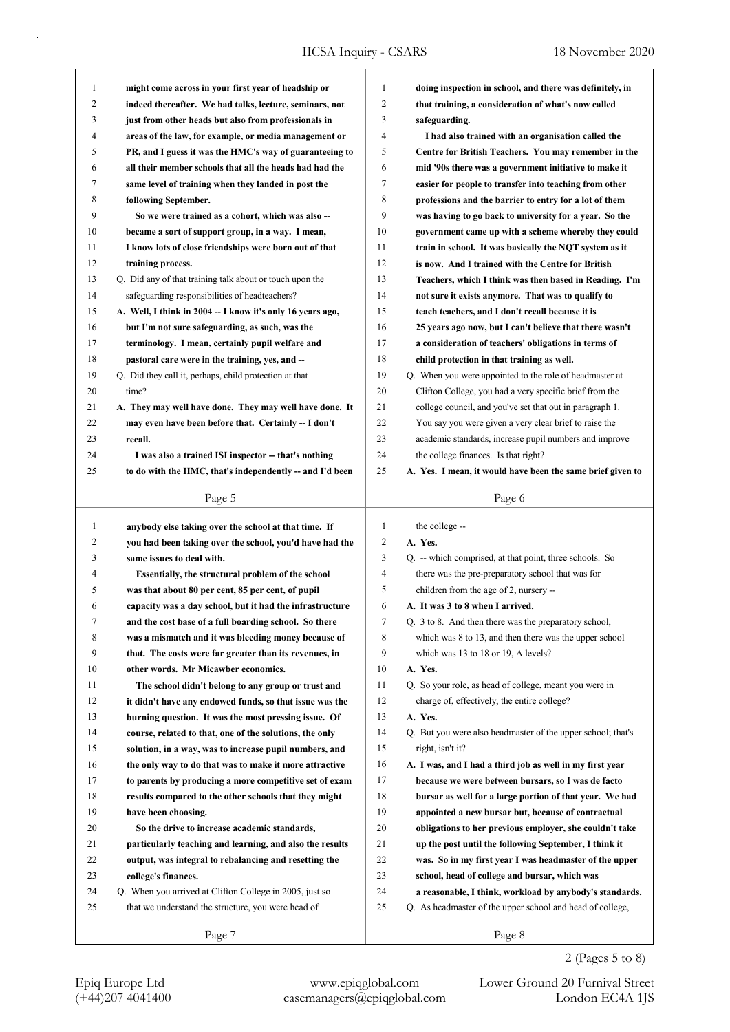might come across in your first year of headship or indeed thereafter. We had talks, lecture, seminars, not just from other heads but also from professionals in areas of the law, for example, or media management or PR, and I guess it was the HMC's way of guaranteeing to all their member schools that all the heads had had the same level of training when they landed in post the following September.

So we were trained as a cohort, which was also -- became a sort of support group, in a way. I mean, I know lots of close friendships were born out of that training process.

Q. Did any of that training talk about or touch upon the safeguarding responsibilities of headteachers?

A. Well, I think in 2004 -- I know it's only 16 years ago, but I'm not sure safeguarding, as such, was the terminology. I mean, certainly pupil welfare and pastoral care were in the training, yes, and --

Q. Did they call it, perhaps, child protection at that time?

A. They may well have done. They may well have done. It may even have been before that. Certainly -- I don't recall.

I was also a trained ISI inspector -- that's nothing to do with the HMC, that's independently -- and I'd been doing inspection in school, and there was definitely, in that training, a consideration of what's now called safeguarding.

I had also trained with an organisation called the Centre for British Teachers. You may remember in the mid '90s there was a government initiative to make it easier for people to transfer into teaching from other professions and the barrier to entry for a lot of them was having to go back to university for a year. So the government came up with a scheme whereby they could train in school. It was basically the NQT system as it is now. And I trained with the Centre for British Teachers, which I think was then based in Reading. I'm not sure it exists anymore. That was to qualify to teach teachers, and I don't recall because it is 25 years ago now, but I can't believe that there wasn't a consideration of teachers' obligations in terms of child protection in that training as well.

Q. When you were appointed to the role of headmaster at Clifton College, you had a very specific brief from the college council, and you've set that out in paragraph 1. You say you were given a very clear brief to raise the academic standards, increase pupil numbers and improve the college finances. Is that right?

A. Yes. I mean, it would have been the same brief given to anybody else taking over the school at that time. If you had been taking over the school, you'd have had the same issues to deal with.

Essentially, the structural problem of the school was that about 80 per cent, 85 per cent, of pupil capacity was a day school, but it had the infrastructure and the cost base of a full boarding school. So there was a mismatch and it was bleeding money because of that. The costs were far greater than its revenues, in other words. Mr Micawber economics.

The school didn't belong to any group or trust and it didn't have any endowed funds, so that issue was the burning question. It was the most pressing issue. Of course, related to that, one of the solutions, the only solution, in a way, was to increase pupil numbers, and the only way to do that was to make it more attractive to parents by producing a more competitive set of exam results compared to the other schools that they might have been choosing.

So the drive to increase academic standards, particularly teaching and learning, and also the results output, was integral to rebalancing and resetting the college's finances.

Q. When you arrived at Clifton College in 2005, just so that we understand the structure, you were head of the college --

A. Yes.

Q. -- which comprised, at that point, three schools. So there was the pre-preparatory school that was for children from the age of 2, nursery --

A. It was 3 to 8 when I arrived.

Q. 3 to 8. And then there was the preparatory school, which was 8 to 13, and then there was the upper school which was 13 to 18 or 19, A levels?

A. Yes.

Q. So your role, as head of college, meant you were in charge of, effectively, the entire college?

A. Yes.

Q. But you were also headmaster of the upper school; that's right, isn't it?

A. I was, and I had a third job as well in my first year because we were between bursars, so I was de facto bursar as well for a large portion of that year. We had appointed a new bursar but, because of contractual obligations to her previous employer, she couldn't take up the post until the following September, I think it was. So in my first year I was headmaster of the upper school, head of college and bursar, which was a reasonable, I think, workload by anybody's standards.

Q. As headmaster of the upper school and head of college,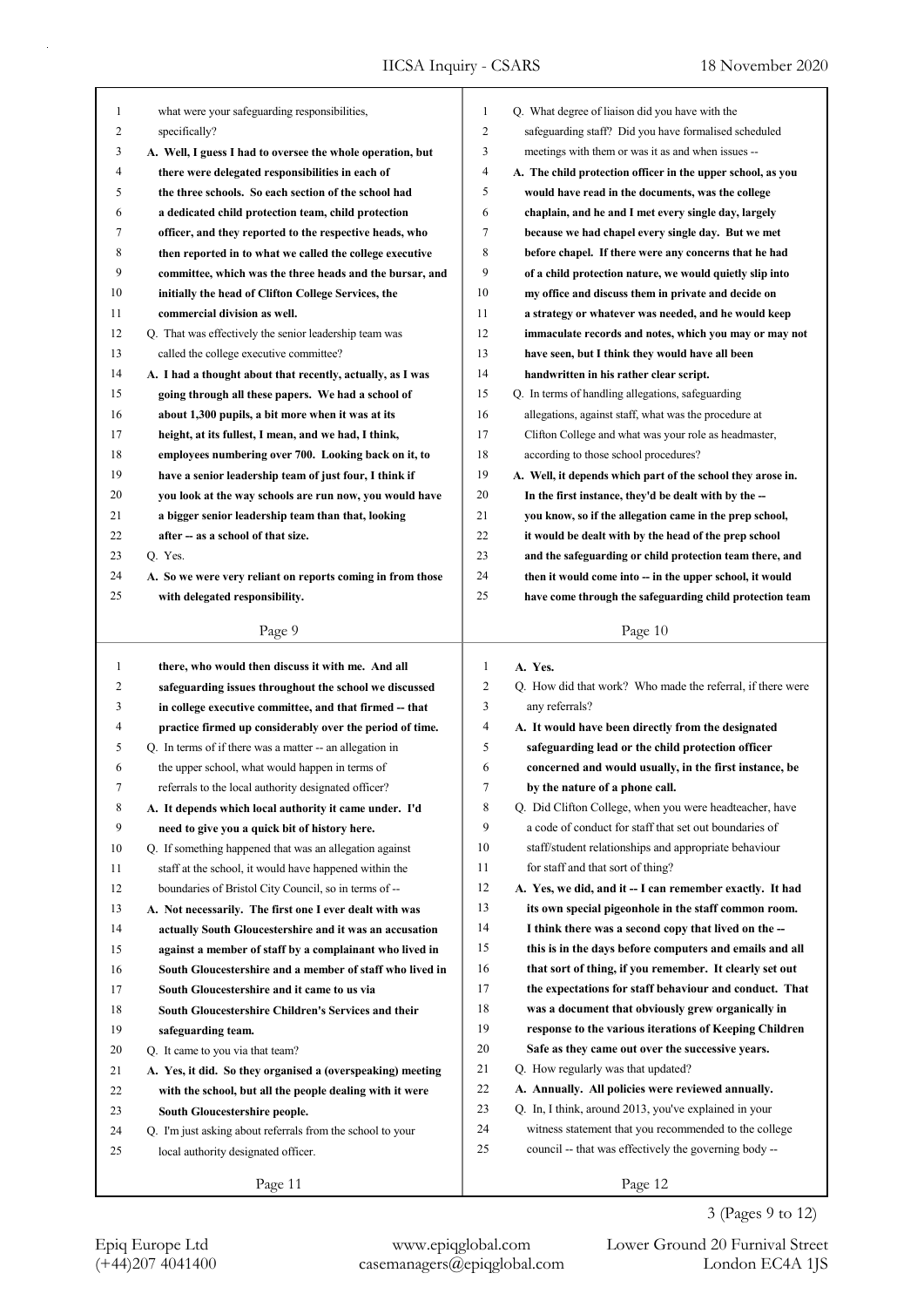what were your safeguarding responsibilities, specifically?

**A. Well, I guess I had to oversee the whole operation, but there were delegated responsibilities in each of the three schools. So each section of the school had a dedicated child protection team, child protection officer, and they reported to the respective heads, who then reported in to what we called the college executive committee, which was the three heads and the bursar, and initially the head of Clifton College Services, the commercial division as well.**

Q. That was effectively the senior leadership team was called the college executive committee?

**A. I had a thought about that recently, actually, as I was going through all these papers. We had a school of about 1,300 pupils, a bit more when it was at its height, at its fullest, I mean, and we had, I think, employees numbering over 700. Looking back on it, to have a senior leadership team of just four, I think if you look at the way schools are run now, you would have a bigger senior leadership team than that, looking after -- as a school of that size.**

Q. Yes.

**A. So we were very reliant on reports coming in from those with delegated responsibility.**

Q. What degree of liaison did you have with the safeguarding staff? Did you have formalised scheduled meetings with them or was it as and when issues --

**A. The child protection officer in the upper school, as you would have read in the documents, was the college chaplain, and he and I met every single day, largely because we had chapel every single day. But we met before chapel. If there were any concerns that he had of a child protection nature, we would quietly slip into my office and discuss them in private and decide on a strategy or whatever was needed, and he would keep immaculate records and notes, which you may or may not have seen, but I think they would have all been handwritten in his rather clear script.**

Q. In terms of handling allegations, safeguarding allegations, against staff, what was the procedure at Clifton College and what was your role as headmaster, according to those school procedures?

**A. Well, it depends which part of the school they arose in. In the first instance, they'd be dealt with by the -- you know, so if the allegation came in the prep school, it would be dealt with by the head of the prep school and the safeguarding or child protection team there, and then it would come into -- in the upper school, it would have come through the safeguarding child protection team there, who would then discuss it with me. And all safeguarding issues throughout the school we discussed in college executive committee, and that firmed -- that practice firmed up considerably over the period of time.**

Q. In terms of if there was a matter -- an allegation in the upper school, what would happen in terms of referrals to the local authority designated officer?

**A. It depends which local authority it came under. I'd need to give you a quick bit of history here.**

Q. If something happened that was an allegation against staff at the school, it would have happened within the boundaries of Bristol City Council, so in terms of --

**A. Not necessarily. The first one I ever dealt with was actually South Gloucestershire and it was an accusation against a member of staff by a complainant who lived in South Gloucestershire and a member of staff who lived in South Gloucestershire and it came to us via South Gloucestershire Children's Services and their safeguarding team.**

Q. It came to you via that team?

**A. Yes, it did. So they organised a (overspeaking) meeting with the school, but all the people dealing with it were South Gloucestershire people.**

Q. I'm just asking about referrals from the school to your local authority designated officer.

**A. Yes.**

Q. How did that work? Who made the referral, if there were any referrals?

**A. It would have been directly from the designated safeguarding lead or the child protection officer concerned and would usually, in the first instance, be by the nature of a phone call.**

Q. Did Clifton College, when you were headteacher, have a code of conduct for staff that set out boundaries of staff/student relationships and appropriate behaviour for staff and that sort of thing?

**A. Yes, we did, and it -- I can remember exactly. It had its own special pigeonhole in the staff common room. I think there was a second copy that lived on the -- this is in the days before computers and emails and all that sort of thing, if you remember. It clearly set out the expectations for staff behaviour and conduct. That was a document that obviously grew organically in response to the various iterations of Keeping Children Safe as they came out over the successive years.**

Q. How regularly was that updated?

**A. Annually. All policies were reviewed annually.**

Q. In, I think, around 2013, you've explained in your witness statement that you recommended to the college council -- that was effectively the governing body --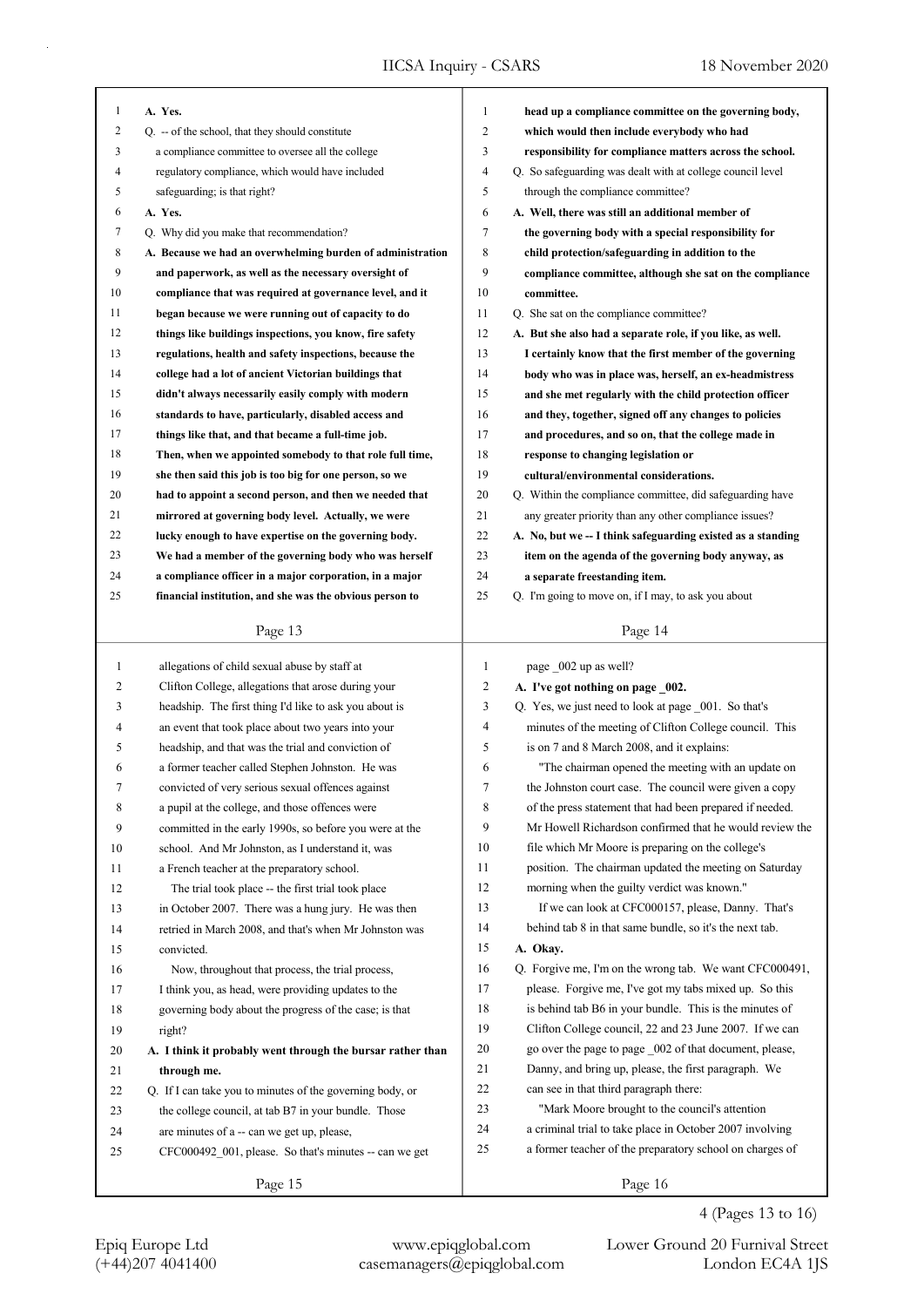A. **Yes.**

Q. -- of the school, that they should constitute a compliance committee to oversee all the college regulatory compliance, which would have included safeguarding; is that right?

A. **Yes.**

Q. Why did you make that recommendation?

A. **Because we had an overwhelming burden of administration and paperwork, as well as the necessary oversight of compliance that was required at governance level, and it began because we were running out of capacity to do things like buildings inspections, you know, fire safety regulations, health and safety inspections, because the college had a lot of ancient Victorian buildings that didn't always necessarily easily comply with modern standards to have, particularly, disabled access and things like that, and that became a full-time job. Then, when we appointed somebody to that role full time, she then said this job is too big for one person, so we had to appoint a second person, and then we needed that mirrored at governing body level. Actually, we were lucky enough to have expertise on the governing body. We had a member of the governing body who was herself a compliance officer in a major corporation, in a major financial institution, and she was the obvious person to head up a compliance committee on the governing body, which would then include everybody who had responsibility for compliance matters across the school.**

Q. So safeguarding was dealt with at college council level through the compliance committee?

A. **Well, there was still an additional member of the governing body with a special responsibility for child protection/safeguarding in addition to the compliance committee, although she sat on the compliance committee.**

Q. She sat on the compliance committee?

A. **But she also had a separate role, if you like, as well. I certainly know that the first member of the governing body who was in place was, herself, an ex-headmistress and she met regularly with the child protection officer and they, together, signed off any changes to policies and procedures, and so on, that the college made in response to changing legislation or cultural/environmental considerations.**

Q. Within the compliance committee, did safeguarding have any greater priority than any other compliance issues?

A. **No, but we -- I think safeguarding existed as a standing item on the agenda of the governing body anyway, as a separate freestanding item.**

Q. I'm going to move on, if I may, to ask you about allegations of child sexual abuse by staff at Clifton College, allegations that arose during your headship. The first thing I'd like to ask you about is an event that took place about two years into your headship, and that was the trial and conviction of a former teacher called Stephen Johnston. He was convicted of very serious sexual offences against a pupil at the college, and those offences were committed in the early 1990s, so before you were at the school. And Mr Johnston, as I understand it, was a French teacher at the preparatory school.

The trial took place -- the first trial took place in October 2007. There was a hung jury. He was then retried in March 2008, and that's when Mr Johnston was convicted.

Now, throughout that process, the trial process, I think you, as head, were providing updates to the governing body about the progress of the case; is that right?

A. **I think it probably went through the bursar rather than through me.**

Q. If I can take you to minutes of the governing body, or the college council, at tab B7 in your bundle. Those are minutes of a -- can we get up, please, CFC000492_001, please. So that's minutes -- can we get page _002 up as well?

A. **I've got nothing on page _002.**

Q. Yes, we just need to look at page _001. So that's minutes of the meeting of Clifton College council. This is on 7 and 8 March 2008, and it explains:

"The chairman opened the meeting with an update on the Johnston court case. The council were given a copy of the press statement that had been prepared if needed. Mr Howell Richardson confirmed that he would review the file which Mr Moore is preparing on the college's position. The chairman updated the meeting on Saturday morning when the guilty verdict was known."

If we can look at CFC000157, please, Danny. That's behind tab 8 in that same bundle, so it's the next tab.

A. **Okay.**

Q. Forgive me, I'm on the wrong tab. We want CFC000491, please. Forgive me, I've got my tabs mixed up. So this is behind tab B6 in your bundle. This is the minutes of Clifton College council, 22 and 23 June 2007. If we can go over the page to page _002 of that document, please, Danny, and bring up, please, the first paragraph. We can see in that third paragraph there:

"Mark Moore brought to the council's attention a criminal trial to take place in October 2007 involving a former teacher of the preparatory school on charges of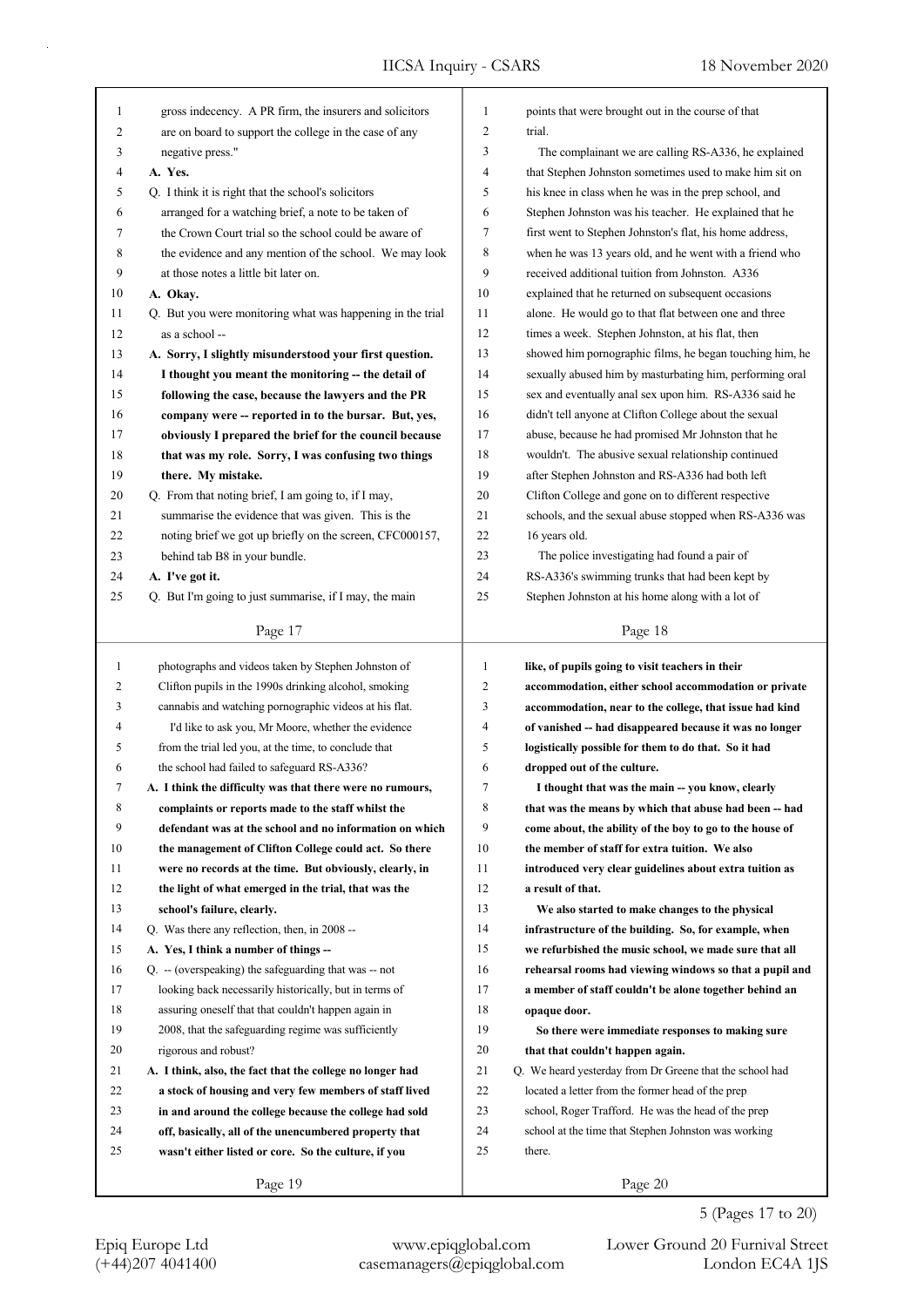gross indecency. A PR firm, the insurers and solicitors are on board to support the college in the case of any negative press."

**A. Yes.**

Q. I think it is right that the school's solicitors arranged for a watching brief, a note to be taken of the Crown Court trial so the school could be aware of the evidence and any mention of the school. We may look at those notes a little bit later on.

**A. Okay.**

Q. But you were monitoring what was happening in the trial as a school --

**A. Sorry, I slightly misunderstood your first question. I thought you meant the monitoring -- the detail of following the case, because the lawyers and the PR company were -- reported in to the bursar. But, yes, obviously I prepared the brief for the council because that was my role. Sorry, I was confusing two things there. My mistake.**

Q. From that noting brief, I am going to, if I may, summarise the evidence that was given. This is the noting brief we got up briefly on the screen, CFC000157, behind tab B8 in your bundle.

**A. I've got it.**

Q. But I'm going to just summarise, if I may, the main points that were brought out in the course of that trial.

The complainant we are calling RS-A336, he explained that Stephen Johnston sometimes used to make him sit on his knee in class when he was in the prep school, and Stephen Johnston was his teacher. He explained that he first went to Stephen Johnston's flat, his home address, when he was 13 years old, and he went with a friend who received additional tuition from Johnston. A336 explained that he returned on subsequent occasions alone. He would go to that flat between one and three times a week. Stephen Johnston, at his flat, then showed him pornographic films, he began touching him, he sexually abused him by masturbating him, performing oral sex and eventually anal sex upon him. RS-A336 said he didn't tell anyone at Clifton College about the sexual abuse, because he had promised Mr Johnston that he wouldn't. The abusive sexual relationship continued after Stephen Johnston and RS-A336 had both left Clifton College and gone on to different respective schools, and the sexual abuse stopped when RS-A336 was 16 years old.

The police investigating had found a pair of RS-A336's swimming trunks that had been kept by Stephen Johnston at his home along with a lot of photographs and videos taken by Stephen Johnston of Clifton pupils in the 1990s drinking alcohol, smoking cannabis and watching pornographic videos at his flat.

I'd like to ask you, Mr Moore, whether the evidence from the trial led you, at the time, to conclude that the school had failed to safeguard RS-A336?

**A. I think the difficulty was that there were no rumours, complaints or reports made to the staff whilst the defendant was at the school and no information on which the management of Clifton College could act. So there were no records at the time. But obviously, clearly, in the light of what emerged in the trial, that was the school's failure, clearly.**

Q. Was there any reflection, then, in 2008 --

**A. Yes, I think a number of things --**

Q. -- (overspeaking) the safeguarding that was -- not looking back necessarily historically, but in terms of assuring oneself that that couldn't happen again in 2008, that the safeguarding regime was sufficiently rigorous and robust?

**A. I think, also, the fact that the college no longer had a stock of housing and very few members of staff lived in and around the college because the college had sold off, basically, all of the unencumbered property that wasn't either listed or core. So the culture, if you like, of pupils going to visit teachers in their accommodation, either school accommodation or private accommodation, near to the college, that issue had kind of vanished -- had disappeared because it was no longer logistically possible for them to do that. So it had dropped out of the culture.**

**I thought that was the main -- you know, clearly that was the means by which that abuse had been -- had come about, the ability of the boy to go to the house of the member of staff for extra tuition. We also introduced very clear guidelines about extra tuition as a result of that.**

**We also started to make changes to the physical infrastructure of the building. So, for example, when we refurbished the music school, we made sure that all rehearsal rooms had viewing windows so that a pupil and a member of staff couldn't be alone together behind an opaque door.**

**So there were immediate responses to making sure that that couldn't happen again.**

Q. We heard yesterday from Dr Greene that the school had located a letter from the former head of the prep school, Roger Trafford. He was the head of the prep school at the time that Stephen Johnston was working there.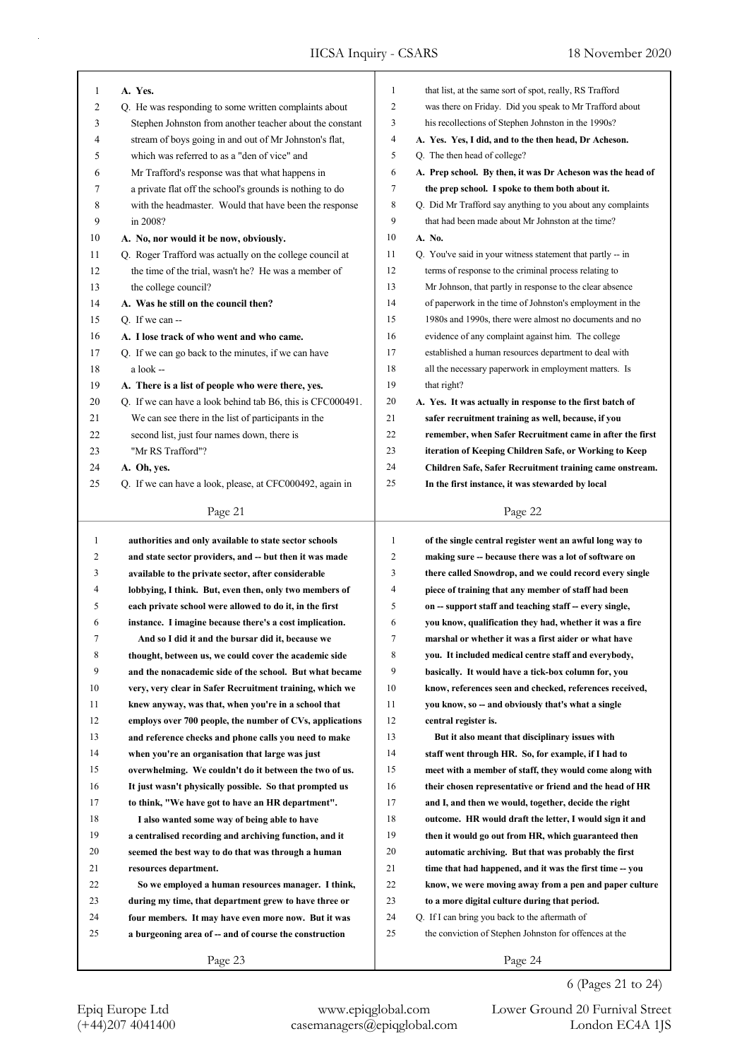A. Yes.

Q. He was responding to some written complaints about Stephen Johnston from another teacher about the constant stream of boys going in and out of Mr Johnston's flat, which was referred to as a "den of vice" and Mr Trafford's response was that what happens in a private flat off the school's grounds is nothing to do with the headmaster. Would that have been the response in 2008?

A. No, nor would it be now, obviously.

Q. Roger Trafford was actually on the college council at the time of the trial, wasn't he? He was a member of the college council?

A. Was he still on the council then?

Q. If we can --

A. I lose track of who went and who came.

Q. If we can go back to the minutes, if we can have a look --

A. There is a list of people who were there, yes.

Q. If we can have a look behind tab B6, this is CFC000491. We can see there in the list of participants in the second list, just four names down, there is "Mr RS Trafford"?

A. Oh, yes.

Q. If we can have a look, please, at CFC000492, again in that list, at the same sort of spot, really, RS Trafford was there on Friday. Did you speak to Mr Trafford about his recollections of Stephen Johnston in the 1990s?

A. Yes. Yes, I did, and to the then head, Dr Acheson.

Q. The then head of college?

A. Prep school. By then, it was Dr Acheson was the head of the prep school. I spoke to them both about it.

Q. Did Mr Trafford say anything to you about any complaints that had been made about Mr Johnston at the time?

A. No.

Q. You've said in your witness statement that partly -- in terms of response to the criminal process relating to Mr Johnson, that partly in response to the clear absence of paperwork in the time of Johnston's employment in the 1980s and 1990s, there were almost no documents and no evidence of any complaint against him. The college established a human resources department to deal with all the necessary paperwork in employment matters. Is that right?

A. Yes. It was actually in response to the first batch of safer recruitment training as well, because, if you remember, when Safer Recruitment came in after the first iteration of Keeping Children Safe, or Working to Keep Children Safe, Safer Recruitment training came onstream. In the first instance, it was stewarded by local authorities and only available to state sector schools and state sector providers, and -- but then it was made available to the private sector, after considerable lobbying, I think. But, even then, only two members of each private school were allowed to do it, in the first instance. I imagine because there's a cost implication.

And so I did it and the bursar did it, because we thought, between us, we could cover the academic side and the nonacademic side of the school. But what became very, very clear in Safer Recruitment training, which we knew anyway, was that, when you're in a school that employs over 700 people, the number of CVs, applications and reference checks and phone calls you need to make when you're an organisation that large was just overwhelming. We couldn't do it between the two of us. It just wasn't physically possible. So that prompted us to think, "We have got to have an HR department".

I also wanted some way of being able to have a centralised recording and archiving function, and it seemed the best way to do that was through a human resources department.

So we employed a human resources manager. I think, during my time, that department grew to have three or four members. It may have even more now. But it was a burgeoning area of -- and of course the construction of the single central register went an awful long way to making sure -- because there was a lot of software on there called Snowdrop, and we could record every single piece of training that any member of staff had been on -- support staff and teaching staff -- every single, you know, qualification they had, whether it was a fire marshal or whether it was a first aider or what have you. It included medical centre staff and everybody, basically. It would have a tick-box column for, you know, references seen and checked, references received, you know, so -- and obviously that's what a single central register is.

But it also meant that disciplinary issues with staff went through HR. So, for example, if I had to meet with a member of staff, they would come along with their chosen representative or friend and the head of HR and I, and then we would, together, decide the right outcome. HR would draft the letter, I would sign it and then it would go out from HR, which guaranteed then automatic archiving. But that was probably the first time that had happened, and it was the first time -- you know, we were moving away from a pen and paper culture to a more digital culture during that period.

Q. If I can bring you back to the aftermath of the conviction of Stephen Johnston for offences at the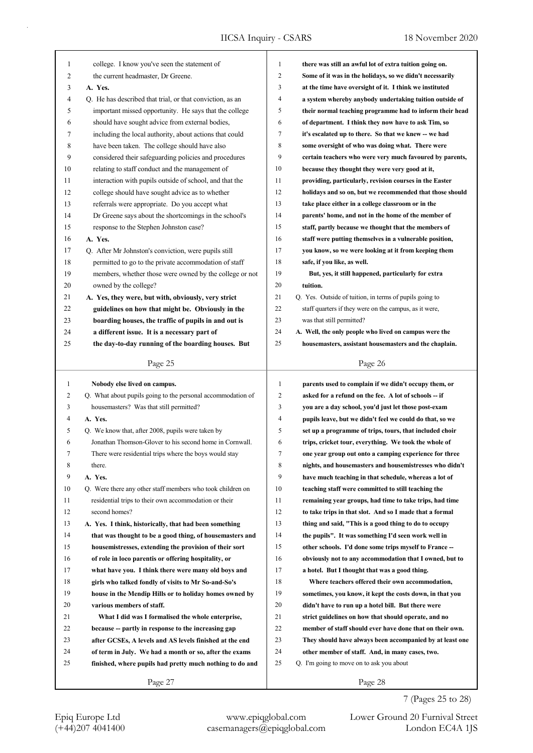college. I know you've seen the statement of the current headmaster, Dr Greene.

**A. Yes.**

Q. He has described that trial, or that conviction, as an important missed opportunity. He says that the college should have sought advice from external bodies, including the local authority, about actions that could have been taken. The college should have also considered their safeguarding policies and procedures relating to staff conduct and the management of interaction with pupils outside of school, and that the college should have sought advice as to whether referrals were appropriate. Do you accept what Dr Greene says about the shortcomings in the school's response to the Stephen Johnston case?

**A. Yes.**

Q. After Mr Johnston's conviction, were pupils still permitted to go to the private accommodation of staff members, whether those were owned by the college or not owned by the college?

**A. Yes, they were, but with, obviously, very strict guidelines on how that might be. Obviously in the boarding houses, the traffic of pupils in and out is a different issue. It is a necessary part of the day-to-day running of the boarding houses. But there was still an awful lot of extra tuition going on. Some of it was in the holidays, so we didn't necessarily at the time have oversight of it. I think we instituted a system whereby anybody undertaking tuition outside of their normal teaching programme had to inform their head of department. I think they now have to ask Tim, so it's escalated up to there. So that we knew -- we had some oversight of who was doing what. There were certain teachers who were very much favoured by parents, because they thought they were very good at it, providing, particularly, revision courses in the Easter holidays and so on, but we recommended that those should take place either in a college classroom or in the parents' home, and not in the home of the member of staff, partly because we thought that the members of staff were putting themselves in a vulnerable position, you know, so we were looking at it from keeping them safe, if you like, as well.**

**But, yes, it still happened, particularly for extra tuition.**

Q. Yes. Outside of tuition, in terms of pupils going to staff quarters if they were on the campus, as it were, was that still permitted?

**A. Well, the only people who lived on campus were the housemasters, assistant housemasters and the chaplain. Nobody else lived on campus.**

Q. What about pupils going to the personal accommodation of housemasters? Was that still permitted?

**A. Yes.**

Q. We know that, after 2008, pupils were taken by Jonathan Thomson-Glover to his second home in Cornwall. There were residential trips where the boys would stay there.

**A. Yes.**

Q. Were there any other staff members who took children on residential trips to their own accommodation or their second homes?

**A. Yes. I think, historically, that had been something that was thought to be a good thing, of housemasters and housemistresses, extending the provision of their sort of role in loco parentis or offering hospitality, or what have you. I think there were many old boys and girls who talked fondly of visits to Mr So-and-So's house in the Mendip Hills or to holiday homes owned by various members of staff.**

**What I did was I formalised the whole enterprise, because -- partly in response to the increasing gap after GCSEs, A levels and AS levels finished at the end of term in July. We had a month or so, after the exams finished, where pupils had pretty much nothing to do and parents used to complain if we didn't occupy them, or asked for a refund on the fee. A lot of schools -- if you are a day school, you'd just let those post-exam pupils leave, but we didn't feel we could do that, so we set up a programme of trips, tours, that included choir trips, cricket tour, everything. We took the whole of one year group out onto a camping experience for three nights, and housemasters and housemistresses who didn't have much teaching in that schedule, whereas a lot of teaching staff were committed to still teaching the remaining year groups, had time to take trips, had time to take trips in that slot. And so I made that a formal thing and said, "This is a good thing to do to occupy the pupils". It was something I'd seen work well in other schools. I'd done some trips myself to France -- obviously not to any accommodation that I owned, but to a hotel. But I thought that was a good thing.**

**Where teachers offered their own accommodation, sometimes, you know, it kept the costs down, in that you didn't have to run up a hotel bill. But there were strict guidelines on how that should operate, and no member of staff should ever have done that on their own. They should have always been accompanied by at least one other member of staff. And, in many cases, two.**

Q. I'm going to move on to ask you about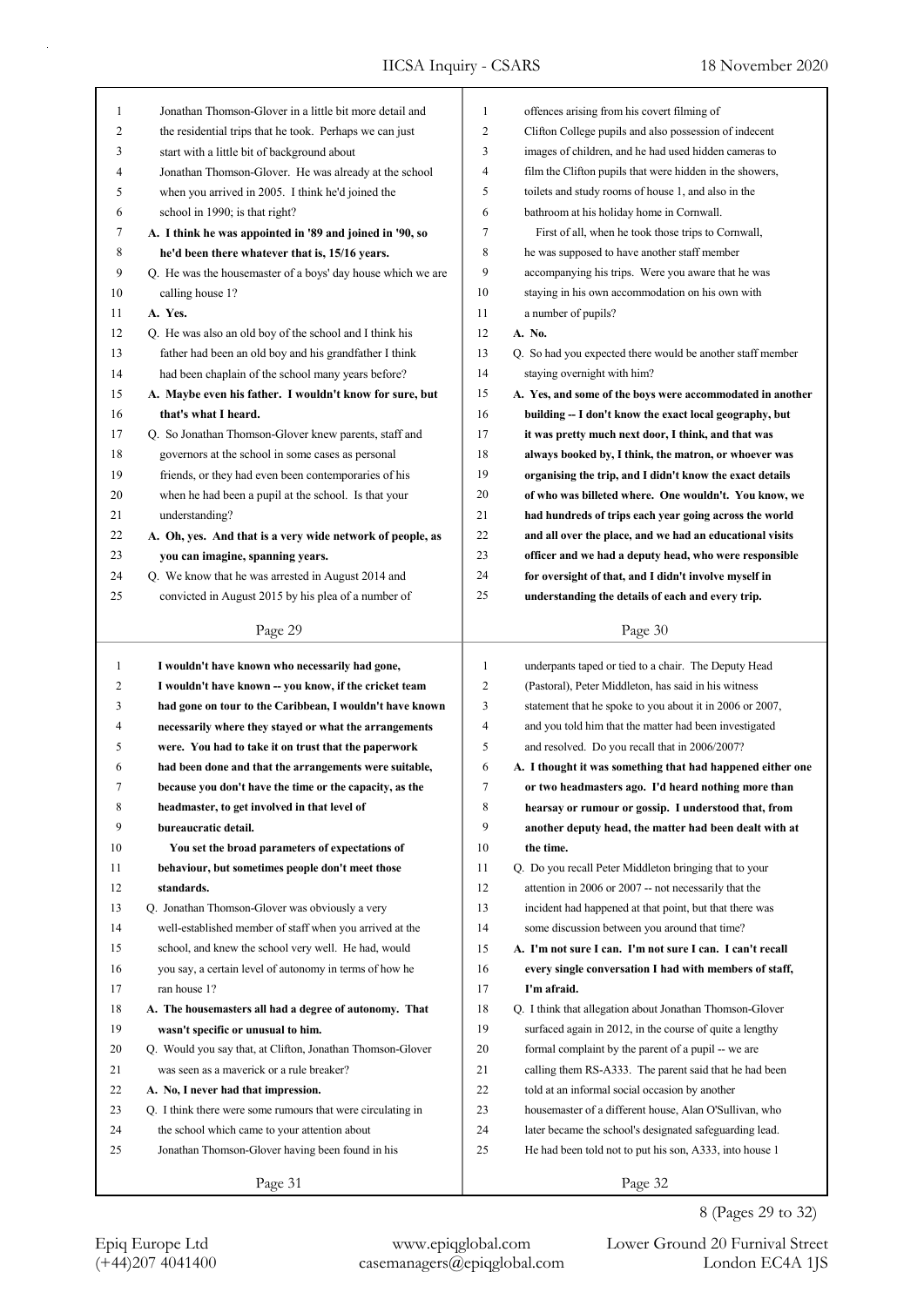Jonathan Thomson-Glover in a little bit more detail and the residential trips that he took. Perhaps we can just start with a little bit of background about Jonathan Thomson-Glover. He was already at the school when you arrived in 2005. I think he'd joined the school in 1990; is that right?

**A. I think he was appointed in '89 and joined in '90, so he'd been there whatever that is, 15/16 years.**

Q. He was the housemaster of a boys' day house which we are calling house 1?

**A. Yes.**

Q. He was also an old boy of the school and I think his father had been an old boy and his grandfather I think had been chaplain of the school many years before?

**A. Maybe even his father. I wouldn't know for sure, but that's what I heard.**

Q. So Jonathan Thomson-Glover knew parents, staff and governors at the school in some cases as personal friends, or they had even been contemporaries of his when he had been a pupil at the school. Is that your understanding?

**A. Oh, yes. And that is a very wide network of people, as you can imagine, spanning years.**

Q. We know that he was arrested in August 2014 and convicted in August 2015 by his plea of a number of offences arising from his covert filming of Clifton College pupils and also possession of indecent images of children, and he had used hidden cameras to film the Clifton pupils that were hidden in the showers, toilets and study rooms of house 1, and also in the bathroom at his holiday home in Cornwall.

First of all, when he took those trips to Cornwall, he was supposed to have another staff member accompanying his trips. Were you aware that he was staying in his own accommodation on his own with a number of pupils?

**A. No.**

Q. So had you expected there would be another staff member staying overnight with him?

**A. Yes, and some of the boys were accommodated in another building -- I don't know the exact local geography, but it was pretty much next door, I think, and that was always booked by, I think, the matron, or whoever was organising the trip, and I didn't know the exact details of who was billeted where. One wouldn't. You know, we had hundreds of trips each year going across the world and all over the place, and we had an educational visits officer and we had a deputy head, who were responsible for oversight of that, and I didn't involve myself in understanding the details of each and every trip.**

**I wouldn't have known who necessarily had gone, I wouldn't have known -- you know, if the cricket team had gone on tour to the Caribbean, I wouldn't have known necessarily where they stayed or what the arrangements were. You had to take it on trust that the paperwork had been done and that the arrangements were suitable, because you don't have the time or the capacity, as the headmaster, to get involved in that level of bureaucratic detail.**

**You set the broad parameters of expectations of behaviour, but sometimes people don't meet those standards.**

Q. Jonathan Thomson-Glover was obviously a very well-established member of staff when you arrived at the school, and knew the school very well. He had, would you say, a certain level of autonomy in terms of how he ran house 1?

**A. The housemasters all had a degree of autonomy. That wasn't specific or unusual to him.**

Q. Would you say that, at Clifton, Jonathan Thomson-Glover was seen as a maverick or a rule breaker?

**A. No, I never had that impression.**

Q. I think there were some rumours that were circulating in the school which came to your attention about Jonathan Thomson-Glover having been found in his underpants taped or tied to a chair. The Deputy Head (Pastoral), Peter Middleton, has said in his witness statement that he spoke to you about it in 2006 or 2007, and you told him that the matter had been investigated and resolved. Do you recall that in 2006/2007?

**A. I thought it was something that had happened either one or two headmasters ago. I'd heard nothing more than hearsay or rumour or gossip. I understood that, from another deputy head, the matter had been dealt with at the time.**

Q. Do you recall Peter Middleton bringing that to your attention in 2006 or 2007 -- not necessarily that the incident had happened at that point, but that there was some discussion between you around that time?

**A. I'm not sure I can. I'm not sure I can. I can't recall every single conversation I had with members of staff, I'm afraid.**

Q. I think that allegation about Jonathan Thomson-Glover surfaced again in 2012, in the course of quite a lengthy formal complaint by the parent of a pupil -- we are calling them RS-A333. The parent said that he had been told at an informal social occasion by another housemaster of a different house, Alan O'Sullivan, who later became the school's designated safeguarding lead. He had been told not to put his son, A333, into house 1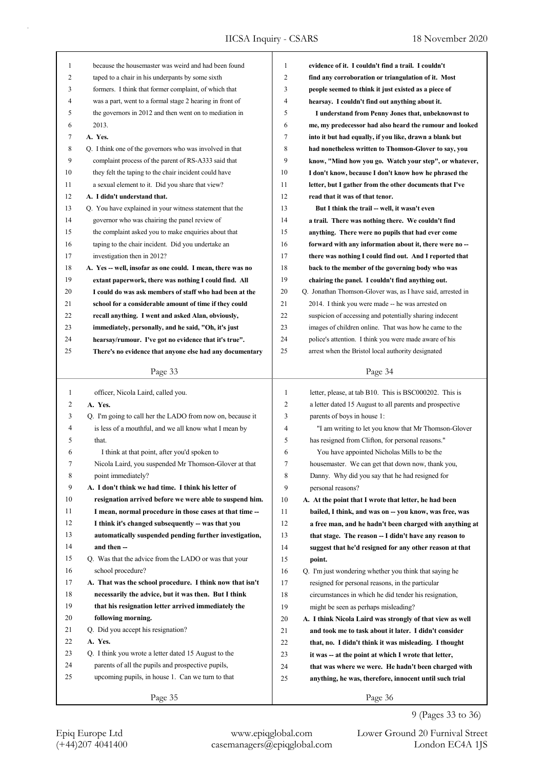because the housemaster was weird and had been found taped to a chair in his underpants by some sixth formers. I think that former complaint, of which that was a part, went to a formal stage 2 hearing in front of the governors in 2012 and then went on to mediation in 2013.

**A. Yes.**

Q. I think one of the governors who was involved in that complaint process of the parent of RS-A333 said that they felt the taping to the chair incident could have a sexual element to it. Did you share that view?

**A. I didn't understand that.**

Q. You have explained in your witness statement that the governor who was chairing the panel review of the complaint asked you to make enquiries about that taping to the chair incident. Did you undertake an investigation then in 2012?

**A. Yes -- well, insofar as one could. I mean, there was no extant paperwork, there was nothing I could find. All I could do was ask members of staff who had been at the school for a considerable amount of time if they could recall anything. I went and asked Alan, obviously, immediately, personally, and he said, "Oh, it's just hearsay/rumour. I've got no evidence that it's true". There's no evidence that anyone else had any documentary evidence of it. I couldn't find a trail. I couldn't find any corroboration or triangulation of it. Most people seemed to think it just existed as a piece of hearsay. I couldn't find out anything about it.**

**I understand from Penny Jones that, unbeknownst to me, my predecessor had also heard the rumour and looked into it but had equally, if you like, drawn a blank but had nonetheless written to Thomson-Glover to say, you know, "Mind how you go. Watch your step", or whatever, I don't know, because I don't know how he phrased the letter, but I gather from the other documents that I've read that it was of that tenor.**

**But I think the trail -- well, it wasn't even a trail. There was nothing there. We couldn't find anything. There were no pupils that had ever come forward with any information about it, there were no -- there was nothing I could find out. And I reported that back to the member of the governing body who was chairing the panel. I couldn't find anything out.**

Q. Jonathan Thomson-Glover was, as I have said, arrested in 2014. I think you were made -- he was arrested on suspicion of accessing and potentially sharing indecent images of children online. That was how he came to the police's attention. I think you were made aware of his arrest when the Bristol local authority designated officer, Nicola Laird, called you.

**A. Yes.**

Q. I'm going to call her the LADO from now on, because it is less of a mouthful, and we all know what I mean by that.

I think at that point, after you'd spoken to Nicola Laird, you suspended Mr Thomson-Glover at that point immediately?

**A. I don't think we had time. I think his letter of resignation arrived before we were able to suspend him. I mean, normal procedure in those cases at that time -- I think it's changed subsequently -- was that you automatically suspended pending further investigation, and then --**

Q. Was that the advice from the LADO or was that your school procedure?

**A. That was the school procedure. I think now that isn't necessarily the advice, but it was then. But I think that his resignation letter arrived immediately the following morning.**

Q. Did you accept his resignation?

**A. Yes.**

Q. I think you wrote a letter dated 15 August to the parents of all the pupils and prospective pupils, upcoming pupils, in house 1. Can we turn to that letter, please, at tab B10. This is BSC000202. This is a letter dated 15 August to all parents and prospective parents of boys in house 1:

"I am writing to let you know that Mr Thomson-Glover has resigned from Clifton, for personal reasons."

You have appointed Nicholas Mills to be the housemaster. We can get that down now, thank you, Danny. Why did you say that he had resigned for personal reasons?

**A. At the point that I wrote that letter, he had been bailed, I think, and was on -- you know, was free, was a free man, and he hadn't been charged with anything at that stage. The reason -- I didn't have any reason to suggest that he'd resigned for any other reason at that point.**

Q. I'm just wondering whether you think that saying he resigned for personal reasons, in the particular circumstances in which he did tender his resignation, might be seen as perhaps misleading?

**A. I think Nicola Laird was strongly of that view as well and took me to task about it later. I didn't consider that, no. I didn't think it was misleading. I thought it was -- at the point at which I wrote that letter, that was where we were. He hadn't been charged with anything, he was, therefore, innocent until such trial**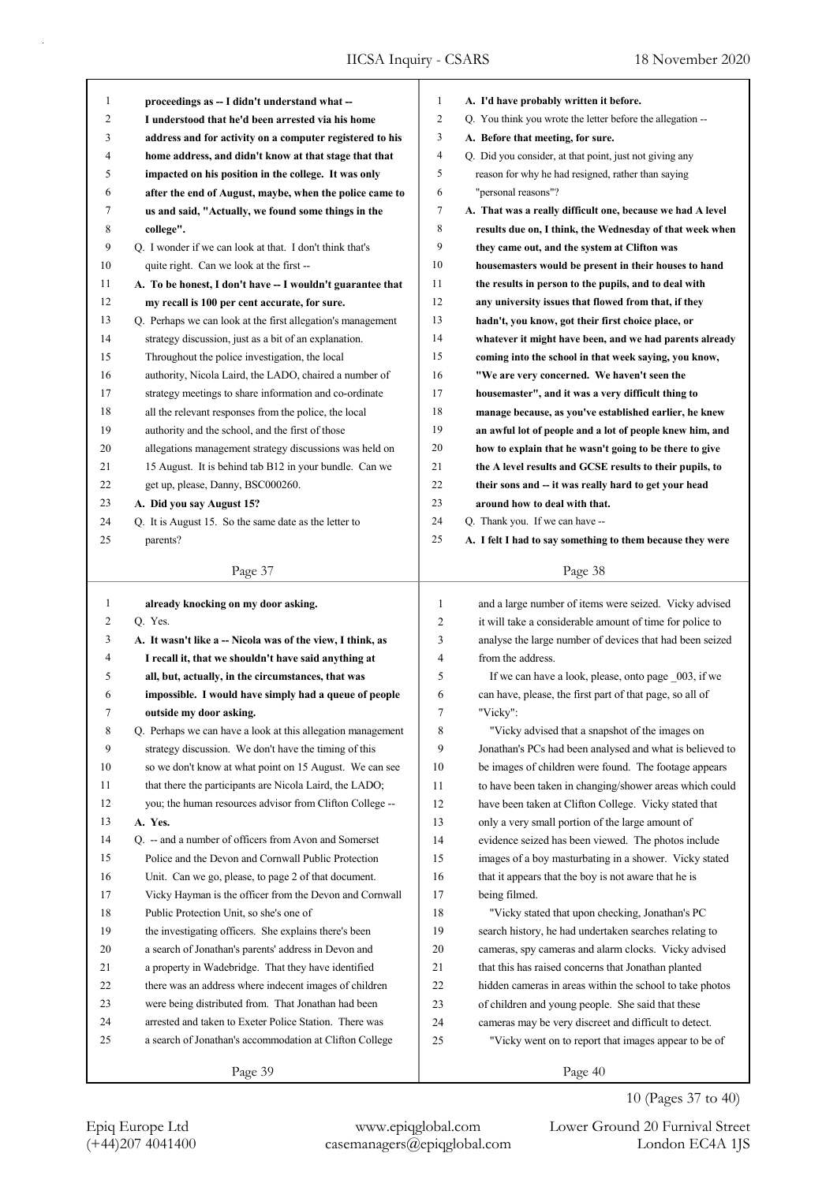proceedings as -- I didn't understand what -- I understood that he'd been arrested via his home address and for activity on a computer registered to his home address, and didn't know at that stage that that impacted on his position in the college. It was only after the end of August, maybe, when the police came to us and said, "Actually, we found some things in the college".

Q. I wonder if we can look at that. I don't think that's quite right. Can we look at the first --

**A. To be honest, I don't have -- I wouldn't guarantee that my recall is 100 per cent accurate, for sure.**

Q. Perhaps we can look at the first allegation's management strategy discussion, just as a bit of an explanation. Throughout the police investigation, the local authority, Nicola Laird, the LADO, chaired a number of strategy meetings to share information and co-ordinate all the relevant responses from the police, the local authority and the school, and the first of those allegations management strategy discussions was held on 15 August. It is behind tab B12 in your bundle. Can we get up, please, Danny, BSC000260.

**A. Did you say August 15?**

Q. It is August 15. So the same date as the letter to parents?

**A. I'd have probably written it before.**

Q. You think you wrote the letter before the allegation --

**A. Before that meeting, for sure.**

Q. Did you consider, at that point, just not giving any reason for why he had resigned, rather than saying "personal reasons"?

**A. That was a really difficult one, because we had A level results due on, I think, the Wednesday of that week when they came out, and the system at Clifton was housemasters would be present in their houses to hand the results in person to the pupils, and to deal with any university issues that flowed from that, if they hadn't, you know, got their first choice place, or whatever it might have been, and we had parents already coming into the school in that week saying, you know, "We are very concerned. We haven't seen the housemaster", and it was a very difficult thing to manage because, as you've established earlier, he knew an awful lot of people and a lot of people knew him, and how to explain that he wasn't going to be there to give the A level results and GCSE results to their pupils, to their sons and -- it was really hard to get your head around how to deal with that.**

Q. Thank you. If we can have --

**A. I felt I had to say something to them because they were already knocking on my door asking.**

Q. Yes.

**A. It wasn't like a -- Nicola was of the view, I think, as I recall it, that we shouldn't have said anything at all, but, actually, in the circumstances, that was impossible. I would have simply had a queue of people outside my door asking.**

Q. Perhaps we can have a look at this allegation management strategy discussion. We don't have the timing of this so we don't know at what point on 15 August. We can see that there the participants are Nicola Laird, the LADO; you; the human resources advisor from Clifton College --

**A. Yes.**

Q. -- and a number of officers from Avon and Somerset Police and the Devon and Cornwall Public Protection Unit. Can we go, please, to page 2 of that document. Vicky Hayman is the officer from the Devon and Cornwall Public Protection Unit, so she's one of the investigating officers. She explains there's been a search of Jonathan's parents' address in Devon and a property in Wadebridge. That they have identified there was an address where indecent images of children were being distributed from. That Jonathan had been arrested and taken to Exeter Police Station. There was a search of Jonathan's accommodation at Clifton College and a large number of items were seized. Vicky advised it will take a considerable amount of time for police to analyse the large number of devices that had been seized from the address.

If we can have a look, please, onto page _003, if we can have, please, the first part of that page, so all of "Vicky":

"Vicky advised that a snapshot of the images on Jonathan's PCs had been analysed and what is believed to be images of children were found. The footage appears to have been taken in changing/shower areas which could have been taken at Clifton College. Vicky stated that only a very small portion of the large amount of evidence seized has been viewed. The photos include images of a boy masturbating in a shower. Vicky stated that it appears that the boy is not aware that he is being filmed.

"Vicky stated that upon checking, Jonathan's PC search history, he had undertaken searches relating to cameras, spy cameras and alarm clocks. Vicky advised that this has raised concerns that Jonathan planted hidden cameras in areas within the school to take photos of children and young people. She said that these cameras may be very discreet and difficult to detect.

"Vicky went on to report that images appear to be of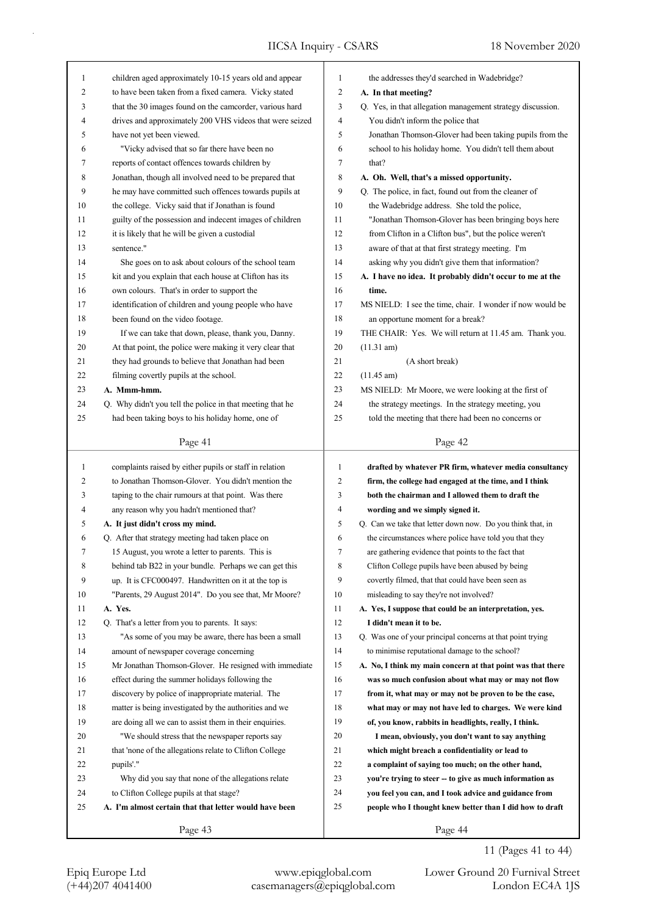children aged approximately 10-15 years old and appear to have been taken from a fixed camera. Vicky stated that the 30 images found on the camcorder, various hard drives and approximately 200 VHS videos that were seized have not yet been viewed.

"Vicky advised that so far there have been no reports of contact offences towards children by Jonathan, though all involved need to be prepared that he may have committed such offences towards pupils at the college. Vicky said that if Jonathan is found guilty of the possession and indecent images of children it is likely that he will be given a custodial sentence."

She goes on to ask about colours of the school team kit and you explain that each house at Clifton has its own colours. That's in order to support the identification of children and young people who have been found on the video footage.

If we can take that down, please, thank you, Danny. At that point, the police were making it very clear that they had grounds to believe that Jonathan had been filming covertly pupils at the school.

**A. Mmm-hmm.**

Q. Why didn't you tell the police in that meeting that he had been taking boys to his holiday home, one of the addresses they'd searched in Wadebridge?

**A. In that meeting?**

Q. Yes, in that allegation management strategy discussion. You didn't inform the police that Jonathan Thomson-Glover had been taking pupils from the school to his holiday home. You didn't tell them about that?

**A. Oh. Well, that's a missed opportunity.**

Q. The police, in fact, found out from the cleaner of the Wadebridge address. She told the police, "Jonathan Thomson-Glover has been bringing boys here from Clifton in a Clifton bus", but the police weren't aware of that at that first strategy meeting. I'm asking why you didn't give them that information?

**A. I have no idea. It probably didn't occur to me at the time.**

MS NIELD: I see the time, chair. I wonder if now would be an opportune moment for a break?

THE CHAIR: Yes. We will return at 11.45 am. Thank you.

(11.31 am)

(A short break)

(11.45 am)

MS NIELD: Mr Moore, we were looking at the first of the strategy meetings. In the strategy meeting, you told the meeting that there had been no concerns or complaints raised by either pupils or staff in relation to Jonathan Thomson-Glover. You didn't mention the taping to the chair rumours at that point. Was there any reason why you hadn't mentioned that?

**A. It just didn't cross my mind.**

Q. After that strategy meeting had taken place on 15 August, you wrote a letter to parents. This is behind tab B22 in your bundle. Perhaps we can get this up. It is CFC000497. Handwritten on it at the top is "Parents, 29 August 2014". Do you see that, Mr Moore?

**A. Yes.**

Q. That's a letter from you to parents. It says:

"As some of you may be aware, there has been a small amount of newspaper coverage concerning Mr Jonathan Thomson-Glover. He resigned with immediate effect during the summer holidays following the discovery by police of inappropriate material. The matter is being investigated by the authorities and we are doing all we can to assist them in their enquiries.

"We should stress that the newspaper reports say that 'none of the allegations relate to Clifton College pupils'."

Why did you say that none of the allegations relate to Clifton College pupils at that stage?

**A. I'm almost certain that that letter would have been drafted by whatever PR firm, whatever media consultancy firm, the college had engaged at the time, and I think both the chairman and I allowed them to draft the wording and we simply signed it.**

Q. Can we take that letter down now. Do you think that, in the circumstances where police have told you that they are gathering evidence that points to the fact that Clifton College pupils have been abused by being covertly filmed, that that could have been seen as misleading to say they're not involved?

**A. Yes, I suppose that could be an interpretation, yes. I didn't mean it to be.**

Q. Was one of your principal concerns at that point trying to minimise reputational damage to the school?

**A. No, I think my main concern at that point was that there was so much confusion about what may or may not flow from it, what may or may not be proven to be the case, what may or may not have led to charges. We were kind of, you know, rabbits in headlights, really, I think.**

**I mean, obviously, you don't want to say anything which might breach a confidentiality or lead to a complaint of saying too much; on the other hand, you're trying to steer -- to give as much information as you feel you can, and I took advice and guidance from people who I thought knew better than I did how to draft**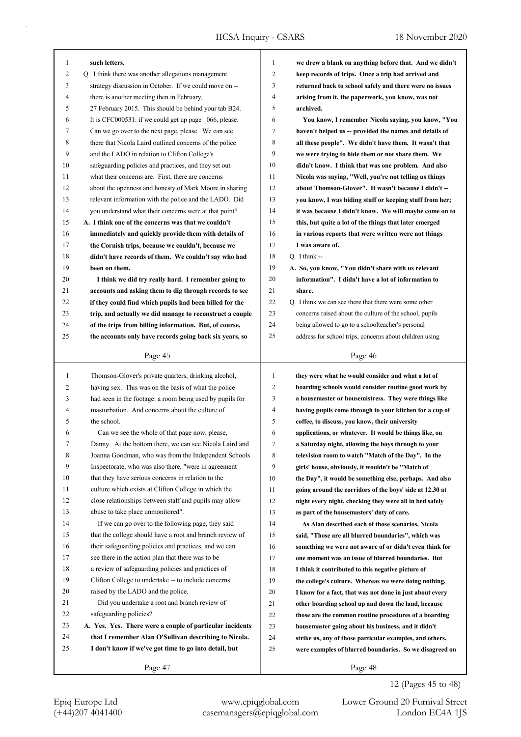**such letters.**

Q. I think there was another allegations management strategy discussion in October. If we could move on -- there is another meeting then in February, 27 February 2015. This should be behind your tab B24. It is CFC000531: if we could get up page _066, please. Can we go over to the next page, please. We can see there that Nicola Laird outlined concerns of the police and the LADO in relation to Clifton College's safeguarding policies and practices, and they set out what their concerns are. First, there are concerns about the openness and honesty of Mark Moore in sharing relevant information with the police and the LADO. Did you understand what their concerns were at that point?

**A. I think one of the concerns was that we couldn't immediately and quickly provide them with details of the Cornish trips, because we couldn't, because we didn't have records of them. We couldn't say who had been on them.**

**I think we did try really hard. I remember going to accounts and asking them to dig through records to see if they could find which pupils had been billed for the trip, and actually we did manage to reconstruct a couple of the trips from billing information. But, of course, the accounts only have records going back six years, so we drew a blank on anything before that. And we didn't keep records of trips. Once a trip had arrived and returned back to school safely and there were no issues arising from it, the paperwork, you know, was not archived.**

**You know, I remember Nicola saying, you know, "You haven't helped us -- provided the names and details of all these people". We didn't have them. It wasn't that we were trying to hide them or not share them. We didn't know. I think that was one problem. And also Nicola was saying, "Well, you're not telling us things about Thomson-Glover". It wasn't because I didn't -- you know, I was hiding stuff or keeping stuff from her; it was because I didn't know. We will maybe come on to this, but quite a lot of the things that later emerged in various reports that were written were not things I was aware of.**

Q. I think --

**A. So, you know, "You didn't share with us relevant information". I didn't have a lot of information to share.**

Q. I think we can see there that there were some other concerns raised about the culture of the school, pupils being allowed to go to a schoolteacher's personal address for school trips, concerns about children using Thomson-Glover's private quarters, drinking alcohol, having sex. This was on the basis of what the police had seen in the footage: a room being used by pupils for masturbation. And concerns about the culture of the school.

Can we see the whole of that page now, please, Danny. At the bottom there, we can see Nicola Laird and Joanna Goodman, who was from the Independent Schools Inspectorate, who was also there, "were in agreement that they have serious concerns in relation to the culture which exists at Clifton College in which the close relationships between staff and pupils may allow abuse to take place unmonitored".

If we can go over to the following page, they said that the college should have a root and branch review of their safeguarding policies and practices, and we can see there in the action plan that there was to be a review of safeguarding policies and practices of Clifton College to undertake -- to include concerns raised by the LADO and the police.

Did you undertake a root and branch review of safeguarding policies?

**A. Yes. Yes. There were a couple of particular incidents that I remember Alan O'Sullivan describing to Nicola. I don't know if we've got time to go into detail, but they were what he would consider and what a lot of boarding schools would consider routine good work by a housemaster or housemistress. They were things like having pupils come through to your kitchen for a cup of coffee, to discuss, you know, their university applications, or whatever. It would be things like, on a Saturday night, allowing the boys through to your television room to watch "Match of the Day". In the girls' house, obviously, it wouldn't be "Match of the Day", it would be something else, perhaps. And also going around the corridors of the boys' side at 12.30 at night every night, checking they were all in bed safely as part of the housemasters' duty of care.**

**As Alan described each of those scenarios, Nicola said, "Those are all blurred boundaries", which was something we were not aware of or didn't even think for one moment was an issue of blurred boundaries. But I think it contributed to this negative picture of the college's culture. Whereas we were doing nothing, I know for a fact, that was not done in just about every other boarding school up and down the land, because those are the common routine procedures of a boarding housemaster going about his business, and it didn't strike us, any of those particular examples, and others, were examples of blurred boundaries. So we disagreed on**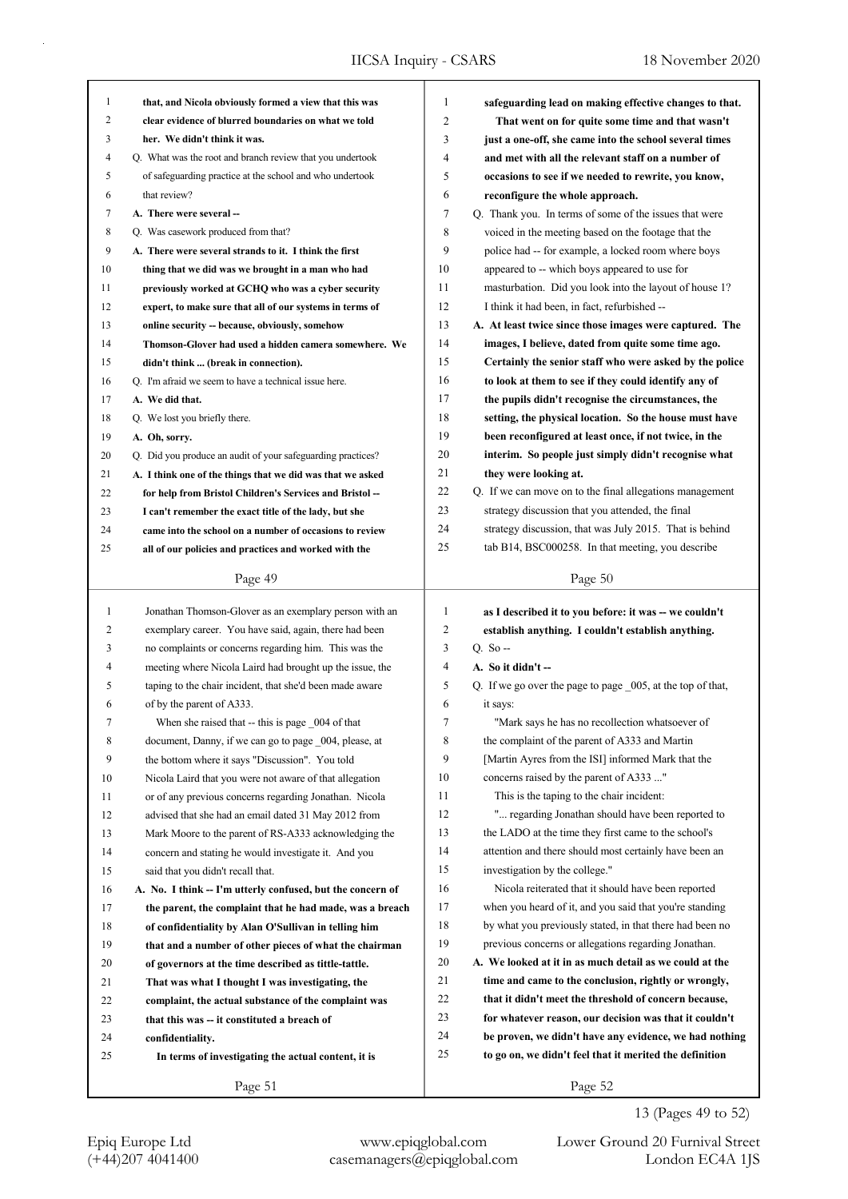that, and Nicola obviously formed a view that this was clear evidence of blurred boundaries on what we told her. We didn't think it was.

Q. What was the root and branch review that you undertook of safeguarding practice at the school and who undertook that review?

**A. There were several --**

Q. Was casework produced from that?

**A. There were several strands to it. I think the first thing that we did was we brought in a man who had previously worked at GCHQ who was a cyber security expert, to make sure that all of our systems in terms of online security -- because, obviously, somehow Thomson-Glover had used a hidden camera somewhere. We didn't think ... (break in connection).**

Q. I'm afraid we seem to have a technical issue here.

**A. We did that.**

Q. We lost you briefly there.

**A. Oh, sorry.**

Q. Did you produce an audit of your safeguarding practices?

**A. I think one of the things that we did was that we asked for help from Bristol Children's Services and Bristol -- I can't remember the exact title of the lady, but she came into the school on a number of occasions to review all of our policies and practices and worked with the safeguarding lead on making effective changes to that.**

**That went on for quite some time and that wasn't just a one-off, she came into the school several times and met with all the relevant staff on a number of occasions to see if we needed to rewrite, you know, reconfigure the whole approach.**

Q. Thank you. In terms of some of the issues that were voiced in the meeting based on the footage that the police had -- for example, a locked room where boys appeared to -- which boys appeared to use for masturbation. Did you look into the layout of house 1? I think it had been, in fact, refurbished --

**A. At least twice since those images were captured. The images, I believe, dated from quite some time ago. Certainly the senior staff who were asked by the police to look at them to see if they could identify any of the pupils didn't recognise the circumstances, the setting, the physical location. So the house must have been reconfigured at least once, if not twice, in the interim. So people just simply didn't recognise what they were looking at.**

Q. If we can move on to the final allegations management strategy discussion that you attended, the final strategy discussion, that was July 2015. That is behind tab B14, BSC000258. In that meeting, you describe Jonathan Thomson-Glover as an exemplary person with an exemplary career. You have said, again, there had been no complaints or concerns regarding him. This was the meeting where Nicola Laird had brought up the issue, the taping to the chair incident, that she'd been made aware of by the parent of A333.

When she raised that -- this is page _004 of that document, Danny, if we can go to page _004, please, at the bottom where it says "Discussion". You told Nicola Laird that you were not aware of that allegation or of any previous concerns regarding Jonathan. Nicola advised that she had an email dated 31 May 2012 from Mark Moore to the parent of RS-A333 acknowledging the concern and stating he would investigate it. And you said that you didn't recall that.

**A. No. I think -- I'm utterly confused, but the concern of the parent, the complaint that he had made, was a breach of confidentiality by Alan O'Sullivan in telling him that and a number of other pieces of what the chairman of governors at the time described as tittle-tattle. That was what I thought I was investigating, the complaint, the actual substance of the complaint was that this was -- it constituted a breach of confidentiality.**

**In terms of investigating the actual content, it is as I described it to you before: it was -- we couldn't establish anything. I couldn't establish anything.**

Q. So --

**A. So it didn't --**

Q. If we go over the page to page _005, at the top of that, it says:

"Mark says he has no recollection whatsoever of the complaint of the parent of A333 and Martin [Martin Ayres from the ISI] informed Mark that the concerns raised by the parent of A333 ..."

This is the taping to the chair incident:

"... regarding Jonathan should have been reported to the LADO at the time they first came to the school's attention and there should most certainly have been an investigation by the college."

Nicola reiterated that it should have been reported when you heard of it, and you said that you're standing by what you previously stated, in that there had been no previous concerns or allegations regarding Jonathan.

**A. We looked at it in as much detail as we could at the time and came to the conclusion, rightly or wrongly, that it didn't meet the threshold of concern because, for whatever reason, our decision was that it couldn't be proven, we didn't have any evidence, we had nothing to go on, we didn't feel that it merited the definition**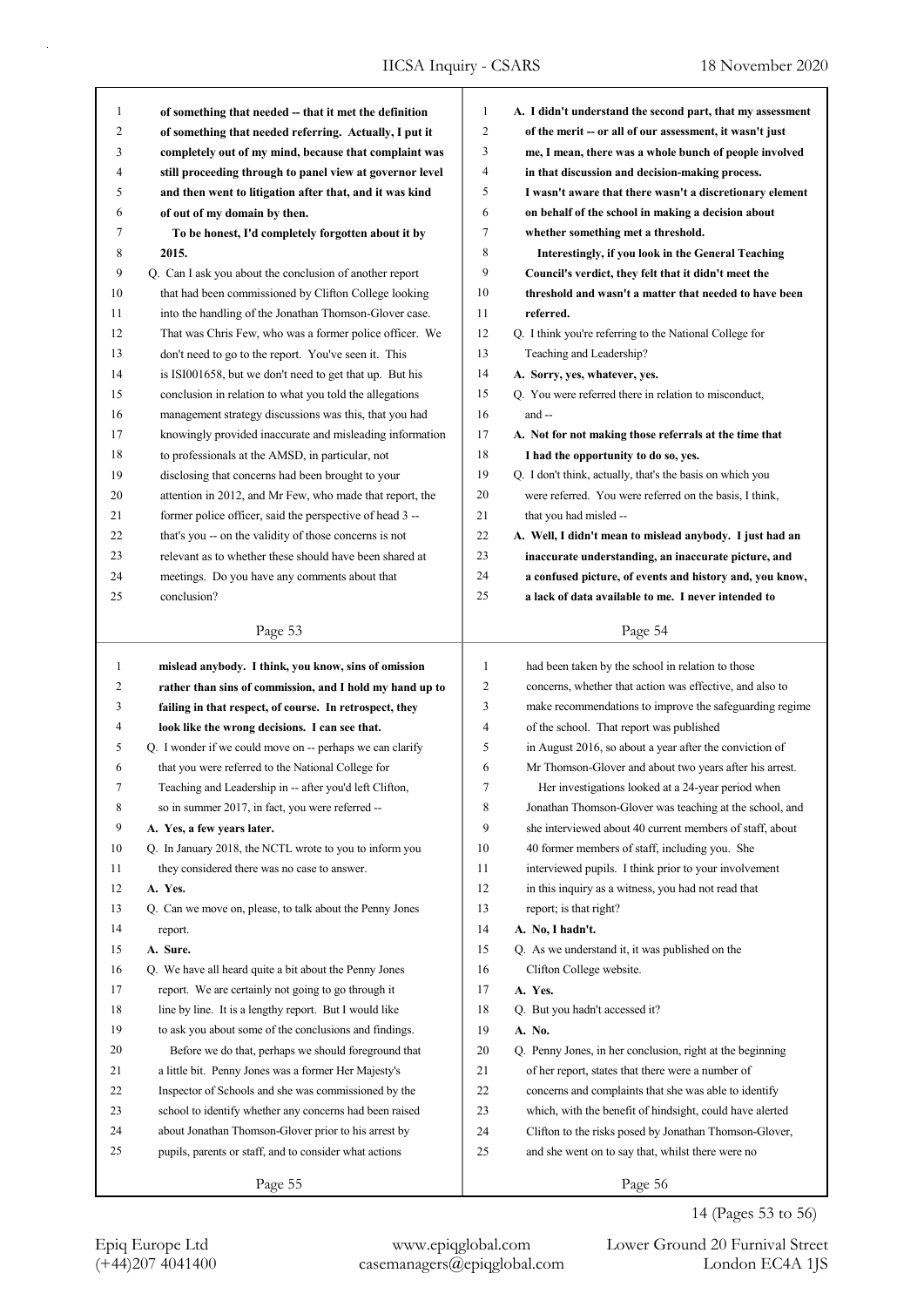**of something that needed -- that it met the definition of something that needed referring. Actually, I put it completely out of my mind, because that complaint was still proceeding through to panel view at governor level and then went to litigation after that, and it was kind of out of my domain by then.**

**To be honest, I'd completely forgotten about it by 2015.**

Q. Can I ask you about the conclusion of another report that had been commissioned by Clifton College looking into the handling of the Jonathan Thomson-Glover case. That was Chris Few, who was a former police officer. We don't need to go to the report. You've seen it. This is ISI001658, but we don't need to get that up. But his conclusion in relation to what you told the allegations management strategy discussions was this, that you had knowingly provided inaccurate and misleading information to professionals at the AMSD, in particular, not disclosing that concerns had been brought to your attention in 2012, and Mr Few, who made that report, the former police officer, said the perspective of head 3 -- that's you -- on the validity of those concerns is not relevant as to whether these should have been shared at meetings. Do you have any comments about that conclusion?

**A. I didn't understand the second part, that my assessment of the merit -- or all of our assessment, it wasn't just me, I mean, there was a whole bunch of people involved in that discussion and decision-making process.**

**I wasn't aware that there wasn't a discretionary element on behalf of the school in making a decision about whether something met a threshold.**

**Interestingly, if you look in the General Teaching Council's verdict, they felt that it didn't meet the threshold and wasn't a matter that needed to have been referred.**

Q. I think you're referring to the National College for Teaching and Leadership?

**A. Sorry, yes, whatever, yes.**

Q. You were referred there in relation to misconduct, and --

**A. Not for not making those referrals at the time that I had the opportunity to do so, yes.**

Q. I don't think, actually, that's the basis on which you were referred. You were referred on the basis, I think, that you had misled --

**A. Well, I didn't mean to mislead anybody. I just had an inaccurate understanding, an inaccurate picture, and a confused picture, of events and history and, you know, a lack of data available to me. I never intended to mislead anybody. I think, you know, sins of omission rather than sins of commission, and I hold my hand up to failing in that respect, of course. In retrospect, they look like the wrong decisions. I can see that.**

Q. I wonder if we could move on -- perhaps we can clarify that you were referred to the National College for Teaching and Leadership in -- after you'd left Clifton, so in summer 2017, in fact, you were referred --

**A. Yes, a few years later.**

Q. In January 2018, the NCTL wrote to you to inform you they considered there was no case to answer.

**A. Yes.**

Q. Can we move on, please, to talk about the Penny Jones report.

**A. Sure.**

Q. We have all heard quite a bit about the Penny Jones report. We are certainly not going to go through it line by line. It is a lengthy report. But I would like to ask you about some of the conclusions and findings.

Before we do that, perhaps we should foreground that a little bit. Penny Jones was a former Her Majesty's Inspector of Schools and she was commissioned by the school to identify whether any concerns had been raised about Jonathan Thomson-Glover prior to his arrest by pupils, parents or staff, and to consider what actions had been taken by the school in relation to those concerns, whether that action was effective, and also to make recommendations to improve the safeguarding regime of the school. That report was published in August 2016, so about a year after the conviction of Mr Thomson-Glover and about two years after his arrest.

Her investigations looked at a 24-year period when Jonathan Thomson-Glover was teaching at the school, and she interviewed about 40 current members of staff, about 40 former members of staff, including you. She interviewed pupils. I think prior to your involvement in this inquiry as a witness, you had not read that report; is that right?

**A. No, I hadn't.**

Q. As we understand it, it was published on the Clifton College website.

**A. Yes.**

Q. But you hadn't accessed it?

**A. No.**

Q. Penny Jones, in her conclusion, right at the beginning of her report, states that there were a number of concerns and complaints that she was able to identify which, with the benefit of hindsight, could have alerted Clifton to the risks posed by Jonathan Thomson-Glover, and she went on to say that, whilst there were no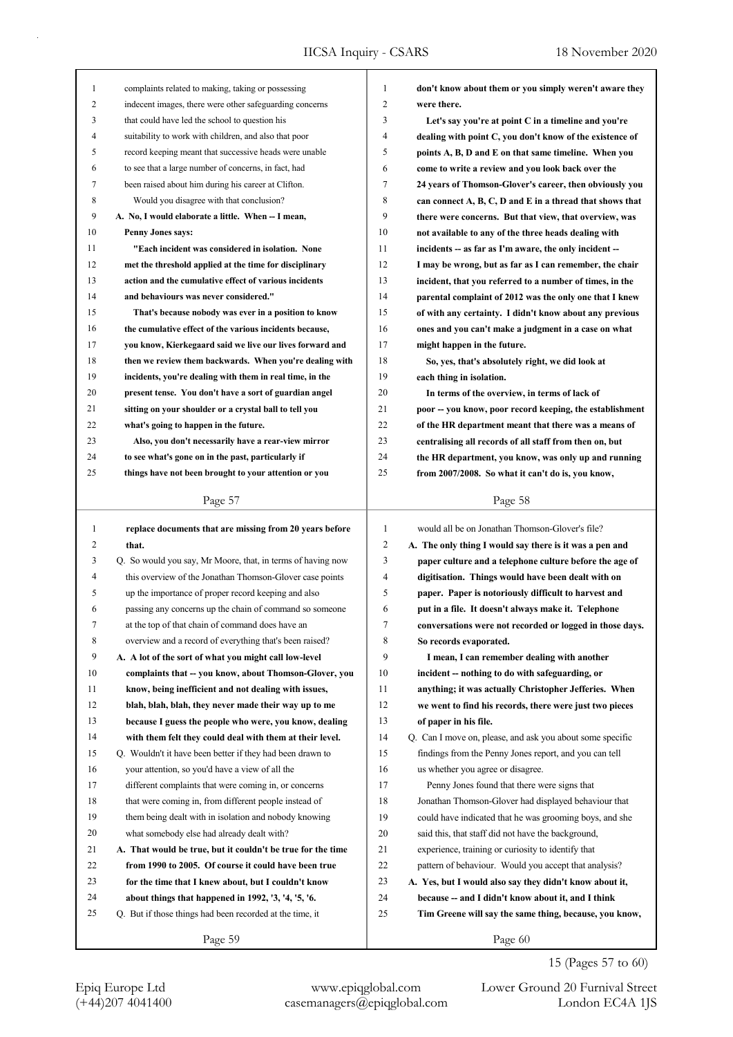complaints related to making, taking or possessing indecent images, there were other safeguarding concerns that could have led the school to question his suitability to work with children, and also that poor record keeping meant that successive heads were unable to see that a large number of concerns, in fact, had been raised about him during his career at Clifton.

Would you disagree with that conclusion?

**A. No, I would elaborate a little. When -- I mean, Penny Jones says:**

**"Each incident was considered in isolation. None met the threshold applied at the time for disciplinary action and the cumulative effect of various incidents and behaviours was never considered."**

**That's because nobody was ever in a position to know the cumulative effect of the various incidents because, you know, Kierkegaard said we live our lives forward and then we review them backwards. When you're dealing with incidents, you're dealing with them in real time, in the present tense. You don't have a sort of guardian angel sitting on your shoulder or a crystal ball to tell you what's going to happen in the future.**

**Also, you don't necessarily have a rear-view mirror to see what's gone on in the past, particularly if things have not been brought to your attention or you don't know about them or you simply weren't aware they were there.**

**Let's say you're at point C in a timeline and you're dealing with point C, you don't know of the existence of points A, B, D and E on that same timeline. When you come to write a review and you look back over the 24 years of Thomson-Glover's career, then obviously you can connect A, B, C, D and E in a thread that shows that there were concerns. But that view, that overview, was not available to any of the three heads dealing with incidents -- as far as I'm aware, the only incident -- I may be wrong, but as far as I can remember, the chair incident, that you referred to a number of times, in the parental complaint of 2012 was the only one that I knew of with any certainty. I didn't know about any previous ones and you can't make a judgment in a case on what might happen in the future.**

**So, yes, that's absolutely right, we did look at each thing in isolation.**

**In terms of the overview, in terms of lack of poor -- you know, poor record keeping, the establishment of the HR department meant that there was a means of centralising all records of all staff from then on, but the HR department, you know, was only up and running from 2007/2008. So what it can't do is, you know, replace documents that are missing from 20 years before that.**

Q. So would you say, Mr Moore, that, in terms of having now this overview of the Jonathan Thomson-Glover case points up the importance of proper record keeping and also passing any concerns up the chain of command so someone at the top of that chain of command does have an overview and a record of everything that's been raised?

**A. A lot of the sort of what you might call low-level complaints that -- you know, about Thomson-Glover, you know, being inefficient and not dealing with issues, blah, blah, blah, they never made their way up to me because I guess the people who were, you know, dealing with them felt they could deal with them at their level.**

Q. Wouldn't it have been better if they had been drawn to your attention, so you'd have a view of all the different complaints that were coming in, or concerns that were coming in, from different people instead of them being dealt with in isolation and nobody knowing what somebody else had already dealt with?

**A. That would be true, but it couldn't be true for the time from 1990 to 2005. Of course it could have been true for the time that I knew about, but I couldn't know about things that happened in 1992, '3, '4, '5, '6.**

Q. But if those things had been recorded at the time, it would all be on Jonathan Thomson-Glover's file?

**A. The only thing I would say there is it was a pen and paper culture and a telephone culture before the age of digitisation. Things would have been dealt with on paper. Paper is notoriously difficult to harvest and put in a file. It doesn't always make it. Telephone conversations were not recorded or logged in those days. So records evaporated.**

**I mean, I can remember dealing with another incident -- nothing to do with safeguarding, or anything; it was actually Christopher Jefferies. When we went to find his records, there were just two pieces of paper in his file.**

Q. Can I move on, please, and ask you about some specific findings from the Penny Jones report, and you can tell us whether you agree or disagree.

Penny Jones found that there were signs that Jonathan Thomson-Glover had displayed behaviour that could have indicated that he was grooming boys, and she said this, that staff did not have the background, experience, training or curiosity to identify that pattern of behaviour. Would you accept that analysis?

**A. Yes, but I would also say they didn't know about it, because -- and I didn't know about it, and I think Tim Greene will say the same thing, because, you know,**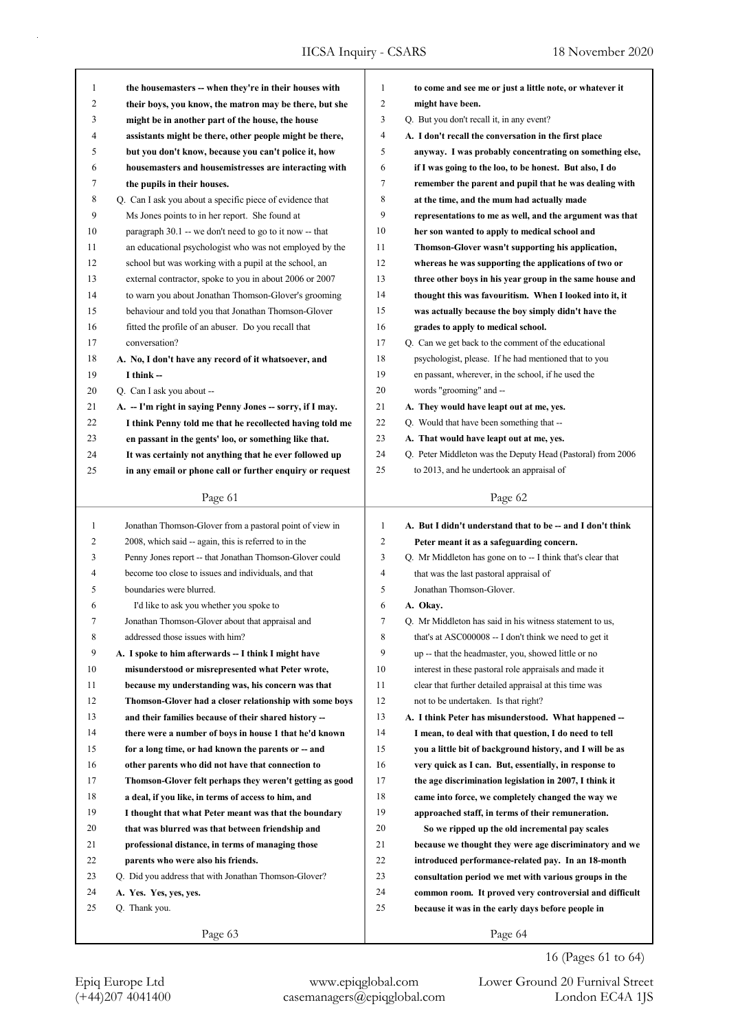the housemasters -- when they're in their houses with their boys, you know, the matron may be there, but she might be in another part of the house, the house assistants might be there, other people might be there, but you don't know, because you can't police it, how housemasters and housemistresses are interacting with the pupils in their houses.

Q. Can I ask you about a specific piece of evidence that Ms Jones points to in her report. She found at paragraph 30.1 -- we don't need to go to it now -- that an educational psychologist who was not employed by the school but was working with a pupil at the school, an external contractor, spoke to you in about 2006 or 2007 to warn you about Jonathan Thomson-Glover's grooming behaviour and told you that Jonathan Thomson-Glover fitted the profile of an abuser. Do you recall that conversation?

**A. No, I don't have any record of it whatsoever, and I think --**

Q. Can I ask you about --

**A. -- I'm right in saying Penny Jones -- sorry, if I may. I think Penny told me that he recollected having told me en passant in the gents' loo, or something like that. It was certainly not anything that he ever followed up in any email or phone call or further enquiry or request to come and see me or just a little note, or whatever it might have been.**

Q. But you don't recall it, in any event?

**A. I don't recall the conversation in the first place anyway. I was probably concentrating on something else, if I was going to the loo, to be honest. But also, I do remember the parent and pupil that he was dealing with at the time, and the mum had actually made representations to me as well, and the argument was that her son wanted to apply to medical school and Thomson-Glover wasn't supporting his application, whereas he was supporting the applications of two or three other boys in his year group in the same house and thought this was favouritism. When I looked into it, it was actually because the boy simply didn't have the grades to apply to medical school.**

Q. Can we get back to the comment of the educational psychologist, please. If he had mentioned that to you en passant, wherever, in the school, if he used the words "grooming" and --

**A. They would have leapt out at me, yes.**

Q. Would that have been something that --

**A. That would have leapt out at me, yes.**

Q. Peter Middleton was the Deputy Head (Pastoral) from 2006 to 2013, and he undertook an appraisal of Jonathan Thomson-Glover from a pastoral point of view in 2008, which said -- again, this is referred to in the Penny Jones report -- that Jonathan Thomson-Glover could become too close to issues and individuals, and that boundaries were blurred.

I'd like to ask you whether you spoke to Jonathan Thomson-Glover about that appraisal and addressed those issues with him?

**A. I spoke to him afterwards -- I think I might have misunderstood or misrepresented what Peter wrote, because my understanding was, his concern was that Thomson-Glover had a closer relationship with some boys and their families because of their shared history -- there were a number of boys in house 1 that he'd known for a long time, or had known the parents or -- and other parents who did not have that connection to Thomson-Glover felt perhaps they weren't getting as good a deal, if you like, in terms of access to him, and I thought that what Peter meant was that the boundary that was blurred was that between friendship and professional distance, in terms of managing those parents who were also his friends.**

Q. Did you address that with Jonathan Thomson-Glover?

**A. Yes. Yes, yes, yes.**

Q. Thank you.

**A. But I didn't understand that to be -- and I don't think Peter meant it as a safeguarding concern.**

Q. Mr Middleton has gone on to -- I think that's clear that that was the last pastoral appraisal of Jonathan Thomson-Glover.

**A. Okay.**

Q. Mr Middleton has said in his witness statement to us, that's at ASC000008 -- I don't think we need to get it up -- that the headmaster, you, showed little or no interest in these pastoral role appraisals and made it clear that further detailed appraisal at this time was not to be undertaken. Is that right?

**A. I think Peter has misunderstood. What happened -- I mean, to deal with that question, I do need to tell you a little bit of background history, and I will be as very quick as I can. But, essentially, in response to the age discrimination legislation in 2007, I think it came into force, we completely changed the way we approached staff, in terms of their remuneration.**

**So we ripped up the old incremental pay scales because we thought they were age discriminatory and we introduced performance-related pay. In an 18-month consultation period we met with various groups in the common room. It proved very controversial and difficult because it was in the early days before people in**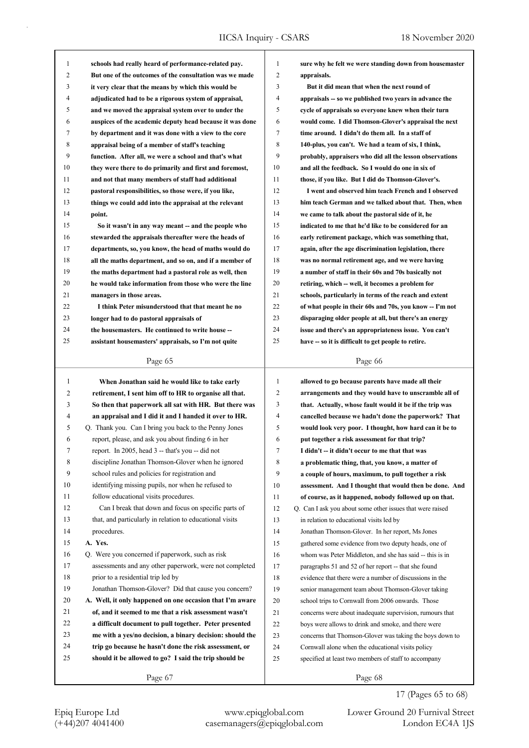schools had really heard of performance-related pay. But one of the outcomes of the consultation was we made it very clear that the means by which this would be adjudicated had to be a rigorous system of appraisal, and we moved the appraisal system over to under the auspices of the academic deputy head because it was done by department and it was done with a view to the core appraisal being of a member of staff's teaching function. After all, we were a school and that's what they were there to do primarily and first and foremost, and not that many members of staff had additional pastoral responsibilities, so those were, if you like, things we could add into the appraisal at the relevant point.

So it wasn't in any way meant -- and the people who stewarded the appraisals thereafter were the heads of departments, so, you know, the head of maths would do all the maths department, and so on, and if a member of the maths department had a pastoral role as well, then he would take information from those who were the line managers in those areas.

I think Peter misunderstood that that meant he no longer had to do pastoral appraisals of the housemasters. He continued to write house -- assistant housemasters' appraisals, so I'm not quite sure why he felt we were standing down from housemaster appraisals.

But it did mean that when the next round of appraisals -- so we published two years in advance the cycle of appraisals so everyone knew when their turn would come. I did Thomson-Glover's appraisal the next time around. I didn't do them all. In a staff of 140-plus, you can't. We had a team of six, I think, probably, appraisers who did all the lesson observations and all the feedback. So I would do one in six of those, if you like. But I did do Thomson-Glover's.

I went and observed him teach French and I observed him teach German and we talked about that. Then, when we came to talk about the pastoral side of it, he indicated to me that he'd like to be considered for an early retirement package, which was something that, again, after the age discrimination legislation, there was no normal retirement age, and we were having a number of staff in their 60s and 70s basically not retiring, which -- well, it becomes a problem for schools, particularly in terms of the reach and extent of what people in their 60s and 70s, you know -- I'm not disparaging older people at all, but there's an energy issue and there's an appropriateness issue. You can't have -- so it is difficult to get people to retire.

When Jonathan said he would like to take early retirement, I sent him off to HR to organise all that. So then that paperwork all sat with HR. But there was an appraisal and I did it and I handed it over to HR.

Q. Thank you. Can I bring you back to the Penny Jones report, please, and ask you about finding 6 in her report. In 2005, head 3 -- that's you -- did not discipline Jonathan Thomson-Glover when he ignored school rules and policies for registration and identifying missing pupils, nor when he refused to follow educational visits procedures.

Can I break that down and focus on specific parts of that, and particularly in relation to educational visits procedures.

A. Yes.

Q. Were you concerned if paperwork, such as risk assessments and any other paperwork, were not completed prior to a residential trip led by Jonathan Thomson-Glover? Did that cause you concern?

A. Well, it only happened on one occasion that I'm aware of, and it seemed to me that a risk assessment wasn't a difficult document to pull together. Peter presented me with a yes/no decision, a binary decision: should the trip go because he hasn't done the risk assessment, or should it be allowed to go? I said the trip should be allowed to go because parents have made all their arrangements and they would have to unscramble all of that. Actually, whose fault would it be if the trip was cancelled because we hadn't done the paperwork? That would look very poor. I thought, how hard can it be to put together a risk assessment for that trip?

I didn't -- it didn't occur to me that that was a problematic thing, that, you know, a matter of a couple of hours, maximum, to pull together a risk assessment. And I thought that would then be done. And of course, as it happened, nobody followed up on that.

Q. Can I ask you about some other issues that were raised in relation to educational visits led by Jonathan Thomson-Glover. In her report, Ms Jones gathered some evidence from two deputy heads, one of whom was Peter Middleton, and she has said -- this is in paragraphs 51 and 52 of her report -- that she found evidence that there were a number of discussions in the senior management team about Thomson-Glover taking school trips to Cornwall from 2006 onwards. Those concerns were about inadequate supervision, rumours that boys were allows to drink and smoke, and there were concerns that Thomson-Glover was taking the boys down to Cornwall alone when the educational visits policy specified at least two members of staff to accompany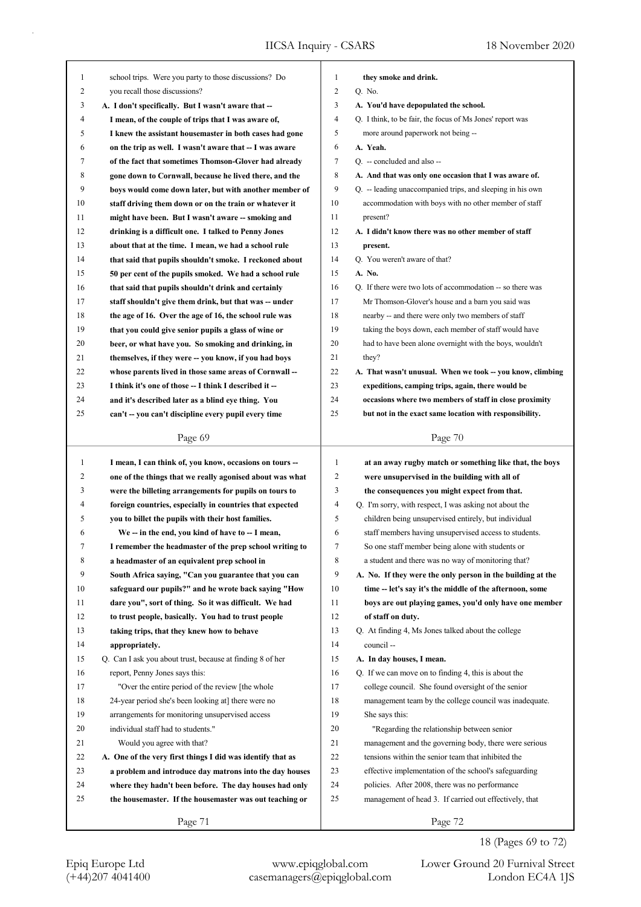school trips. Were you party to those discussions? Do you recall those discussions?

**A. I don't specifically. But I wasn't aware that -- I mean, of the couple of trips that I was aware of, I knew the assistant housemaster in both cases had gone on the trip as well. I wasn't aware that -- I was aware of the fact that sometimes Thomson-Glover had already gone down to Cornwall, because he lived there, and the boys would come down later, but with another member of staff driving them down or on the train or whatever it might have been. But I wasn't aware -- smoking and drinking is a difficult one. I talked to Penny Jones about that at the time. I mean, we had a school rule that said that pupils shouldn't smoke. I reckoned about 50 per cent of the pupils smoked. We had a school rule that said that pupils shouldn't drink and certainly staff shouldn't give them drink, but that was -- under the age of 16. Over the age of 16, the school rule was that you could give senior pupils a glass of wine or beer, or what have you. So smoking and drinking, in themselves, if they were -- you know, if you had boys whose parents lived in those same areas of Cornwall -- I think it's one of those -- I think I described it -- and it's described later as a blind eye thing. You can't -- you can't discipline every pupil every time they smoke and drink.**

Q. No.

**A. You'd have depopulated the school.**

Q. I think, to be fair, the focus of Ms Jones' report was more around paperwork not being --

**A. Yeah.**

Q. -- concluded and also --

**A. And that was only one occasion that I was aware of.**

Q. -- leading unaccompanied trips, and sleeping in his own accommodation with boys with no other member of staff present?

**A. I didn't know there was no other member of staff present.**

Q. You weren't aware of that?

**A. No.**

Q. If there were two lots of accommodation -- so there was Mr Thomson-Glover's house and a barn you said was nearby -- and there were only two members of staff taking the boys down, each member of staff would have had to have been alone overnight with the boys, wouldn't they?

**A. That wasn't unusual. When we took -- you know, climbing expeditions, camping trips, again, there would be occasions where two members of staff in close proximity but not in the exact same location with responsibility. I mean, I can think of, you know, occasions on tours -- one of the things that we really agonised about was what were the billeting arrangements for pupils on tours to foreign countries, especially in countries that expected you to billet the pupils with their host families.**

**We -- in the end, you kind of have to -- I mean, I remember the headmaster of the prep school writing to a headmaster of an equivalent prep school in South Africa saying, "Can you guarantee that you can safeguard our pupils?" and he wrote back saying "How dare you", sort of thing. So it was difficult. We had to trust people, basically. You had to trust people taking trips, that they knew how to behave appropriately.**

Q. Can I ask you about trust, because at finding 8 of her report, Penny Jones says this:

"Over the entire period of the review [the whole 24-year period she's been looking at] there were no arrangements for monitoring unsupervised access individual staff had to students."

Would you agree with that?

**A. One of the very first things I did was identify that as a problem and introduce day matrons into the day houses where they hadn't been before. The day houses had only the housemaster. If the housemaster was out teaching or at an away rugby match or something like that, the boys were unsupervised in the building with all of the consequences you might expect from that.**

Q. I'm sorry, with respect, I was asking not about the children being unsupervised entirely, but individual staff members having unsupervised access to students. So one staff member being alone with students or a student and there was no way of monitoring that?

**A. No. If they were the only person in the building at the time -- let's say it's the middle of the afternoon, some boys are out playing games, you'd only have one member of staff on duty.**

Q. At finding 4, Ms Jones talked about the college council --

**A. In day houses, I mean.**

Q. If we can move on to finding 4, this is about the college council. She found oversight of the senior management team by the college council was inadequate. She says this:

"Regarding the relationship between senior management and the governing body, there were serious tensions within the senior team that inhibited the effective implementation of the school's safeguarding policies. After 2008, there was no performance management of head 3. If carried out effectively, that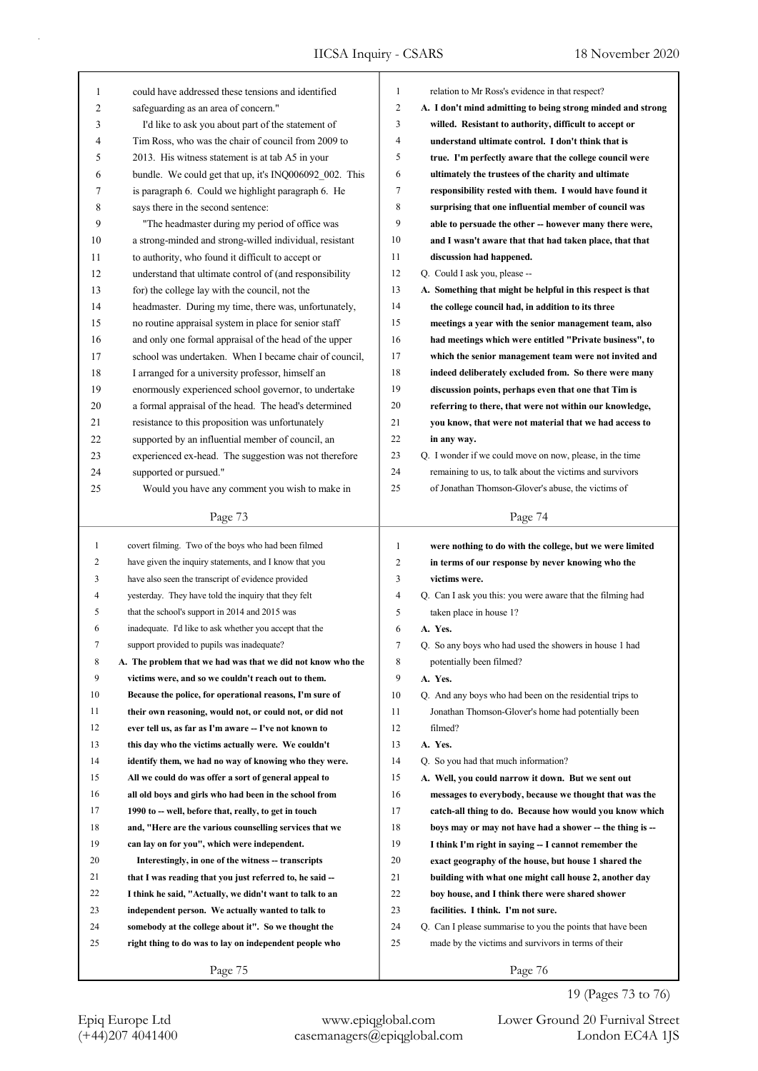could have addressed these tensions and identified safeguarding as an area of concern."

I'd like to ask you about part of the statement of Tim Ross, who was the chair of council from 2009 to 2013. His witness statement is at tab A5 in your bundle. We could get that up, it's INQ006092_002. This is paragraph 6. Could we highlight paragraph 6. He says there in the second sentence:

"The headmaster during my period of office was a strong-minded and strong-willed individual, resistant to authority, who found it difficult to accept or understand that ultimate control of (and responsibility for) the college lay with the council, not the headmaster. During my time, there was, unfortunately, no routine appraisal system in place for senior staff and only one formal appraisal of the head of the upper school was undertaken. When I became chair of council, I arranged for a university professor, himself an enormously experienced school governor, to undertake a formal appraisal of the head. The head's determined resistance to this proposition was unfortunately supported by an influential member of council, an experienced ex-head. The suggestion was not therefore supported or pursued."

Would you have any comment you wish to make in relation to Mr Ross's evidence in that respect?

**A. I don't mind admitting to being strong minded and strong willed. Resistant to authority, difficult to accept or understand ultimate control. I don't think that is true. I'm perfectly aware that the college council were ultimately the trustees of the charity and ultimate responsibility rested with them. I would have found it surprising that one influential member of council was able to persuade the other -- however many there were, and I wasn't aware that that had taken place, that that discussion had happened.**

Q. Could I ask you, please --

**A. Something that might be helpful in this respect is that the college council had, in addition to its three meetings a year with the senior management team, also had meetings which were entitled "Private business", to which the senior management team were not invited and indeed deliberately excluded from. So there were many discussion points, perhaps even that one that Tim is referring to there, that were not within our knowledge, you know, that were not material that we had access to in any way.**

Q. I wonder if we could move on now, please, in the time remaining to us, to talk about the victims and survivors of Jonathan Thomson-Glover's abuse, the victims of covert filming. Two of the boys who had been filmed have given the inquiry statements, and I know that you have also seen the transcript of evidence provided yesterday. They have told the inquiry that they felt that the school's support in 2014 and 2015 was inadequate. I'd like to ask whether you accept that the support provided to pupils was inadequate?

**A. The problem that we had was that we did not know who the victims were, and so we couldn't reach out to them. Because the police, for operational reasons, I'm sure of their own reasoning, would not, or could not, or did not ever tell us, as far as I'm aware -- I've not known to this day who the victims actually were. We couldn't identify them, we had no way of knowing who they were. All we could do was offer a sort of general appeal to all old boys and girls who had been in the school from 1990 to -- well, before that, really, to get in touch and, "Here are the various counselling services that we can lay on for you", which were independent.**

**Interestingly, in one of the witness -- transcripts that I was reading that you just referred to, he said -- I think he said, "Actually, we didn't want to talk to an independent person. We actually wanted to talk to somebody at the college about it". So we thought the right thing to do was to lay on independent people who were nothing to do with the college, but we were limited in terms of our response by never knowing who the victims were.**

Q. Can I ask you this: you were aware that the filming had taken place in house 1?

**A. Yes.**

Q. So any boys who had used the showers in house 1 had potentially been filmed?

**A. Yes.**

Q. And any boys who had been on the residential trips to Jonathan Thomson-Glover's home had potentially been filmed?

**A. Yes.**

Q. So you had that much information?

**A. Well, you could narrow it down. But we sent out messages to everybody, because we thought that was the catch-all thing to do. Because how would you know which boys may or may not have had a shower -- the thing is -- I think I'm right in saying -- I cannot remember the exact geography of the house, but house 1 shared the building with what one might call house 2, another day boy house, and I think there were shared shower facilities. I think. I'm not sure.**

Q. Can I please summarise to you the points that have been made by the victims and survivors in terms of their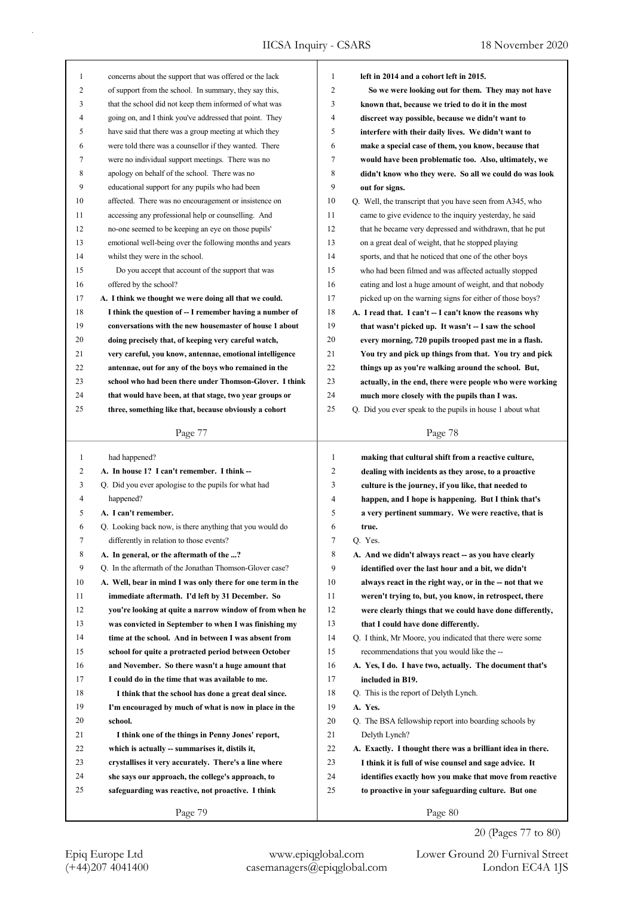concerns about the support that was offered or the lack of support from the school. In summary, they say this, that the school did not keep them informed of what was going on, and I think you've addressed that point. They have said that there was a group meeting at which they were told there was a counsellor if they wanted. There were no individual support meetings. There was no apology on behalf of the school. There was no educational support for any pupils who had been affected. There was no encouragement or insistence on accessing any professional help or counselling. And no-one seemed to be keeping an eye on those pupils' emotional well-being over the following months and years whilst they were in the school.

Do you accept that account of the support that was offered by the school?

**A. I think we thought we were doing all that we could. I think the question of -- I remember having a number of conversations with the new housemaster of house 1 about doing precisely that, of keeping very careful watch, very careful, you know, antennae, emotional intelligence antennae, out for any of the boys who remained in the school who had been there under Thomson-Glover. I think that would have been, at that stage, two year groups or three, something like that, because obviously a cohort left in 2014 and a cohort left in 2015.**

**So we were looking out for them. They may not have known that, because we tried to do it in the most discreet way possible, because we didn't want to interfere with their daily lives. We didn't want to make a special case of them, you know, because that would have been problematic too. Also, ultimately, we didn't know who they were. So all we could do was look out for signs.**

Q. Well, the transcript that you have seen from A345, who came to give evidence to the inquiry yesterday, he said that he became very depressed and withdrawn, that he put on a great deal of weight, that he stopped playing sports, and that he noticed that one of the other boys who had been filmed and was affected actually stopped eating and lost a huge amount of weight, and that nobody picked up on the warning signs for either of those boys?

**A. I read that. I can't -- I can't know the reasons why that wasn't picked up. It wasn't -- I saw the school every morning, 720 pupils trooped past me in a flash. You try and pick up things from that. You try and pick things up as you're walking around the school. But, actually, in the end, there were people who were working much more closely with the pupils than I was.**

Q. Did you ever speak to the pupils in house 1 about what had happened?

**A. In house 1? I can't remember. I think --**

Q. Did you ever apologise to the pupils for what had happened?

**A. I can't remember.**

Q. Looking back now, is there anything that you would do differently in relation to those events?

**A. In general, or the aftermath of the ...?**

Q. In the aftermath of the Jonathan Thomson-Glover case?

**A. Well, bear in mind I was only there for one term in the immediate aftermath. I'd left by 31 December. So you're looking at quite a narrow window of from when he was convicted in September to when I was finishing my time at the school. And in between I was absent from school for quite a protracted period between October and November. So there wasn't a huge amount that I could do in the time that was available to me.**

**I think that the school has done a great deal since. I'm encouraged by much of what is now in place in the school.**

**I think one of the things in Penny Jones' report, which is actually -- summarises it, distils it, crystallises it very accurately. There's a line where she says our approach, the college's approach, to safeguarding was reactive, not proactive. I think making that cultural shift from a reactive culture, dealing with incidents as they arose, to a proactive culture is the journey, if you like, that needed to happen, and I hope is happening. But I think that's a very pertinent summary. We were reactive, that is true.**

Q. Yes.

**A. And we didn't always react -- as you have clearly identified over the last hour and a bit, we didn't always react in the right way, or in the -- not that we weren't trying to, but, you know, in retrospect, there were clearly things that we could have done differently, that I could have done differently.**

Q. I think, Mr Moore, you indicated that there were some recommendations that you would like the --

**A. Yes, I do. I have two, actually. The document that's included in B19.**

Q. This is the report of Delyth Lynch.

**A. Yes.**

Q. The BSA fellowship report into boarding schools by Delyth Lynch?

**A. Exactly. I thought there was a brilliant idea in there. I think it is full of wise counsel and sage advice. It identifies exactly how you make that move from reactive to proactive in your safeguarding culture. But one**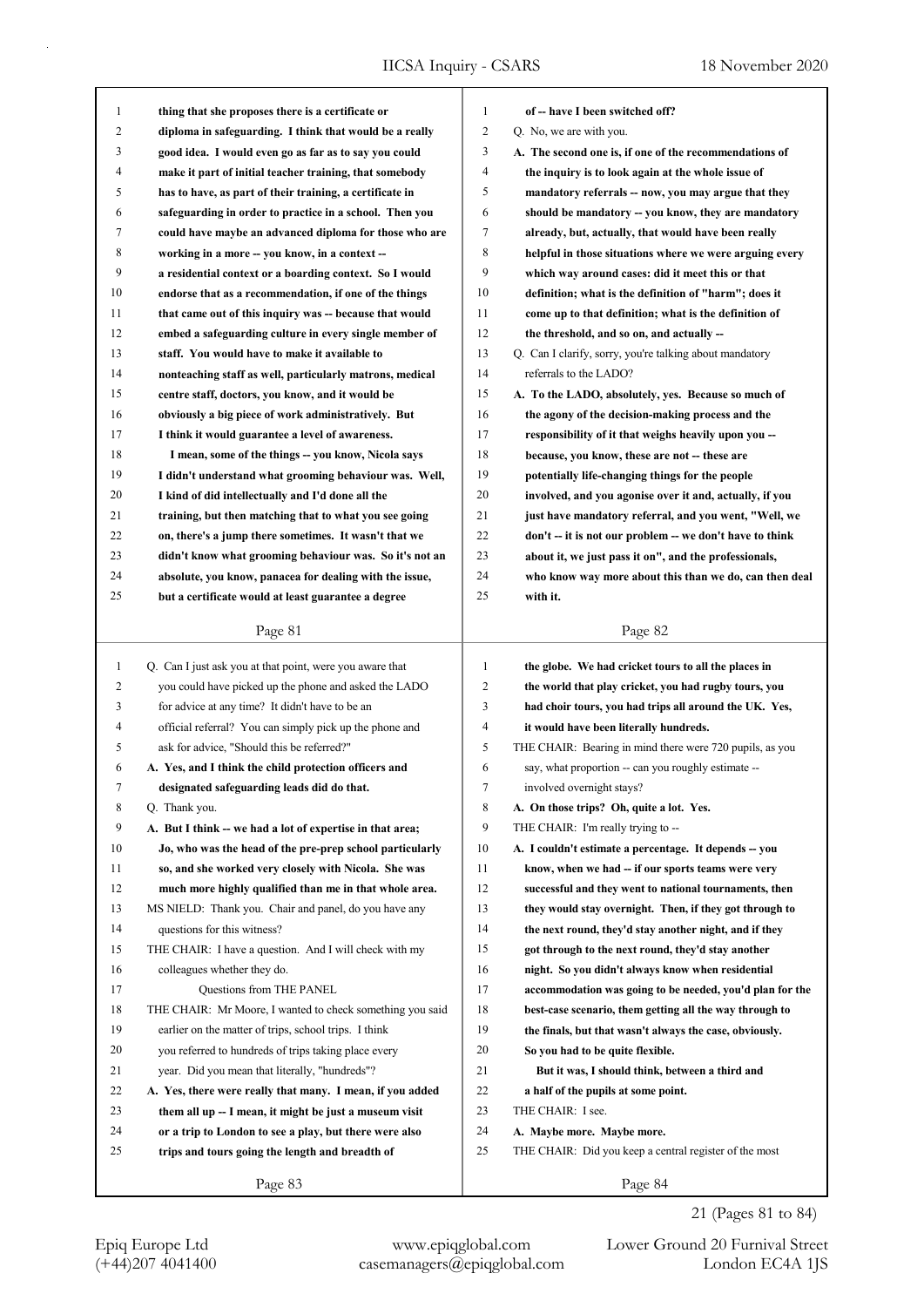thing that she proposes there is a certificate or diploma in safeguarding. I think that would be a really good idea. I would even go as far as to say you could make it part of initial teacher training, that somebody has to have, as part of their training, a certificate in safeguarding in order to practice in a school. Then you could have maybe an advanced diploma for those who are working in a more -- you know, in a context -- a residential context or a boarding context. So I would endorse that as a recommendation, if one of the things that came out of this inquiry was -- because that would embed a safeguarding culture in every single member of staff. You would have to make it available to nonteaching staff as well, particularly matrons, medical centre staff, doctors, you know, and it would be obviously a big piece of work administratively. But I think it would guarantee a level of awareness.

I mean, some of the things -- you know, Nicola says I didn't understand what grooming behaviour was. Well, I kind of did intellectually and I'd done all the training, but then matching that to what you see going on, there's a jump there sometimes. It wasn't that we didn't know what grooming behaviour was. So it's not an absolute, you know, panacea for dealing with the issue, but a certificate would at least guarantee a degree of -- have I been switched off?

Q. No, we are with you.

A. The second one is, if one of the recommendations of the inquiry is to look again at the whole issue of mandatory referrals -- now, you may argue that they should be mandatory -- you know, they are mandatory already, but, actually, that would have been really helpful in those situations where we were arguing every which way around cases: did it meet this or that definition; what is the definition of "harm"; does it come up to that definition; what is the definition of the threshold, and so on, and actually --

Q. Can I clarify, sorry, you're talking about mandatory referrals to the LADO?

A. To the LADO, absolutely, yes. Because so much of the agony of the decision-making process and the responsibility of it that weighs heavily upon you -- because, you know, these are not -- these are potentially life-changing things for the people involved, and you agonise over it and, actually, if you just have mandatory referral, and you went, "Well, we don't -- it is not our problem -- we don't have to think about it, we just pass it on", and the professionals, who know way more about this than we do, can then deal with it.

Q. Can I just ask you at that point, were you aware that you could have picked up the phone and asked the LADO for advice at any time? It didn't have to be an official referral? You can simply pick up the phone and ask for advice, "Should this be referred?"

A. Yes, and I think the child protection officers and designated safeguarding leads did do that.

Q. Thank you.

A. But I think -- we had a lot of expertise in that area; Jo, who was the head of the pre-prep school particularly so, and she worked very closely with Nicola. She was much more highly qualified than me in that whole area.

MS NIELD: Thank you. Chair and panel, do you have any questions for this witness?

THE CHAIR: I have a question. And I will check with my colleagues whether they do.

Questions from THE PANEL

THE CHAIR: Mr Moore, I wanted to check something you said earlier on the matter of trips, school trips. I think you referred to hundreds of trips taking place every year. Did you mean that literally, "hundreds"?

A. Yes, there were really that many. I mean, if you added them all up -- I mean, it might be just a museum visit or a trip to London to see a play, but there were also trips and tours going the length and breadth of the globe. We had cricket tours to all the places in the world that play cricket, you had rugby tours, you had choir tours, you had trips all around the UK. Yes, it would have been literally hundreds.

THE CHAIR: Bearing in mind there were 720 pupils, as you say, what proportion -- can you roughly estimate -- involved overnight stays?

A. On those trips? Oh, quite a lot. Yes.

THE CHAIR: I'm really trying to --

A. I couldn't estimate a percentage. It depends -- you know, when we had -- if our sports teams were very successful and they went to national tournaments, then they would stay overnight. Then, if they got through to the next round, they'd stay another night, and if they got through to the next round, they'd stay another night. So you didn't always know when residential accommodation was going to be needed, you'd plan for the best-case scenario, them getting all the way through to the finals, but that wasn't always the case, obviously. So you had to be quite flexible.

But it was, I should think, between a third and a half of the pupils at some point.

THE CHAIR: I see.

A. Maybe more. Maybe more.

THE CHAIR: Did you keep a central register of the most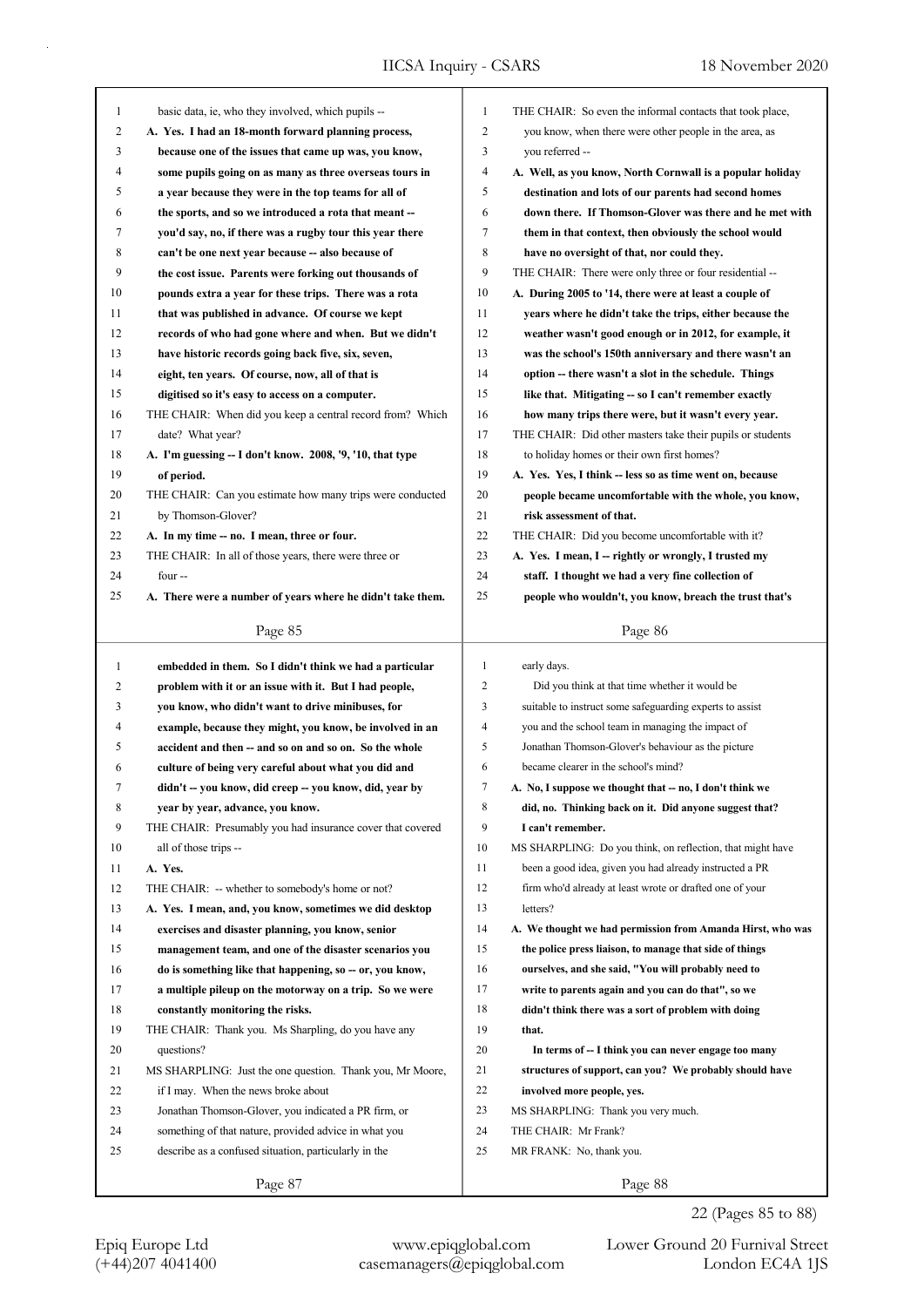basic data, ie, who they involved, which pupils --

**A. Yes. I had an 18-month forward planning process, because one of the issues that came up was, you know, some pupils going on as many as three overseas tours in a year because they were in the top teams for all of the sports, and so we introduced a rota that meant -- you'd say, no, if there was a rugby tour this year there can't be one next year because -- also because of the cost issue. Parents were forking out thousands of pounds extra a year for these trips. There was a rota that was published in advance. Of course we kept records of who had gone where and when. But we didn't have historic records going back five, six, seven, eight, ten years. Of course, now, all of that is digitised so it's easy to access on a computer.**

THE CHAIR: When did you keep a central record from? Which date? What year?

**A. I'm guessing -- I don't know. 2008, '9, '10, that type of period.**

THE CHAIR: Can you estimate how many trips were conducted by Thomson-Glover?

**A. In my time -- no. I mean, three or four.**

THE CHAIR: In all of those years, there were three or four --

**A. There were a number of years where he didn't take them.**

THE CHAIR: So even the informal contacts that took place, you know, when there were other people in the area, as you referred --

**A. Well, as you know, North Cornwall is a popular holiday destination and lots of our parents had second homes down there. If Thomson-Glover was there and he met with them in that context, then obviously the school would have no oversight of that, nor could they.**

THE CHAIR: There were only three or four residential --

**A. During 2005 to '14, there were at least a couple of years where he didn't take the trips, either because the weather wasn't good enough or in 2012, for example, it was the school's 150th anniversary and there wasn't an option -- there wasn't a slot in the schedule. Things like that. Mitigating -- so I can't remember exactly how many trips there were, but it wasn't every year.**

THE CHAIR: Did other masters take their pupils or students to holiday homes or their own first homes?

**A. Yes. Yes, I think -- less so as time went on, because people became uncomfortable with the whole, you know, risk assessment of that.**

THE CHAIR: Did you become uncomfortable with it?

**A. Yes. I mean, I -- rightly or wrongly, I trusted my staff. I thought we had a very fine collection of people who wouldn't, you know, breach the trust that's embedded in them. So I didn't think we had a particular problem with it or an issue with it. But I had people, you know, who didn't want to drive minibuses, for example, because they might, you know, be involved in an accident and then -- and so on and so on. So the whole culture of being very careful about what you did and didn't -- you know, did creep -- you know, did, year by year, advance, you know.**

THE CHAIR: Presumably you had insurance cover that covered all of those trips --

**A. Yes.**

THE CHAIR: -- whether to somebody's home or not?

**A. Yes. I mean, and, you know, sometimes we did desktop exercises and disaster planning, you know, senior management team, and one of the disaster scenarios you do is something like that happening, so -- or, you know, a multiple pileup on the motorway on a trip. So we were constantly monitoring the risks.**

THE CHAIR: Thank you. Ms Sharpling, do you have any questions?

MS SHARPLING: Just the one question. Thank you, Mr Moore, if I may. When the news broke about Jonathan Thomson-Glover, you indicated a PR firm, or something of that nature, provided advice in what you describe as a confused situation, particularly in the early days.

Did you think at that time whether it would be suitable to instruct some safeguarding experts to assist you and the school team in managing the impact of Jonathan Thomson-Glover's behaviour as the picture became clearer in the school's mind?

**A. No, I suppose we thought that -- no, I don't think we did, no. Thinking back on it. Did anyone suggest that? I can't remember.**

MS SHARPLING: Do you think, on reflection, that might have been a good idea, given you had already instructed a PR firm who'd already at least wrote or drafted one of your letters?

**A. We thought we had permission from Amanda Hirst, who was the police press liaison, to manage that side of things ourselves, and she said, "You will probably need to write to parents again and you can do that", so we didn't think there was a sort of problem with doing that.**

**In terms of -- I think you can never engage too many structures of support, can you? We probably should have involved more people, yes.**

MS SHARPLING: Thank you very much.

THE CHAIR: Mr Frank?

MR FRANK: No, thank you.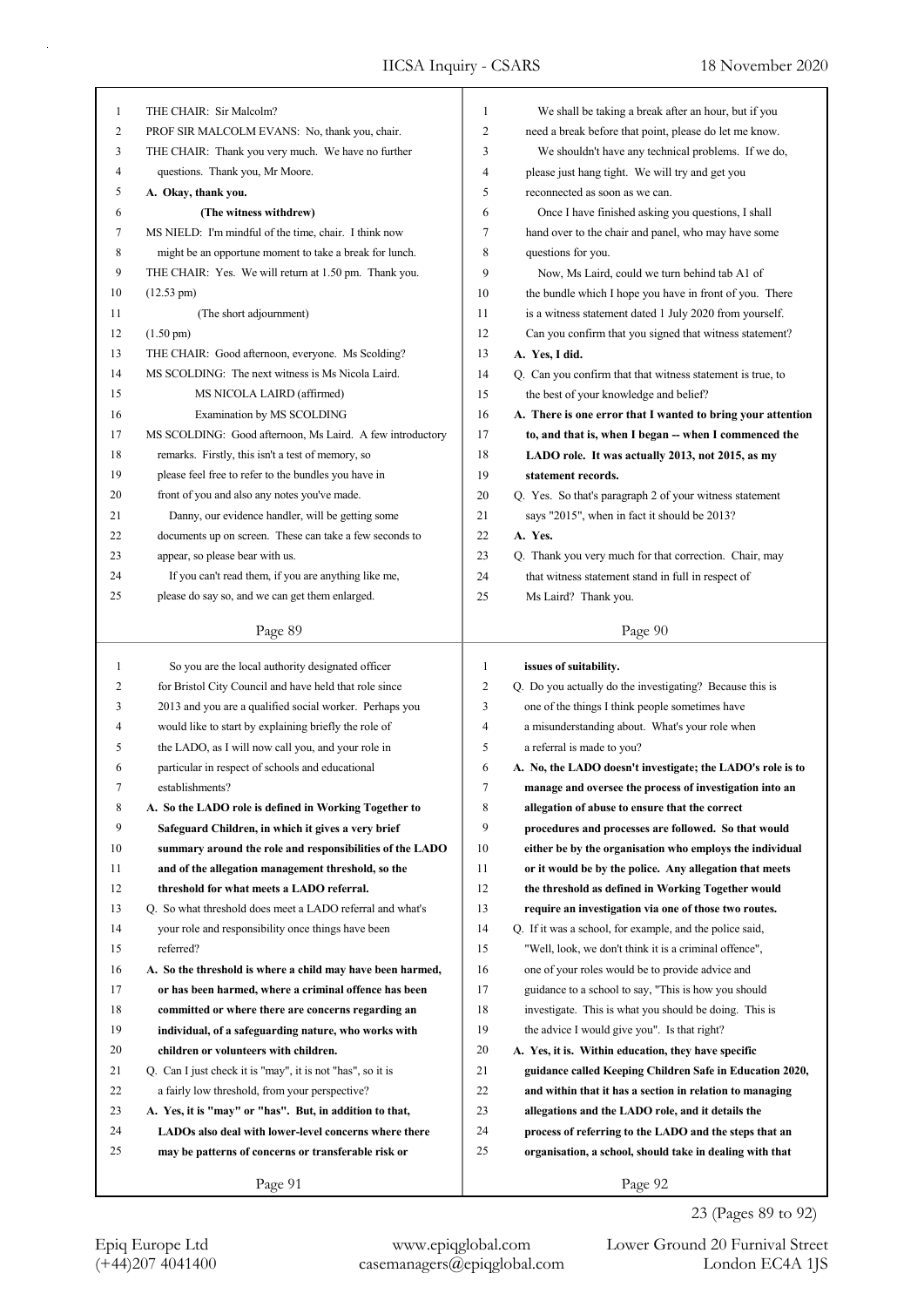THE CHAIR: Sir Malcolm?

PROF SIR MALCOLM EVANS: No, thank you, chair.

THE CHAIR: Thank you very much. We have no further questions. Thank you, Mr Moore.

**A. Okay, thank you.**

**(The witness withdrew)**

MS NIELD: I'm mindful of the time, chair. I think now might be an opportune moment to take a break for lunch.

THE CHAIR: Yes. We will return at 1.50 pm. Thank you.

(12.53 pm)

(The short adjournment)

(1.50 pm)

THE CHAIR: Good afternoon, everyone. Ms Scolding?

MS SCOLDING: The next witness is Ms Nicola Laird.

MS NICOLA LAIRD (affirmed)

Examination by MS SCOLDING

MS SCOLDING: Good afternoon, Ms Laird. A few introductory remarks. Firstly, this isn't a test of memory, so please feel free to refer to the bundles you have in front of you and also any notes you've made.

Danny, our evidence handler, will be getting some documents up on screen. These can take a few seconds to appear, so please bear with us.

If you can't read them, if you are anything like me, please do say so, and we can get them enlarged.

We shall be taking a break after an hour, but if you need a break before that point, please do let me know.

We shouldn't have any technical problems. If we do, please just hang tight. We will try and get you reconnected as soon as we can.

Once I have finished asking you questions, I shall hand over to the chair and panel, who may have some questions for you.

Now, Ms Laird, could we turn behind tab A1 of the bundle which I hope you have in front of you. There is a witness statement dated 1 July 2020 from yourself. Can you confirm that you signed that witness statement?

**A. Yes, I did.**

Q. Can you confirm that that witness statement is true, to the best of your knowledge and belief?

**A. There is one error that I wanted to bring your attention to, and that is, when I began -- when I commenced the LADO role. It was actually 2013, not 2015, as my statement records.**

Q. Yes. So that's paragraph 2 of your witness statement says "2015", when in fact it should be 2013?

**A. Yes.**

Q. Thank you very much for that correction. Chair, may that witness statement stand in full in respect of Ms Laird? Thank you.

So you are the local authority designated officer for Bristol City Council and have held that role since 2013 and you are a qualified social worker. Perhaps you would like to start by explaining briefly the role of the LADO, as I will now call you, and your role in particular in respect of schools and educational establishments?

**A. So the LADO role is defined in Working Together to Safeguard Children, in which it gives a very brief summary around the role and responsibilities of the LADO and of the allegation management threshold, so the threshold for what meets a LADO referral.**

Q. So what threshold does meet a LADO referral and what's your role and responsibility once things have been referred?

**A. So the threshold is where a child may have been harmed, or has been harmed, where a criminal offence has been committed or where there are concerns regarding an individual, of a safeguarding nature, who works with children or volunteers with children.**

Q. Can I just check it is "may", it is not "has", so it is a fairly low threshold, from your perspective?

**A. Yes, it is "may" or "has". But, in addition to that, LADOs also deal with lower-level concerns where there may be patterns of concerns or transferable risk or issues of suitability.**

Q. Do you actually do the investigating? Because this is one of the things I think people sometimes have a misunderstanding about. What's your role when a referral is made to you?

**A. No, the LADO doesn't investigate; the LADO's role is to manage and oversee the process of investigation into an allegation of abuse to ensure that the correct procedures and processes are followed. So that would either be by the organisation who employs the individual or it would be by the police. Any allegation that meets the threshold as defined in Working Together would require an investigation via one of those two routes.**

Q. If it was a school, for example, and the police said, "Well, look, we don't think it is a criminal offence", one of your roles would be to provide advice and guidance to a school to say, "This is how you should investigate. This is what you should be doing. This is the advice I would give you". Is that right?

**A. Yes, it is. Within education, they have specific guidance called Keeping Children Safe in Education 2020, and within that it has a section in relation to managing allegations and the LADO role, and it details the process of referring to the LADO and the steps that an organisation, a school, should take in dealing with that**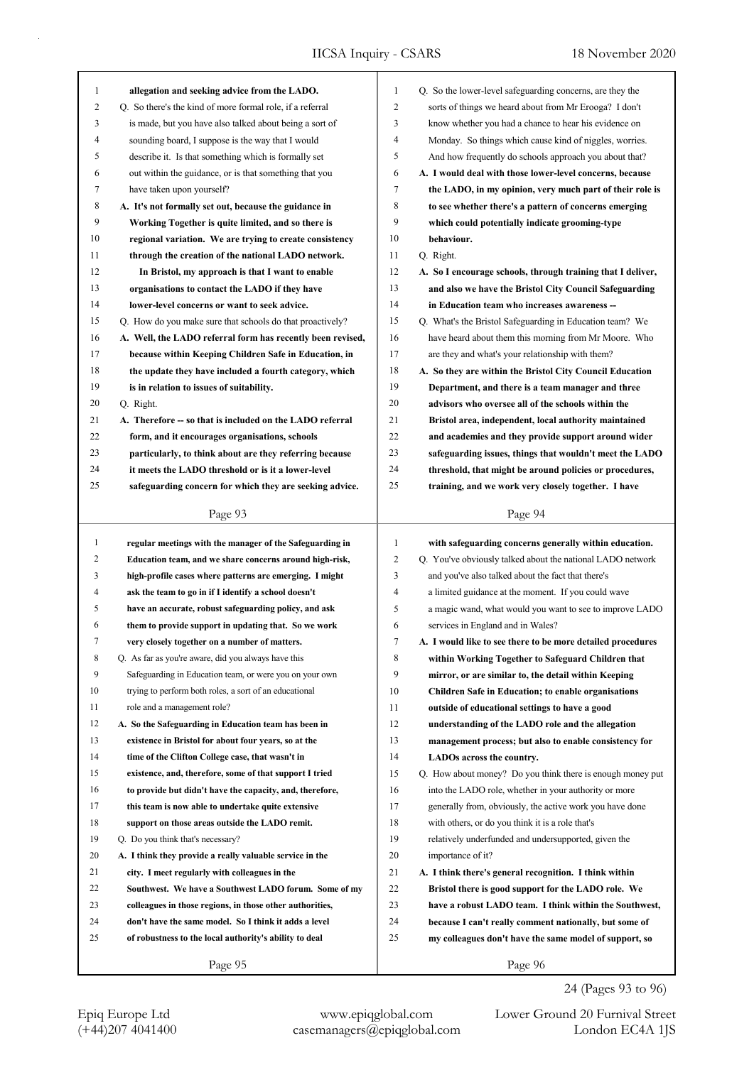**allegation and seeking advice from the LADO.**

Q. So there's the kind of more formal role, if a referral is made, but you have also talked about being a sort of sounding board, I suppose is the way that I would describe it. Is that something which is formally set out within the guidance, or is that something that you have taken upon yourself?

**A. It's not formally set out, because the guidance in Working Together is quite limited, and so there is regional variation. We are trying to create consistency through the creation of the national LADO network.**

**In Bristol, my approach is that I want to enable organisations to contact the LADO if they have lower-level concerns or want to seek advice.**

Q. How do you make sure that schools do that proactively?

**A. Well, the LADO referral form has recently been revised, because within Keeping Children Safe in Education, in the update they have included a fourth category, which is in relation to issues of suitability.**

Q. Right.

**A. Therefore -- so that is included on the LADO referral form, and it encourages organisations, schools particularly, to think about are they referring because it meets the LADO threshold or is it a lower-level safeguarding concern for which they are seeking advice.**

Q. So the lower-level safeguarding concerns, are they the sorts of things we heard about from Mr Erooga? I don't know whether you had a chance to hear his evidence on Monday. So things which cause kind of niggles, worries. And how frequently do schools approach you about that?

**A. I would deal with those lower-level concerns, because the LADO, in my opinion, very much part of their role is to see whether there's a pattern of concerns emerging which could potentially indicate grooming-type behaviour.**

Q. Right.

**A. So I encourage schools, through training that I deliver, and also we have the Bristol City Council Safeguarding in Education team who increases awareness --**

Q. What's the Bristol Safeguarding in Education team? We have heard about them this morning from Mr Moore. Who are they and what's your relationship with them?

**A. So they are within the Bristol City Council Education Department, and there is a team manager and three advisors who oversee all of the schools within the Bristol area, independent, local authority maintained and academies and they provide support around wider safeguarding issues, things that wouldn't meet the LADO threshold, that might be around policies or procedures, training, and we work very closely together. I have regular meetings with the manager of the Safeguarding in Education team, and we share concerns around high-risk, high-profile cases where patterns are emerging. I might ask the team to go in if I identify a school doesn't have an accurate, robust safeguarding policy, and ask them to provide support in updating that. So we work very closely together on a number of matters.**

Q. As far as you're aware, did you always have this Safeguarding in Education team, or were you on your own trying to perform both roles, a sort of an educational role and a management role?

**A. So the Safeguarding in Education team has been in existence in Bristol for about four years, so at the time of the Clifton College case, that wasn't in existence, and, therefore, some of that support I tried to provide but didn't have the capacity, and, therefore, this team is now able to undertake quite extensive support on those areas outside the LADO remit.**

Q. Do you think that's necessary?

**A. I think they provide a really valuable service in the city. I meet regularly with colleagues in the Southwest. We have a Southwest LADO forum. Some of my colleagues in those regions, in those other authorities, don't have the same model. So I think it adds a level of robustness to the local authority's ability to deal with safeguarding concerns generally within education.**

Q. You've obviously talked about the national LADO network and you've also talked about the fact that there's a limited guidance at the moment. If you could wave a magic wand, what would you want to see to improve LADO services in England and in Wales?

**A. I would like to see there to be more detailed procedures within Working Together to Safeguard Children that mirror, or are similar to, the detail within Keeping Children Safe in Education; to enable organisations outside of educational settings to have a good understanding of the LADO role and the allegation management process; but also to enable consistency for LADOs across the country.**

Q. How about money? Do you think there is enough money put into the LADO role, whether in your authority or more generally from, obviously, the active work you have done with others, or do you think it is a role that's relatively underfunded and undersupported, given the importance of it?

**A. I think there's general recognition. I think within Bristol there is good support for the LADO role. We have a robust LADO team. I think within the Southwest, because I can't really comment nationally, but some of my colleagues don't have the same model of support, so**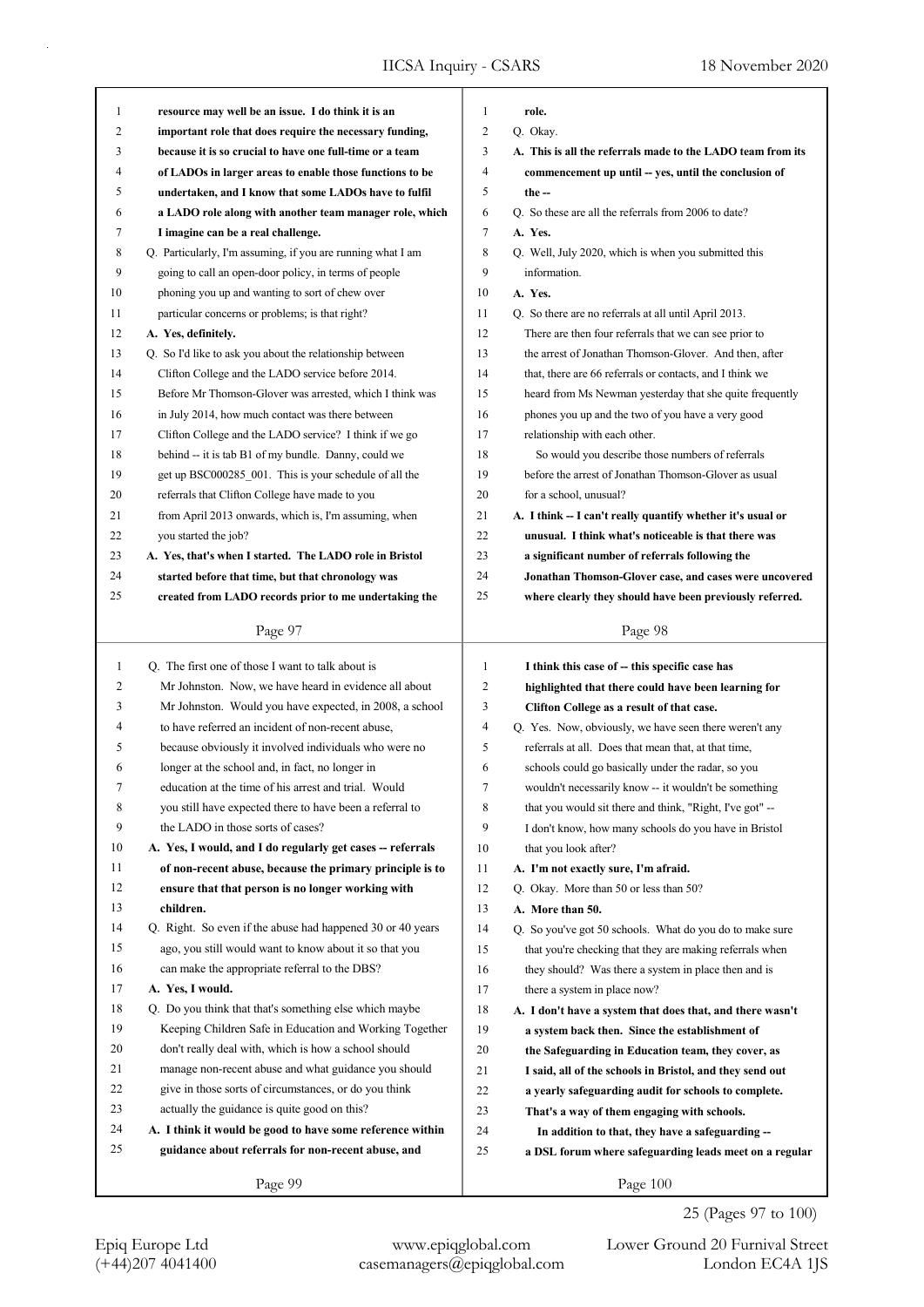**resource may well be an issue. I do think it is an important role that does require the necessary funding, because it is so crucial to have one full-time or a team of LADOs in larger areas to enable those functions to be undertaken, and I know that some LADOs have to fulfil a LADO role along with another team manager role, which I imagine can be a real challenge.**

Q. Particularly, I'm assuming, if you are running what I am going to call an open-door policy, in terms of people phoning you up and wanting to sort of chew over particular concerns or problems; is that right?

**A. Yes, definitely.**

Q. So I'd like to ask you about the relationship between Clifton College and the LADO service before 2014. Before Mr Thomson-Glover was arrested, which I think was in July 2014, how much contact was there between Clifton College and the LADO service? I think if we go behind -- it is tab B1 of my bundle. Danny, could we get up BSC000285_001. This is your schedule of all the referrals that Clifton College have made to you from April 2013 onwards, which is, I'm assuming, when you started the job?

**A. Yes, that's when I started. The LADO role in Bristol started before that time, but that chronology was created from LADO records prior to me undertaking the role.**

Q. Okay.

**A. This is all the referrals made to the LADO team from its commencement up until -- yes, until the conclusion of the --**

Q. So these are all the referrals from 2006 to date?

**A. Yes.**

Q. Well, July 2020, which is when you submitted this information.

**A. Yes.**

Q. So there are no referrals at all until April 2013. There are then four referrals that we can see prior to the arrest of Jonathan Thomson-Glover. And then, after that, there are 66 referrals or contacts, and I think we heard from Ms Newman yesterday that she quite frequently phones you up and the two of you have a very good relationship with each other.

So would you describe those numbers of referrals before the arrest of Jonathan Thomson-Glover as usual for a school, unusual?

**A. I think -- I can't really quantify whether it's usual or unusual. I think what's noticeable is that there was a significant number of referrals following the Jonathan Thomson-Glover case, and cases were uncovered where clearly they should have been previously referred.**

Q. The first one of those I want to talk about is Mr Johnston. Now, we have heard in evidence all about Mr Johnston. Would you have expected, in 2008, a school to have referred an incident of non-recent abuse, because obviously it involved individuals who were no longer at the school and, in fact, no longer in education at the time of his arrest and trial. Would you still have expected there to have been a referral to the LADO in those sorts of cases?

**A. Yes, I would, and I do regularly get cases -- referrals of non-recent abuse, because the primary principle is to ensure that that person is no longer working with children.**

Q. Right. So even if the abuse had happened 30 or 40 years ago, you still would want to know about it so that you can make the appropriate referral to the DBS?

**A. Yes, I would.**

Q. Do you think that that's something else which maybe Keeping Children Safe in Education and Working Together don't really deal with, which is how a school should manage non-recent abuse and what guidance you should give in those sorts of circumstances, or do you think actually the guidance is quite good on this?

**A. I think it would be good to have some reference within guidance about referrals for non-recent abuse, and I think this case of -- this specific case has highlighted that there could have been learning for Clifton College as a result of that case.**

Q. Yes. Now, obviously, we have seen there weren't any referrals at all. Does that mean that, at that time, schools could go basically under the radar, so you wouldn't necessarily know -- it wouldn't be something that you would sit there and think, "Right, I've got" -- I don't know, how many schools do you have in Bristol that you look after?

**A. I'm not exactly sure, I'm afraid.**

Q. Okay. More than 50 or less than 50?

**A. More than 50.**

Q. So you've got 50 schools. What do you do to make sure that you're checking that they are making referrals when they should? Was there a system in place then and is there a system in place now?

**A. I don't have a system that does that, and there wasn't a system back then. Since the establishment of the Safeguarding in Education team, they cover, as I said, all of the schools in Bristol, and they send out a yearly safeguarding audit for schools to complete. That's a way of them engaging with schools.**

**In addition to that, they have a safeguarding -- a DSL forum where safeguarding leads meet on a regular**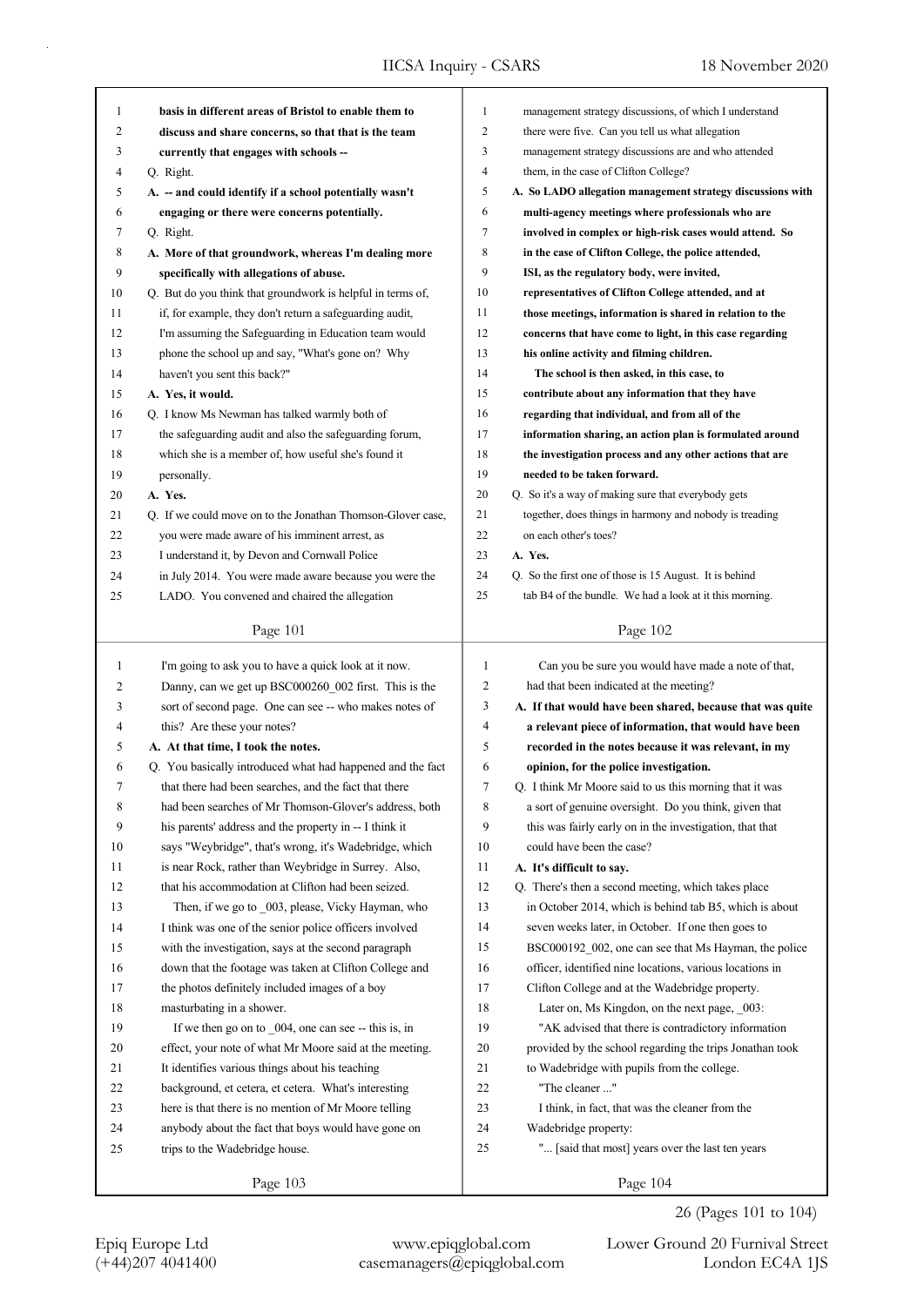**basis in different areas of Bristol to enable them to discuss and share concerns, so that that is the team currently that engages with schools --**

Q. Right.

**A. -- and could identify if a school potentially wasn't engaging or there were concerns potentially.**

Q. Right.

**A. More of that groundwork, whereas I'm dealing more specifically with allegations of abuse.**

Q. But do you think that groundwork is helpful in terms of, if, for example, they don't return a safeguarding audit, I'm assuming the Safeguarding in Education team would phone the school up and say, "What's gone on? Why haven't you sent this back?"

**A. Yes, it would.**

Q. I know Ms Newman has talked warmly both of the safeguarding audit and also the safeguarding forum, which she is a member of, how useful she's found it personally.

**A. Yes.**

Q. If we could move on to the Jonathan Thomson-Glover case, you were made aware of his imminent arrest, as I understand it, by Devon and Cornwall Police in July 2014. You were made aware because you were the LADO. You convened and chaired the allegation management strategy discussions, of which I understand there were five. Can you tell us what allegation management strategy discussions are and who attended them, in the case of Clifton College?

**A. So LADO allegation management strategy discussions with multi-agency meetings where professionals who are involved in complex or high-risk cases would attend. So in the case of Clifton College, the police attended, ISI, as the regulatory body, were invited, representatives of Clifton College attended, and at those meetings, information is shared in relation to the concerns that have come to light, in this case regarding his online activity and filming children.**

**The school is then asked, in this case, to contribute about any information that they have regarding that individual, and from all of the information sharing, an action plan is formulated around the investigation process and any other actions that are needed to be taken forward.**

Q. So it's a way of making sure that everybody gets together, does things in harmony and nobody is treading on each other's toes?

**A. Yes.**

Q. So the first one of those is 15 August. It is behind tab B4 of the bundle. We had a look at it this morning. I'm going to ask you to have a quick look at it now.

Danny, can we get up BSC000260_002 first. This is the sort of second page. One can see -- who makes notes of this? Are these your notes?

**A. At that time, I took the notes.**

Q. You basically introduced what had happened and the fact that there had been searches, and the fact that there had been searches of Mr Thomson-Glover's address, both his parents' address and the property in -- I think it says "Weybridge", that's wrong, it's Wadebridge, which is near Rock, rather than Weybridge in Surrey. Also, that his accommodation at Clifton had been seized.

Then, if we go to _003, please, Vicky Hayman, who I think was one of the senior police officers involved with the investigation, says at the second paragraph down that the footage was taken at Clifton College and the photos definitely included images of a boy masturbating in a shower.

If we then go on to _004, one can see -- this is, in effect, your note of what Mr Moore said at the meeting. It identifies various things about his teaching background, et cetera, et cetera. What's interesting here is that there is no mention of Mr Moore telling anybody about the fact that boys would have gone on trips to the Wadebridge house.

Can you be sure you would have made a note of that, had that been indicated at the meeting?

**A. If that would have been shared, because that was quite a relevant piece of information, that would have been recorded in the notes because it was relevant, in my opinion, for the police investigation.**

Q. I think Mr Moore said to us this morning that it was a sort of genuine oversight. Do you think, given that this was fairly early on in the investigation, that that could have been the case?

**A. It's difficult to say.**

Q. There's then a second meeting, which takes place in October 2014, which is behind tab B5, which is about seven weeks later, in October. If one then goes to BSC000192_002, one can see that Ms Hayman, the police officer, identified nine locations, various locations in Clifton College and at the Wadebridge property.

Later on, Ms Kingdon, on the next page, _003:

"AK advised that there is contradictory information provided by the school regarding the trips Jonathan took to Wadebridge with pupils from the college.

"The cleaner ..."

I think, in fact, that was the cleaner from the Wadebridge property:

"... [said that most] years over the last ten years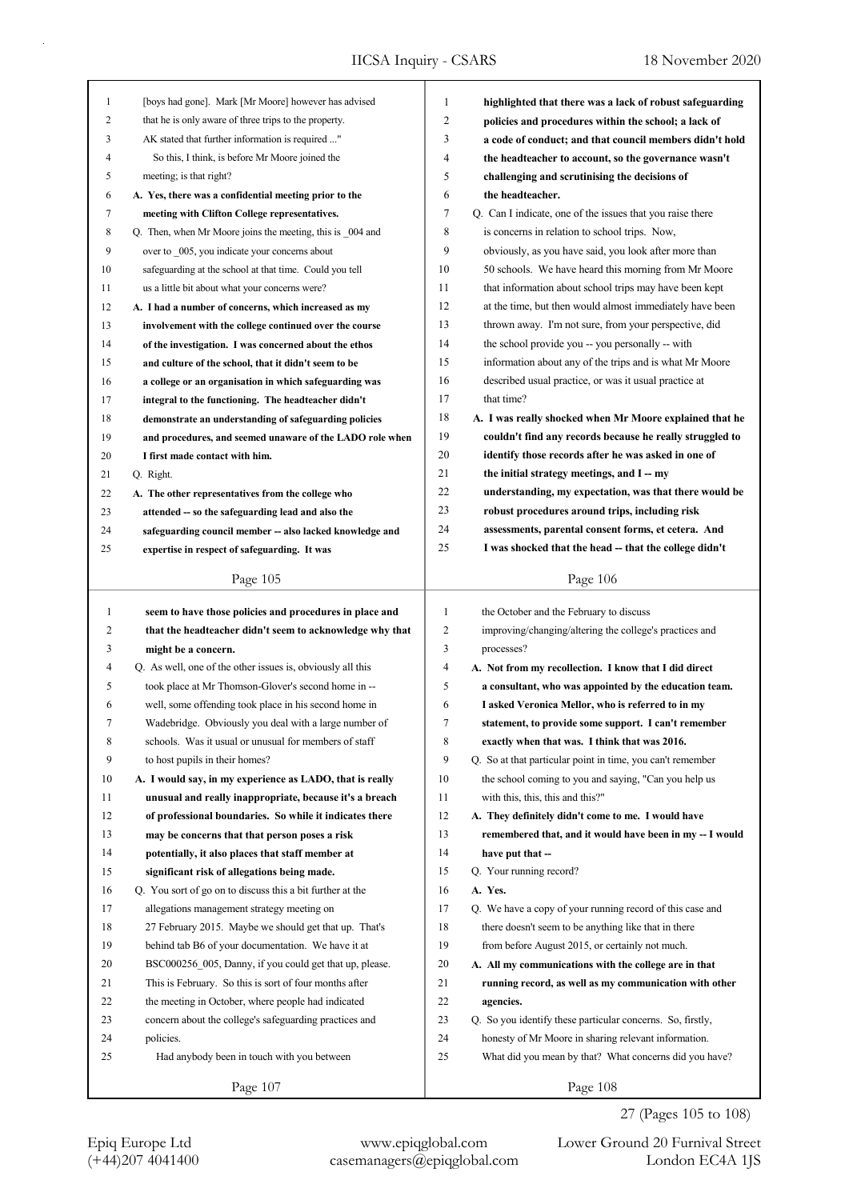[boys had gone]. Mark [Mr Moore] however has advised that he is only aware of three trips to the property. AK stated that further information is required ..."

So this, I think, is before Mr Moore joined the meeting; is that right?

**A. Yes, there was a confidential meeting prior to the meeting with Clifton College representatives.**

Q. Then, when Mr Moore joins the meeting, this is _004 and over to _005, you indicate your concerns about safeguarding at the school at that time. Could you tell us a little bit about what your concerns were?

**A. I had a number of concerns, which increased as my involvement with the college continued over the course of the investigation. I was concerned about the ethos and culture of the school, that it didn't seem to be a college or an organisation in which safeguarding was integral to the functioning. The headteacher didn't demonstrate an understanding of safeguarding policies and procedures, and seemed unaware of the LADO role when I first made contact with him.**

Q. Right.

**A. The other representatives from the college who attended -- so the safeguarding lead and also the safeguarding council member -- also lacked knowledge and expertise in respect of safeguarding. It was highlighted that there was a lack of robust safeguarding policies and procedures within the school; a lack of a code of conduct; and that council members didn't hold the headteacher to account, so the governance wasn't challenging and scrutinising the decisions of the headteacher.**

Q. Can I indicate, one of the issues that you raise there is concerns in relation to school trips. Now, obviously, as you have said, you look after more than 50 schools. We have heard this morning from Mr Moore that information about school trips may have been kept at the time, but then would almost immediately have been thrown away. I'm not sure, from your perspective, did the school provide you -- you personally -- with information about any of the trips and is what Mr Moore described usual practice, or was it usual practice at that time?

**A. I was really shocked when Mr Moore explained that he couldn't find any records because he really struggled to identify those records after he was asked in one of the initial strategy meetings, and I -- my understanding, my expectation, was that there would be robust procedures around trips, including risk assessments, parental consent forms, et cetera. And I was shocked that the head -- that the college didn't seem to have those policies and procedures in place and that the headteacher didn't seem to acknowledge why that might be a concern.**

Q. As well, one of the other issues is, obviously all this took place at Mr Thomson-Glover's second home in -- well, some offending took place in his second home in Wadebridge. Obviously you deal with a large number of schools. Was it usual or unusual for members of staff to host pupils in their homes?

**A. I would say, in my experience as LADO, that is really unusual and really inappropriate, because it's a breach of professional boundaries. So while it indicates there may be concerns that that person poses a risk potentially, it also places that staff member at significant risk of allegations being made.**

Q. You sort of go on to discuss this a bit further at the allegations management strategy meeting on 27 February 2015. Maybe we should get that up. That's behind tab B6 of your documentation. We have it at BSC000256_005, Danny, if you could get that up, please. This is February. So this is sort of four months after the meeting in October, where people had indicated concern about the college's safeguarding practices and policies.

Had anybody been in touch with you between the October and the February to discuss improving/changing/altering the college's practices and processes?

**A. Not from my recollection. I know that I did direct a consultant, who was appointed by the education team. I asked Veronica Mellor, who is referred to in my statement, to provide some support. I can't remember exactly when that was. I think that was 2016.**

Q. So at that particular point in time, you can't remember the school coming to you and saying, "Can you help us with this, this, this and this?"

**A. They definitely didn't come to me. I would have remembered that, and it would have been in my -- I would have put that --**

Q. Your running record?

**A. Yes.**

Q. We have a copy of your running record of this case and there doesn't seem to be anything like that in there from before August 2015, or certainly not much.

**A. All my communications with the college are in that running record, as well as my communication with other agencies.**

Q. So you identify these particular concerns. So, firstly, honesty of Mr Moore in sharing relevant information. What did you mean by that? What concerns did you have?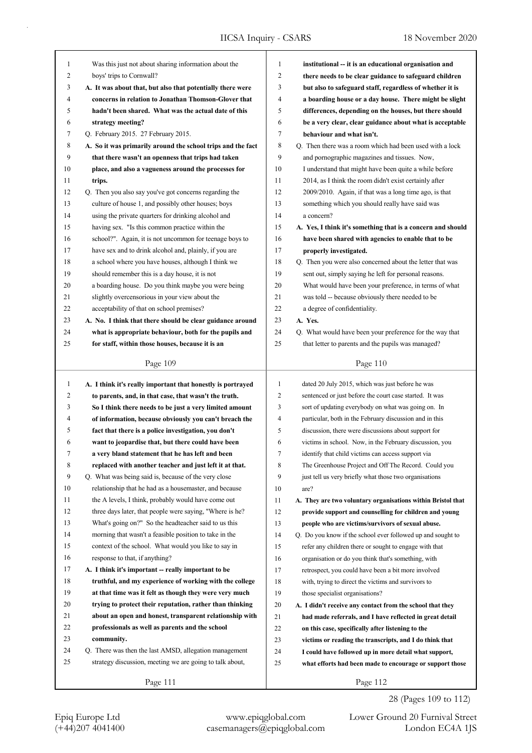Was this just not about sharing information about the boys' trips to Cornwall?

**A. It was about that, but also that potentially there were concerns in relation to Jonathan Thomson-Glover that hadn't been shared. What was the actual date of this strategy meeting?**

Q. February 2015. 27 February 2015.

**A. So it was primarily around the school trips and the fact that there wasn't an openness that trips had taken place, and also a vagueness around the processes for trips.**

Q. Then you also say you've got concerns regarding the culture of house 1, and possibly other houses; boys using the private quarters for drinking alcohol and having sex. "Is this common practice within the school?". Again, it is not uncommon for teenage boys to have sex and to drink alcohol and, plainly, if you are a school where you have houses, although I think we should remember this is a day house, it is not a boarding house. Do you think maybe you were being slightly overcensorious in your view about the acceptability of that on school premises?

**A. No. I think that there should be clear guidance around what is appropriate behaviour, both for the pupils and for staff, within those houses, because it is an institutional -- it is an educational organisation and there needs to be clear guidance to safeguard children but also to safeguard staff, regardless of whether it is a boarding house or a day house. There might be slight differences, depending on the houses, but there should be a very clear, clear guidance about what is acceptable behaviour and what isn't.**

Q. Then there was a room which had been used with a lock and pornographic magazines and tissues. Now, I understand that might have been quite a while before 2014, as I think the room didn't exist certainly after 2009/2010. Again, if that was a long time ago, is that something which you should really have said was a concern?

**A. Yes, I think it's something that is a concern and should have been shared with agencies to enable that to be properly investigated.**

Q. Then you were also concerned about the letter that was sent out, simply saying he left for personal reasons. What would have been your preference, in terms of what was told -- because obviously there needed to be a degree of confidentiality.

**A. Yes.**

Q. What would have been your preference for the way that that letter to parents and the pupils was managed?

**A. I think it's really important that honestly is portrayed to parents, and, in that case, that wasn't the truth. So I think there needs to be just a very limited amount of information, because obviously you can't breach the fact that there is a police investigation, you don't want to jeopardise that, but there could have been a very bland statement that he has left and been replaced with another teacher and just left it at that.**

Q. What was being said is, because of the very close relationship that he had as a housemaster, and because the A levels, I think, probably would have come out three days later, that people were saying, "Where is he? What's going on?" So the headteacher said to us this morning that wasn't a feasible position to take in the context of the school. What would you like to say in response to that, if anything?

**A. I think it's important -- really important to be truthful, and my experience of working with the college at that time was it felt as though they were very much trying to protect their reputation, rather than thinking about an open and honest, transparent relationship with professionals as well as parents and the school community.**

Q. There was then the last AMSD, allegation management strategy discussion, meeting we are going to talk about, dated 20 July 2015, which was just before he was sentenced or just before the court case started. It was sort of updating everybody on what was going on. In particular, both in the February discussion and in this discussion, there were discussions about support for victims in school. Now, in the February discussion, you identify that child victims can access support via The Greenhouse Project and Off The Record. Could you just tell us very briefly what those two organisations are?

**A. They are two voluntary organisations within Bristol that provide support and counselling for children and young people who are victims/survivors of sexual abuse.**

Q. Do you know if the school ever followed up and sought to refer any children there or sought to engage with that organisation or do you think that's something, with retrospect, you could have been a bit more involved with, trying to direct the victims and survivors to those specialist organisations?

**A. I didn't receive any contact from the school that they had made referrals, and I have reflected in great detail on this case, specifically after listening to the victims or reading the transcripts, and I do think that I could have followed up in more detail what support, what efforts had been made to encourage or support those**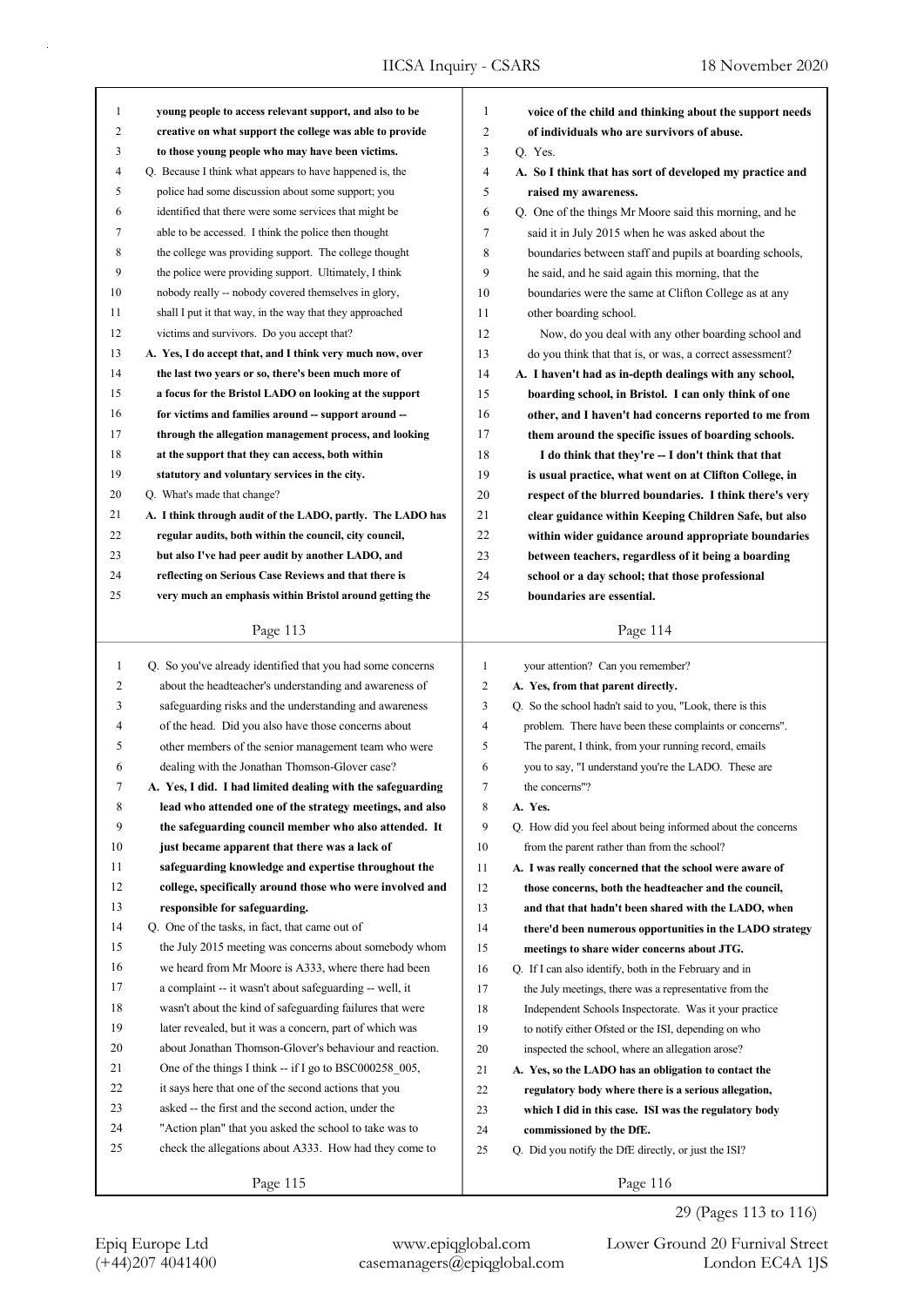young people to access relevant support, and also to be creative on what support the college was able to provide to those young people who may have been victims.

Q. Because I think what appears to have happened is, the police had some discussion about some support; you identified that there were some services that might be able to be accessed. I think the police then thought the college was providing support. The college thought the police were providing support. Ultimately, I think nobody really -- nobody covered themselves in glory, shall I put it that way, in the way that they approached victims and survivors. Do you accept that?

**A. Yes, I do accept that, and I think very much now, over the last two years or so, there's been much more of a focus for the Bristol LADO on looking at the support for victims and families around -- support around -- through the allegation management process, and looking at the support that they can access, both within statutory and voluntary services in the city.**

Q. What's made that change?

**A. I think through audit of the LADO, partly. The LADO has regular audits, both within the council, city council, but also I've had peer audit by another LADO, and reflecting on Serious Case Reviews and that there is very much an emphasis within Bristol around getting the voice of the child and thinking about the support needs of individuals who are survivors of abuse.**

Q. Yes.

**A. So I think that has sort of developed my practice and raised my awareness.**

Q. One of the things Mr Moore said this morning, and he said it in July 2015 when he was asked about the boundaries between staff and pupils at boarding schools, he said, and he said again this morning, that the boundaries were the same at Clifton College as at any other boarding school.

Now, do you deal with any other boarding school and do you think that that is, or was, a correct assessment?

**A. I haven't had as in-depth dealings with any school, boarding school, in Bristol. I can only think of one other, and I haven't had concerns reported to me from them around the specific issues of boarding schools.**

**I do think that they're -- I don't think that that is usual practice, what went on at Clifton College, in respect of the blurred boundaries. I think there's very clear guidance within Keeping Children Safe, but also within wider guidance around appropriate boundaries between teachers, regardless of it being a boarding school or a day school; that those professional boundaries are essential.**

Q. So you've already identified that you had some concerns about the headteacher's understanding and awareness of safeguarding risks and the understanding and awareness of the head. Did you also have those concerns about other members of the senior management team who were dealing with the Jonathan Thomson-Glover case?

**A. Yes, I did. I had limited dealing with the safeguarding lead who attended one of the strategy meetings, and also the safeguarding council member who also attended. It just became apparent that there was a lack of safeguarding knowledge and expertise throughout the college, specifically around those who were involved and responsible for safeguarding.**

Q. One of the tasks, in fact, that came out of the July 2015 meeting was concerns about somebody whom we heard from Mr Moore is A333, where there had been a complaint -- it wasn't about safeguarding -- well, it wasn't about the kind of safeguarding failures that were later revealed, but it was a concern, part of which was about Jonathan Thomson-Glover's behaviour and reaction. One of the things I think -- if I go to BSC000258_005, it says here that one of the second actions that you asked -- the first and the second action, under the "Action plan" that you asked the school to take was to check the allegations about A333. How had they come to your attention? Can you remember?

**A. Yes, from that parent directly.**

Q. So the school hadn't said to you, "Look, there is this problem. There have been these complaints or concerns". The parent, I think, from your running record, emails you to say, "I understand you're the LADO. These are the concerns"?

**A. Yes.**

Q. How did you feel about being informed about the concerns from the parent rather than from the school?

**A. I was really concerned that the school were aware of those concerns, both the headteacher and the council, and that that hadn't been shared with the LADO, when there'd been numerous opportunities in the LADO strategy meetings to share wider concerns about JTG.**

Q. If I can also identify, both in the February and in the July meetings, there was a representative from the Independent Schools Inspectorate. Was it your practice to notify either Ofsted or the ISI, depending on who inspected the school, where an allegation arose?

**A. Yes, so the LADO has an obligation to contact the regulatory body where there is a serious allegation, which I did in this case. ISI was the regulatory body commissioned by the DfE.**

Q. Did you notify the DfE directly, or just the ISI?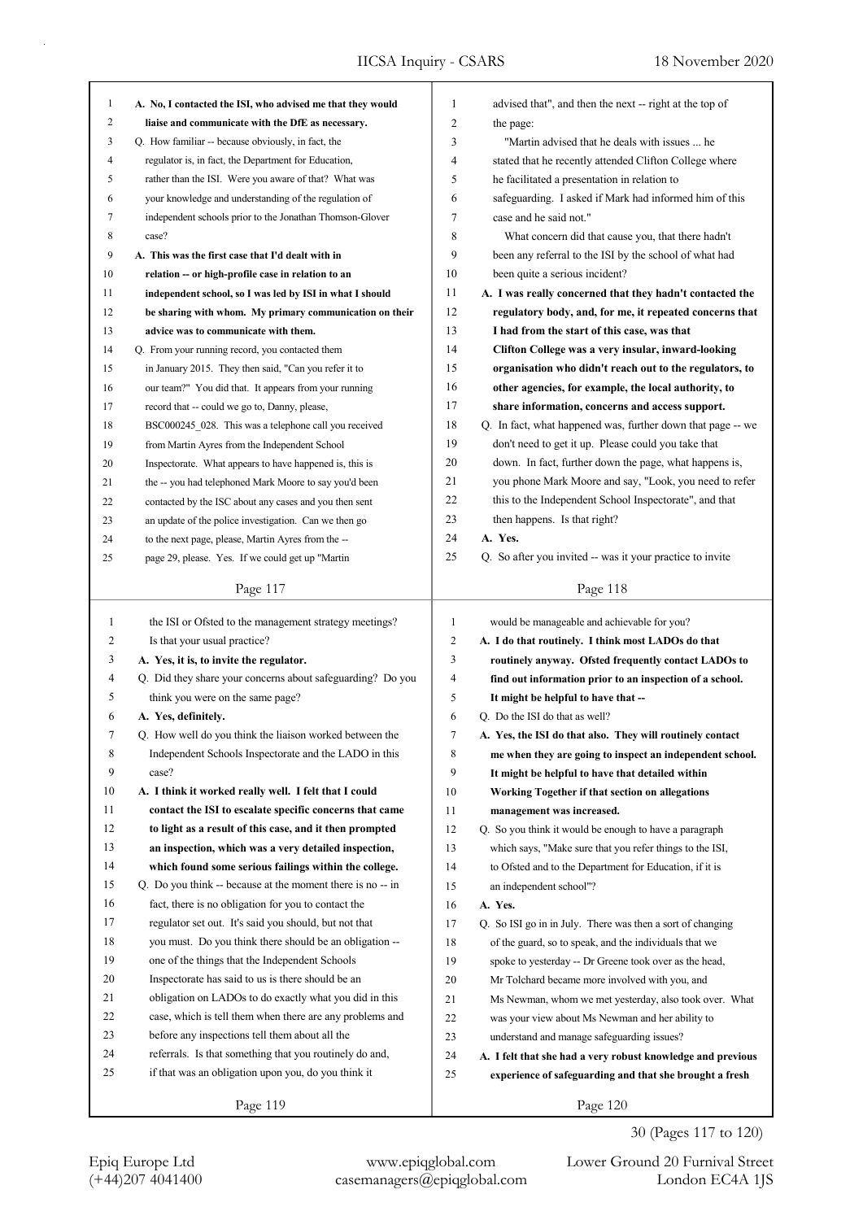A. **No, I contacted the ISI, who advised me that they would liaise and communicate with the DfE as necessary.**

Q. How familiar -- because obviously, in fact, the regulator is, in fact, the Department for Education, rather than the ISI. Were you aware of that? What was your knowledge and understanding of the regulation of independent schools prior to the Jonathan Thomson-Glover case?

A. **This was the first case that I'd dealt with in relation -- or high-profile case in relation to an independent school, so I was led by ISI in what I should be sharing with whom. My primary communication on their advice was to communicate with them.**

Q. From your running record, you contacted them in January 2015. They then said, "Can you refer it to our team?" You did that. It appears from your running record that -- could we go to, Danny, please, BSC000245_028. This was a telephone call you received from Martin Ayres from the Independent School Inspectorate. What appears to have happened is, this is the -- you had telephoned Mark Moore to say you'd been contacted by the ISC about any cases and you then sent an update of the police investigation. Can we then go to the next page, please, Martin Ayres from the -- page 29, please. Yes. If we could get up "Martin advised that", and then the next -- right at the top of the page:

"Martin advised that he deals with issues ... he stated that he recently attended Clifton College where he facilitated a presentation in relation to safeguarding. I asked if Mark had informed him of this case and he said not."

What concern did that cause you, that there hadn't been any referral to the ISI by the school of what had been quite a serious incident?

A. **I was really concerned that they hadn't contacted the regulatory body, and, for me, it repeated concerns that I had from the start of this case, was that Clifton College was a very insular, inward-looking organisation who didn't reach out to the regulators, to other agencies, for example, the local authority, to share information, concerns and access support.**

Q. In fact, what happened was, further down that page -- we don't need to get it up. Please could you take that down. In fact, further down the page, what happens is, you phone Mark Moore and say, "Look, you need to refer this to the Independent School Inspectorate", and that then happens. Is that right?

A. **Yes.**

Q. So after you invited -- was it your practice to invite the ISI or Ofsted to the management strategy meetings? Is that your usual practice?

A. **Yes, it is, to invite the regulator.**

Q. Did they share your concerns about safeguarding? Do you think you were on the same page?

A. **Yes, definitely.**

Q. How well do you think the liaison worked between the Independent Schools Inspectorate and the LADO in this case?

A. **I think it worked really well. I felt that I could contact the ISI to escalate specific concerns that came to light as a result of this case, and it then prompted an inspection, which was a very detailed inspection, which found some serious failings within the college.**

Q. Do you think -- because at the moment there is no -- in fact, there is no obligation for you to contact the regulator set out. It's said you should, but not that you must. Do you think there should be an obligation -- one of the things that the Independent Schools Inspectorate has said to us is there should be an obligation on LADOs to do exactly what you did in this case, which is tell them when there are any problems and before any inspections tell them about all the referrals. Is that something that you routinely do and, if that was an obligation upon you, do you think it would be manageable and achievable for you?

A. **I do that routinely. I think most LADOs do that routinely anyway. Ofsted frequently contact LADOs to find out information prior to an inspection of a school. It might be helpful to have that --**

Q. Do the ISI do that as well?

A. **Yes, the ISI do that also. They will routinely contact me when they are going to inspect an independent school. It might be helpful to have that detailed within Working Together if that section on allegations management was increased.**

Q. So you think it would be enough to have a paragraph which says, "Make sure that you refer things to the ISI, to Ofsted and to the Department for Education, if it is an independent school"?

A. **Yes.**

Q. So ISI go in in July. There was then a sort of changing of the guard, so to speak, and the individuals that we spoke to yesterday -- Dr Greene took over as the head, Mr Tolchard became more involved with you, and Ms Newman, whom we met yesterday, also took over. What was your view about Ms Newman and her ability to understand and manage safeguarding issues?

A. **I felt that she had a very robust knowledge and previous experience of safeguarding and that she brought a fresh**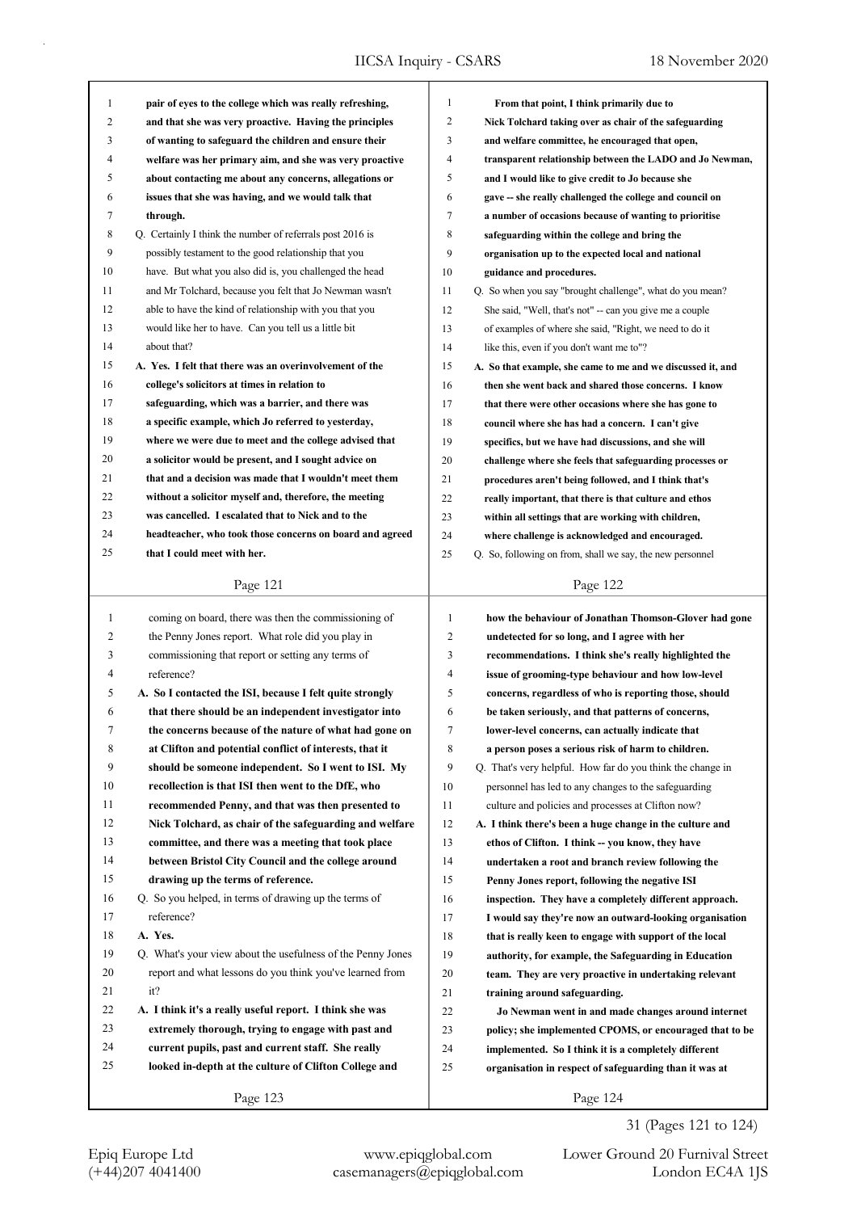pair of eyes to the college which was really refreshing, and that she was very proactive. Having the principles of wanting to safeguard the children and ensure their welfare was her primary aim, and she was very proactive about contacting me about any concerns, allegations or issues that she was having, and we would talk that through.

Q. Certainly I think the number of referrals post 2016 is possibly testament to the good relationship that you have. But what you also did is, you challenged the head and Mr Tolchard, because you felt that Jo Newman wasn't able to have the kind of relationship with you that you would like her to have. Can you tell us a little bit about that?

**A. Yes. I felt that there was an overinvolvement of the college's solicitors at times in relation to safeguarding, which was a barrier, and there was a specific example, which Jo referred to yesterday, where we were due to meet and the college advised that a solicitor would be present, and I sought advice on that and a decision was made that I wouldn't meet them without a solicitor myself and, therefore, the meeting was cancelled. I escalated that to Nick and to the headteacher, who took those concerns on board and agreed that I could meet with her.**

**From that point, I think primarily due to Nick Tolchard taking over as chair of the safeguarding and welfare committee, he encouraged that open, transparent relationship between the LADO and Jo Newman, and I would like to give credit to Jo because she gave -- she really challenged the college and council on a number of occasions because of wanting to prioritise safeguarding within the college and bring the organisation up to the expected local and national guidance and procedures.**

Q. So when you say "brought challenge", what do you mean? She said, "Well, that's not" -- can you give me a couple of examples of where she said, "Right, we need to do it like this, even if you don't want me to"?

**A. So that example, she came to me and we discussed it, and then she went back and shared those concerns. I know that there were other occasions where she has gone to council where she has had a concern. I can't give specifics, but we have had discussions, and she will challenge where she feels that safeguarding processes or procedures aren't being followed, and I think that's really important, that there is that culture and ethos within all settings that are working with children, where challenge is acknowledged and encouraged.**

Q. So, following on from, shall we say, the new personnel coming on board, there was then the commissioning of the Penny Jones report. What role did you play in commissioning that report or setting any terms of reference?

**A. So I contacted the ISI, because I felt quite strongly that there should be an independent investigator into the concerns because of the nature of what had gone on at Clifton and potential conflict of interests, that it should be someone independent. So I went to ISI. My recollection is that ISI then went to the DfE, who recommended Penny, and that was then presented to Nick Tolchard, as chair of the safeguarding and welfare committee, and there was a meeting that took place between Bristol City Council and the college around drawing up the terms of reference.**

Q. So you helped, in terms of drawing up the terms of reference?

**A. Yes.**

Q. What's your view about the usefulness of the Penny Jones report and what lessons do you think you've learned from it?

**A. I think it's a really useful report. I think she was extremely thorough, trying to engage with past and current pupils, past and current staff. She really looked in-depth at the culture of Clifton College and how the behaviour of Jonathan Thomson-Glover had gone undetected for so long, and I agree with her recommendations. I think she's really highlighted the issue of grooming-type behaviour and how low-level concerns, regardless of who is reporting those, should be taken seriously, and that patterns of concerns, lower-level concerns, can actually indicate that a person poses a serious risk of harm to children.**

Q. That's very helpful. How far do you think the change in personnel has led to any changes to the safeguarding culture and policies and processes at Clifton now?

**A. I think there's been a huge change in the culture and ethos of Clifton. I think -- you know, they have undertaken a root and branch review following the Penny Jones report, following the negative ISI inspection. They have a completely different approach. I would say they're now an outward-looking organisation that is really keen to engage with support of the local authority, for example, the Safeguarding in Education team. They are very proactive in undertaking relevant training around safeguarding.**

**Jo Newman went in and made changes around internet policy; she implemented CPOMS, or encouraged that to be implemented. So I think it is a completely different organisation in respect of safeguarding than it was at**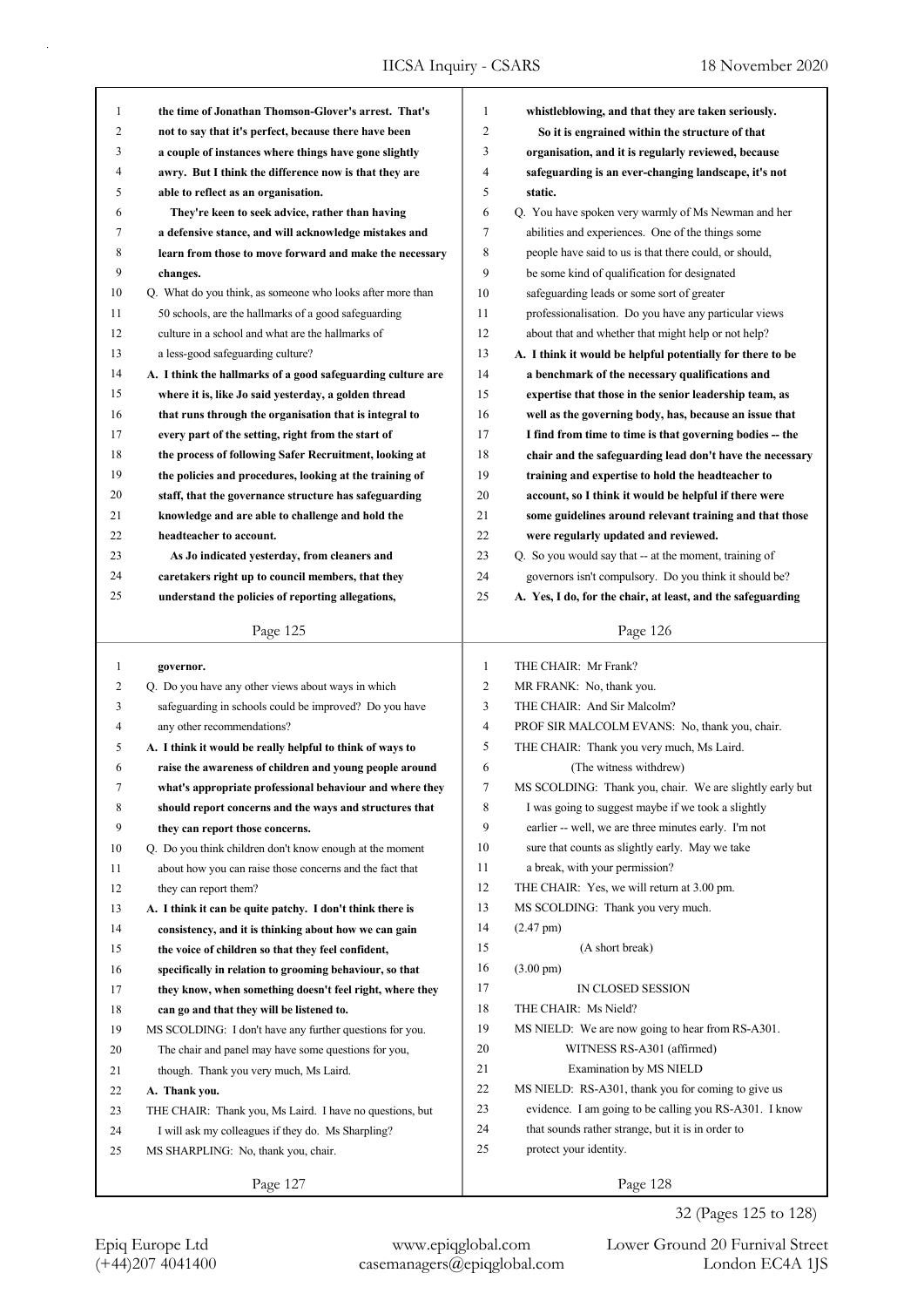**the time of Jonathan Thomson-Glover's arrest. That's not to say that it's perfect, because there have been a couple of instances where things have gone slightly awry. But I think the difference now is that they are able to reflect as an organisation.**

**They're keen to seek advice, rather than having a defensive stance, and will acknowledge mistakes and learn from those to move forward and make the necessary changes.**

Q. What do you think, as someone who looks after more than 50 schools, are the hallmarks of a good safeguarding culture in a school and what are the hallmarks of a less-good safeguarding culture?

**A. I think the hallmarks of a good safeguarding culture are where it is, like Jo said yesterday, a golden thread that runs through the organisation that is integral to every part of the setting, right from the start of the process of following Safer Recruitment, looking at the policies and procedures, looking at the training of staff, that the governance structure has safeguarding knowledge and are able to challenge and hold the headteacher to account.**

**As Jo indicated yesterday, from cleaners and caretakers right up to council members, that they understand the policies of reporting allegations, whistleblowing, and that they are taken seriously.**

**So it is engrained within the structure of that organisation, and it is regularly reviewed, because safeguarding is an ever-changing landscape, it's not static.**

Q. You have spoken very warmly of Ms Newman and her abilities and experiences. One of the things some people have said to us is that there could, or should, be some kind of qualification for designated safeguarding leads or some sort of greater professionalisation. Do you have any particular views about that and whether that might help or not help?

**A. I think it would be helpful potentially for there to be a benchmark of the necessary qualifications and expertise that those in the senior leadership team, as well as the governing body, has, because an issue that I find from time to time is that governing bodies -- the chair and the safeguarding lead don't have the necessary training and expertise to hold the headteacher to account, so I think it would be helpful if there were some guidelines around relevant training and that those were regularly updated and reviewed.**

Q. So you would say that -- at the moment, training of governors isn't compulsory. Do you think it should be?

**A. Yes, I do, for the chair, at least, and the safeguarding governor.**

Q. Do you have any other views about ways in which safeguarding in schools could be improved? Do you have any other recommendations?

**A. I think it would be really helpful to think of ways to raise the awareness of children and young people around what's appropriate professional behaviour and where they should report concerns and the ways and structures that they can report those concerns.**

Q. Do you think children don't know enough at the moment about how you can raise those concerns and the fact that they can report them?

**A. I think it can be quite patchy. I don't think there is consistency, and it is thinking about how we can gain the voice of children so that they feel confident, specifically in relation to grooming behaviour, so that they know, when something doesn't feel right, where they can go and that they will be listened to.**

MS SCOLDING: I don't have any further questions for you. The chair and panel may have some questions for you, though. Thank you very much, Ms Laird.

**A. Thank you.**

THE CHAIR: Thank you, Ms Laird. I have no questions, but I will ask my colleagues if they do. Ms Sharpling?

MS SHARPLING: No, thank you, chair.

THE CHAIR: Mr Frank?

MR FRANK: No, thank you.

THE CHAIR: And Sir Malcolm?

PROF SIR MALCOLM EVANS: No, thank you, chair.

THE CHAIR: Thank you very much, Ms Laird.

(The witness withdrew)

MS SCOLDING: Thank you, chair. We are slightly early but I was going to suggest maybe if we took a slightly earlier -- well, we are three minutes early. I'm not sure that counts as slightly early. May we take a break, with your permission?

THE CHAIR: Yes, we will return at 3.00 pm.

MS SCOLDING: Thank you very much.

(2.47 pm)

(A short break)

(3.00 pm)

IN CLOSED SESSION

THE CHAIR: Ms Nield?

MS NIELD: We are now going to hear from RS-A301.

WITNESS RS-A301 (affirmed)

Examination by MS NIELD

MS NIELD: RS-A301, thank you for coming to give us evidence. I am going to be calling you RS-A301. I know that sounds rather strange, but it is in order to protect your identity.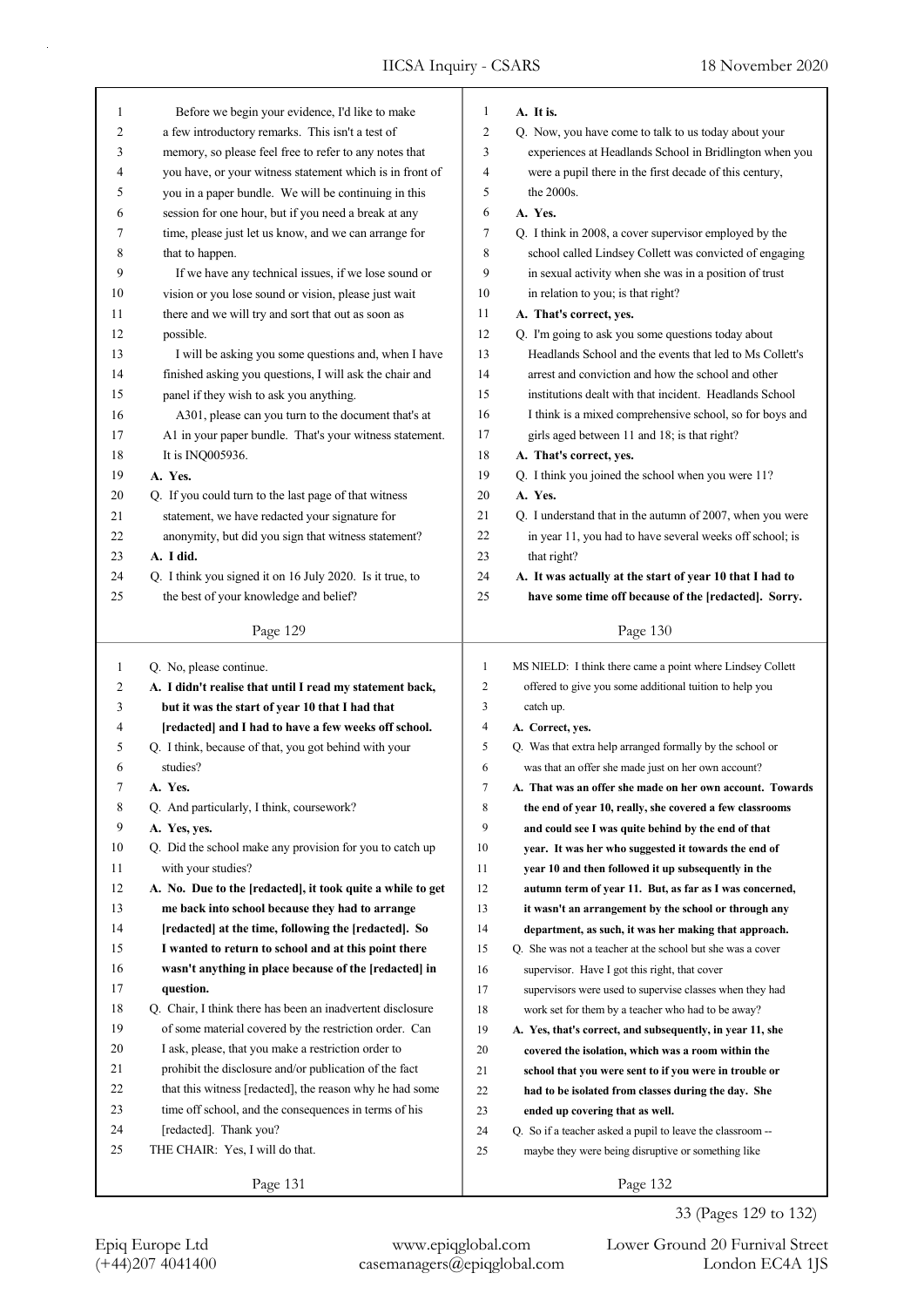Before we begin your evidence, I'd like to make a few introductory remarks. This isn't a test of memory, so please feel free to refer to any notes that you have, or your witness statement which is in front of you in a paper bundle. We will be continuing in this session for one hour, but if you need a break at any time, please just let us know, and we can arrange for that to happen.

If we have any technical issues, if we lose sound or vision or you lose sound or vision, please just wait there and we will try and sort that out as soon as possible.

I will be asking you some questions and, when I have finished asking you questions, I will ask the chair and panel if they wish to ask you anything.

A301, please can you turn to the document that's at A1 in your paper bundle. That's your witness statement. It is INQ005936.

**A. Yes.**

Q. If you could turn to the last page of that witness statement, we have redacted your signature for anonymity, but did you sign that witness statement?

**A. I did.**

Q. I think you signed it on 16 July 2020. Is it true, to the best of your knowledge and belief?

**A. It is.**

Q. Now, you have come to talk to us today about your experiences at Headlands School in Bridlington when you were a pupil there in the first decade of this century, the 2000s.

**A. Yes.**

Q. I think in 2008, a cover supervisor employed by the school called Lindsey Collett was convicted of engaging in sexual activity when she was in a position of trust in relation to you; is that right?

**A. That's correct, yes.**

Q. I'm going to ask you some questions today about Headlands School and the events that led to Ms Collett's arrest and conviction and how the school and other institutions dealt with that incident. Headlands School I think is a mixed comprehensive school, so for boys and girls aged between 11 and 18; is that right?

**A. That's correct, yes.**

Q. I think you joined the school when you were 11?

**A. Yes.**

Q. I understand that in the autumn of 2007, when you were in year 11, you had to have several weeks off school; is that right?

**A. It was actually at the start of year 10 that I had to have some time off because of the [redacted]. Sorry.**

Q. No, please continue.

**A. I didn't realise that until I read my statement back, but it was the start of year 10 that I had that [redacted] and I had to have a few weeks off school.**

Q. I think, because of that, you got behind with your studies?

**A. Yes.**

Q. And particularly, I think, coursework?

**A. Yes, yes.**

Q. Did the school make any provision for you to catch up with your studies?

**A. No. Due to the [redacted], it took quite a while to get me back into school because they had to arrange [redacted] at the time, following the [redacted]. So I wanted to return to school and at this point there wasn't anything in place because of the [redacted] in question.**

Q. Chair, I think there has been an inadvertent disclosure of some material covered by the restriction order. Can I ask, please, that you make a restriction order to prohibit the disclosure and/or publication of the fact that this witness [redacted], the reason why he had some time off school, and the consequences in terms of his [redacted]. Thank you?

THE CHAIR: Yes, I will do that.

MS NIELD: I think there came a point where Lindsey Collett offered to give you some additional tuition to help you catch up.

**A. Correct, yes.**

Q. Was that extra help arranged formally by the school or was that an offer she made just on her own account?

**A. That was an offer she made on her own account. Towards the end of year 10, really, she covered a few classrooms and could see I was quite behind by the end of that year. It was her who suggested it towards the end of year 10 and then followed it up subsequently in the autumn term of year 11. But, as far as I was concerned, it wasn't an arrangement by the school or through any department, as such, it was her making that approach.**

Q. She was not a teacher at the school but she was a cover supervisor. Have I got this right, that cover supervisors were used to supervise classes when they had work set for them by a teacher who had to be away?

**A. Yes, that's correct, and subsequently, in year 11, she covered the isolation, which was a room within the school that you were sent to if you were in trouble or had to be isolated from classes during the day. She ended up covering that as well.**

Q. So if a teacher asked a pupil to leave the classroom -- maybe they were being disruptive or something like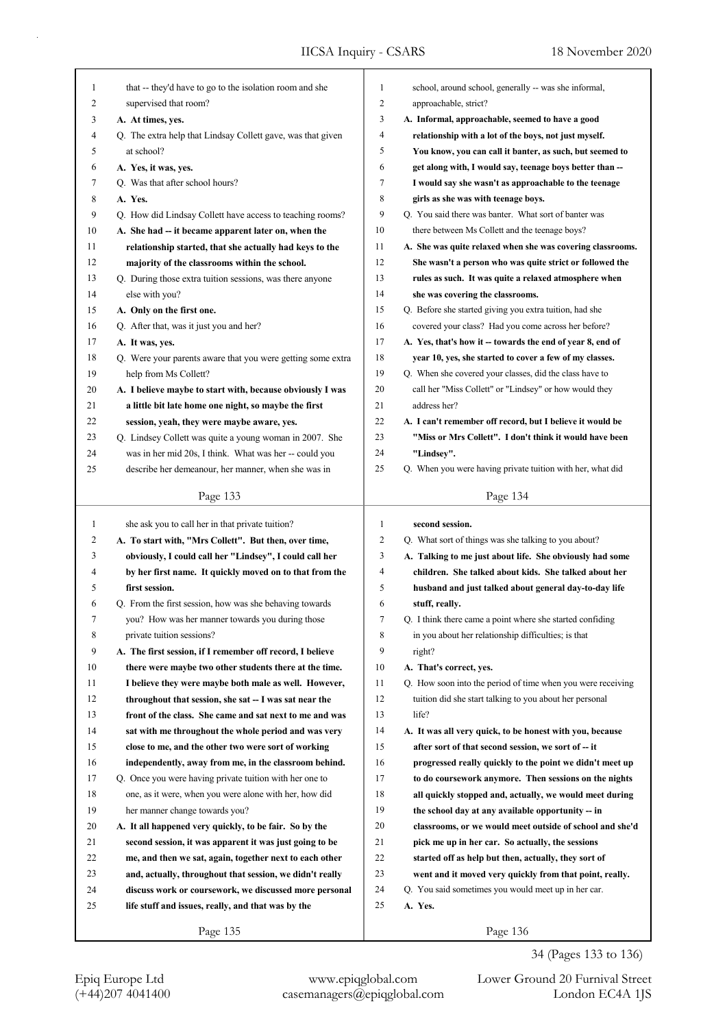that -- they'd have to go to the isolation room and she supervised that room?

**A. At times, yes.**

Q. The extra help that Lindsay Collett gave, was that given at school?

**A. Yes, it was, yes.**

Q. Was that after school hours?

**A. Yes.**

Q. How did Lindsay Collett have access to teaching rooms?

**A. She had -- it became apparent later on, when the relationship started, that she actually had keys to the majority of the classrooms within the school.**

Q. During those extra tuition sessions, was there anyone else with you?

**A. Only on the first one.**

Q. After that, was it just you and her?

**A. It was, yes.**

Q. Were your parents aware that you were getting some extra help from Ms Collett?

**A. I believe maybe to start with, because obviously I was a little bit late home one night, so maybe the first session, yeah, they were maybe aware, yes.**

Q. Lindsey Collett was quite a young woman in 2007. She was in her mid 20s, I think. What was her -- could you describe her demeanour, her manner, when she was in school, around school, generally -- was she informal, approachable, strict?

**A. Informal, approachable, seemed to have a good relationship with a lot of the boys, not just myself. You know, you can call it banter, as such, but seemed to get along with, I would say, teenage boys better than -- I would say she wasn't as approachable to the teenage girls as she was with teenage boys.**

Q. You said there was banter. What sort of banter was there between Ms Collett and the teenage boys?

**A. She was quite relaxed when she was covering classrooms. She wasn't a person who was quite strict or followed the rules as such. It was quite a relaxed atmosphere when she was covering the classrooms.**

Q. Before she started giving you extra tuition, had she covered your class? Had you come across her before?

**A. Yes, that's how it -- towards the end of year 8, end of year 10, yes, she started to cover a few of my classes.**

Q. When she covered your classes, did the class have to call her "Miss Collett" or "Lindsey" or how would they address her?

**A. I can't remember off record, but I believe it would be "Miss or Mrs Collett". I don't think it would have been "Lindsey".**

Q. When you were having private tuition with her, what did she ask you to call her in that private tuition?

**A. To start with, "Mrs Collett". But then, over time, obviously, I could call her "Lindsey", I could call her by her first name. It quickly moved on to that from the first session.**

Q. From the first session, how was she behaving towards you? How was her manner towards you during those private tuition sessions?

**A. The first session, if I remember off record, I believe there were maybe two other students there at the time. I believe they were maybe both male as well. However, throughout that session, she sat -- I was sat near the front of the class. She came and sat next to me and was sat with me throughout the whole period and was very close to me, and the other two were sort of working independently, away from me, in the classroom behind.**

Q. Once you were having private tuition with her one to one, as it were, when you were alone with her, how did her manner change towards you?

**A. It all happened very quickly, to be fair. So by the second session, it was apparent it was just going to be me, and then we sat, again, together next to each other and, actually, throughout that session, we didn't really discuss work or coursework, we discussed more personal life stuff and issues, really, and that was by the second session.**

Q. What sort of things was she talking to you about?

**A. Talking to me just about life. She obviously had some children. She talked about kids. She talked about her husband and just talked about general day-to-day life stuff, really.**

Q. I think there came a point where she started confiding in you about her relationship difficulties; is that right?

**A. That's correct, yes.**

Q. How soon into the period of time when you were receiving tuition did she start talking to you about her personal life?

**A. It was all very quick, to be honest with you, because after sort of that second session, we sort of -- it progressed really quickly to the point we didn't meet up to do coursework anymore. Then sessions on the nights all quickly stopped and, actually, we would meet during the school day at any available opportunity -- in classrooms, or we would meet outside of school and she'd pick me up in her car. So actually, the sessions started off as help but then, actually, they sort of went and it moved very quickly from that point, really.**

Q. You said sometimes you would meet up in her car.

**A. Yes.**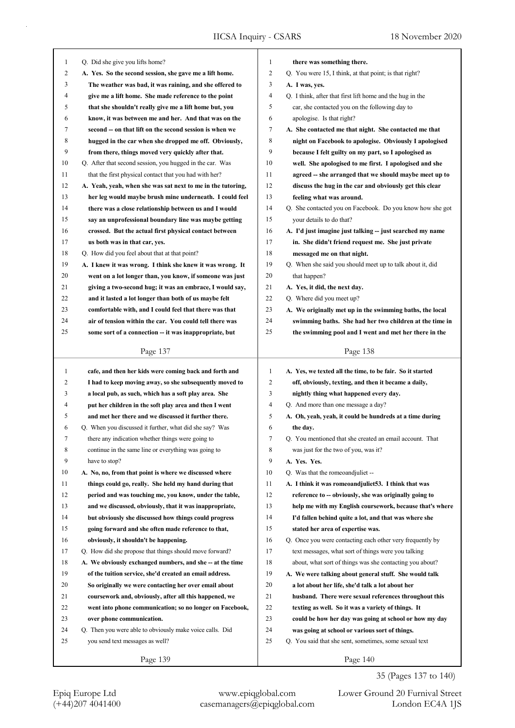Page 137

1 Q. Did she give you lifts home?
2 **A. Yes. So the second session, she gave me a lift home.**
3 **The weather was bad, it was raining, and she offered to**
4 **give me a lift home. She made reference to the point**
5 **that she shouldn't really give me a lift home but, you**
6 **know, it was between me and her. And that was on the**
7 **second -- on that lift on the second session is when we**
8 **hugged in the car when she dropped me off. Obviously,**
9 **from there, things moved very quickly after that.**
10 Q. After that second session, you hugged in the car. Was
11 that the first physical contact that you had with her?
12 **A. Yeah, yeah, when she was sat next to me in the tutoring,**
13 **her leg would maybe brush mine underneath. I could feel**
14 **there was a close relationship between us and I would**
15 **say an unprofessional boundary line was maybe getting**
16 **crossed. But the actual first physical contact between**
17 **us both was in that car, yes.**
18 Q. How did you feel about that at that point?
19 **A. I knew it was wrong. I think she knew it was wrong. It**
20 **went on a lot longer than, you know, if someone was just**
21 **giving a two-second hug; it was an embrace, I would say,**
22 **and it lasted a lot longer than both of us maybe felt**
23 **comfortable with, and I could feel that there was that**
24 **air of tension within the car. You could tell there was**
25 **some sort of a connection -- it was inappropriate, but**

Page 138

1 **there was something there.**
2 Q. You were 15, I think, at that point; is that right?
3 **A. I was, yes.**
4 Q. I think, after that first lift home and the hug in the
5 car, she contacted you on the following day to
6 apologise. Is that right?
7 **A. She contacted me that night. She contacted me that**
8 **night on Facebook to apologise. Obviously I apologised**
9 **because I felt guilty on my part, so I apologised as**
10 **well. She apologised to me first. I apologised and she**
11 **agreed -- she arranged that we should maybe meet up to**
12 **discuss the hug in the car and obviously get this clear**
13 **feeling what was around.**
14 Q. She contacted you on Facebook. Do you know how she got
15 your details to do that?
16 **A. I'd imagine just talking -- just searched my name**
17 **in. She didn't friend request me. She just private**
18 **messaged me on that night.**
19 Q. When she said you should meet up to talk about it, did
20 that happen?
21 **A. Yes, it did, the next day.**
22 Q. Where did you meet up?
23 **A. We originally met up in the swimming baths, the local**
24 **swimming baths. She had her two children at the time in**
25 **the swimming pool and I went and met her there in the**

Page 139

1 **cafe, and then her kids were coming back and forth and**
2 **I had to keep moving away, so she subsequently moved to**
3 **a local pub, as such, which has a soft play area. She**
4 **put her children in the soft play area and then I went**
5 **and met her there and we discussed it further there.**
6 Q. When you discussed it further, what did she say? Was
7 there any indication whether things were going to
8 continue in the same line or everything was going to
9 have to stop?
10 **A. No, no, from that point is where we discussed where**
11 **things could go, really. She held my hand during that**
12 **period and was touching me, you know, under the table,**
13 **and we discussed, obviously, that it was inappropriate,**
14 **but obviously she discussed how things could progress**
15 **going forward and she often made reference to that,**
16 **obviously, it shouldn't be happening.**
17 Q. How did she propose that things should move forward?
18 **A. We obviously exchanged numbers, and she -- at the time**
19 **of the tuition service, she'd created an email address.**
20 **So originally we were contacting her over email about**
21 **coursework and, obviously, after all this happened, we**
22 **went into phone communication; so no longer on Facebook,**
23 **over phone communication.**
24 Q. Then you were able to obviously make voice calls. Did
25 you send text messages as well?

Page 140

1 **A. Yes, we texted all the time, to be fair. So it started**
2 **off, obviously, texting, and then it became a daily,**
3 **nightly thing what happened every day.**
4 Q. And more than one message a day?
5 **A. Oh, yeah, yeah, it could be hundreds at a time during**
6 **the day.**
7 Q. You mentioned that she created an email account. That
8 was just for the two of you, was it?
9 **A. Yes. Yes.**
10 Q. Was that the romeoandjuliet --
11 **A. I think it was romeoandjuliet53. I think that was**
12 **reference to -- obviously, she was originally going to**
13 **help me with my English coursework, because that's where**
14 **I'd fallen behind quite a lot, and that was where she**
15 **stated her area of expertise was.**
16 Q. Once you were contacting each other very frequently by
17 text messages, what sort of things were you talking
18 about, what sort of things was she contacting you about?
19 **A. We were talking about general stuff. She would talk**
20 **a lot about her life, she'd talk a lot about her**
21 **husband. There were sexual references throughout this**
22 **texting as well. So it was a variety of things. It**
23 **could be how her day was going at school or how my day**
24 **was going at school or various sort of things.**
25 Q. You said that she sent, sometimes, some sexual text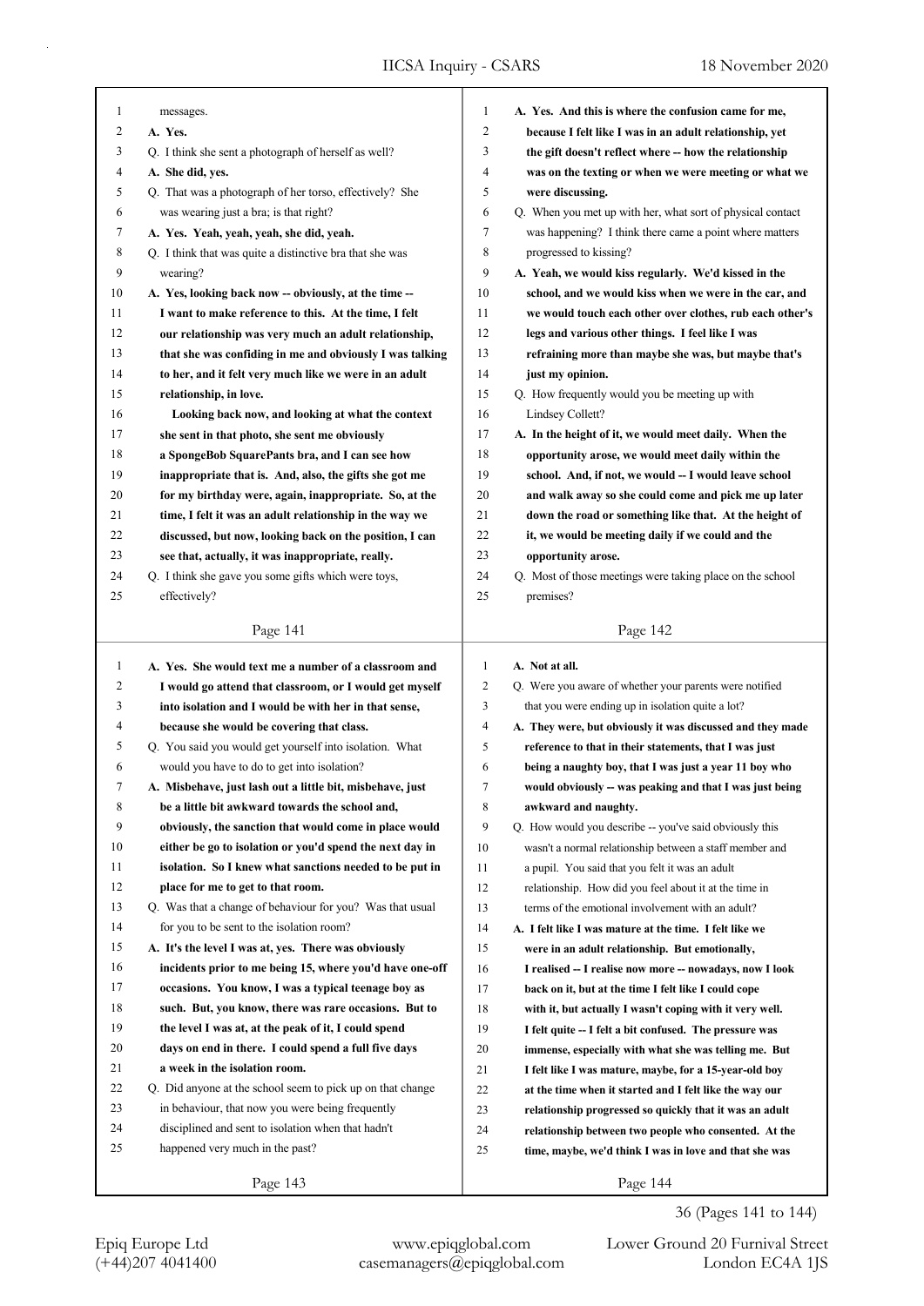messages.

**A. Yes.**

Q. I think she sent a photograph of herself as well?

**A. She did, yes.**

Q. That was a photograph of her torso, effectively? She was wearing just a bra; is that right?

**A. Yes. Yeah, yeah, yeah, she did, yeah.**

Q. I think that was quite a distinctive bra that she was wearing?

**A. Yes, looking back now -- obviously, at the time -- I want to make reference to this. At the time, I felt our relationship was very much an adult relationship, that she was confiding in me and obviously I was talking to her, and it felt very much like we were in an adult relationship, in love.**

**Looking back now, and looking at what the context she sent in that photo, she sent me obviously a SpongeBob SquarePants bra, and I can see how inappropriate that is. And, also, the gifts she got me for my birthday were, again, inappropriate. So, at the time, I felt it was an adult relationship in the way we discussed, but now, looking back on the position, I can see that, actually, it was inappropriate, really.**

Q. I think she gave you some gifts which were toys, effectively?

**A. Yes. And this is where the confusion came for me, because I felt like I was in an adult relationship, yet the gift doesn't reflect where -- how the relationship was on the texting or when we were meeting or what we were discussing.**

Q. When you met up with her, what sort of physical contact was happening? I think there came a point where matters progressed to kissing?

**A. Yeah, we would kiss regularly. We'd kissed in the school, and we would kiss when we were in the car, and we would touch each other over clothes, rub each other's legs and various other things. I feel like I was refraining more than maybe she was, but maybe that's just my opinion.**

Q. How frequently would you be meeting up with Lindsey Collett?

**A. In the height of it, we would meet daily. When the opportunity arose, we would meet daily within the school. And, if not, we would -- I would leave school and walk away so she could come and pick me up later down the road or something like that. At the height of it, we would be meeting daily if we could and the opportunity arose.**

Q. Most of those meetings were taking place on the school premises?

**A. Yes. She would text me a number of a classroom and I would go attend that classroom, or I would get myself into isolation and I would be with her in that sense, because she would be covering that class.**

Q. You said you would get yourself into isolation. What would you have to do to get into isolation?

**A. Misbehave, just lash out a little bit, misbehave, just be a little bit awkward towards the school and, obviously, the sanction that would come in place would either be go to isolation or you'd spend the next day in isolation. So I knew what sanctions needed to be put in place for me to get to that room.**

Q. Was that a change of behaviour for you? Was that usual for you to be sent to the isolation room?

**A. It's the level I was at, yes. There was obviously incidents prior to me being 15, where you'd have one-off occasions. You know, I was a typical teenage boy as such. But, you know, there were rare occasions. But to the level I was at, at the peak of it, I could spend days on end in there. I could spend a full five days a week in the isolation room.**

Q. Did anyone at the school seem to pick up on that change in behaviour, that now you were being frequently disciplined and sent to isolation when that hadn't happened very much in the past?

**A. Not at all.**

Q. Were you aware of whether your parents were notified that you were ending up in isolation quite a lot?

**A. They were, but obviously it was discussed and they made reference to that in their statements, that I was just being a naughty boy, that I was just a year 11 boy who would obviously -- was peaking and that I was just being awkward and naughty.**

Q. How would you describe -- you've said obviously this wasn't a normal relationship between a staff member and a pupil. You said that you felt it was an adult relationship. How did you feel about it at the time in terms of the emotional involvement with an adult?

**A. I felt like I was mature at the time. I felt like we were in an adult relationship. But emotionally, I realised -- I realise now more -- nowadays, now I look back on it, but at the time I felt like I could cope with it, but actually I wasn't coping with it very well. I felt quite -- I felt a bit confused. The pressure was immense, especially with what she was telling me. But I felt like I was mature, maybe, for a 15-year-old boy at the time when it started and I felt like the way our relationship progressed so quickly that it was an adult relationship between two people who consented. At the time, maybe, we'd think I was in love and that she was**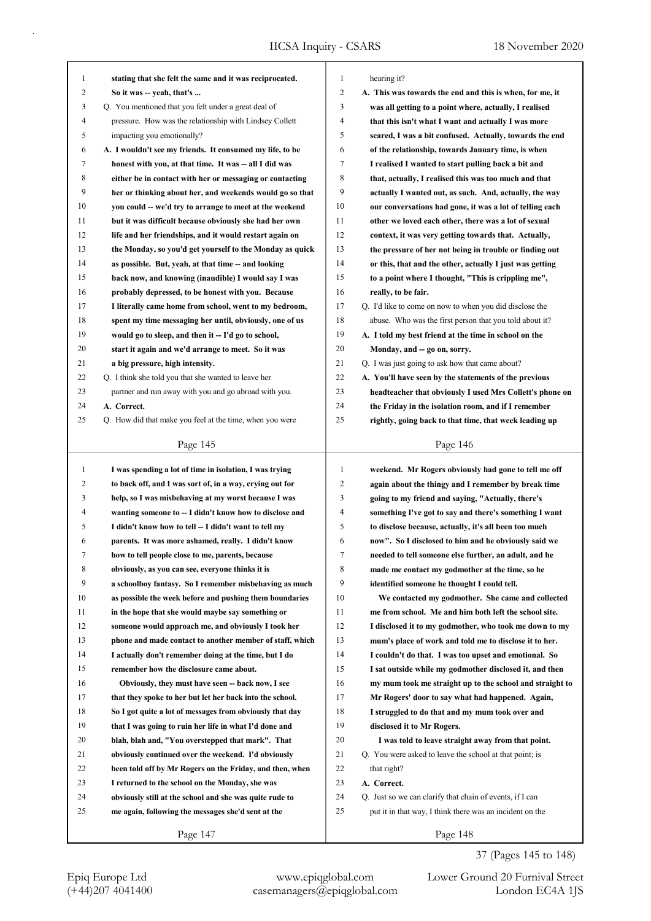stating that she felt the same and it was reciprocated. So it was -- yeah, that's ...

Q. You mentioned that you felt under a great deal of pressure. How was the relationship with Lindsey Collett impacting you emotionally?

A. I wouldn't see my friends. It consumed my life, to be honest with you, at that time. It was -- all I did was either be in contact with her or messaging or contacting her or thinking about her, and weekends would go so that you could -- we'd try to arrange to meet at the weekend but it was difficult because obviously she had her own life and her friendships, and it would restart again on the Monday, so you'd get yourself to the Monday as quick as possible. But, yeah, at that time -- and looking back now, and knowing (inaudible) I would say I was probably depressed, to be honest with you. Because I literally came home from school, went to my bedroom, spent my time messaging her until, obviously, one of us would go to sleep, and then it -- I'd go to school, start it again and we'd arrange to meet. So it was a big pressure, high intensity.

Q. I think she told you that she wanted to leave her partner and run away with you and go abroad with you.

A. Correct.

Q. How did that make you feel at the time, when you were hearing it?

A. This was towards the end and this is when, for me, it was all getting to a point where, actually, I realised that this isn't what I want and actually I was more scared, I was a bit confused. Actually, towards the end of the relationship, towards January time, is when I realised I wanted to start pulling back a bit and that, actually, I realised this was too much and that actually I wanted out, as such. And, actually, the way our conversations had gone, it was a lot of telling each other we loved each other, there was a lot of sexual context, it was very getting towards that. Actually, the pressure of her not being in trouble or finding out or this, that and the other, actually I just was getting to a point where I thought, "This is crippling me", really, to be fair.

Q. I'd like to come on now to when you did disclose the abuse. Who was the first person that you told about it?

A. I told my best friend at the time in school on the Monday, and -- go on, sorry.

Q. I was just going to ask how that came about?

A. You'll have seen by the statements of the previous headteacher that obviously I used Mrs Collett's phone on the Friday in the isolation room, and if I remember rightly, going back to that time, that week leading up I was spending a lot of time in isolation, I was trying to back off, and I was sort of, in a way, crying out for help, so I was misbehaving at my worst because I was wanting someone to -- I didn't know how to disclose and I didn't know how to tell -- I didn't want to tell my parents. It was more ashamed, really. I didn't know how to tell people close to me, parents, because obviously, as you can see, everyone thinks it is a schoolboy fantasy. So I remember misbehaving as much as possible the week before and pushing them boundaries in the hope that she would maybe say something or someone would approach me, and obviously I took her phone and made contact to another member of staff, which I actually don't remember doing at the time, but I do remember how the disclosure came about.

Obviously, they must have seen -- back now, I see that they spoke to her but let her back into the school. So I got quite a lot of messages from obviously that day that I was going to ruin her life in what I'd done and blah, blah and, "You overstepped that mark". That obviously continued over the weekend. I'd obviously been told off by Mr Rogers on the Friday, and then, when I returned to the school on the Monday, she was obviously still at the school and she was quite rude to me again, following the messages she'd sent at the weekend. Mr Rogers obviously had gone to tell me off again about the thingy and I remember by break time going to my friend and saying, "Actually, there's something I've got to say and there's something I want to disclose because, actually, it's all been too much now". So I disclosed to him and he obviously said we needed to tell someone else further, an adult, and he made me contact my godmother at the time, so he identified someone he thought I could tell.

We contacted my godmother. She came and collected me from school. Me and him both left the school site. I disclosed it to my godmother, who took me down to my mum's place of work and told me to disclose it to her. I couldn't do that. I was too upset and emotional. So I sat outside while my godmother disclosed it, and then my mum took me straight up to the school and straight to Mr Rogers' door to say what had happened. Again, I struggled to do that and my mum took over and disclosed it to Mr Rogers.

I was told to leave straight away from that point.

Q. You were asked to leave the school at that point; is that right?

A. Correct.

Q. Just so we can clarify that chain of events, if I can put it in that way, I think there was an incident on the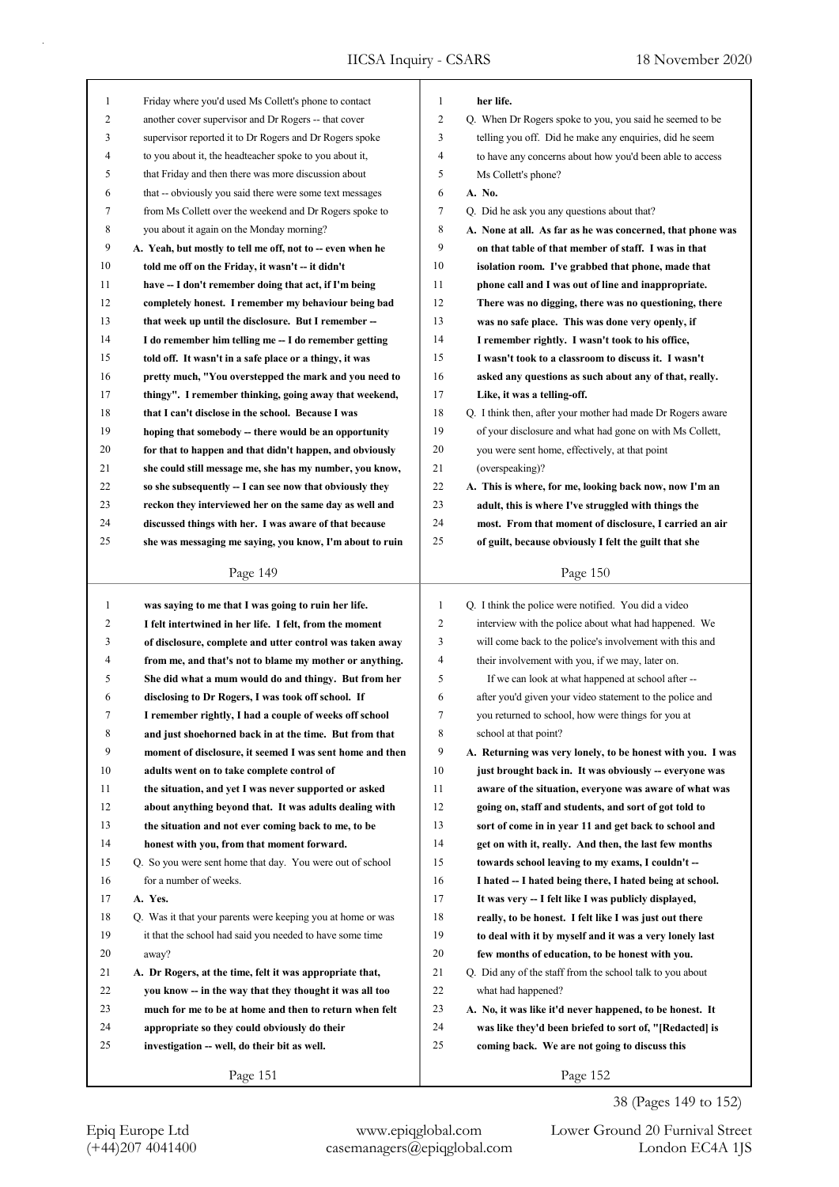Friday where you'd used Ms Collett's phone to contact another cover supervisor and Dr Rogers -- that cover supervisor reported it to Dr Rogers and Dr Rogers spoke to you about it, the headteacher spoke to you about it, that Friday and then there was more discussion about that -- obviously you said there were some text messages from Ms Collett over the weekend and Dr Rogers spoke to you about it again on the Monday morning?

**A. Yeah, but mostly to tell me off, not to -- even when he told me off on the Friday, it wasn't -- it didn't have -- I don't remember doing that act, if I'm being completely honest. I remember my behaviour being bad that week up until the disclosure. But I remember -- I do remember him telling me -- I do remember getting told off. It wasn't in a safe place or a thingy, it was pretty much, "You overstepped the mark and you need to thingy". I remember thinking, going away that weekend, that I can't disclose in the school. Because I was hoping that somebody -- there would be an opportunity for that to happen and that didn't happen, and obviously she could still message me, she has my number, you know, so she subsequently -- I can see now that obviously they reckon they interviewed her on the same day as well and discussed things with her. I was aware of that because she was messaging me saying, you know, I'm about to ruin her life.**

Q. When Dr Rogers spoke to you, you said he seemed to be telling you off. Did he make any enquiries, did he seem to have any concerns about how you'd been able to access Ms Collett's phone?

**A. No.**

Q. Did he ask you any questions about that?

**A. None at all. As far as he was concerned, that phone was on that table of that member of staff. I was in that isolation room. I've grabbed that phone, made that phone call and I was out of line and inappropriate. There was no digging, there was no questioning, there was no safe place. This was done very openly, if I remember rightly. I wasn't took to his office, I wasn't took to a classroom to discuss it. I wasn't asked any questions as such about any of that, really. Like, it was a telling-off.**

Q. I think then, after your mother had made Dr Rogers aware of your disclosure and what had gone on with Ms Collett, you were sent home, effectively, at that point (overspeaking)?

**A. This is where, for me, looking back now, now I'm an adult, this is where I've struggled with things the most. From that moment of disclosure, I carried an air of guilt, because obviously I felt the guilt that she was saying to me that I was going to ruin her life. I felt intertwined in her life. I felt, from the moment of disclosure, complete and utter control was taken away from me, and that's not to blame my mother or anything. She did what a mum would do and thingy. But from her disclosing to Dr Rogers, I was took off school. If I remember rightly, I had a couple of weeks off school and just shoehorned back in at the time. But from that moment of disclosure, it seemed I was sent home and then adults went on to take complete control of the situation, and yet I was never supported or asked about anything beyond that. It was adults dealing with the situation and not ever coming back to me, to be honest with you, from that moment forward.**

Q. So you were sent home that day. You were out of school for a number of weeks.

**A. Yes.**

Q. Was it that your parents were keeping you at home or was it that the school had said you needed to have some time away?

**A. Dr Rogers, at the time, felt it was appropriate that, you know -- in the way that they thought it was all too much for me to be at home and then to return when felt appropriate so they could obviously do their investigation -- well, do their bit as well.**

Q. I think the police were notified. You did a video interview with the police about what had happened. We will come back to the police's involvement with this and their involvement with you, if we may, later on.

If we can look at what happened at school after -- after you'd given your video statement to the police and you returned to school, how were things for you at school at that point?

**A. Returning was very lonely, to be honest with you. I was just brought back in. It was obviously -- everyone was aware of the situation, everyone was aware of what was going on, staff and students, and sort of got told to sort of come in in year 11 and get back to school and get on with it, really. And then, the last few months towards school leaving to my exams, I couldn't -- I hated -- I hated being there, I hated being at school. It was very -- I felt like I was publicly displayed, really, to be honest. I felt like I was just out there to deal with it by myself and it was a very lonely last few months of education, to be honest with you.**

Q. Did any of the staff from the school talk to you about what had happened?

**A. No, it was like it'd never happened, to be honest. It was like they'd been briefed to sort of, "[Redacted] is coming back. We are not going to discuss this**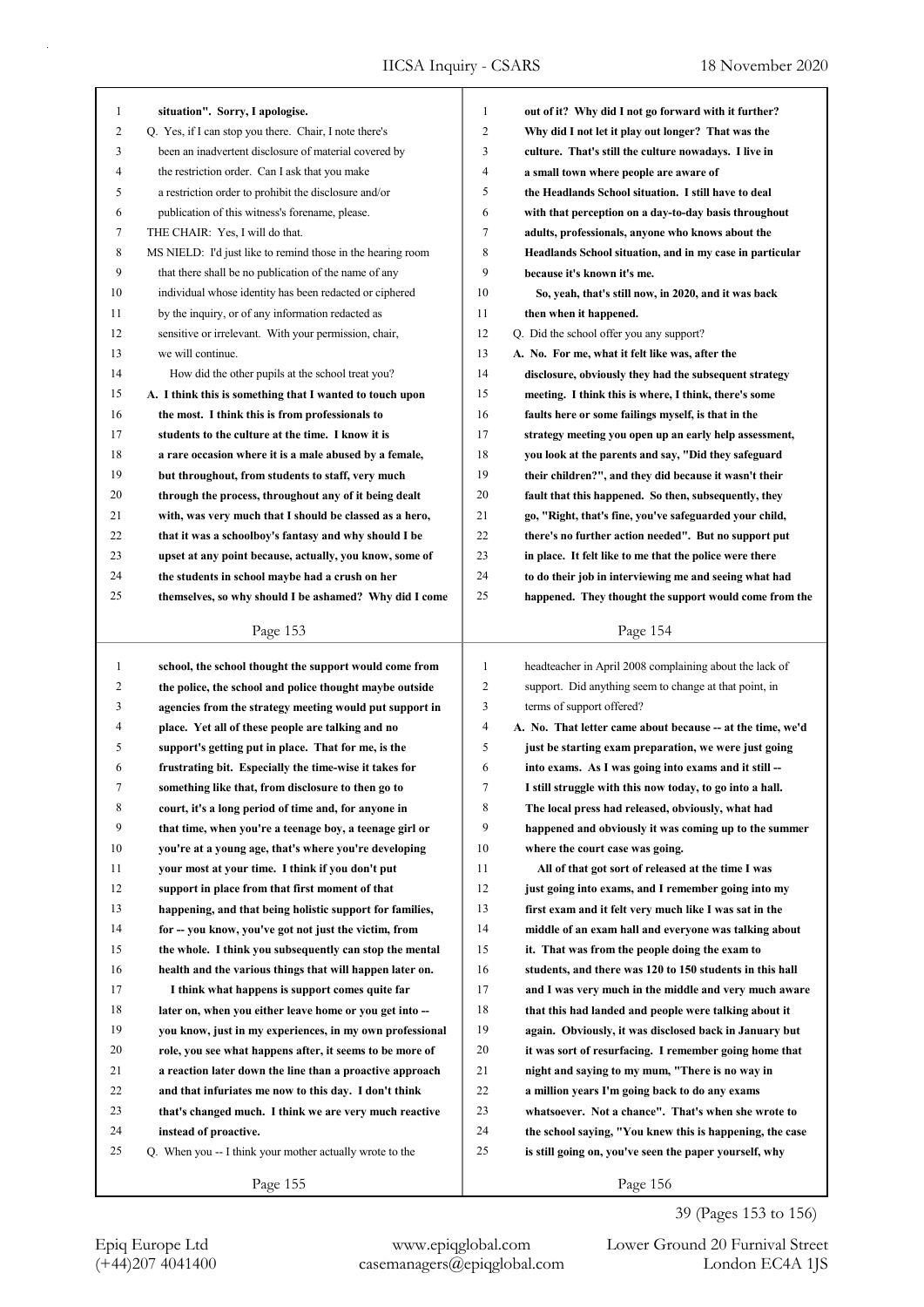situation". Sorry, I apologise.

Q. Yes, if I can stop you there. Chair, I note there's been an inadvertent disclosure of material covered by the restriction order. Can I ask that you make a restriction order to prohibit the disclosure and/or publication of this witness's forename, please.

THE CHAIR: Yes, I will do that.

MS NIELD: I'd just like to remind those in the hearing room that there shall be no publication of the name of any individual whose identity has been redacted or ciphered by the inquiry, or of any information redacted as sensitive or irrelevant. With your permission, chair, we will continue.

How did the other pupils at the school treat you?

**A. I think this is something that I wanted to touch upon the most. I think this is from professionals to students to the culture at the time. I know it is a rare occasion where it is a male abused by a female, but throughout, from students to staff, very much through the process, throughout any of it being dealt with, was very much that I should be classed as a hero, that it was a schoolboy's fantasy and why should I be upset at any point because, actually, you know, some of the students in school maybe had a crush on her themselves, so why should I be ashamed? Why did I come out of it? Why did I not go forward with it further? Why did I not let it play out longer? That was the culture. That's still the culture nowadays. I live in a small town where people are aware of the Headlands School situation. I still have to deal with that perception on a day-to-day basis throughout adults, professionals, anyone who knows about the Headlands School situation, and in my case in particular because it's known it's me.**

**So, yeah, that's still now, in 2020, and it was back then when it happened.**

Q. Did the school offer you any support?

**A. No. For me, what it felt like was, after the disclosure, obviously they had the subsequent strategy meeting. I think this is where, I think, there's some faults here or some failings myself, is that in the strategy meeting you open up an early help assessment, you look at the parents and say, "Did they safeguard their children?", and they did because it wasn't their fault that this happened. So then, subsequently, they go, "Right, that's fine, you've safeguarded your child, there's no further action needed". But no support put in place. It felt like to me that the police were there to do their job in interviewing me and seeing what had happened. They thought the support would come from the school, the school thought the support would come from the police, the school and police thought maybe outside agencies from the strategy meeting would put support in place. Yet all of these people are talking and no support's getting put in place. That for me, is the frustrating bit. Especially the time-wise it takes for something like that, from disclosure to then go to court, it's a long period of time and, for anyone in that time, when you're a teenage boy, a teenage girl or you're at a young age, that's where you're developing your most at your time. I think if you don't put support in place from that first moment of that happening, and that being holistic support for families, for -- you know, you've got not just the victim, from the whole. I think you subsequently can stop the mental health and the various things that will happen later on.**

**I think what happens is support comes quite far later on, when you either leave home or you get into -- you know, just in my experiences, in my own professional role, you see what happens after, it seems to be more of a reaction later down the line than a proactive approach and that infuriates me now to this day. I don't think that's changed much. I think we are very much reactive instead of proactive.**

Q. When you -- I think your mother actually wrote to the headteacher in April 2008 complaining about the lack of support. Did anything seem to change at that point, in terms of support offered?

**A. No. That letter came about because -- at the time, we'd just be starting exam preparation, we were just going into exams. As I was going into exams and it still -- I still struggle with this now today, to go into a hall. The local press had released, obviously, what had happened and obviously it was coming up to the summer where the court case was going.**

**All of that got sort of released at the time I was just going into exams, and I remember going into my first exam and it felt very much like I was sat in the middle of an exam hall and everyone was talking about it. That was from the people doing the exam to students, and there was 120 to 150 students in this hall and I was very much in the middle and very much aware that this had landed and people were talking about it again. Obviously, it was disclosed back in January but it was sort of resurfacing. I remember going home that night and saying to my mum, "There is no way in a million years I'm going back to do any exams whatsoever. Not a chance". That's when she wrote to the school saying, "You knew this is happening, the case is still going on, you've seen the paper yourself, why**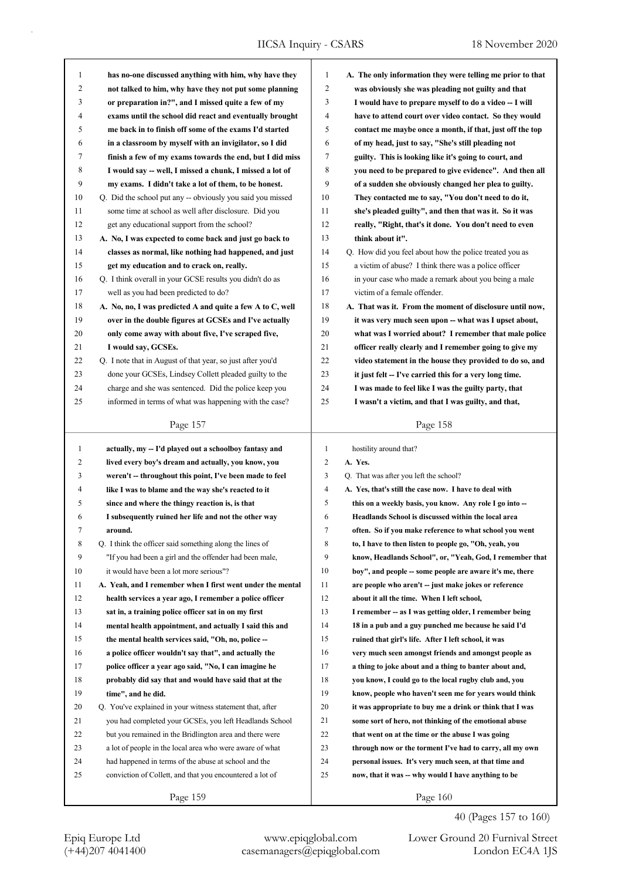has no-one discussed anything with him, why have they not talked to him, why have they not put some planning or preparation in?", and I missed quite a few of my exams until the school did react and eventually brought me back in to finish off some of the exams I'd started in a classroom by myself with an invigilator, so I did finish a few of my exams towards the end, but I did miss I would say -- well, I missed a chunk, I missed a lot of my exams. I didn't take a lot of them, to be honest.

Q. Did the school put any -- obviously you said you missed some time at school as well after disclosure. Did you get any educational support from the school?

A. No, I was expected to come back and just go back to classes as normal, like nothing had happened, and just get my education and to crack on, really.

Q. I think overall in your GCSE results you didn't do as well as you had been predicted to do?

A. No, no, I was predicted A and quite a few A to C, well over in the double figures at GCSEs and I've actually only come away with about five, I've scraped five, I would say, GCSEs.

Q. I note that in August of that year, so just after you'd done your GCSEs, Lindsey Collett pleaded guilty to the charge and she was sentenced. Did the police keep you informed in terms of what was happening with the case?

A. The only information they were telling me prior to that was obviously she was pleading not guilty and that I would have to prepare myself to do a video -- I will have to attend court over video contact. So they would contact me maybe once a month, if that, just off the top of my head, just to say, "She's still pleading not guilty. This is looking like it's going to court, and you need to be prepared to give evidence". And then all of a sudden she obviously changed her plea to guilty. They contacted me to say, "You don't need to do it, she's pleaded guilty", and then that was it. So it was really, "Right, that's it done. You don't need to even think about it".

Q. How did you feel about how the police treated you as a victim of abuse? I think there was a police officer in your case who made a remark about you being a male victim of a female offender.

A. That was it. From the moment of disclosure until now, it was very much seen upon -- what was I upset about, what was I worried about? I remember that male police officer really clearly and I remember going to give my video statement in the house they provided to do so, and it just felt -- I've carried this for a very long time. I was made to feel like I was the guilty party, that I wasn't a victim, and that I was guilty, and that, actually, my -- I'd played out a schoolboy fantasy and lived every boy's dream and actually, you know, you weren't -- throughout this point, I've been made to feel like I was to blame and the way she's reacted to it since and where the thingy reaction is, is that I subsequently ruined her life and not the other way around.

Q. I think the officer said something along the lines of "If you had been a girl and the offender had been male, it would have been a lot more serious"?

A. Yeah, and I remember when I first went under the mental health services a year ago, I remember a police officer sat in, a training police officer sat in on my first mental health appointment, and actually I said this and the mental health services said, "Oh, no, police -- a police officer wouldn't say that", and actually the police officer a year ago said, "No, I can imagine he probably did say that and would have said that at the time", and he did.

Q. You've explained in your witness statement that, after you had completed your GCSEs, you left Headlands School but you remained in the Bridlington area and there were a lot of people in the local area who were aware of what had happened in terms of the abuse at school and the conviction of Collett, and that you encountered a lot of hostility around that?

A. Yes.

Q. That was after you left the school?

A. Yes, that's still the case now. I have to deal with this on a weekly basis, you know. Any role I go into -- Headlands School is discussed within the local area often. So if you make reference to what school you went to, I have to then listen to people go, "Oh, yeah, you know, Headlands School", or, "Yeah, God, I remember that boy", and people -- some people are aware it's me, there are people who aren't -- just make jokes or reference about it all the time. When I left school, I remember -- as I was getting older, I remember being 18 in a pub and a guy punched me because he said I'd ruined that girl's life. After I left school, it was very much seen amongst friends and amongst people as a thing to joke about and a thing to banter about and, you know, I could go to the local rugby club and, you know, people who haven't seen me for years would think it was appropriate to buy me a drink or think that I was some sort of hero, not thinking of the emotional abuse that went on at the time or the abuse I was going through now or the torment I've had to carry, all my own personal issues. It's very much seen, at that time and now, that it was -- why would I have anything to be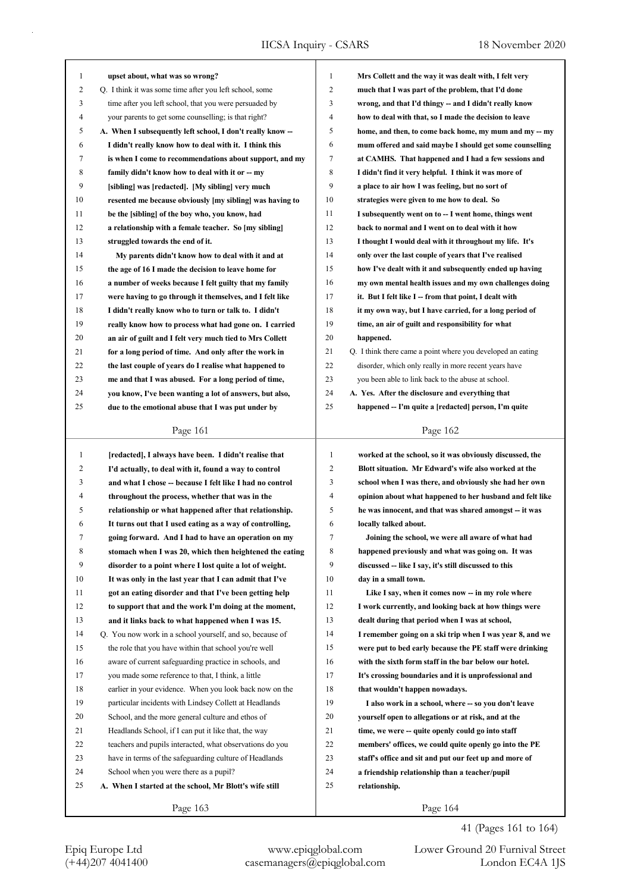upset about, what was so wrong?

Q. I think it was some time after you left school, some time after you left school, that you were persuaded by your parents to get some counselling; is that right?

**A. When I subsequently left school, I don't really know -- I didn't really know how to deal with it. I think this is when I come to recommendations about support, and my family didn't know how to deal with it or -- my [sibling] was [redacted]. [My sibling] very much resented me because obviously [my sibling] was having to be the [sibling] of the boy who, you know, had a relationship with a female teacher. So [my sibling] struggled towards the end of it.**

**My parents didn't know how to deal with it and at the age of 16 I made the decision to leave home for a number of weeks because I felt guilty that my family were having to go through it themselves, and I felt like I didn't really know who to turn or talk to. I didn't really know how to process what had gone on. I carried an air of guilt and I felt very much tied to Mrs Collett for a long period of time. And only after the work in the last couple of years do I realise what happened to me and that I was abused. For a long period of time, you know, I've been wanting a lot of answers, but also, due to the emotional abuse that I was put under by Mrs Collett and the way it was dealt with, I felt very much that I was part of the problem, that I'd done wrong, and that I'd thingy -- and I didn't really know how to deal with that, so I made the decision to leave home, and then, to come back home, my mum and my -- my mum offered and said maybe I should get some counselling at CAMHS. That happened and I had a few sessions and I didn't find it very helpful. I think it was more of a place to air how I was feeling, but no sort of strategies were given to me how to deal. So I subsequently went on to -- I went home, things went back to normal and I went on to deal with it how I thought I would deal with it throughout my life. It's only over the last couple of years that I've realised how I've dealt with it and subsequently ended up having my own mental health issues and my own challenges doing it. But I felt like I -- from that point, I dealt with it my own way, but I have carried, for a long period of time, an air of guilt and responsibility for what happened.**

Q. I think there came a point where you developed an eating disorder, which only really in more recent years have you been able to link back to the abuse at school.

**A. Yes. After the disclosure and everything that happened -- I'm quite a [redacted] person, I'm quite [redacted], I always have been. I didn't realise that I'd actually, to deal with it, found a way to control and what I chose -- because I felt like I had no control throughout the process, whether that was in the relationship or what happened after that relationship. It turns out that I used eating as a way of controlling, going forward. And I had to have an operation on my stomach when I was 20, which then heightened the eating disorder to a point where I lost quite a lot of weight. It was only in the last year that I can admit that I've got an eating disorder and that I've been getting help to support that and the work I'm doing at the moment, and it links back to what happened when I was 15.**

Q. You now work in a school yourself, and so, because of the role that you have within that school you're well aware of current safeguarding practice in schools, and you made some reference to that, I think, a little earlier in your evidence. When you look back now on the particular incidents with Lindsey Collett at Headlands School, and the more general culture and ethos of Headlands School, if I can put it like that, the way teachers and pupils interacted, what observations do you have in terms of the safeguarding culture of Headlands School when you were there as a pupil?

**A. When I started at the school, Mr Blott's wife still worked at the school, so it was obviously discussed, the Blott situation. Mr Edward's wife also worked at the school when I was there, and obviously she had her own opinion about what happened to her husband and felt like he was innocent, and that was shared amongst -- it was locally talked about.**

**Joining the school, we were all aware of what had happened previously and what was going on. It was discussed -- like I say, it's still discussed to this day in a small town.**

**Like I say, when it comes now -- in my role where I work currently, and looking back at how things were dealt during that period when I was at school, I remember going on a ski trip when I was year 8, and we were put to bed early because the PE staff were drinking with the sixth form staff in the bar below our hotel. It's crossing boundaries and it is unprofessional and that wouldn't happen nowadays.**

**I also work in a school, where -- so you don't leave yourself open to allegations or at risk, and at the time, we were -- quite openly could go into staff members' offices, we could quite openly go into the PE staff's office and sit and put our feet up and more of a friendship relationship than a teacher/pupil relationship.**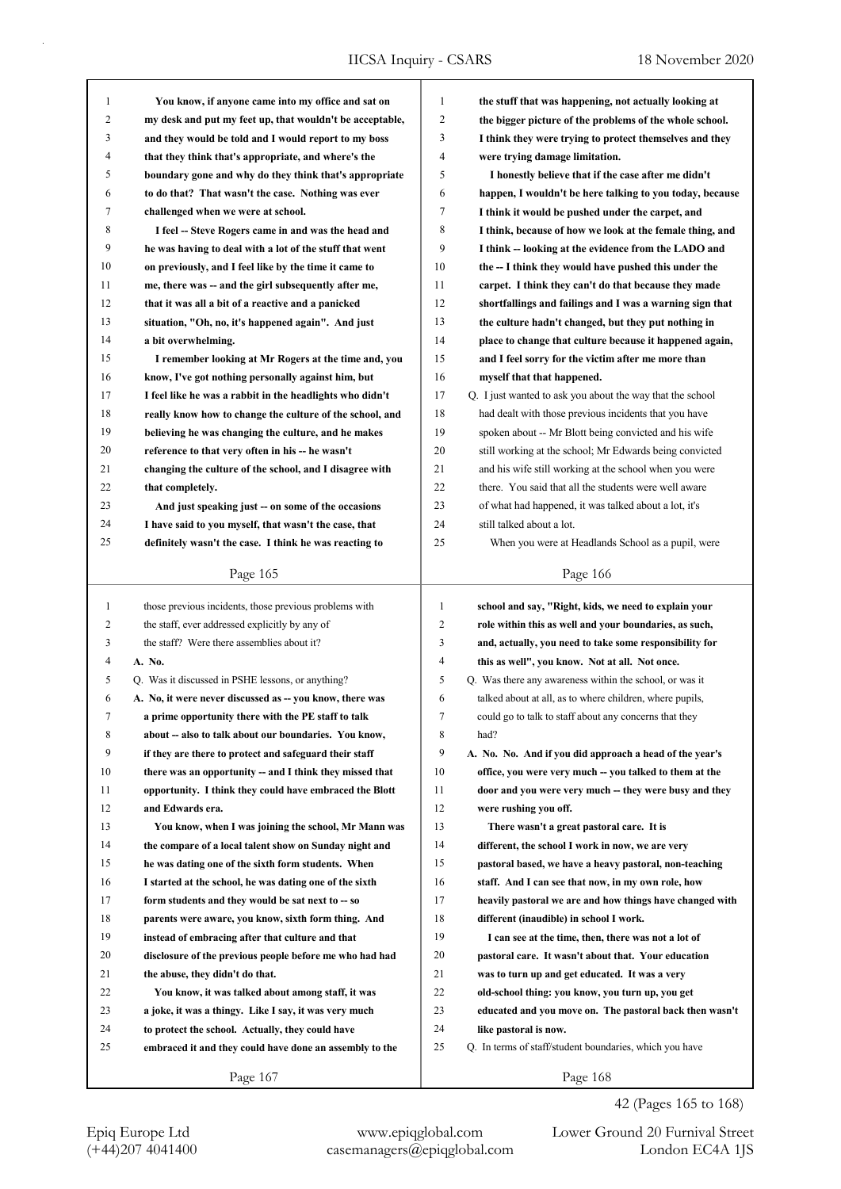**You know, if anyone came into my office and sat on my desk and put my feet up, that wouldn't be acceptable, and they would be told and I would report to my boss that they think that's appropriate, and where's the boundary gone and why do they think that's appropriate to do that? That wasn't the case. Nothing was ever challenged when we were at school.**

**I feel -- Steve Rogers came in and was the head and he was having to deal with a lot of the stuff that went on previously, and I feel like by the time it came to me, there was -- and the girl subsequently after me, that it was all a bit of a reactive and a panicked situation, "Oh, no, it's happened again". And just a bit overwhelming.**

**I remember looking at Mr Rogers at the time and, you know, I've got nothing personally against him, but I feel like he was a rabbit in the headlights who didn't really know how to change the culture of the school, and believing he was changing the culture, and he makes reference to that very often in his -- he wasn't changing the culture of the school, and I disagree with that completely.**

**And just speaking just -- on some of the occasions I have said to you myself, that wasn't the case, that definitely wasn't the case. I think he was reacting to the stuff that was happening, not actually looking at the bigger picture of the problems of the whole school. I think they were trying to protect themselves and they were trying damage limitation.**

**I honestly believe that if the case after me didn't happen, I wouldn't be here talking to you today, because I think it would be pushed under the carpet, and I think, because of how we look at the female thing, and I think -- looking at the evidence from the LADO and the -- I think they would have pushed this under the carpet. I think they can't do that because they made shortfallings and failings and I was a warning sign that the culture hadn't changed, but they put nothing in place to change that culture because it happened again, and I feel sorry for the victim after me more than myself that that happened.**

Q. I just wanted to ask you about the way that the school had dealt with those previous incidents that you have spoken about -- Mr Blott being convicted and his wife still working at the school; Mr Edwards being convicted and his wife still working at the school when you were there. You said that all the students were well aware of what had happened, it was talked about a lot, it's still talked about a lot.

When you were at Headlands School as a pupil, were those previous incidents, those previous problems with the staff, ever addressed explicitly by any of the staff? Were there assemblies about it?

**A. No.**

Q. Was it discussed in PSHE lessons, or anything?

**A. No, it were never discussed as -- you know, there was a prime opportunity there with the PE staff to talk about -- also to talk about our boundaries. You know, if they are there to protect and safeguard their staff there was an opportunity -- and I think they missed that opportunity. I think they could have embraced the Blott and Edwards era.**

**You know, when I was joining the school, Mr Mann was the compare of a local talent show on Sunday night and he was dating one of the sixth form students. When I started at the school, he was dating one of the sixth form students and they would be sat next to -- so parents were aware, you know, sixth form thing. And instead of embracing after that culture and that disclosure of the previous people before me who had had the abuse, they didn't do that.**

**You know, it was talked about among staff, it was a joke, it was a thingy. Like I say, it was very much to protect the school. Actually, they could have embraced it and they could have done an assembly to the school and say, "Right, kids, we need to explain your role within this as well and your boundaries, as such, and, actually, you need to take some responsibility for this as well", you know. Not at all. Not once.**

Q. Was there any awareness within the school, or was it talked about at all, as to where children, where pupils, could go to talk to staff about any concerns that they had?

**A. No. No. And if you did approach a head of the year's office, you were very much -- you talked to them at the door and you were very much -- they were busy and they were rushing you off.**

**There wasn't a great pastoral care. It is different, the school I work in now, we are very pastoral based, we have a heavy pastoral, non-teaching staff. And I can see that now, in my own role, how heavily pastoral we are and how things have changed with different (inaudible) in school I work.**

**I can see at the time, then, there was not a lot of pastoral care. It wasn't about that. Your education was to turn up and get educated. It was a very old-school thing: you know, you turn up, you get educated and you move on. The pastoral back then wasn't like pastoral is now.**

Q. In terms of staff/student boundaries, which you have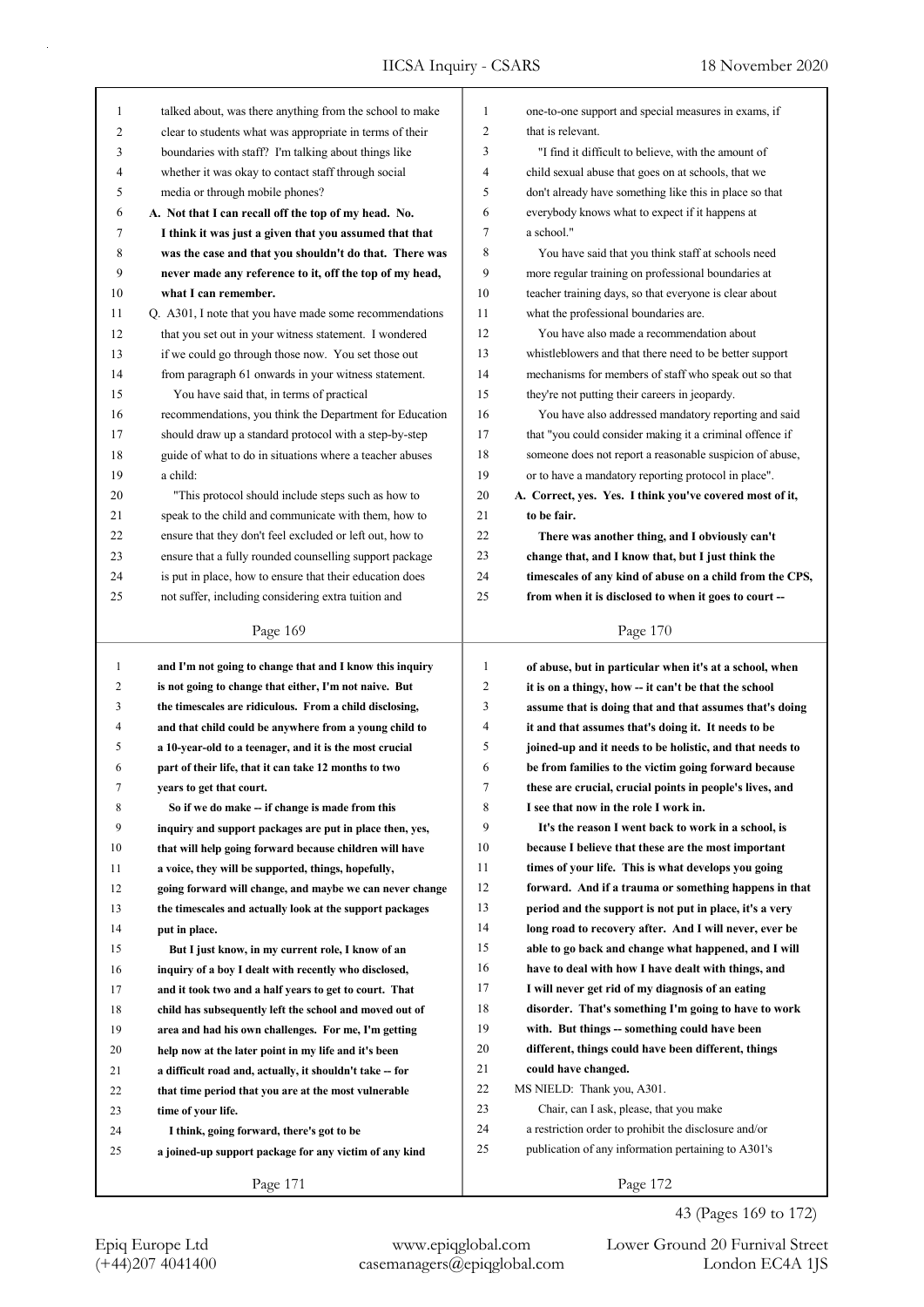talked about, was there anything from the school to make clear to students what was appropriate in terms of their boundaries with staff? I'm talking about things like whether it was okay to contact staff through social media or through mobile phones?

**A. Not that I can recall off the top of my head. No. I think it was just a given that you assumed that that was the case and that you shouldn't do that. There was never made any reference to it, off the top of my head, what I can remember.**

Q. A301, I note that you have made some recommendations that you set out in your witness statement. I wondered if we could go through those now. You set those out from paragraph 61 onwards in your witness statement.

You have said that, in terms of practical recommendations, you think the Department for Education should draw up a standard protocol with a step-by-step guide of what to do in situations where a teacher abuses a child:

"This protocol should include steps such as how to speak to the child and communicate with them, how to ensure that they don't feel excluded or left out, how to ensure that a fully rounded counselling support package is put in place, how to ensure that their education does not suffer, including considering extra tuition and one-to-one support and special measures in exams, if that is relevant.

"I find it difficult to believe, with the amount of child sexual abuse that goes on at schools, that we don't already have something like this in place so that everybody knows what to expect if it happens at a school."

You have said that you think staff at schools need more regular training on professional boundaries at teacher training days, so that everyone is clear about what the professional boundaries are.

You have also made a recommendation about whistleblowers and that there need to be better support mechanisms for members of staff who speak out so that they're not putting their careers in jeopardy.

You have also addressed mandatory reporting and said that "you could consider making it a criminal offence if someone does not report a reasonable suspicion of abuse, or to have a mandatory reporting protocol in place".

**A. Correct, yes. Yes. I think you've covered most of it, to be fair.**

**There was another thing, and I obviously can't change that, and I know that, but I just think the timescales of any kind of abuse on a child from the CPS, from when it is disclosed to when it goes to court -- and I'm not going to change that and I know this inquiry is not going to change that either, I'm not naive. But the timescales are ridiculous. From a child disclosing, and that child could be anywhere from a young child to a 10-year-old to a teenager, and it is the most crucial part of their life, that it can take 12 months to two years to get that court.**

**So if we do make -- if change is made from this inquiry and support packages are put in place then, yes, that will help going forward because children will have a voice, they will be supported, things, hopefully, going forward will change, and maybe we can never change the timescales and actually look at the support packages put in place.**

**But I just know, in my current role, I know of an inquiry of a boy I dealt with recently who disclosed, and it took two and a half years to get to court. That child has subsequently left the school and moved out of area and had his own challenges. For me, I'm getting help now at the later point in my life and it's been a difficult road and, actually, it shouldn't take -- for that time period that you are at the most vulnerable time of your life.**

**I think, going forward, there's got to be a joined-up support package for any victim of any kind of abuse, but in particular when it's at a school, when it is on a thingy, how -- it can't be that the school assume that is doing that and that assumes that's doing it and that assumes that's doing it. It needs to be joined-up and it needs to be holistic, and that needs to be from families to the victim going forward because these are crucial, crucial points in people's lives, and I see that now in the role I work in.**

**It's the reason I went back to work in a school, is because I believe that these are the most important times of your life. This is what develops you going forward. And if a trauma or something happens in that period and the support is not put in place, it's a very long road to recovery after. And I will never, ever be able to go back and change what happened, and I will have to deal with how I have dealt with things, and I will never get rid of my diagnosis of an eating disorder. That's something I'm going to have to work with. But things -- something could have been different, things could have been different, things could have changed.**

MS NIELD: Thank you, A301.

Chair, can I ask, please, that you make a restriction order to prohibit the disclosure and/or publication of any information pertaining to A301's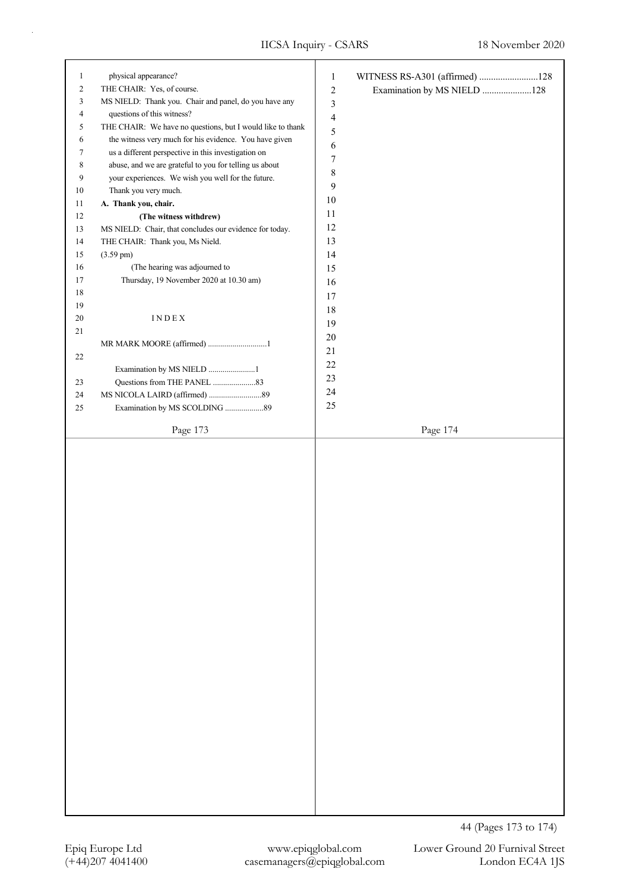physical appearance?

THE CHAIR: Yes, of course.

MS NIELD: Thank you. Chair and panel, do you have any questions of this witness?

THE CHAIR: We have no questions, but I would like to thank the witness very much for his evidence. You have given us a different perspective in this investigation on abuse, and we are grateful to you for telling us about your experiences. We wish you well for the future. Thank you very much.

**A. Thank you, chair.**

**(The witness withdrew)**

MS NIELD: Chair, that concludes our evidence for today.

THE CHAIR: Thank you, Ms Nield.

(3.59 pm)

(The hearing was adjourned to Thursday, 19 November 2020 at 10.30 am)

INDEX

MR MARK MOORE (affirmed) .............................1

Examination by MS NIELD .......................1

Questions from THE PANEL .....................83

MS NICOLA LAIRD (affirmed) ..........................89

Examination by MS SCOLDING ...................89

WITNESS RS-A301 (affirmed) .........................128

Examination by MS NIELD .....................128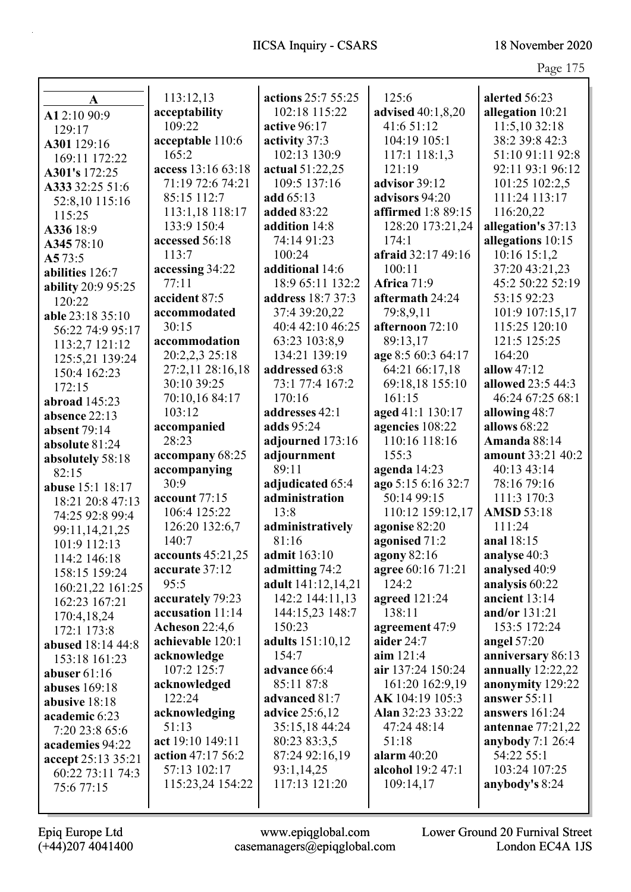**A**

**A1** 2:10 90:9 129:17
**A301** 129:16 169:11 172:22
**A301's** 172:25
**A333** 32:25 51:6 52:8,10 115:16 115:25
**A336** 18:9
**A345** 78:10
**A5** 73:5
**abilities** 126:7
**ability** 20:9 95:25 120:22
**able** 23:18 35:10 56:22 74:9 95:17 113:2,7 121:12 125:5,21 139:24 150:4 162:23 172:15
**abroad** 145:23
**absence** 22:13
**absent** 79:14
**absolute** 81:24
**absolutely** 58:18 82:15
**abuse** 15:1 18:17 18:21 20:8 47:13 74:25 92:8 99:4 99:11,14,21,25 101:9 112:13 114:2 146:18 158:15 159:24 160:21,22 161:25 162:23 167:21 170:4,18,24 172:1 173:8
**abused** 18:14 44:8 153:18 161:23
**abuser** 61:16
**abuses** 169:18
**abusive** 18:18
**academic** 6:23 7:20 23:8 65:6
**academies** 94:22
**accept** 25:13 35:21 60:22 73:11 74:3 75:6 77:15
113:12,13
**acceptability** 109:22
**acceptable** 110:6 165:2
**access** 13:16 63:18 71:19 72:6 74:21 85:15 112:7 113:1,18 118:17 133:9 150:4
**accessed** 56:18 113:7
**accessing** 34:22 77:11
**accident** 87:5
**accommodated** 30:15
**accommodation** 20:2,2,3 25:18 27:2,11 28:16,18 30:10 39:25 70:10,16 84:17 103:12
**accompanied** 28:23
**accompany** 68:25
**accompanying** 30:9
**account** 77:15 106:4 125:22 126:20 132:6,7 140:7
**accounts** 45:21,25
**accurate** 37:12 95:5
**accurately** 79:23
**accusation** 11:14
**Acheson** 22:4,6
**achievable** 120:1
**acknowledge** 107:2 125:7
**acknowledged** 122:24
**acknowledging** 51:13
**act** 19:10 149:11
**action** 47:17 56:2 57:13 102:17 115:23,24 154:22
**actions** 25:7 55:25 102:18 115:22
**active** 96:17
**activity** 37:3 102:13 130:9
**actual** 51:22,25 109:5 137:16
**add** 65:13
**added** 83:22
**addition** 14:8 74:14 91:23 100:24
**additional** 14:6 18:9 65:11 132:2
**address** 18:7 37:3 37:4 39:20,22 40:4 42:10 46:25 63:23 103:8,9 134:21 139:19
**addressed** 63:8 73:1 77:4 167:2 170:16
**addresses** 42:1
**adds** 95:24
**adjourned** 173:16
**adjournment** 89:11
**adjudicated** 65:4
**administration** 13:8
**administratively** 81:16
**admit** 163:10
**admitting** 74:2
**adult** 141:12,14,21 142:2 144:11,13 144:15,23 148:7 150:23
**adults** 151:10,12 154:7
**advance** 66:4 85:11 87:8
**advanced** 81:7
**advice** 25:6,12 35:15,18 44:24 80:23 83:3,5 87:24 92:16,19 93:1,14,25 117:13 121:20
125:6
**advised** 40:1,8,20 41:6 51:12 104:19 105:1 117:1 118:1,3 121:19
**advisor** 39:12
**advisors** 94:20
**affirmed** 1:8 89:15 128:20 173:21,24 174:1
**afraid** 32:17 49:16 100:11
**Africa** 71:9
**aftermath** 24:24 79:8,9,11
**afternoon** 72:10 89:13,17
**age** 8:5 60:3 64:17 64:21 66:17,18 69:18,18 155:10 161:15
**aged** 41:1 130:17
**agencies** 108:22 110:16 118:16 155:3
**agenda** 14:23
**ago** 5:15 6:16 32:7 50:14 99:15 110:12 159:12,17
**agonise** 82:20
**agonised** 71:2
**agony** 82:16
**agree** 60:16 71:21 124:2
**agreed** 121:24 138:11
**agreement** 47:9
**aider** 24:7
**aim** 121:4
**air** 137:24 150:24 161:20 162:9,19
**AK** 104:19 105:3
**Alan** 32:23 33:22 47:24 48:14 51:18
**alarm** 40:20
**alcohol** 19:2 47:1 109:14,17
**alerted** 56:23
**allegation** 10:21 11:5,10 32:18 38:2 39:8 42:3 51:10 91:11 92:8 92:11 93:1 96:12 101:25 102:2,5 111:24 113:17 116:20,22
**allegation's** 37:13
**allegations** 10:15 10:16 15:1,2 37:20 43:21,23 45:2 50:22 52:19 53:15 92:23 101:9 107:15,17 115:25 120:10 121:5 125:25 164:20
**allow** 47:12
**allowed** 23:5 44:3 46:24 67:25 68:1
**allowing** 48:7
**allows** 68:22
**Amanda** 88:14
**amount** 33:21 40:2 40:13 43:14 78:16 79:16 111:3 170:3
**AMSD** 53:18 111:24
**anal** 18:15
**analyse** 40:3
**analysed** 40:9
**analysis** 60:22
**ancient** 13:14
**and/or** 131:21 153:5 172:24
**angel** 57:20
**anniversary** 86:13
**annually** 12:22,22
**anonymity** 129:22
**answer** 55:11
**answers** 161:24
**antennae** 77:21,22
**anybody** 7:1 26:4 54:22 55:1 103:24 107:25
**anybody's** 8:24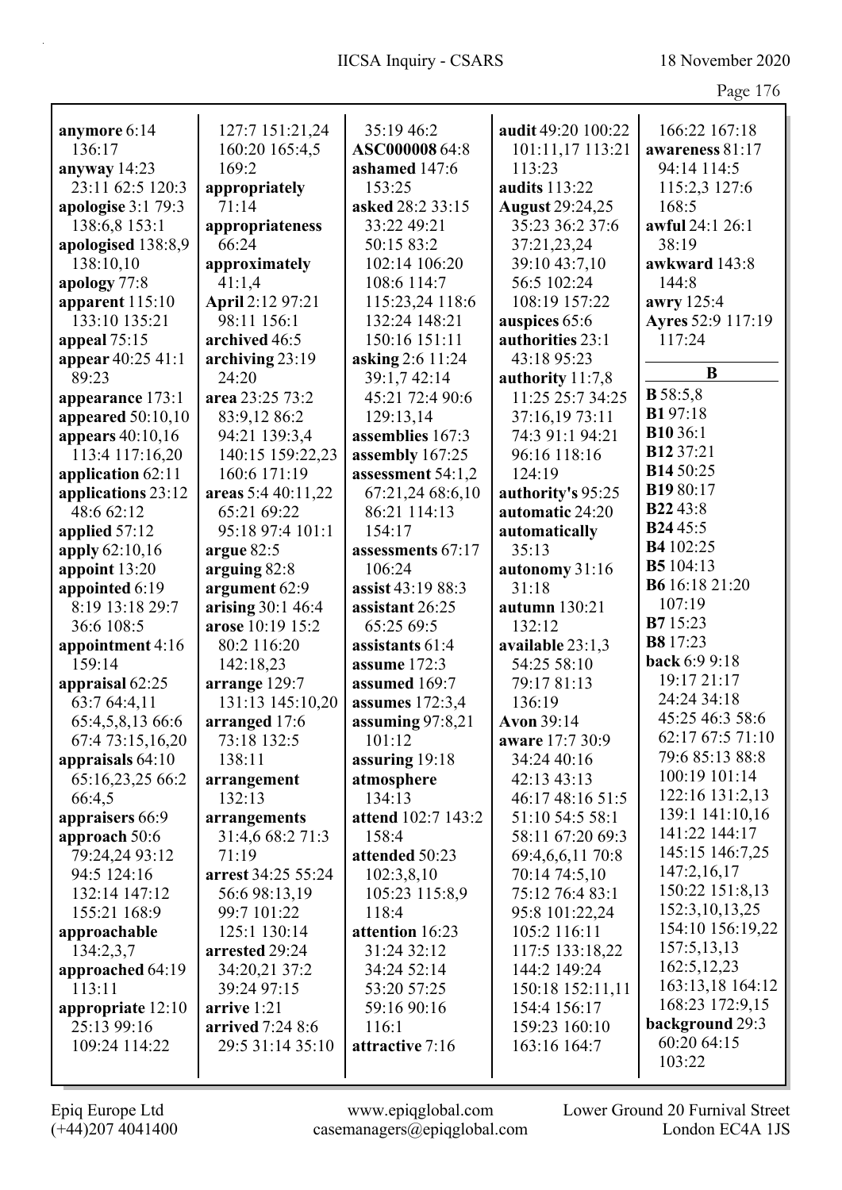**anymore** 6:14 136:17
**anyway** 14:23 23:11 62:5 120:3
**apologise** 3:1 79:3 138:6,8 153:1
**apologised** 138:8,9 138:10,10
**apology** 77:8
**apparent** 115:10 133:10 135:21
**appeal** 75:15
**appear** 40:25 41:1 89:23
**appearance** 173:1
**appeared** 50:10,10
**appears** 40:10,16 113:4 117:16,20
**application** 62:11
**applications** 23:12 48:6 62:12
**applied** 57:12
**apply** 62:10,16
**appoint** 13:20
**appointed** 6:19 8:19 13:18 29:7 36:6 108:5
**appointment** 4:16 159:14
**appraisal** 62:25 63:7 64:4,11 65:4,5,8,13 66:6 67:4 73:15,16,20
**appraisals** 64:10 65:16,23,25 66:2 66:4,5
**appraisers** 66:9
**approach** 50:6 79:24,24 93:12 94:5 124:16 132:14 147:12 155:21 168:9
**approachable** 134:2,3,7
**approached** 64:19 113:11
**appropriate** 12:10 25:13 99:16 109:24 114:22 127:7 151:21,24 160:20 165:4,5 169:2
**appropriately** 71:14
**appropriateness** 66:24
**approximately** 41:1,4
**April** 2:12 97:21 98:11 156:1
**archived** 46:5
**archiving** 23:19 24:20
**area** 23:25 73:2 83:9,12 86:2 94:21 139:3,4 140:15 159:22,23 160:6 171:19
**areas** 5:4 40:11,22 65:21 69:22 95:18 97:4 101:1
**argue** 82:5
**arguing** 82:8
**argument** 62:9
**arising** 30:1 46:4
**arose** 10:19 15:2 80:2 116:20 142:18,23
**arrange** 129:7 131:13 145:10,20
**arranged** 17:6 73:18 132:5 138:11
**arrangement** 132:13
**arrangements** 31:4,6 68:2 71:3 71:19
**arrest** 34:25 55:24 56:6 98:13,19 99:7 101:22 125:1 130:14
**arrested** 29:24 34:20,21 37:2 39:24 97:15
**arrive** 1:21
**arrived** 7:24 8:6 29:5 31:14 35:10 35:19 46:2
**ASC000008** 64:8
**ashamed** 147:6 153:25
**asked** 28:2 33:15 33:22 49:21 50:15 83:2 102:14 106:20 108:6 114:7 115:23,24 118:6 132:24 148:21 150:16 151:11
**asking** 2:6 11:24 39:1,7 42:14 45:21 72:4 90:6 129:13,14
**assemblies** 167:3
**assembly** 167:25
**assessment** 54:1,2 67:21,24 68:6,10 86:21 114:13 154:17
**assessments** 67:17 106:24
**assist** 43:19 88:3
**assistant** 26:25 65:25 69:5
**assistants** 61:4
**assume** 172:3
**assumed** 169:7
**assumes** 172:3,4
**assuming** 97:8,21 101:12
**assuring** 19:18
**atmosphere** 134:13
**attend** 102:7 143:2 158:4
**attended** 50:23 102:3,8,10 105:23 115:8,9 118:4
**attention** 16:23 31:24 32:12 34:24 52:14 53:20 57:25 59:16 90:16 116:1
**attractive** 7:16
**audit** 49:20 100:22 101:11,17 113:21 113:23
**audits** 113:22
**August** 29:24,25 35:23 36:2 37:6 37:21,23,24 39:10 43:7,10 56:5 102:24 108:19 157:22
**auspices** 65:6
**authorities** 23:1 43:18 95:23
**authority** 11:7,8 11:25 25:7 34:25 37:16,19 73:11 74:3 91:1 94:21 96:16 118:16 124:19
**authority's** 95:25
**automatic** 24:20
**automatically** 35:13
**autonomy** 31:16 31:18
**autumn** 130:21 132:12
**available** 23:1,3 54:25 58:10 79:17 81:13 136:19
**Avon** 39:14
**aware** 17:7 30:9 34:24 40:16 42:13 43:13 46:17 48:16 51:5 51:10 54:5 58:1 58:11 67:20 69:3 69:4,6,6,11 70:8 70:14 74:5,10 75:12 76:4 83:1 95:8 101:22,24 105:2 116:11 117:5 133:18,22 144:2 149:24 150:18 152:11,11 154:4 156:17 159:23 160:10 163:16 164:7 166:22 167:18
**awareness** 81:17 94:14 114:5 115:2,3 127:6 168:5
**awful** 24:1 26:1 38:19
**awkward** 143:8 144:8
**awry** 125:4
**Ayres** 52:9 117:19 117:24

## B

**B** 58:5,8
**B1** 97:18
**B10** 36:1
**B12** 37:21
**B14** 50:25
**B19** 80:17
**B22** 43:8
**B24** 45:5
**B4** 102:25
**B5** 104:13
**B6** 16:18 21:20 107:19
**B7** 15:23
**B8** 17:23
**back** 6:9 9:18 19:17 21:17 24:24 34:18 45:25 46:3 58:6 62:17 67:5 71:10 79:6 85:13 88:8 100:19 101:14 122:16 131:2,13 139:1 141:10,16 141:22 144:17 145:15 146:7,25 147:2,16,17 150:22 151:8,13 152:3,10,13,25 154:10 156:19,22 157:5,13,13 162:5,12,23 163:13,18 164:12 168:23 172:9,15
**background** 29:3 60:20 64:15 103:22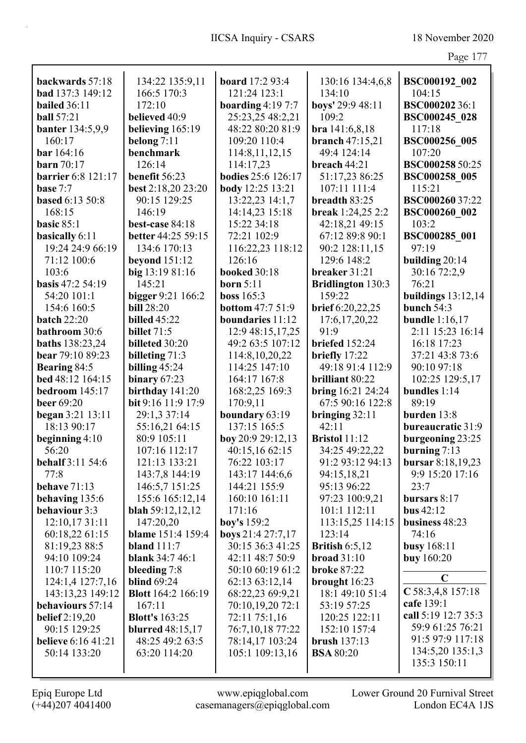**backwards** 57:18
**bad** 137:3 149:12
**bailed** 36:11
**ball** 57:21
**banter** 134:5,9,9 160:17
**bar** 164:16
**barn** 70:17
**barrier** 6:8 121:17
**base** 7:7
**based** 6:13 50:8 168:15
**basic** 85:1
**basically** 6:11 19:24 24:9 66:19 71:12 100:6 103:6
**basis** 47:2 54:19 54:20 101:1 154:6 160:5
**batch** 22:20
**bathroom** 30:6
**baths** 138:23,24
**bear** 79:10 89:23
**Bearing** 84:5
**bed** 48:12 164:15
**bedroom** 145:17
**beer** 69:20
**began** 3:21 13:11 18:13 90:17
**beginning** 4:10 56:20
**behalf** 3:11 54:6 77:8
**behave** 71:13
**behaving** 135:6
**behaviour** 3:3 12:10,17 31:11 60:18,22 61:15 81:19,23 88:5 94:10 109:24 110:7 115:20 124:1,4 127:7,16 143:13,23 149:12
**behaviours** 57:14
**belief** 2:19,20 90:15 129:25
**believe** 6:16 41:21 50:14 133:20 134:22 135:9,11 166:5 170:3 172:10
**believed** 40:9
**believing** 165:19
**belong** 7:11
**benchmark** 126:14
**benefit** 56:23
**best** 2:18,20 23:20 90:15 129:25 146:19
**best-case** 84:18
**better** 44:25 59:15 134:6 170:13
**beyond** 151:12
**big** 13:19 81:16 145:21
**bigger** 9:21 166:2
**bill** 28:20
**billed** 45:22
**billet** 71:5
**billeted** 30:20
**billeting** 71:3
**billing** 45:24
**binary** 67:23
**birthday** 141:20
**bit** 9:16 11:9 17:9 29:1,3 37:14 55:16,21 64:15 80:9 105:11 107:16 112:17 121:13 133:21 143:7,8 144:19 146:5,7 151:25 155:6 165:12,14
**blah** 59:12,12,12 147:20,20
**blame** 151:4 159:4
**bland** 111:7
**blank** 34:7 46:1
**bleeding** 7:8
**blind** 69:24
**Blott** 164:2 166:19 167:11
**Blott's** 163:25
**blurred** 48:15,17 48:25 49:2 63:5 63:20 114:20
**board** 17:2 93:4 121:24 123:1
**boarding** 4:19 7:7 25:23,25 48:2,21 48:22 80:20 81:9 109:20 110:4 114:8,11,12,15 114:17,23
**bodies** 25:6 126:17
**body** 12:25 13:21 13:22,23 14:1,7 14:14,23 15:18 15:22 34:18 72:21 102:9 116:22,23 118:12 126:16
**booked** 30:18
**born** 5:11
**boss** 165:3
**bottom** 47:7 51:9
**boundaries** 11:12 12:9 48:15,17,25 49:2 63:5 107:12 114:8,10,20,22 114:25 147:10 164:17 167:8 168:2,25 169:3 170:9,11
**boundary** 63:19 137:15 165:5
**boy** 20:9 29:12,13 40:15,16 62:15 76:22 103:17 143:17 144:6,6 144:21 155:9 160:10 161:11 171:16
**boy's** 159:2
**boys** 21:4 27:7,17 30:15 36:3 41:25 42:11 48:7 50:9 50:10 60:19 61:2 62:13 63:12,14 68:22,23 69:9,21 70:10,19,20 72:1 72:11 75:1,16 76:7,10,18 77:22 78:14,17 103:24 105:1 109:13,16 130:16 134:4,6,8 134:10
**boys'** 29:9 48:11 109:2
**bra** 141:6,8,18
**branch** 47:15,21 49:4 124:14
**breach** 44:21 51:17,23 86:25 107:11 111:4
**breadth** 83:25
**break** 1:24,25 2:2 42:18,21 49:15 67:12 89:8 90:1 90:2 128:11,15 129:6 148:2
**breaker** 31:21
**Bridlington** 130:3 159:22
**brief** 6:20,22,25 17:6,17,20,22 91:9
**briefed** 152:24
**briefly** 17:22 49:18 91:4 112:9
**brilliant** 80:22
**bring** 16:21 24:24 67:5 90:16 122:8
**bringing** 32:11 42:11
**Bristol** 11:12 34:25 49:22,22 91:2 93:12 94:13 94:15,18,21 95:13 96:22 97:23 100:9,21 101:1 112:11 113:15,25 114:15 123:14
**British** 6:5,12
**broad** 31:10
**broke** 87:22
**brought** 16:23 18:1 49:10 51:4 53:19 57:25 120:25 122:11 152:10 157:4
**brush** 137:13
**BSA** 80:20
**BSC000192_002** 104:15
**BSC000202** 36:1
**BSC000245_028** 117:18
**BSC000256_005** 107:20
**BSC000258** 50:25
**BSC000258_005** 115:21
**BSC000260** 37:22
**BSC000260_002** 103:2
**BSC000285_001** 97:19
**building** 20:14 30:16 72:2,9 76:21
**buildings** 13:12,14
**bunch** 54:3
**bundle** 1:16,17 2:11 15:23 16:14 16:18 17:23 37:21 43:8 73:6 90:10 97:18 102:25 129:5,17
**bundles** 1:14 89:19
**burden** 13:8
**bureaucratic** 31:9
**burgeoning** 23:25
**burning** 7:13
**bursar** 8:18,19,23 9:9 15:20 17:16 23:7
**bursars** 8:17
**bus** 42:12
**business** 48:23 74:16
**busy** 168:11
**buy** 160:20

## C

**C** 58:3,4,8 157:18
**cafe** 139:1
**call** 5:19 12:7 35:3 59:9 61:25 76:21 91:5 97:9 117:18 134:5,20 135:1,3 135:3 150:11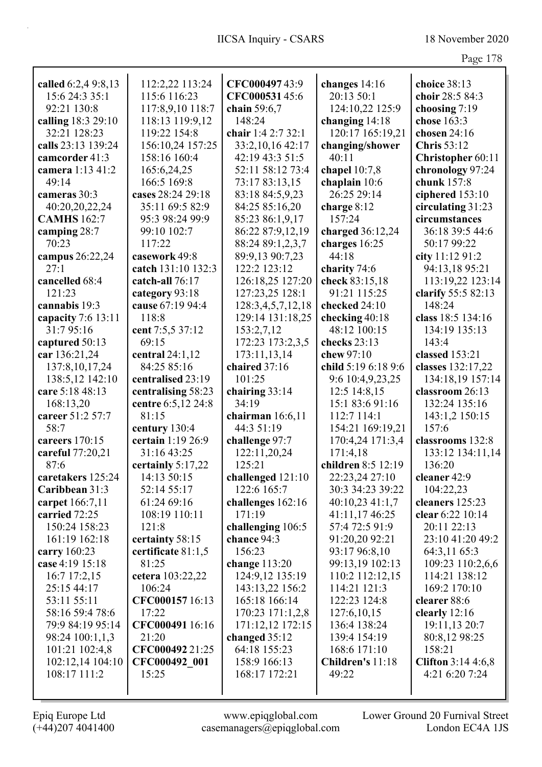**called** 6:2,4 9:8,13 15:6 24:3 35:1 92:21 130:8
**calling** 18:3 29:10 32:21 128:23
**calls** 23:13 139:24
**camcorder** 41:3
**camera** 1:13 41:2 49:14
**cameras** 30:3 40:20,20,22,24
**CAMHS** 162:7
**camping** 28:7 70:23
**campus** 26:22,24 27:1
**cancelled** 68:4 121:23
**cannabis** 19:3
**capacity** 7:6 13:11 31:7 95:16
**captured** 50:13
**car** 136:21,24 137:8,10,17,24 138:5,12 142:10
**care** 5:18 48:13 168:13,20
**career** 51:2 57:7 58:7
**careers** 170:15
**careful** 77:20,21 87:6
**caretakers** 125:24
**Caribbean** 31:3
**carpet** 166:7,11
**carried** 72:25 150:24 158:23 161:19 162:18
**carry** 160:23
**case** 4:19 15:18 16:7 17:2,15 25:15 44:17 53:11 55:11 58:16 59:4 78:6 79:9 84:19 95:14 98:24 100:1,1,3 101:21 102:4,8 102:12,14 104:10 108:17 111:2 112:2,22 113:24 115:6 116:23 117:8,9,10 118:7 118:13 119:9,12 119:22 154:8 156:10,24 157:25 158:16 160:4 165:6,24,25 166:5 169:8
**cases** 28:24 29:18 35:11 69:5 82:9 95:3 98:24 99:9 99:10 102:7 117:22
**casework** 49:8
**catch** 131:10 132:3
**catch-all** 76:17
**category** 93:18
**cause** 67:19 94:4 118:8
**cent** 7:5,5 37:12 69:15
**central** 24:1,12 84:25 85:16
**centralised** 23:19
**centralising** 58:23
**centre** 6:5,12 24:8 81:15
**century** 130:4
**certain** 1:19 26:9 31:16 43:25
**certainly** 5:17,22 14:13 50:15 52:14 55:17 61:24 69:16 108:19 110:11 121:8
**certainty** 58:15
**certificate** 81:1,5 81:25
**cetera** 103:22,22 106:24
**CFC000157** 16:13 17:22
**CFC000491** 16:16 21:20
**CFC000492** 21:25
**CFC000492_001** 15:25
**CFC000497** 43:9
**CFC000531** 45:6
**chain** 59:6,7 148:24
**chair** 1:4 2:7 32:1 33:2,10,16 42:17 42:19 43:3 51:5 52:11 58:12 73:4 73:17 83:13,15 83:18 84:5,9,23 84:25 85:16,20 85:23 86:1,9,17 86:22 87:9,12,19 88:24 89:1,2,3,7 89:9,13 90:7,23 122:2 123:12 126:18,25 127:20 127:23,25 128:1 128:3,4,5,7,12,18 129:14 131:18,25 153:2,7,12 172:23 173:2,3,5 173:11,13,14
**chaired** 37:16 101:25
**chairing** 33:14 34:19
**chairman** 16:6,11 44:3 51:19
**challenge** 97:7 122:11,20,24 125:21
**challenged** 121:10 122:6 165:7
**challenges** 162:16 171:19
**challenging** 106:5
**chance** 94:3 156:23
**change** 113:20 124:9,12 135:19 143:13,22 156:2 165:18 166:14 170:23 171:1,2,8 171:12,12 172:15
**changed** 35:12 64:18 155:23 158:9 166:13 168:17 172:21
**changes** 14:16 20:13 50:1 124:10,22 125:9
**changing** 14:18 120:17 165:19,21
**changing/shower** 40:11
**chapel** 10:7,8
**chaplain** 10:6 26:25 29:14
**charge** 8:12 157:24
**charged** 36:12,24
**charges** 16:25 44:18
**charity** 74:6
**check** 83:15,18 91:21 115:25
**checked** 24:10
**checking** 40:18 48:12 100:15
**checks** 23:13
**chew** 97:10
**child** 5:19 6:18 9:6 9:6 10:4,9,23,25 12:5 14:8,15 15:1 83:6 91:16 112:7 114:1 154:21 169:19,21 170:4,24 171:3,4 171:4,18
**children** 8:5 12:19 22:23,24 27:10 30:3 34:23 39:22 40:10,23 41:1,7 41:11,17 46:25 57:4 72:5 91:9 91:20,20 92:21 93:17 96:8,10 99:13,19 102:13 110:2 112:12,15 114:21 121:3 122:23 124:8 127:6,10,15 136:4 138:24 139:4 154:19 168:6 171:10
**Children's** 11:18 49:22
**choice** 38:13
**choir** 28:5 84:3
**choosing** 7:19
**chose** 163:3
**chosen** 24:16
**Chris** 53:12
**Christopher** 60:11
**chronology** 97:24
**chunk** 157:8
**ciphered** 153:10
**circulating** 31:23
**circumstances** 36:18 39:5 44:6 50:17 99:22
**city** 11:12 91:2 94:13,18 95:21 113:19,22 123:14
**clarify** 55:5 82:13 148:24
**class** 18:5 134:16 134:19 135:13 143:4
**classed** 153:21
**classes** 132:17,22 134:18,19 157:14
**classroom** 26:13 132:24 135:16 143:1,2 150:15 157:6
**classrooms** 132:8 133:12 134:11,14 136:20
**cleaner** 42:9 104:22,23
**cleaners** 125:23
**clear** 6:22 10:14 20:11 22:13 23:10 41:20 49:2 64:3,11 65:3 109:23 110:2,6,6 114:21 138:12 169:2 170:10
**clearer** 88:6
**clearly** 12:16 19:11,13 20:7 80:8,12 98:25 158:21
**Clifton** 3:14 4:6,8 4:21 6:20 7:24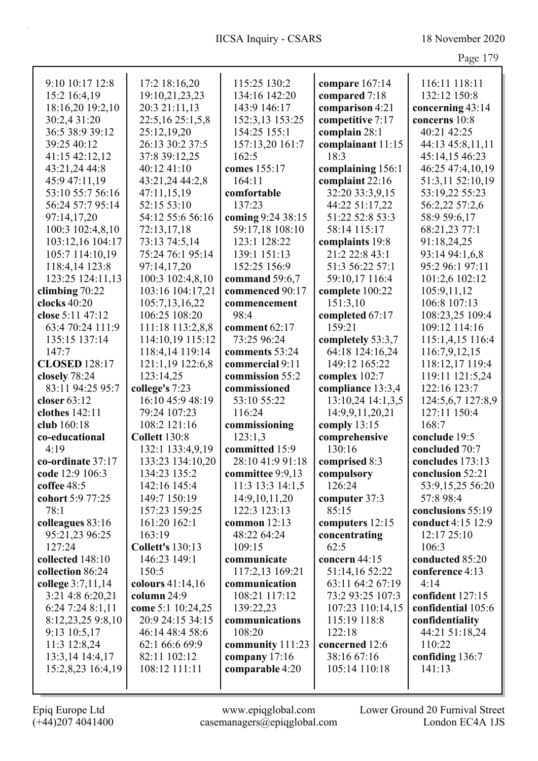9:10 10:17 12:8
15:2 16:4,19
18:16,20 19:2,10
30:2,4 31:20
36:5 38:9 39:12
39:25 40:12
41:15 42:12,12
43:21,24 44:8
45:9 47:11,19
53:10 55:7 56:16
56:24 57:7 95:14
97:14,17,20
100:3 102:4,8,10
103:12,16 104:17
105:7 114:10,19
118:4,14 123:8
123:25 124:11,13
**climbing** 70:22
**clocks** 40:20
**close** 5:11 47:12
63:4 70:24 111:9
135:15 137:14
147:7
**CLOSED** 128:17
**closely** 78:24
83:11 94:25 95:7
**closer** 63:12
**clothes** 142:11
**club** 160:18
**co-educational**
4:19
**co-ordinate** 37:17
**code** 12:9 106:3
**coffee** 48:5
**cohort** 5:9 77:25
78:1
**colleagues** 83:16
95:21,23 96:25
127:24
**collected** 148:10
**collection** 86:24
**college** 3:7,11,14
3:21 4:8 6:20,21
6:24 7:24 8:1,11
8:12,23,25 9:8,10
9:13 10:5,17
11:3 12:8,24
13:3,14 14:4,17
15:2,8,23 16:4,19
17:2 18:16,20
19:10,21,23,23
20:3 21:11,13
22:5,16 25:1,5,8
25:12,19,20
26:13 30:2 37:5
37:8 39:12,25
40:12 41:10
43:21,24 44:2,8
47:11,15,19
52:15 53:10
54:12 55:6 56:16
72:13,17,18
73:13 74:5,14
75:24 76:1 95:14
97:14,17,20
100:3 102:4,8,10
103:16 104:17,21
105:7,13,16,22
106:25 108:20
111:18 113:2,8,8
114:10,19 115:12
118:4,14 119:14
121:1,19 122:6,8
123:14,25
**college's** 7:23
16:10 45:9 48:19
79:24 107:23
108:2 121:16
**Collett** 130:8
132:1 133:4,9,19
133:23 134:10,20
134:23 135:2
142:16 145:4
149:7 150:19
157:23 159:25
161:20 162:1
163:19
**Collett's** 130:13
146:23 149:1
150:5
**colours** 41:14,16
**column** 24:9
**come** 5:1 10:24,25
20:9 24:15 34:15
46:14 48:4 58:6
62:1 66:6 69:9
82:11 102:12
108:12 111:11
115:25 130:2
134:16 142:20
143:9 146:17
152:3,13 153:25
154:25 155:1
157:13,20 161:7
162:5
**comes** 155:17
164:11
**comfortable**
137:23
**coming** 9:24 38:15
59:17,18 108:10
123:1 128:22
139:1 151:13
152:25 156:9
**command** 59:6,7
**commenced** 90:17
**commencement**
98:4
**comment** 62:17
73:25 96:24
**comments** 53:24
**commercial** 9:11
**commission** 55:2
**commissioned**
53:10 55:22
116:24
**commissioning**
123:1,3
**committed** 15:9
28:10 41:9 91:18
**committee** 9:9,13
11:3 13:3 14:1,5
14:9,10,11,20
122:3 123:13
**common** 12:13
48:22 64:24
109:15
**communicate**
117:2,13 169:21
**communication**
108:21 117:12
139:22,23
**communications**
108:20
**community** 111:23
**company** 17:16
**comparable** 4:20
**compare** 167:14
**compared** 7:18
**comparison** 4:21
**competitive** 7:17
**complain** 28:1
**complainant** 11:15
18:3
**complaining** 156:1
**complaint** 22:16
32:20 33:3,9,15
44:22 51:17,22
51:22 52:8 53:3
58:14 115:17
**complaints** 19:8
21:2 22:8 43:1
51:3 56:22 57:1
59:10,17 116:4
**complete** 100:22
151:3,10
**completed** 67:17
159:21
**completely** 53:3,7
64:18 124:16,24
149:12 165:22
**complex** 102:7
**compliance** 13:3,4
13:10,24 14:1,3,5
14:9,9,11,20,21
**comply** 13:15
**comprehensive**
130:16
**comprised** 8:3
**compulsory**
126:24
**computer** 37:3
85:15
**computers** 12:15
**concentrating**
62:5
**concern** 44:15
51:14,16 52:22
63:11 64:2 67:19
73:2 93:25 107:3
107:23 110:14,15
115:19 118:8
122:18
**concerned** 12:6
38:16 67:16
105:14 110:18
116:11 118:11
132:12 150:8
**concerning** 43:14
**concerns** 10:8
40:21 42:25
44:13 45:8,11,11
45:14,15 46:23
46:25 47:4,10,19
51:3,11 52:10,19
53:19,22 55:23
56:2,22 57:2,6
58:9 59:6,17
68:21,23 77:1
91:18,24,25
93:14 94:1,6,8
95:2 96:1 97:11
101:2,6 102:12
105:9,11,12
106:8 107:13
108:23,25 109:4
109:12 114:16
115:1,4,15 116:4
116:7,9,12,15
118:12,17 119:4
119:11 121:5,24
122:16 123:7
124:5,6,7 127:8,9
127:11 150:4
168:7
**conclude** 19:5
**concluded** 70:7
**concludes** 173:13
**conclusion** 52:21
53:9,15,25 56:20
57:8 98:4
**conclusions** 55:19
**conduct** 4:15 12:9
12:17 25:10
106:3
**conducted** 85:20
**conference** 4:13
4:14
**confident** 127:15
**confidential** 105:6
**confidentiality**
44:21 51:18,24
110:22
**confiding** 136:7
141:13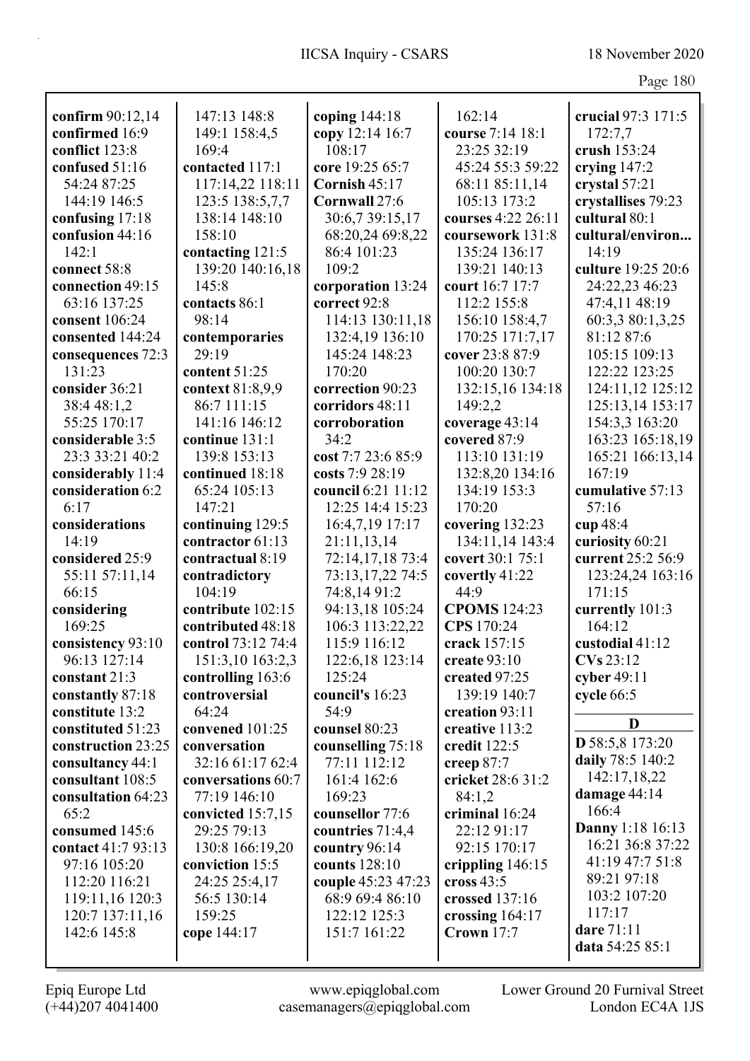**confirm** 90:12,14
**confirmed** 16:9
**conflict** 123:8
**confused** 51:16 54:24 87:25 144:19 146:5
**confusing** 17:18
**confusion** 44:16 142:1
**connect** 58:8
**connection** 49:15 63:16 137:25
**consent** 106:24
**consented** 144:24
**consequences** 72:3 131:23
**consider** 36:21 38:4 48:1,2 55:25 170:17
**considerable** 3:5 23:3 33:21 40:2
**considerably** 11:4
**consideration** 6:2 6:17
**considerations** 14:19
**considered** 25:9 55:11 57:11,14 66:15
**considering** 169:25
**consistency** 93:10 96:13 127:14
**constant** 21:3
**constantly** 87:18
**constitute** 13:2
**constituted** 51:23
**construction** 23:25
**consultancy** 44:1
**consultant** 108:5
**consultation** 64:23 65:2
**consumed** 145:6
**contact** 41:7 93:13 97:16 105:20 112:20 116:21 119:11,16 120:3 120:7 137:11,16 142:6 145:8 147:13 148:8 149:1 158:4,5 169:4
**contacted** 117:1 117:14,22 118:11 123:5 138:5,7,7 138:14 148:10 158:10
**contacting** 121:5 139:20 140:16,18 145:8
**contacts** 86:1 98:14
**contemporaries** 29:19
**content** 51:25
**context** 81:8,9,9 86:7 111:15 141:16 146:12
**continue** 131:1 139:8 153:13
**continued** 18:18 65:24 105:13 147:21
**continuing** 129:5
**contractor** 61:13
**contractual** 8:19
**contradictory** 104:19
**contribute** 102:15
**contributed** 48:18
**control** 73:12 74:4 151:3,10 163:2,3
**controlling** 163:6
**controversial** 64:24
**convened** 101:25
**conversation** 32:16 61:17 62:4
**conversations** 60:7 77:19 146:10
**convicted** 15:7,15 29:25 79:13 130:8 166:19,20
**conviction** 15:5 24:25 25:4,17 56:5 130:14 159:25
**cope** 144:17
**coping** 144:18
**copy** 12:14 16:7 108:17
**core** 19:25 65:7
**Cornish** 45:17
**Cornwall** 27:6 30:6,7 39:15,17 68:20,24 69:8,22 86:4 101:23 109:2
**corporation** 13:24
**correct** 92:8 114:13 130:11,18 132:4,19 136:10 145:24 148:23 170:20
**correction** 90:23
**corridors** 48:11
**corroboration** 34:2
**cost** 7:7 23:6 85:9
**costs** 7:9 28:19
**council** 6:21 11:12 12:25 14:4 15:23 16:4,7,19 17:17 21:11,13,14 72:14,17,18 73:4 73:13,17,22 74:5 74:8,14 91:2 94:13,18 105:24 106:3 113:22,22 115:9 116:12 122:6,18 123:14 125:24
**council's** 16:23 54:9
**counsel** 80:23
**counselling** 75:18 77:11 112:12 161:4 162:6 169:23
**counsellor** 77:6
**countries** 71:4,4
**country** 96:14
**counts** 128:10
**couple** 45:23 47:23 68:9 69:4 86:10 122:12 125:3 151:7 161:22 162:14
**course** 7:14 18:1 23:25 32:19 45:24 55:3 59:22 68:11 85:11,14 105:13 173:2
**courses** 4:22 26:11
**coursework** 131:8 135:24 136:17 139:21 140:13
**court** 16:7 17:7 112:2 155:8 156:10 158:4,7 170:25 171:7,17
**cover** 23:8 87:9 100:20 130:7 132:15,16 134:18 149:2,2
**coverage** 43:14
**covered** 87:9 113:10 131:19 132:8,20 134:16 134:19 153:3 170:20
**covering** 132:23 134:11,14 143:4
**covert** 30:1 75:1
**covertly** 41:22 44:9
**CPOMS** 124:23
**CPS** 170:24
**crack** 157:15
**create** 93:10
**created** 97:25 139:19 140:7
**creation** 93:11
**creative** 113:2
**credit** 122:5
**creep** 87:7
**cricket** 28:6 31:2 84:1,2
**criminal** 16:24 22:12 91:17 92:15 170:17
**crippling** 146:15
**cross** 43:5
**crossed** 137:16
**crossing** 164:17
**Crown** 17:7
**crucial** 97:3 171:5 172:7,7
**crush** 153:24
**crying** 147:2
**crystal** 57:21
**crystallises** 79:23
**cultural** 80:1
**cultural/environ...** 14:19
**culture** 19:25 20:6 24:22,23 46:23 47:4,11 48:19 60:3,3 80:1,3,25 81:12 87:6 105:15 109:13 122:22 123:25 124:11,12 125:12 125:13,14 153:17 154:3,3 163:20 163:23 165:18,19 165:21 166:13,14 167:19
**cumulative** 57:13 57:16
**cup** 48:4
**curiosity** 60:21
**current** 25:2 56:9 123:24,24 163:16 171:15
**currently** 101:3 164:12
**custodial** 41:12
**CVs** 23:12
**cyber** 49:11
**cycle** 66:5

## D

**D** 58:5,8 173:20
**daily** 78:5 140:2 142:17,18,22
**damage** 44:14 166:4
**Danny** 1:18 16:13 16:21 36:8 37:22 41:19 47:7 51:8 89:21 97:18 103:2 107:20 117:17
**dare** 71:11
**data** 54:25 85:1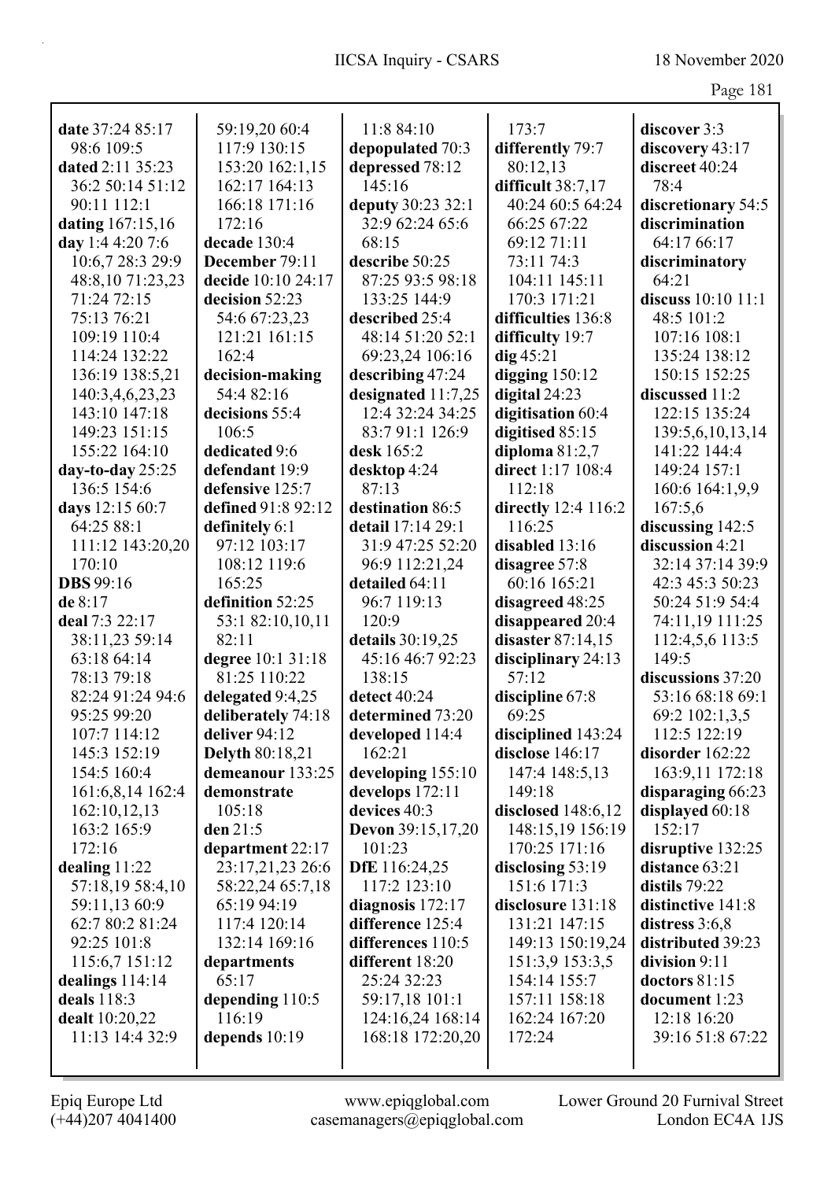**date** 37:24 85:17 98:6 109:5
**dated** 2:11 35:23 36:2 50:14 51:12 90:11 112:1
**dating** 167:15,16
**day** 1:4 4:20 7:6 10:6,7 28:3 29:9 48:8,10 71:23,23 71:24 72:15 75:13 76:21 109:19 110:4 114:24 132:22 136:19 138:5,21 140:3,4,6,23,23 143:10 147:18 149:23 151:15 155:22 164:10
**day-to-day** 25:25 136:5 154:6
**days** 12:15 60:7 64:25 88:1 111:12 143:20,20 170:10
**DBS** 99:16
**de** 8:17
**deal** 7:3 22:17 38:11,23 59:14 63:18 64:14 78:13 79:18 82:24 91:24 94:6 95:25 99:20 107:7 114:12 145:3 152:19 154:5 160:4 161:6,8,14 162:4 162:10,12,13 163:2 165:9 172:16
**dealing** 11:22 57:18,19 58:4,10 59:11,13 60:9 62:7 80:2 81:24 92:25 101:8 115:6,7 151:12
**dealings** 114:14
**deals** 118:3
**dealt** 10:20,22 11:13 14:4 32:9 59:19,20 60:4 117:9 130:15 153:20 162:1,15 162:17 164:13 166:18 171:16 172:16
**decade** 130:4
**December** 79:11
**decide** 10:10 24:17
**decision** 52:23 54:6 67:23,23 121:21 161:15 162:4
**decision-making** 54:4 82:16
**decisions** 55:4 106:5
**dedicated** 9:6
**defendant** 19:9
**defensive** 125:7
**defined** 91:8 92:12
**definitely** 6:1 97:12 103:17 108:12 119:6 165:25
**definition** 52:25 53:1 82:10,10,11 82:11
**degree** 10:1 31:18 81:25 110:22
**delegated** 9:4,25
**deliberately** 74:18
**deliver** 94:12
**Delyth** 80:18,21
**demeanour** 133:25
**demonstrate** 105:18
**den** 21:5
**department** 22:17 23:17,21,23 26:6 58:22,24 65:7,18 65:19 94:19 117:4 120:14 132:14 169:16
**departments** 65:17
**depending** 110:5 116:19
**depends** 10:19 11:8 84:10
**depopulated** 70:3
**depressed** 78:12 145:16
**deputy** 30:23 32:1 32:9 62:24 65:6 68:15
**describe** 50:25 87:25 93:5 98:18 133:25 144:9
**described** 25:4 48:14 51:20 52:1 69:23,24 106:16
**describing** 47:24
**designated** 11:7,25 12:4 32:24 34:25 83:7 91:1 126:9
**desk** 165:2
**desktop** 4:24 87:13
**destination** 86:5
**detail** 17:14 29:1 31:9 47:25 52:20 96:9 112:21,24 120:9
**detailed** 64:11 96:7 119:13
**details** 30:19,25 45:16 46:7 92:23 138:15
**detect** 40:24
**determined** 73:20
**developed** 114:4 162:21
**developing** 155:10
**develops** 172:11
**devices** 40:3
**Devon** 39:15,17,20 101:23
**DfE** 116:24,25 117:2 123:10
**diagnosis** 172:17
**difference** 125:4
**differences** 110:5
**different** 18:20 25:24 32:23 59:17,18 101:1 124:16,24 168:14 168:18 172:20,20 173:7
**differently** 79:7 80:12,13
**difficult** 38:7,17 40:24 60:5 64:24 66:25 67:22 69:12 71:11 73:11 74:3 104:11 145:11 170:3 171:21
**difficulties** 136:8
**difficulty** 19:7
**dig** 45:21
**digging** 150:12
**digital** 24:23
**digitisation** 60:4
**digitised** 85:15
**diploma** 81:2,7
**direct** 1:17 108:4 112:18
**directly** 12:4 116:2 116:25
**disabled** 13:16
**disagree** 57:8 60:16 165:21
**disagreed** 48:25
**disappeared** 20:4
**disaster** 87:14,15
**disciplinary** 24:13 57:12
**discipline** 67:8 69:25
**disciplined** 143:24
**disclose** 146:17 147:4 148:5,13 149:18
**disclosed** 148:6,12 148:15,19 156:19 170:25 171:16
**disclosing** 53:19 151:6 171:3
**disclosure** 131:18 131:21 147:15 149:13 150:19,24 151:3,9 153:3,5 154:14 155:7 157:11 158:18 162:24 167:20 172:24
**discover** 3:3
**discovery** 43:17
**discreet** 40:24 78:4
**discretionary** 54:5
**discrimination** 64:17 66:17
**discriminatory** 64:21
**discuss** 10:10 11:1 48:5 101:2 107:16 108:1 135:24 138:12 150:15 152:25
**discussed** 11:2 122:15 135:24 139:5,6,10,13,14 141:22 144:4 149:24 157:1 160:6 164:1,9,9 167:5,6
**discussing** 142:5
**discussion** 4:21 32:14 37:14 39:9 42:3 45:3 50:23 50:24 51:9 54:4 74:11,19 111:25 112:4,5,6 113:5 149:5
**discussions** 37:20 53:16 68:18 69:1 69:2 102:1,3,5 112:5 122:19
**disorder** 162:22 163:9,11 172:18
**disparaging** 66:23
**displayed** 60:18 152:17
**disruptive** 132:25
**distance** 63:21
**distils** 79:22
**distinctive** 141:8
**distress** 3:6,8
**distributed** 39:23
**division** 9:11
**doctors** 81:15
**document** 1:23 12:18 16:20 39:16 51:8 67:22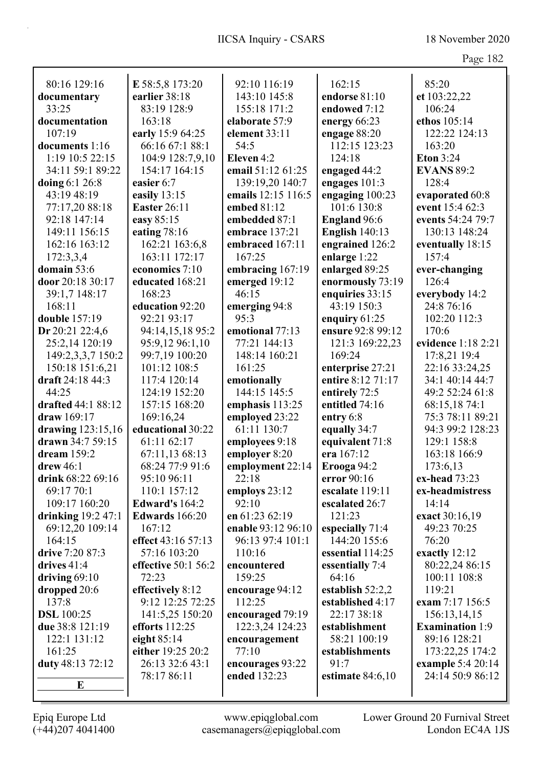80:16 129:16
**documentary** 33:25
**documentation** 107:19
**documents** 1:16 1:19 10:5 22:15 34:11 59:1 89:22
**doing** 6:1 26:8 43:19 48:19 77:17,20 88:18 92:18 147:14 149:11 156:15 162:16 163:12 172:3,3,4
**domain** 53:6
**door** 20:18 30:17 39:1,7 148:17 168:11
**double** 157:19
**Dr** 20:21 22:4,6 25:2,14 120:19 149:2,3,3,7 150:2 150:18 151:6,21
**draft** 24:18 44:3 44:25
**drafted** 44:1 88:12
**draw** 169:17
**drawing** 123:15,16
**drawn** 34:7 59:15
**dream** 159:2
**drew** 46:1
**drink** 68:22 69:16 69:17 70:1 109:17 160:20
**drinking** 19:2 47:1 69:12,20 109:14 164:15
**drive** 7:20 87:3
**drives** 41:4
**driving** 69:10
**dropped** 20:6 137:8
**DSL** 100:25
**due** 38:8 121:19 122:1 131:12 161:25
**duty** 48:13 72:12

**E**

**E** 58:5,8 173:20
**earlier** 38:18 83:19 128:9 163:18
**early** 15:9 64:25 66:16 67:1 88:1 104:9 128:7,9,10 154:17 164:15
**easier** 6:7
**easily** 13:15
**Easter** 26:11
**easy** 85:15
**eating** 78:16 162:21 163:6,8 163:11 172:17
**economics** 7:10
**educated** 168:21 168:23
**education** 92:20 92:21 93:17 94:14,15,18 95:2 95:9,12 96:1,10 99:7,19 100:20 101:12 108:5 117:4 120:14 124:19 152:20 157:15 168:20 169:16,24
**educational** 30:22 61:11 62:17 67:11,13 68:13 68:24 77:9 91:6 95:10 96:11 110:1 157:12
**Edward's** 164:2
**Edwards** 166:20 167:12
**effect** 43:16 57:13 57:16 103:20
**effective** 50:1 56:2 72:23
**effectively** 8:12 9:12 12:25 72:25 141:5,25 150:20
**efforts** 112:25
**eight** 85:14
**either** 19:25 20:2 26:13 32:6 43:1 78:17 86:11
92:10 116:19 143:10 145:8 155:18 171:2
**elaborate** 57:9
**element** 33:11 54:5
**Eleven** 4:2
**email** 51:12 61:25 139:19,20 140:7
**emails** 12:15 116:5
**embed** 81:12
**embedded** 87:1
**embrace** 137:21
**embraced** 167:11 167:25
**embracing** 167:19
**emerged** 19:12 46:15
**emerging** 94:8 95:3
**emotional** 77:13 77:21 144:13 148:14 160:21 161:25
**emotionally** 144:15 145:5
**emphasis** 113:25
**employed** 23:22 61:11 130:7
**employees** 9:18
**employer** 8:20
**employment** 22:14 22:18
**employs** 23:12 92:10
**en** 61:23 62:19
**enable** 93:12 96:10 96:13 97:4 101:1 110:16
**encountered** 159:25
**encourage** 94:12 112:25
**encouraged** 79:19 122:3,24 124:23
**encouragement** 77:10
**encourages** 93:22
**ended** 132:23
162:15
**endorse** 81:10
**endowed** 7:12
**energy** 66:23
**engage** 88:20 112:15 123:23 124:18
**engaged** 44:2
**engages** 101:3
**engaging** 100:23 101:6 130:8
**England** 96:6
**English** 140:13
**engrained** 126:2
**enlarge** 1:22
**enlarged** 89:25
**enormously** 73:19
**enquiries** 33:15 43:19 150:3
**enquiry** 61:25
**ensure** 92:8 99:12 121:3 169:22,23 169:24
**enterprise** 27:21
**entire** 8:12 71:17
**entirely** 72:5
**entitled** 74:16
**entry** 6:8
**equally** 34:7
**equivalent** 71:8
**era** 167:12
**Erooga** 94:2
**error** 90:16
**escalate** 119:11
**escalated** 26:7 121:23
**especially** 71:4 144:20 155:6
**essential** 114:25
**essentially** 7:4 64:16
**establish** 52:2,2
**established** 4:17 22:17 38:18
**establishment** 58:21 100:19
**establishments** 91:7
**estimate** 84:6,10
85:20
**et** 103:22,22 106:24
**ethos** 105:14 122:22 124:13 163:20
**Eton** 3:24
**EVANS** 89:2 128:4
**evaporated** 60:8
**event** 15:4 62:3
**events** 54:24 79:7 130:13 148:24
**eventually** 18:15 157:4
**ever-changing** 126:4
**everybody** 14:2 24:8 76:16 102:20 112:3 170:6
**evidence** 1:18 2:21 17:8,21 19:4 22:16 33:24,25 34:1 40:14 44:7 49:2 52:24 61:8 68:15,18 74:1 75:3 78:11 89:21 94:3 99:2 128:23 129:1 158:8 163:18 166:9 173:6,13
**ex-head** 73:23
**ex-headmistress** 14:14
**exact** 30:16,19 49:23 70:25 76:20
**exactly** 12:12 80:22,24 86:15 100:11 108:8 119:21
**exam** 7:17 156:5 156:13,14,15
**Examination** 1:9 89:16 128:21 173:22,25 174:2
**example** 5:4 20:14 24:14 50:9 86:12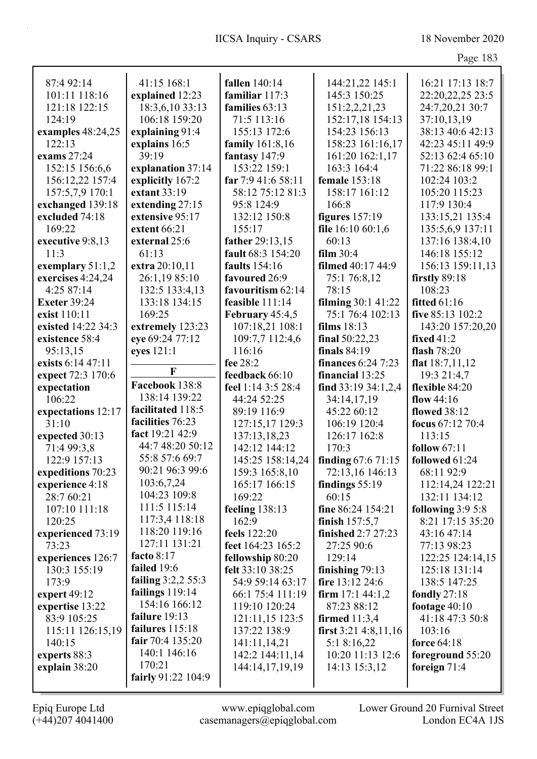87:4 92:14
101:11 118:16
121:18 122:15
124:19
**examples** 48:24,25
122:13
**exams** 27:24
152:15 156:6,6
156:12,22 157:4
157:5,7,9 170:1
**exchanged** 139:18
**excluded** 74:18
169:22
**executive** 9:8,13
11:3
**exemplary** 51:1,2
**exercises** 4:24,24
4:25 87:14
**Exeter** 39:24
**exist** 110:11
**existed** 14:22 34:3
**existence** 58:4
95:13,15
**exists** 6:14 47:11
**expect** 72:3 170:6
**expectation**
106:22
**expectations** 12:17
31:10
**expected** 30:13
71:4 99:3,8
122:9 157:13
**expeditions** 70:23
**experience** 4:18
28:7 60:21
107:10 111:18
120:25
**experienced** 73:19
73:23
**experiences** 126:7
130:3 155:19
173:9
**expert** 49:12
**expertise** 13:22
83:9 105:25
115:11 126:15,19
140:15
**experts** 88:3
**explain** 38:20
41:15 168:1
**explained** 12:23
18:3,6,10 33:13
106:18 159:20
**explaining** 91:4
**explains** 16:5
39:19
**explanation** 37:14
**explicitly** 167:2
**extant** 33:19
**extending** 27:15
**extensive** 95:17
**extent** 66:21
**external** 25:6
61:13
**extra** 20:10,11
26:1,19 85:10
132:5 133:4,13
133:18 134:15
169:25
**extremely** 123:23
**eye** 69:24 77:12
**eyes** 121:1

**F**

**Facebook** 138:8
138:14 139:22
**facilitated** 118:5
**facilities** 76:23
**fact** 19:21 42:9
44:7 48:20 50:12
55:8 57:6 69:7
90:21 96:3 99:6
103:6,7,24
104:23 109:8
111:5 115:14
117:3,4 118:18
118:20 119:16
127:11 131:21
**facto** 8:17
**failed** 19:6
**failing** 3:2,2 55:3
**failings** 119:14
154:16 166:12
**failure** 19:13
**failures** 115:18
**fair** 70:4 135:20
140:1 146:16
170:21
**fairly** 91:22 104:9
**fallen** 140:14
**familiar** 117:3
**families** 63:13
71:5 113:16
155:13 172:6
**family** 161:8,16
**fantasy** 147:9
153:22 159:1
**far** 7:9 41:6 58:11
58:12 75:12 81:3
95:8 124:9
132:12 150:8
155:17
**father** 29:13,15
**fault** 68:3 154:20
**faults** 154:16
**favoured** 26:9
**favouritism** 62:14
**feasible** 111:14
**February** 45:4,5
107:18,21 108:1
109:7,7 112:4,6
116:16
**fee** 28:2
**feedback** 66:10
**feel** 1:14 3:5 28:4
44:24 52:25
89:19 116:9
127:15,17 129:3
137:13,18,23
142:12 144:12
145:25 158:14,24
159:3 165:8,10
165:17 166:15
169:22
**feeling** 138:13
162:9
**feels** 122:20
**feet** 164:23 165:2
**fellowship** 80:20
**felt** 33:10 38:25
54:9 59:14 63:17
66:1 75:4 111:19
119:10 120:24
121:11,15 123:5
137:22 138:9
141:11,14,21
142:2 144:11,14
144:14,17,19,19
144:21,22 145:1
145:3 150:25
151:2,2,21,23
152:17,18 154:13
154:23 156:13
158:23 161:16,17
161:20 162:1,17
163:3 164:4
**female** 153:18
158:17 161:12
166:8
**figures** 157:19
**file** 16:10 60:1,6
60:13
**film** 30:4
**filmed** 40:17 44:9
75:1 76:8,12
78:15
**filming** 30:1 41:22
75:1 76:4 102:13
**films** 18:13
**final** 50:22,23
**finals** 84:19
**finances** 6:24 7:23
**financial** 13:25
**find** 33:19 34:1,2,4
34:14,17,19
45:22 60:12
106:19 120:4
126:17 162:8
170:3
**finding** 67:6 71:15
72:13,16 146:13
**findings** 55:19
60:15
**fine** 86:24 154:21
**finish** 157:5,7
**finished** 2:7 27:23
27:25 90:6
129:14
**finishing** 79:13
**fire** 13:12 24:6
**firm** 17:1 44:1,2
87:23 88:12
**firmed** 11:3,4
**first** 3:21 4:8,11,16
5:1 8:16,22
10:20 11:13 12:6
14:13 15:3,12
16:21 17:13 18:7
22:20,22,25 23:5
24:7,20,21 30:7
37:10,13,19
38:13 40:6 42:13
42:23 45:11 49:9
52:13 62:4 65:10
71:22 86:18 99:1
102:24 103:2
105:20 115:23
117:9 130:4
133:15,21 135:4
135:5,6,9 137:11
137:16 138:4,10
146:18 155:12
156:13 159:11,13
**firstly** 89:18
108:23
**fitted** 61:16
**five** 85:13 102:2
143:20 157:20,20
**fixed** 41:2
**flash** 78:20
**flat** 18:7,11,12
19:3 21:4,7
**flexible** 84:20
**flow** 44:16
**flowed** 38:12
**focus** 67:12 70:4
113:15
**follow** 67:11
**followed** 61:24
68:11 92:9
112:14,24 122:21
132:11 134:12
**following** 3:9 5:8
8:21 17:15 35:20
43:16 47:14
77:13 98:23
122:25 124:14,15
125:18 131:14
138:5 147:25
**fondly** 27:18
**footage** 40:10
41:18 47:3 50:8
103:16
**force** 64:18
**foreground** 55:20
**foreign** 71:4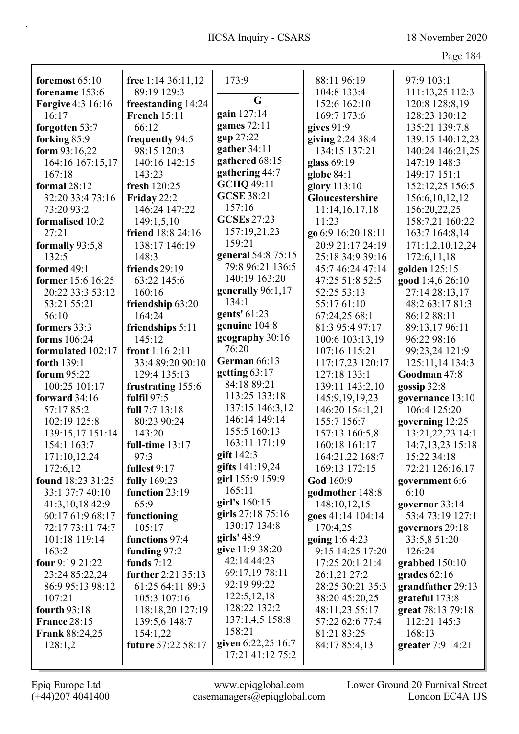**foremost** 65:10
**forename** 153:6
**Forgive** 4:3 16:16 16:17
**forgotten** 53:7
**forking** 85:9
**form** 93:16,22 164:16 167:15,17 167:18
**formal** 28:12 32:20 33:4 73:16 73:20 93:2
**formalised** 10:2 27:21
**formally** 93:5,8 132:5
**formed** 49:1
**former** 15:6 16:25 20:22 33:3 53:12 53:21 55:21 56:10
**formers** 33:3
**forms** 106:24
**formulated** 102:17
**forth** 139:1
**forum** 95:22 100:25 101:17
**forward** 34:16 57:17 85:2 102:19 125:8 139:15,17 151:14 154:1 163:7 171:10,12,24 172:6,12
**found** 18:23 31:25 33:1 37:7 40:10 41:3,10,18 42:9 60:17 61:9 68:17 72:17 73:11 74:7 101:18 119:14 163:2
**four** 9:19 21:22 23:24 85:22,24 86:9 95:13 98:12 107:21
**fourth** 93:18
**France** 28:15
**Frank** 88:24,25 128:1,2
**free** 1:14 36:11,12 89:19 129:3
**freestanding** 14:24
**French** 15:11 66:12
**frequently** 94:5 98:15 120:3 140:16 142:15 143:23
**fresh** 120:25
**Friday** 22:2 146:24 147:22 149:1,5,10
**friend** 18:8 24:16 138:17 146:19 148:3
**friends** 29:19 63:22 145:6 160:16
**friendship** 63:20 164:24
**friendships** 5:11 145:12
**front** 1:16 2:11 33:4 89:20 90:10 129:4 135:13
**frustrating** 155:6
**fulfil** 97:5
**full** 7:7 13:18 80:23 90:24 143:20
**full-time** 13:17 97:3
**fullest** 9:17
**fully** 169:23
**function** 23:19 65:9
**functioning** 105:17
**functions** 97:4
**funding** 97:2
**funds** 7:12
**further** 2:21 35:13 61:25 64:11 89:3 105:3 107:16 118:18,20 127:19 139:5,6 148:7 154:1,22
**future** 57:22 58:17 173:9

**G**

**gain** 127:14
**games** 72:11
**gap** 27:22
**gather** 34:11
**gathered** 68:15
**gathering** 44:7
**GCHQ** 49:11
**GCSE** 38:21 157:16
**GCSEs** 27:23 157:19,21,23 159:21
**general** 54:8 75:15 79:8 96:21 136:5 140:19 163:20
**generally** 96:1,17 134:1
**gents'** 61:23
**genuine** 104:8
**geography** 30:16 76:20
**German** 66:13
**getting** 63:17 84:18 89:21 113:25 133:18 137:15 146:3,12 146:14 149:14 155:5 160:13 163:11 171:19
**gift** 142:3
**gifts** 141:19,24
**girl** 155:9 159:9 165:11
**girl's** 160:15
**girls** 27:18 75:16 130:17 134:8
**girls'** 48:9
**give** 11:9 38:20 42:14 44:23 69:17,19 78:11 92:19 99:22 122:5,12,18 128:22 132:2 137:1,4,5 158:8 158:21
**given** 6:22,25 16:7 17:21 41:12 75:2 88:11 96:19 104:8 133:4 152:6 162:10 169:7 173:6
**gives** 91:9
**giving** 2:24 38:4 134:15 137:21
**glass** 69:19
**globe** 84:1
**glory** 113:10
**Gloucestershire** 11:14,16,17,18 11:23
**go** 6:9 16:20 18:11 20:9 21:17 24:19 25:18 34:9 39:16 45:7 46:24 47:14 47:25 51:8 52:5 52:25 53:13 55:17 61:10 67:24,25 68:1 81:3 95:4 97:17 100:6 103:13,19 107:16 115:21 117:17,23 120:17 127:18 133:1 139:11 143:2,10 145:9,19,19,23 146:20 154:1,21 155:7 156:7 157:13 160:5,8 160:18 161:17 164:21,22 168:7 169:13 172:15
**God** 160:9
**godmother** 148:8 148:10,12,15
**goes** 41:14 104:14 170:4,25
**going** 1:6 4:23 9:15 14:25 17:20 17:25 20:1 21:4 26:1,21 27:2 28:25 30:21 35:3 38:20 45:20,25 48:11,23 55:17 57:22 62:6 77:4 81:21 83:25 84:17 85:4,13 97:9 103:1 111:13,25 112:3 120:8 128:8,19 128:23 130:12 135:21 139:7,8 139:15 140:12,23 140:24 146:21,25 147:19 148:3 149:17 151:1 152:12,25 156:5 156:6,10,12,12 156:20,22,25 158:7,21 160:22 163:7 164:8,14 171:1,2,10,12,24 172:6,11,18
**golden** 125:15
**good** 1:4,6 26:10 27:14 28:13,17 48:2 63:17 81:3 86:12 88:11 89:13,17 96:11 96:22 98:16 99:23,24 121:9 125:11,14 134:3
**Goodman** 47:8
**gossip** 32:8
**governance** 13:10 106:4 125:20
**governing** 12:25 13:21,22,23 14:1 14:7,13,23 15:18 15:22 34:18 72:21 126:16,17
**government** 6:6 6:10
**governor** 33:14 53:4 73:19 127:1
**governors** 29:18 33:5,8 51:20 126:24
**grabbed** 150:10
**grades** 62:16
**grandfather** 29:13
**grateful** 173:8
**great** 78:13 79:18 112:21 145:3 168:13
**greater** 7:9 14:21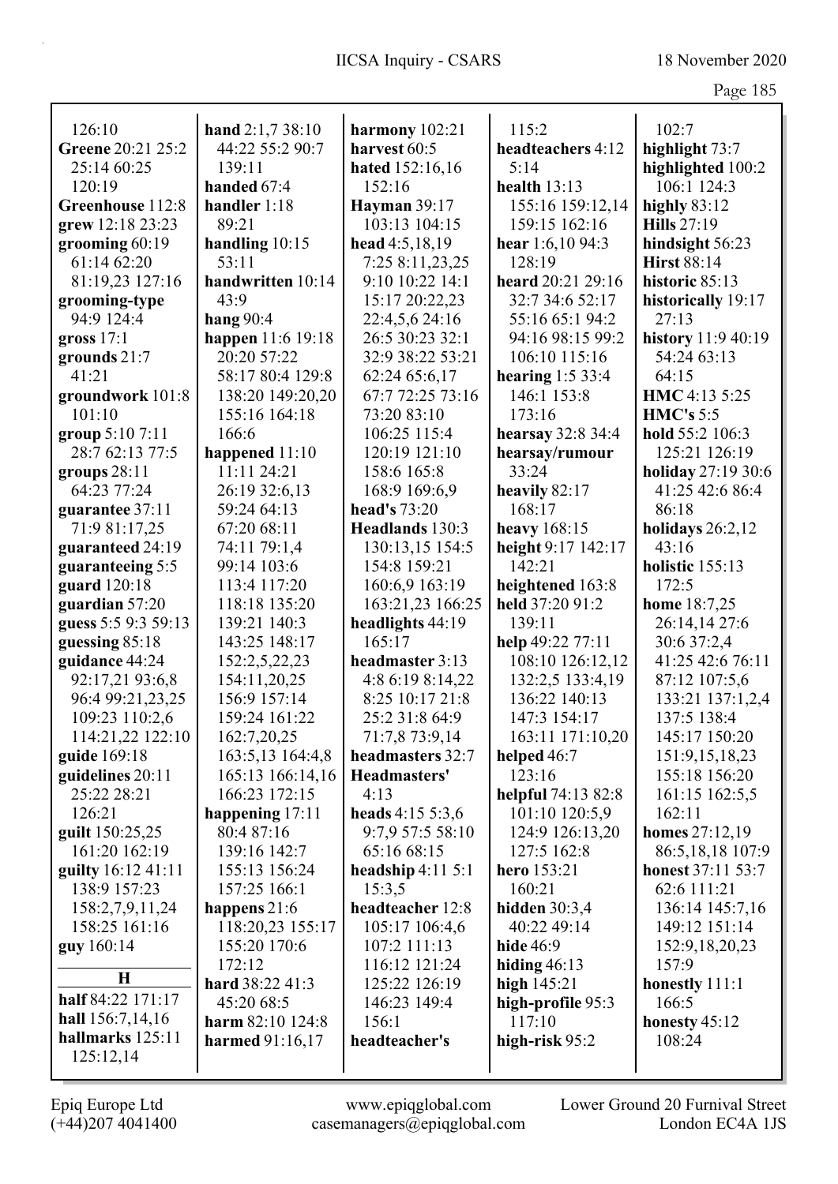126:10
**Greene** 20:21 25:2 25:14 60:25 120:19
**Greenhouse** 112:8
**grew** 12:18 23:23
**grooming** 60:19 61:14 62:20 81:19,23 127:16
**grooming-type** 94:9 124:4
**gross** 17:1
**grounds** 21:7 41:21
**groundwork** 101:8 101:10
**group** 5:10 7:11 28:7 62:13 77:5
**groups** 28:11 64:23 77:24
**guarantee** 37:11 71:9 81:17,25
**guaranteed** 24:19
**guaranteeing** 5:5
**guard** 120:18
**guardian** 57:20
**guess** 5:5 9:3 59:13
**guessing** 85:18
**guidance** 44:24 92:17,21 93:6,8 96:4 99:21,23,25 109:23 110:2,6 114:21,22 122:10
**guide** 169:18
**guidelines** 20:11 25:22 28:21 126:21
**guilt** 150:25,25 161:20 162:19
**guilty** 16:12 41:11 138:9 157:23 158:2,7,9,11,24 158:25 161:16
**guy** 160:14

## H

**half** 84:22 171:17
**hall** 156:7,14,16
**hallmarks** 125:11 125:12,14
**hand** 2:1,7 38:10 44:22 55:2 90:7 139:11
**handed** 67:4
**handler** 1:18 89:21
**handling** 10:15 53:11
**handwritten** 10:14 43:9
**hang** 90:4
**happen** 11:6 19:18 20:20 57:22 58:17 80:4 129:8 138:20 149:20,20 155:16 164:18 166:6
**happened** 11:10 11:11 24:21 26:19 32:6,13 59:24 64:13 67:20 68:11 74:11 79:1,4 99:14 103:6 113:4 117:20 118:18 135:20 139:21 140:3 143:25 148:17 152:2,5,22,23 154:11,20,25 156:9 157:14 159:24 161:22 162:7,20,25 163:5,13 164:4,8 165:13 166:14,16 166:23 172:15
**happening** 17:11 80:4 87:16 139:16 142:7 155:13 156:24 157:25 166:1
**happens** 21:6 118:20,23 155:17 155:20 170:6 172:12
**hard** 38:22 41:3 45:20 68:5
**harm** 82:10 124:8
**harmed** 91:16,17
**harmony** 102:21
**harvest** 60:5
**hated** 152:16,16 152:16
**Hayman** 39:17 103:13 104:15
**head** 4:5,18,19 7:25 8:11,23,25 9:10 10:22 14:1 15:17 20:22,23 22:4,5,6 24:16 26:5 30:23 32:1 32:9 38:22 53:21 62:24 65:6,17 67:7 72:25 73:16 73:20 83:10 106:25 115:4 120:19 121:10 158:6 165:8 168:9 169:6,9
**head's** 73:20
**Headlands** 130:3 130:13,15 154:5 154:8 159:21 160:6,9 163:19 163:21,23 166:25
**headlights** 44:19 165:17
**headmaster** 3:13 4:8 6:19 8:14,22 8:25 10:17 21:8 25:2 31:8 64:9 71:7,8 73:9,14
**headmasters** 32:7
**Headmasters'** 4:13
**heads** 4:15 5:3,6 9:7,9 57:5 58:10 65:16 68:15
**headship** 4:11 5:1 15:3,5
**headteacher** 12:8 105:17 106:4,6 107:2 111:13 116:12 121:24 125:22 126:19 146:23 149:4 156:1
**headteacher's** 115:2
**headteachers** 4:12 5:14
**health** 13:13 155:16 159:12,14 159:15 162:16
**hear** 1:6,10 94:3 128:19
**heard** 20:21 29:16 32:7 34:6 52:17 55:16 65:1 94:2 94:16 98:15 99:2 106:10 115:16
**hearing** 1:5 33:4 146:1 153:8 173:16
**hearsay** 32:8 34:4
**hearsay/rumour** 33:24
**heavily** 82:17 168:17
**heavy** 168:15
**height** 9:17 142:17 142:21
**heightened** 163:8
**held** 37:20 91:2 139:11
**help** 49:22 77:11 108:10 126:12,12 132:2,5 133:4,19 136:22 140:13 147:3 154:17 163:11 171:10,20
**helped** 46:7 123:16
**helpful** 74:13 82:8 101:10 120:5,9 124:9 126:13,20 127:5 162:8
**hero** 153:21 160:21
**hidden** 30:3,4 40:22 49:14
**hide** 46:9
**hiding** 46:13
**high** 145:21
**high-profile** 95:3 117:10
**high-risk** 95:2
102:7
**highlight** 73:7
**highlighted** 100:2 106:1 124:3
**highly** 83:12
**Hills** 27:19
**hindsight** 56:23
**Hirst** 88:14
**historic** 85:13
**historically** 19:17 27:13
**history** 11:9 40:19 54:24 63:13 64:15
**HMC** 4:13 5:25
**HMC's** 5:5
**hold** 55:2 106:3 125:21 126:19
**holiday** 27:19 30:6 41:25 42:6 86:4 86:18
**holidays** 26:2,12 43:16
**holistic** 155:13 172:5
**home** 18:7,25 26:14,14 27:6 30:6 37:2,4 41:25 42:6 76:11 87:12 107:5,6 133:21 137:1,2,4 137:5 138:4 145:17 150:20 151:9,15,18,23 155:18 156:20 161:15 162:5,5 162:11
**homes** 27:12,19 86:5,18,18 107:9
**honest** 37:11 53:7 62:6 111:21 136:14 145:7,16 149:12 151:14 152:9,18,20,23 157:9
**honestly** 111:1 166:5
**honesty** 45:12 108:24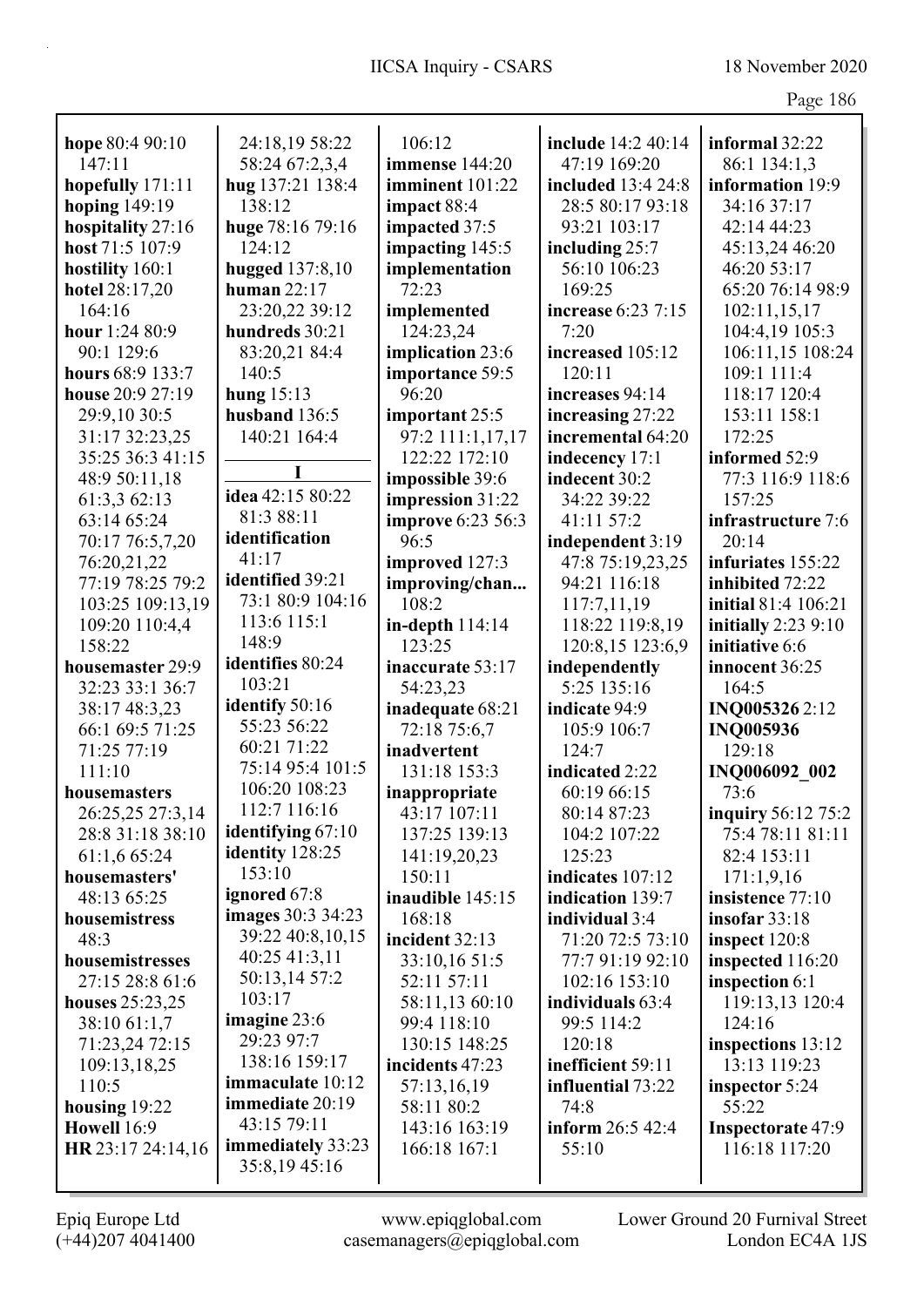**hope** 80:4 90:10 147:11
**hopefully** 171:11
**hoping** 149:19
**hospitality** 27:16
**host** 71:5 107:9
**hostility** 160:1
**hotel** 28:17,20 164:16
**hour** 1:24 80:9 90:1 129:6
**hours** 68:9 133:7
**house** 20:9 27:19 29:9,10 30:5 31:17 32:23,25 35:25 36:3 41:15 48:9 50:11,18 61:3,3 62:13 63:14 65:24 70:17 76:5,7,20 76:20,21,22 77:19 78:25 79:2 103:25 109:13,19 109:20 110:4,4 158:22
**housemaster** 29:9 32:23 33:1 36:7 38:17 48:3,23 66:1 69:5 71:25 71:25 77:19 111:10
**housemasters** 26:25,25 27:3,14 28:8 31:18 38:10 61:1,6 65:24
**housemasters'** 48:13 65:25
**housemistress** 48:3
**housemistresses** 27:15 28:8 61:6
**houses** 25:23,25 38:10 61:1,7 71:23,24 72:15 109:13,18,25 110:5
**housing** 19:22
**Howell** 16:9
**HR** 23:17 24:14,16 24:18,19 58:22 58:24 67:2,3,4
**hug** 137:21 138:4 138:12
**huge** 78:16 79:16 124:12
**hugged** 137:8,10
**human** 22:17 23:20,22 39:12
**hundreds** 30:21 83:20,21 84:4 140:5
**hung** 15:13
**husband** 136:5 140:21 164:4

**I**

**idea** 42:15 80:22 81:3 88:11
**identification** 41:17
**identified** 39:21 73:1 80:9 104:16 113:6 115:1 148:9
**identifies** 80:24 103:21
**identify** 50:16 55:23 56:22 60:21 71:22 75:14 95:4 101:5 106:20 108:23 112:7 116:16
**identifying** 67:10
**identity** 128:25 153:10
**ignored** 67:8
**images** 30:3 34:23 39:22 40:8,10,15 40:25 41:3,11 50:13,14 57:2 103:17
**imagine** 23:6 29:23 97:7 138:16 159:17
**immaculate** 10:12
**immediate** 20:19 43:15 79:11
**immediately** 33:23 35:8,19 45:16 106:12
**immense** 144:20
**imminent** 101:22
**impact** 88:4
**impacted** 37:5
**impacting** 145:5
**implementation** 72:23
**implemented** 124:23,24
**implication** 23:6
**importance** 59:5 96:20
**important** 25:5 97:2 111:1,17,17 122:22 172:10
**impossible** 39:6
**impression** 31:22
**improve** 6:23 56:3 96:5
**improved** 127:3
**improving/chan...** 108:2
**in-depth** 114:14 123:25
**inaccurate** 53:17 54:23,23
**inadequate** 68:21 72:18 75:6,7
**inadvertent** 131:18 153:3
**inappropriate** 43:17 107:11 137:25 139:13 141:19,20,23 150:11
**inaudible** 145:15 168:18
**incident** 32:13 33:10,16 51:5 52:11 57:11 58:11,13 60:10 99:4 118:10 130:15 148:25
**incidents** 47:23 57:13,16,19 58:11 80:2 143:16 163:19 166:18 167:1
**include** 14:2 40:14 47:19 169:20
**included** 13:4 24:8 28:5 80:17 93:18 93:21 103:17
**including** 25:7 56:10 106:23 169:25
**increase** 6:23 7:15 7:20
**increased** 105:12 120:11
**increases** 94:14
**increasing** 27:22
**incremental** 64:20
**indecency** 17:1
**indecent** 30:2 34:22 39:22 41:11 57:2
**independent** 3:19 47:8 75:19,23,25 94:21 116:18 117:7,11,19 118:22 119:8,19 120:8,15 123:6,9
**independently** 5:25 135:16
**indicate** 94:9 105:9 106:7 124:7
**indicated** 2:22 60:19 66:15 80:14 87:23 104:2 107:22 125:23
**indicates** 107:12
**indication** 139:7
**individual** 3:4 71:20 72:5 73:10 77:7 91:19 92:10 102:16 153:10
**individuals** 63:4 99:5 114:2 120:18
**inefficient** 59:11
**influential** 73:22 74:8
**inform** 26:5 42:4 55:10
**informal** 32:22 86:1 134:1,3
**information** 19:9 34:16 37:17 42:14 44:23 45:13,24 46:20 46:20 53:17 65:20 76:14 98:9 102:11,15,17 104:4,19 105:3 106:11,15 108:24 109:1 111:4 118:17 120:4 153:11 158:1 172:25
**informed** 52:9 77:3 116:9 118:6 157:25
**infrastructure** 7:6 20:14
**infuriates** 155:22
**inhibited** 72:22
**initial** 81:4 106:21
**initially** 2:23 9:10
**initiative** 6:6
**innocent** 36:25 164:5
**INQ005326** 2:12
**INQ005936** 129:18
**INQ006092_002** 73:6
**inquiry** 56:12 75:2 75:4 78:11 81:11 82:4 153:11 171:1,9,16
**insistence** 77:10
**insofar** 33:18
**inspect** 120:8
**inspected** 116:20
**inspection** 6:1 119:13,13 120:4 124:16
**inspections** 13:12 13:13 119:23
**inspector** 5:24 55:22
**Inspectorate** 47:9 116:18 117:20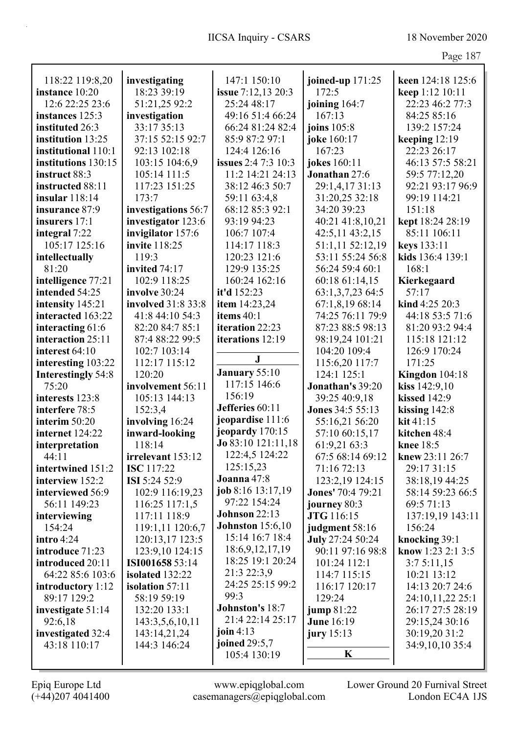118:22 119:8,20
**instance** 10:20 12:6 22:25 23:6
**instances** 125:3
**instituted** 26:3
**institution** 13:25
**institutional** 110:1
**institutions** 130:15
**instruct** 88:3
**instructed** 88:11
**insular** 118:14
**insurance** 87:9
**insurers** 17:1
**integral** 7:22 105:17 125:16
**intellectually** 81:20
**intelligence** 77:21
**intended** 54:25
**intensity** 145:21
**interacted** 163:22
**interacting** 61:6
**interaction** 25:11
**interest** 64:10
**interesting** 103:22
**Interestingly** 54:8 75:20
**interests** 123:8
**interfere** 78:5
**interim** 50:20
**internet** 124:22
**interpretation** 44:11
**intertwined** 151:2
**interview** 152:2
**interviewed** 56:9 56:11 149:23
**interviewing** 154:24
**intro** 4:24
**introduce** 71:23
**introduced** 20:11 64:22 85:6 103:6
**introductory** 1:12 89:17 129:2
**investigate** 51:14 92:6,18
**investigated** 32:4 43:18 110:17
**investigating** 18:23 39:19 51:21,25 92:2
**investigation** 33:17 35:13 37:15 52:15 92:7 92:13 102:18 103:15 104:6,9 105:14 111:5 117:23 151:25 173:7
**investigations** 56:7
**investigator** 123:6
**invigilator** 157:6
**invite** 118:25 119:3
**invited** 74:17 102:9 118:25
**involve** 30:24
**involved** 31:8 33:8 41:8 44:10 54:3 82:20 84:7 85:1 87:4 88:22 99:5 102:7 103:14 112:17 115:12 120:20
**involvement** 56:11 105:13 144:13 152:3,4
**involving** 16:24
**inward-looking** 118:14
**irrelevant** 153:12
**ISC** 117:22
**ISI** 5:24 52:9 102:9 116:19,23 116:25 117:1,5 117:11 118:9 119:1,11 120:6,7 120:13,17 123:5 123:9,10 124:15
**ISI001658** 53:14
**isolated** 132:22
**isolation** 57:11 58:19 59:19 132:20 133:1 143:3,5,6,10,11 143:14,21,24 144:3 146:24
147:1 150:10
**issue** 7:12,13 20:3 25:24 48:17 49:16 51:4 66:24 66:24 81:24 82:4 85:9 87:2 97:1 124:4 126:16
**issues** 2:4 7:3 10:3 11:2 14:21 24:13 38:12 46:3 50:7 59:11 63:4,8 68:12 85:3 92:1 93:19 94:23 106:7 107:4 114:17 118:3 120:23 121:6 129:9 135:25 160:24 162:16
**it'd** 152:23
**item** 14:23,24
**items** 40:1
**iteration** 22:23
**iterations** 12:19

**J**

**January** 55:10 117:15 146:6 156:19
**Jefferies** 60:11
**jeopardise** 111:6
**jeopardy** 170:15
**Jo** 83:10 121:11,18 122:4,5 124:22 125:15,23
**Joanna** 47:8
**job** 8:16 13:17,19 97:22 154:24
**Johnson** 22:13
**Johnston** 15:6,10 15:14 16:7 18:4 18:6,9,12,17,19 18:25 19:1 20:24 21:3 22:3,9 24:25 25:15 99:2 99:3
**Johnston's** 18:7 21:4 22:14 25:17
**join** 4:13
**joined** 29:5,7 105:4 130:19
**joined-up** 171:25 172:5
**joining** 164:7 167:13
**joins** 105:8
**joke** 160:17 167:23
**jokes** 160:11
**Jonathan** 27:6 29:1,4,17 31:13 31:20,25 32:18 34:20 39:23 40:21 41:8,10,21 42:5,11 43:2,15 51:1,11 52:12,19 53:11 55:24 56:8 56:24 59:4 60:1 60:18 61:14,15 63:1,3,7,23 64:5 67:1,8,19 68:14 74:25 76:11 79:9 87:23 88:5 98:13 98:19,24 101:21 104:20 109:4 115:6,20 117:7 124:1 125:1
**Jonathan's** 39:20 39:25 40:9,18
**Jones** 34:5 55:13 55:16,21 56:20 57:10 60:15,17 61:9,21 63:3 67:5 68:14 69:12 71:16 72:13 123:2,19 124:15
**Jones'** 70:4 79:21
**journey** 80:3
**JTG** 116:15
**judgment** 58:16
**July** 27:24 50:24 90:11 97:16 98:8 101:24 112:1 114:7 115:15 116:17 120:17 129:24
**jump** 81:22
**June** 16:19
**jury** 15:13

**K**

**keen** 124:18 125:6
**keep** 1:12 10:11 22:23 46:2 77:3 84:25 85:16 139:2 157:24
**keeping** 12:19 22:23 26:17 46:13 57:5 58:21 59:5 77:12,20 92:21 93:17 96:9 99:19 114:21 151:18
**kept** 18:24 28:19 85:11 106:11
**keys** 133:11
**kids** 136:4 139:1 168:1
**Kierkegaard** 57:17
**kind** 4:25 20:3 44:18 53:5 71:6 81:20 93:2 94:4 115:18 121:12 126:9 170:24 171:25
**Kingdon** 104:18
**kiss** 142:9,10
**kissed** 142:9
**kissing** 142:8
**kit** 41:15
**kitchen** 48:4
**knee** 18:5
**knew** 23:11 26:7 29:17 31:15 38:18,19 44:25 58:14 59:23 66:5 69:5 71:13 137:19,19 143:11 156:24
**knocking** 39:1
**know** 1:23 2:1 3:5 3:7 5:11,15 10:21 13:12 14:13 20:7 24:6 24:10,11,22 25:1 26:17 27:5 28:19 29:15,24 30:16 30:19,20 31:2 34:9,10,10 35:4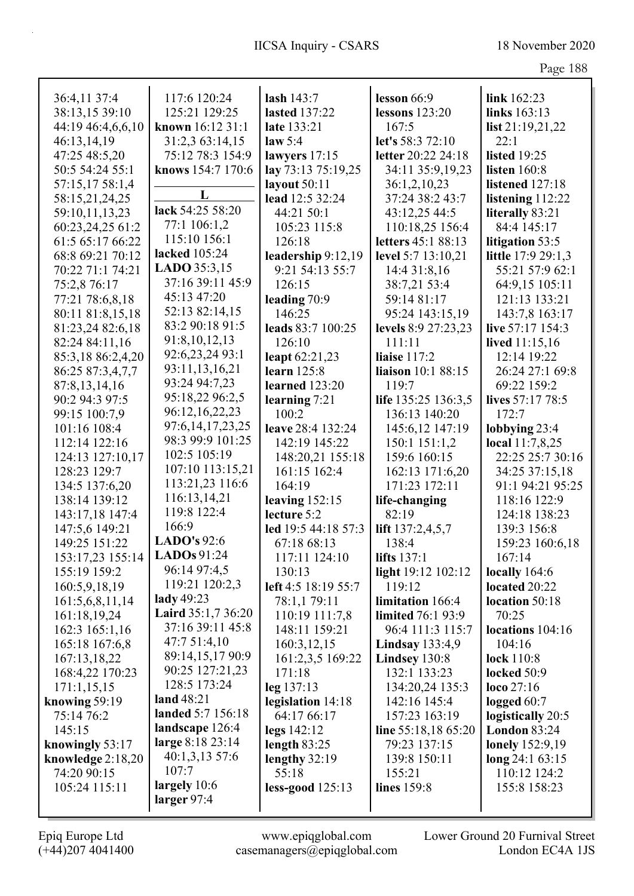36:4,11 37:4
38:13,15 39:10
44:19 46:4,6,6,10
46:13,14,19
47:25 48:5,20
50:5 54:24 55:1
57:15,17 58:1,4
58:15,21,24,25
59:10,11,13,23
60:23,24,25 61:2
61:5 65:17 66:22
68:8 69:21 70:12
70:22 71:1 74:21
75:2,8 76:17
77:21 78:6,8,18
80:11 81:8,15,18
81:23,24 82:6,18
82:24 84:11,16
85:3,18 86:2,4,20
86:25 87:3,4,7,7
87:8,13,14,16
90:2 94:3 97:5
99:15 100:7,9
101:16 108:4
112:14 122:16
124:13 127:10,17
128:23 129:7
134:5 137:6,20
138:14 139:12
143:17,18 147:4
147:5,6 149:21
149:25 151:22
153:17,23 155:14
155:19 159:2
160:5,9,18,19
161:5,6,8,11,14
161:18,19,24
162:3 165:1,16
165:18 167:6,8
167:13,18,22
168:4,22 170:23
171:1,15,15

**knowing** 59:19
75:14 76:2
145:15

**knowingly** 53:17

**knowledge** 2:18,20
74:20 90:15
105:24 115:11

117:6 120:24
125:21 129:25

**known** 16:12 31:1
31:2,3 63:14,15
75:12 78:3 154:9

**knows** 154:7 170:6

## L

**lack** 54:25 58:20
77:1 106:1,2
115:10 156:1

**lacked** 105:24

**LADO** 35:3,15
37:16 39:11 45:9
45:13 47:20
52:13 82:14,15
83:2 90:18 91:5
91:8,10,12,13
92:6,23,24 93:1
93:11,13,16,21
93:24 94:7,23
95:18,22 96:2,5
96:12,16,22,23
97:6,14,17,23,25
98:3 99:9 101:25
102:5 105:19
107:10 113:15,21
113:21,23 116:6
116:13,14,21
119:8 122:4
166:9

**LADO's** 92:6

**LADOs** 91:24
96:14 97:4,5
119:21 120:2,3

**lady** 49:23

**Laird** 35:1,7 36:20
37:16 39:11 45:8
47:7 51:4,10
89:14,15,17 90:9
90:25 127:21,23
128:5 173:24

**land** 48:21

**landed** 5:7 156:18

**landscape** 126:4

**large** 8:18 23:14
40:1,3,13 57:6
107:7

**largely** 10:6

**larger** 97:4

**lash** 143:7

**lasted** 137:22

**late** 133:21

**law** 5:4

**lawyers** 17:15

**lay** 73:13 75:19,25

**layout** 50:11

**lead** 12:5 32:24
44:21 50:1
105:23 115:8
126:18

**leadership** 9:12,19
9:21 54:13 55:7
126:15

**leading** 70:9
146:25

**leads** 83:7 100:25
126:10

**leapt** 62:21,23

**learn** 125:8

**learned** 123:20

**learning** 7:21
100:2

**leave** 28:4 132:24
142:19 145:22
148:20,21 155:18
161:15 162:4
164:19

**leaving** 152:15

**lecture** 5:2

**led** 19:5 44:18 57:3
67:18 68:13
117:11 124:10
130:13

**left** 4:5 18:19 55:7
78:1,1 79:11
110:19 111:7,8
148:11 159:21
160:3,12,15
161:2,3,5 169:22
171:18

**leg** 137:13

**legislation** 14:18
64:17 66:17

**legs** 142:12

**length** 83:25

**lengthy** 32:19
55:18

**less-good** 125:13

**lesson** 66:9

**lessons** 123:20
167:5

**let's** 58:3 72:10

**letter** 20:22 24:18
34:11 35:9,19,23
36:1,2,10,23
37:24 38:2 43:7
43:12,25 44:5
110:18,25 156:4

**letters** 45:1 88:13

**level** 5:7 13:10,21
14:4 31:8,16
38:7,21 53:4
59:14 81:17
95:24 143:15,19

**levels** 8:9 27:23,23
111:11

**liaise** 117:2

**liaison** 10:1 88:15
119:7

**life** 135:25 136:3,5
136:13 140:20
145:6,12 147:19
150:1 151:1,2
159:6 160:15
162:13 171:6,20
171:23 172:11

**life-changing**
82:19

**lift** 137:2,4,5,7
138:4

**lifts** 137:1

**light** 19:12 102:12
119:12

**limitation** 166:4

**limited** 76:1 93:9
96:4 111:3 115:7

**Lindsay** 133:4,9

**Lindsey** 130:8
132:1 133:23
134:20,24 135:3
142:16 145:4
157:23 163:19

**line** 55:18,18 65:20
79:23 137:15
139:8 150:11
155:21

**lines** 159:8

**link** 162:23

**links** 163:13

**list** 21:19,21,22
22:1

**listed** 19:25

**listen** 160:8

**listened** 127:18

**listening** 112:22

**literally** 83:21
84:4 145:17

**litigation** 53:5

**little** 17:9 29:1,3
55:21 57:9 62:1
64:9,15 105:11
121:13 133:21
143:7,8 163:17

**live** 57:17 154:3

**lived** 11:15,16
12:14 19:22
26:24 27:1 69:8
69:22 159:2

**lives** 57:17 78:5
172:7

**lobbying** 23:4

**local** 11:7,8,25
22:25 25:7 30:16
34:25 37:15,18
91:1 94:21 95:25
118:16 122:9
124:18 138:23
139:3 156:8
159:23 160:6,18
167:14

**locally** 164:6

**located** 20:22

**location** 50:18
70:25

**locations** 104:16
104:16

**lock** 110:8

**locked** 50:9

**loco** 27:16

**logged** 60:7

**logistically** 20:5

**London** 83:24

**lonely** 152:9,19

**long** 24:1 63:15
110:12 124:2
155:8 158:23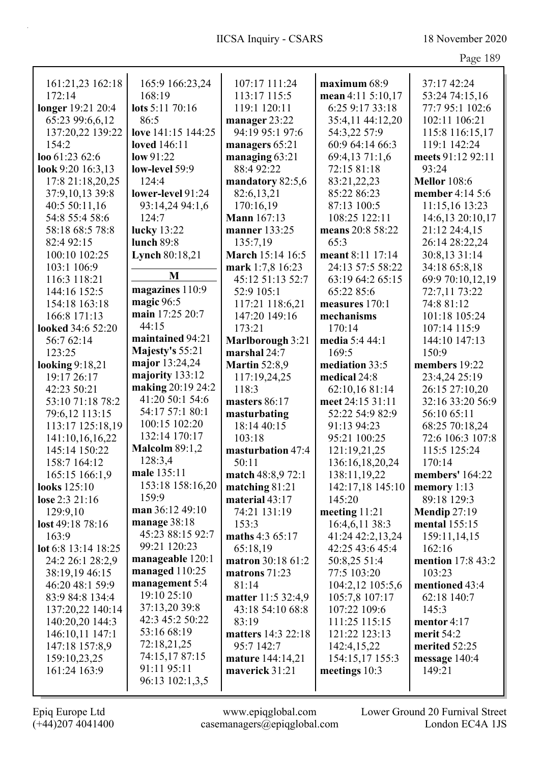161:21,23 162:18 172:14
**longer** 19:21 20:4 65:23 99:6,6,12 137:20,22 139:22 154:2
**loo** 61:23 62:6
**look** 9:20 16:3,13 17:8 21:18,20,25 37:9,10,13 39:8 40:5 50:11,16 54:8 55:4 58:6 58:18 68:5 78:8 82:4 92:15 100:10 102:25 103:1 106:9 116:3 118:21 144:16 152:5 154:18 163:18 166:8 171:13
**looked** 34:6 52:20 56:7 62:14 123:25
**looking** 9:18,21 19:17 26:17 42:23 50:21 53:10 71:18 78:2 79:6,12 113:15 113:17 125:18,19 141:10,16,16,22 145:14 150:22 158:7 164:12 165:15 166:1,9
**looks** 125:10
**lose** 2:3 21:16 129:9,10
**lost** 49:18 78:16 163:9
**lot** 6:8 13:14 18:25 24:2 26:1 28:2,9 38:19,19 46:15 46:20 48:1 59:9 83:9 84:8 134:4 137:20,22 140:14 140:20,20 144:3 146:10,11 147:1 147:18 157:8,9 159:10,23,25 161:24 163:9
165:9 166:23,24 168:19
**lots** 5:11 70:16 86:5
**love** 141:15 144:25
**loved** 146:11
**low** 91:22
**low-level** 59:9 124:4
**lower-level** 91:24 93:14,24 94:1,6 124:7
**lucky** 13:22
**lunch** 89:8
**Lynch** 80:18,21

**M**

**magazines** 110:9
**magic** 96:5
**main** 17:25 20:7 44:15
**maintained** 94:21
**Majesty's** 55:21
**major** 13:24,24
**majority** 133:12
**making** 20:19 24:2 41:20 50:1 54:6 54:17 57:1 80:1 100:15 102:20 132:14 170:17
**Malcolm** 89:1,2 128:3,4
**male** 135:11 153:18 158:16,20 159:9
**man** 36:12 49:10
**manage** 38:18 45:23 88:15 92:7 99:21 120:23
**manageable** 120:1
**managed** 110:25
**management** 5:4 19:10 25:10 37:13,20 39:8 42:3 45:2 50:22 53:16 68:19 72:18,21,25 74:15,17 87:15 91:11 95:11 96:13 102:1,3,5
107:17 111:24 113:17 115:5 119:1 120:11
**manager** 23:22 94:19 95:1 97:6
**managers** 65:21
**managing** 63:21 88:4 92:22
**mandatory** 82:5,6 82:6,13,21 170:16,19
**Mann** 167:13
**manner** 133:25 135:7,19
**March** 15:14 16:5
**mark** 1:7,8 16:23 45:12 51:13 52:7 52:9 105:1 117:21 118:6,21 147:20 149:16 173:21
**Marlborough** 3:21
**marshal** 24:7
**Martin** 52:8,9 117:19,24,25 118:3
**masters** 86:17
**masturbating** 18:14 40:15 103:18
**masturbation** 47:4 50:11
**match** 48:8,9 72:1
**matching** 81:21
**material** 43:17 74:21 131:19 153:3
**maths** 4:3 65:17 65:18,19
**matron** 30:18 61:2
**matrons** 71:23 81:14
**matter** 11:5 32:4,9 43:18 54:10 68:8 83:19
**matters** 14:3 22:18 95:7 142:7
**mature** 144:14,21
**maverick** 31:21
**maximum** 68:9
**mean** 4:11 5:10,17 6:25 9:17 33:18 35:4,11 44:12,20 54:3,22 57:9 60:9 64:14 66:3 69:4,13 71:1,6 72:15 81:18 83:21,22,23 85:22 86:23 87:13 100:5 108:25 122:11
**means** 20:8 58:22 65:3
**meant** 8:11 17:14 24:13 57:5 58:22 63:19 64:2 65:15 65:22 85:6
**measures** 170:1
**mechanisms** 170:14
**media** 5:4 44:1 169:5
**mediation** 33:5
**medical** 24:8 62:10,16 81:14
**meet** 24:15 31:11 52:22 54:9 82:9 91:13 94:23 95:21 100:25 121:19,21,25 136:16,18,20,24 138:11,19,22 142:17,18 145:10 145:20
**meeting** 11:21 16:4,6,11 38:3 41:24 42:2,13,24 42:25 43:6 45:4 50:8,25 51:4 77:5 103:20 104:2,12 105:5,6 105:7,8 107:17 107:22 109:6 111:25 115:15 121:22 123:13 142:4,15,22 154:15,17 155:3
**meetings** 10:3
37:17 42:24 53:24 74:15,16 77:7 95:1 102:6 102:11 106:21 115:8 116:15,17 119:1 142:24
**meets** 91:12 92:11 93:24
**Mellor** 108:6
**member** 4:14 5:6 11:15,16 13:23 14:6,13 20:10,17 21:12 24:4,15 26:14 28:22,24 30:8,13 31:14 34:18 65:8,18 69:9 70:10,12,19 72:7,11 73:22 74:8 81:12 101:18 105:24 107:14 115:9 144:10 147:13 150:9
**members** 19:22 23:4,24 25:19 26:15 27:10,20 32:16 33:20 56:9 56:10 65:11 68:25 70:18,24 72:6 106:3 107:8 115:5 125:24 170:14
**members'** 164:22
**memory** 1:13 89:18 129:3
**Mendip** 27:19
**mental** 155:15 159:11,14,15 162:16
**mention** 17:8 43:2 103:23
**mentioned** 43:4 62:18 140:7 145:3
**mentor** 4:17
**merit** 54:2
**merited** 52:25
**message** 140:4 149:21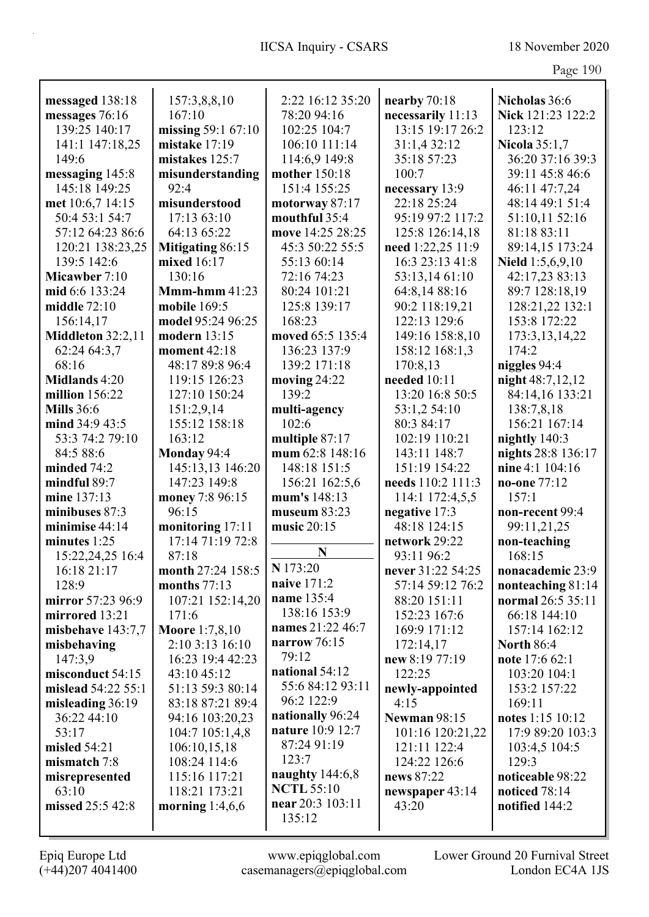**messaged** 138:18
**messages** 76:16 139:25 140:17 141:1 147:18,25 149:6
**messaging** 145:8 145:18 149:25
**met** 10:6,7 14:15 50:4 53:1 54:7 57:12 64:23 86:6 120:21 138:23,25 139:5 142:6
**Micawber** 7:10
**mid** 6:6 133:24
**middle** 72:10 156:14,17
**Middleton** 32:2,11 62:24 64:3,7 68:16
**Midlands** 4:20
**million** 156:22
**Mills** 36:6
**mind** 34:9 43:5 53:3 74:2 79:10 84:5 88:6
**minded** 74:2
**mindful** 89:7
**mine** 137:13
**minibuses** 87:3
**minimise** 44:14
**minutes** 1:25 15:22,24,25 16:4 16:18 21:17 128:9
**mirror** 57:23 96:9
**mirrored** 13:21
**misbehave** 143:7,7
**misbehaving** 147:3,9
**misconduct** 54:15
**mislead** 54:22 55:1
**misleading** 36:19 36:22 44:10 53:17
**misled** 54:21
**mismatch** 7:8
**misrepresented** 63:10
**missed** 25:5 42:8 157:3,8,8,10 167:10
**missing** 59:1 67:10
**mistake** 17:19
**mistakes** 125:7
**misunderstanding** 92:4
**misunderstood** 17:13 63:10 64:13 65:22
**Mitigating** 86:15
**mixed** 16:17 130:16
**Mmm-hmm** 41:23
**mobile** 169:5
**model** 95:24 96:25
**modern** 13:15
**moment** 42:18 48:17 89:8 96:4 119:15 126:23 127:10 150:24 151:2,9,14 155:12 158:18 163:12
**Monday** 94:4 145:13,13 146:20 147:23 149:8
**money** 7:8 96:15 96:15
**monitoring** 17:11 17:14 71:19 72:8 87:18
**month** 27:24 158:5
**months** 77:13 107:21 152:14,20 171:6
**Moore** 1:7,8,10 2:10 3:13 16:10 16:23 19:4 42:23 43:10 45:12 51:13 59:3 80:14 83:18 87:21 89:4 94:16 103:20,23 104:7 105:1,4,8 106:10,15,18 108:24 114:6 115:16 117:21 118:21 173:21
**morning** 1:4,6,6 2:22 16:12 35:20 78:20 94:16 102:25 104:7 106:10 111:14 114:6,9 149:8
**mother** 150:18 151:4 155:25
**motorway** 87:17
**mouthful** 35:4
**move** 14:25 28:25 45:3 50:22 55:5 55:13 60:14 72:16 74:23 80:24 101:21 125:8 139:17 168:23
**moved** 65:5 135:4 136:23 137:9 139:2 171:18
**moving** 24:22 139:2
**multi-agency** 102:6
**multiple** 87:17
**mum** 62:8 148:16 148:18 151:5 156:21 162:5,6
**mum's** 148:13
**museum** 83:23
**music** 20:15

## N

**N** 173:20
**naive** 171:2
**name** 135:4 138:16 153:9
**names** 21:22 46:7
**narrow** 76:15 79:12
**national** 54:12 55:6 84:12 93:11 96:2 122:9
**nationally** 96:24
**nature** 10:9 12:7 87:24 91:19 123:7
**naughty** 144:6,8
**NCTL** 55:10
**near** 20:3 103:11 135:12
**nearby** 70:18
**necessarily** 11:13 13:15 19:17 26:2 31:1,4 32:12 35:18 57:23 100:7
**necessary** 13:9 22:18 25:24 95:19 97:2 117:2 125:8 126:14,18
**need** 1:22,25 11:9 16:3 23:13 41:8 53:13,14 61:10 64:8,14 88:16 90:2 118:19,21 122:13 129:6 149:16 158:8,10 158:12 168:1,3 170:8,13
**needed** 10:11 13:20 16:8 50:5 53:1,2 54:10 80:3 84:17 102:19 110:21 143:11 148:7 151:19 154:22
**needs** 110:2 111:3 114:1 172:4,5,5
**negative** 17:3 48:18 124:15
**network** 29:22 93:11 96:2
**never** 31:22 54:25 57:14 59:12 76:2 88:20 151:11 152:23 167:6 169:9 171:12 172:14,17
**new** 8:19 77:19 122:25
**newly-appointed** 4:15
**Newman** 98:15 101:16 120:21,22 121:11 122:4 124:22 126:6
**news** 87:22
**newspaper** 43:14 43:20
**Nicholas** 36:6
**Nick** 121:23 122:2 123:12
**Nicola** 35:1,7 36:20 37:16 39:3 39:11 45:8 46:6 46:11 47:7,24 48:14 49:1 51:4 51:10,11 52:16 81:18 83:11 89:14,15 173:24
**Nield** 1:5,6,9,10 42:17,23 83:13 89:7 128:18,19 128:21,22 132:1 153:8 172:22 173:3,13,14,22 174:2
**niggles** 94:4
**night** 48:7,12,12 84:14,16 133:21 138:7,8,18 156:21 167:14
**nightly** 140:3
**nights** 28:8 136:17
**nine** 4:1 104:16
**no-one** 77:12 157:1
**non-recent** 99:4 99:11,21,25
**non-teaching** 168:15
**nonacademic** 23:9
**nonteaching** 81:14
**normal** 26:5 35:11 66:18 144:10 157:14 162:12
**North** 86:4
**note** 17:6 62:1 103:20 104:1 153:2 157:22 169:11
**notes** 1:15 10:12 17:9 89:20 103:3 103:4,5 104:5 129:3
**noticeable** 98:22
**noticed** 78:14
**notified** 144:2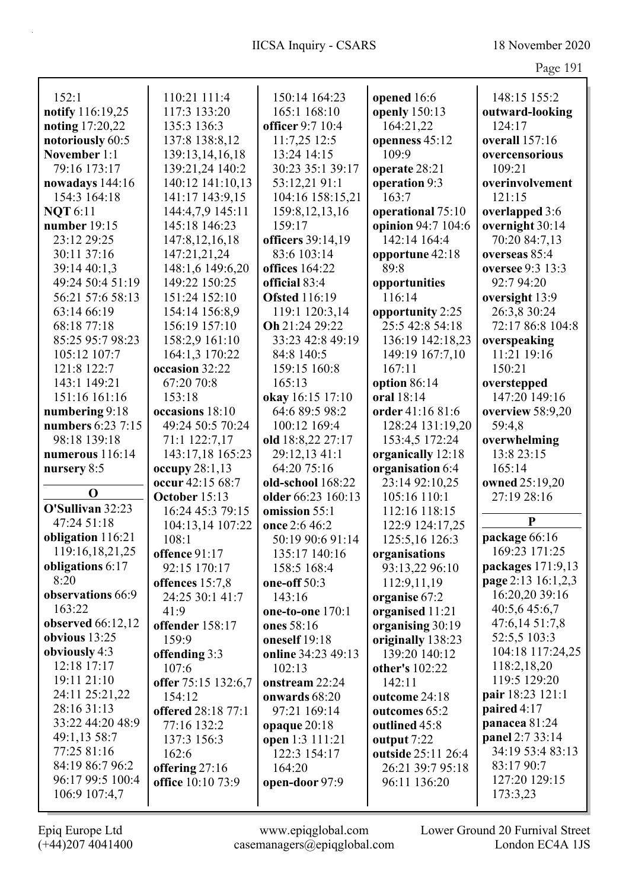152:1
**notify** 116:19,25
**noting** 17:20,22
**notoriously** 60:5
**November** 1:1 79:16 173:17
**nowadays** 144:16 154:3 164:18
**NQT** 6:11
**number** 19:15 23:12 29:25 30:11 37:16 39:14 40:1,3 49:24 50:4 51:19 56:21 57:6 58:13 63:14 66:19 68:18 77:18 85:25 95:7 98:23 105:12 107:7 121:8 122:7 143:1 149:21 151:16 161:16
**numbering** 9:18
**numbers** 6:23 7:15 98:18 139:18
**numerous** 116:14
**nursery** 8:5

**O**

**O'Sullivan** 32:23 47:24 51:18
**obligation** 116:21 119:16,18,21,25
**obligations** 6:17 8:20
**observations** 66:9 163:22
**observed** 66:12,12
**obvious** 13:25
**obviously** 4:3 12:18 17:17 19:11 21:10 24:11 25:21,22 28:16 31:13 33:22 44:20 48:9 49:1,13 58:7 77:25 81:16 84:19 86:7 96:2 96:17 99:5 100:4 106:9 107:4,7 110:21 111:4 117:3 133:20 135:3 136:3 137:8 138:8,12 139:13,14,16,18 139:21,24 140:2 140:12 141:10,13 141:17 143:9,15 144:4,7,9 145:11 145:18 146:23 147:8,12,16,18 147:21,21,24 148:1,6 149:6,20 149:22 150:25 151:24 152:10 154:14 156:8,9 156:19 157:10 158:2,9 161:10 164:1,3 170:22
**occasion** 32:22 67:20 70:8 153:18
**occasions** 18:10 49:24 50:5 70:24 71:1 122:7,17 143:17,18 165:23
**occupy** 28:1,13
**occur** 42:15 68:7
**October** 15:13 16:24 45:3 79:15 104:13,14 107:22 108:1
**offence** 91:17 92:15 170:17
**offences** 15:7,8 24:25 30:1 41:7 41:9
**offender** 158:17 159:9
**offending** 3:3 107:6
**offer** 75:15 132:6,7 154:12
**offered** 28:18 77:1 77:16 132:2 137:3 156:3 162:6
**offering** 27:16
**office** 10:10 73:9 150:14 164:23 165:1 168:10
**officer** 9:7 10:4 11:7,25 12:5 13:24 14:15 30:23 35:1 39:17 53:12,21 91:1 104:16 158:15,21 159:8,12,13,16 159:17
**officers** 39:14,19 83:6 103:14
**offices** 164:22
**official** 83:4
**Ofsted** 116:19 119:1 120:3,14
**Oh** 21:24 29:22 33:23 42:8 49:19 84:8 140:5 159:15 160:8 165:13
**okay** 16:15 17:10 64:6 89:5 98:2 100:12 169:4
**old** 18:8,22 27:17 29:12,13 41:1 64:20 75:16
**old-school** 168:22
**older** 66:23 160:13
**omission** 55:1
**once** 2:6 46:2 50:19 90:6 91:14 135:17 140:16 158:5 168:4
**one-off** 50:3 143:16
**one-to-one** 170:1
**ones** 58:16
**oneself** 19:18
**online** 34:23 49:13 102:13
**onstream** 22:24
**onwards** 68:20 97:21 169:14
**opaque** 20:18
**open** 1:3 111:21 122:3 154:17 164:20
**open-door** 97:9
**opened** 16:6
**openly** 150:13 164:21,22
**openness** 45:12 109:9
**operate** 28:21
**operation** 9:3 163:7
**operational** 75:10
**opinion** 94:7 104:6 142:14 164:4
**opportune** 42:18 89:8
**opportunities** 116:14
**opportunity** 2:25 25:5 42:8 54:18 136:19 142:18,23 149:19 167:7,10 167:11
**option** 86:14
**oral** 18:14
**order** 41:16 81:6 128:24 131:19,20 153:4,5 172:24
**organically** 12:18
**organisation** 6:4 23:14 92:10,25 105:16 110:1 112:16 118:15 122:9 124:17,25 125:5,16 126:3
**organisations** 93:13,22 96:10 112:9,11,19
**organise** 67:2
**organised** 11:21
**organising** 30:19
**originally** 138:23 139:20 140:12
**other's** 102:22 142:11
**outcome** 24:18
**outcomes** 65:2
**outlined** 45:8
**output** 7:22
**outside** 25:11 26:4 26:21 39:7 95:18 96:11 136:20
148:15 155:2
**outward-looking** 124:17
**overall** 157:16
**overcensorious** 109:21
**overinvolvement** 121:15
**overlapped** 3:6
**overnight** 30:14 70:20 84:7,13
**overseas** 85:4
**oversee** 9:3 13:3 92:7 94:20
**oversight** 13:9 26:3,8 30:24 72:17 86:8 104:8
**overspeaking** 11:21 19:16 150:21
**overstepped** 147:20 149:16
**overview** 58:9,20 59:4,8
**overwhelming** 13:8 23:15 165:14
**owned** 25:19,20 27:19 28:16

**P**

**package** 66:16 169:23 171:25
**packages** 171:9,13
**page** 2:13 16:1,2,3 16:20,20 39:16 40:5,6 45:6,7 47:6,14 51:7,8 52:5,5 103:3 104:18 117:24,25 118:2,18,20 119:5 129:20
**pair** 18:23 121:1
**paired** 4:17
**panacea** 81:24
**panel** 2:7 33:14 34:19 53:4 83:13 83:17 90:7 127:20 129:15 173:3,23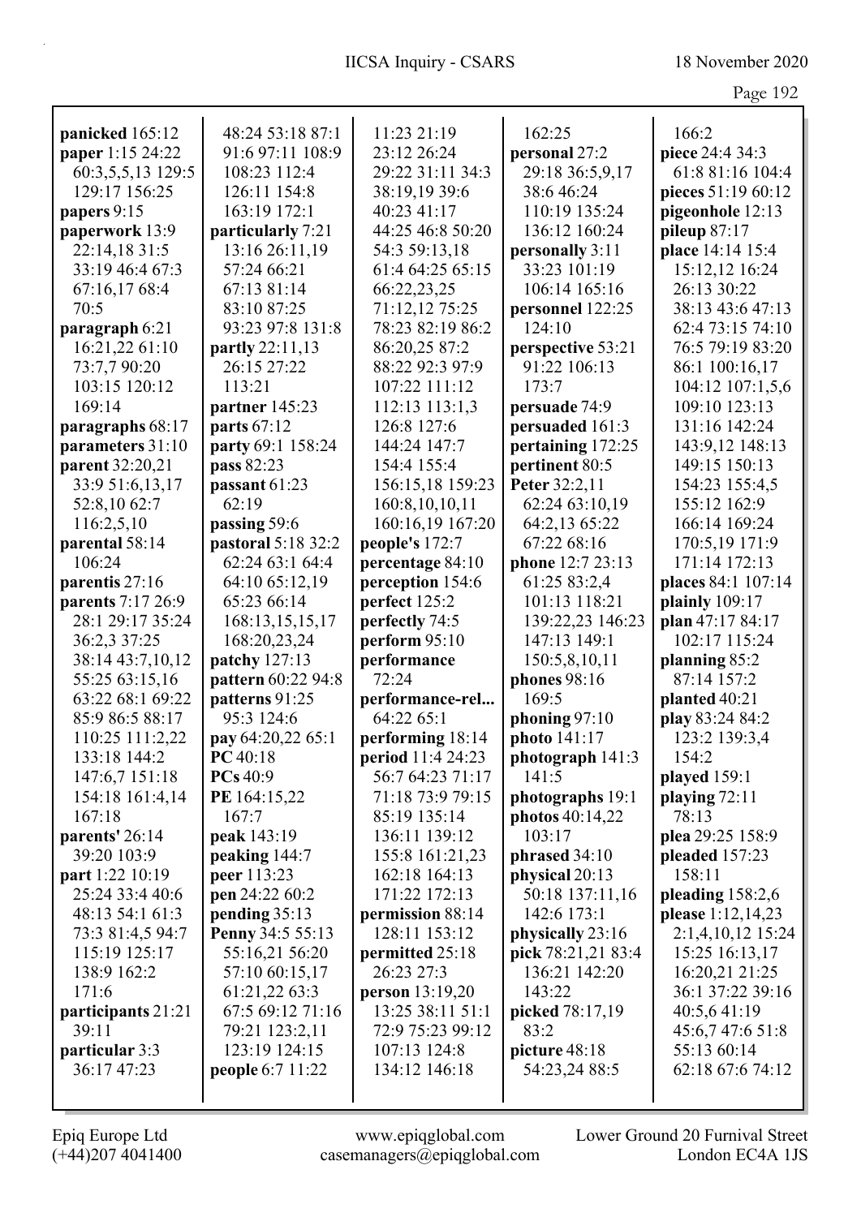**panicked** 165:12
**paper** 1:15 24:22 60:3,5,5,13 129:5 129:17 156:25
**papers** 9:15
**paperwork** 13:9 22:14,18 31:5 33:19 46:4 67:3 67:16,17 68:4 70:5
**paragraph** 6:21 16:21,22 61:10 73:7,7 90:20 103:15 120:12 169:14
**paragraphs** 68:17
**parameters** 31:10
**parent** 32:20,21 33:9 51:6,13,17 52:8,10 62:7 116:2,5,10
**parental** 58:14 106:24
**parentis** 27:16
**parents** 7:17 26:9 28:1 29:17 35:24 36:2,3 37:25 38:14 43:7,10,12 55:25 63:15,16 63:22 68:1 69:22 85:9 86:5 88:17 110:25 111:2,22 133:18 144:2 147:6,7 151:18 154:18 161:4,14 167:18
**parents'** 26:14 39:20 103:9
**part** 1:22 10:19 25:24 33:4 40:6 48:13 54:1 61:3 73:3 81:4,5 94:7 115:19 125:17 138:9 162:2 171:6
**participants** 21:21 39:11
**particular** 3:3 36:17 47:23 48:24 53:18 87:1 91:6 97:11 108:9 108:23 112:4 126:11 154:8 163:19 172:1
**particularly** 7:21 13:16 26:11,19 57:24 66:21 67:13 81:14 83:10 87:25 93:23 97:8 131:8
**partly** 22:11,13 26:15 27:22 113:21
**partner** 145:23
**parts** 67:12
**party** 69:1 158:24
**pass** 82:23
**passant** 61:23 62:19
**passing** 59:6
**pastoral** 5:18 32:2 62:24 63:1 64:4 64:10 65:12,19 65:23 66:14 168:13,15,15,17 168:20,23,24
**patchy** 127:13
**pattern** 60:22 94:8
**patterns** 91:25 95:3 124:6
**pay** 64:20,22 65:1
**PC** 40:18
**PCs** 40:9
**PE** 164:15,22 167:7
**peak** 143:19
**peaking** 144:7
**peer** 113:23
**pen** 24:22 60:2
**pending** 35:13
**Penny** 34:5 55:13 55:16,21 56:20 57:10 60:15,17 61:21,22 63:3 67:5 69:12 71:16 79:21 123:2,11 123:19 124:15
**people** 6:7 11:22 11:23 21:19 23:12 26:24 29:22 31:11 34:3 38:19,19 39:6 40:23 41:17 44:25 46:8 50:20 54:3 59:13,18 61:4 64:25 65:15 66:22,23,25 71:12,12 75:25 78:23 82:19 86:2 86:20,25 87:2 88:22 92:3 97:9 107:22 111:12 112:13 113:1,3 126:8 127:6 144:24 147:7 154:4 155:4 156:15,18 159:23 160:8,10,10,11 160:16,19 167:20
**people's** 172:7
**percentage** 84:10
**perception** 154:6
**perfect** 125:2
**perfectly** 74:5
**perform** 95:10
**performance** 72:24
**performance-rel...** 64:22 65:1
**performing** 18:14
**period** 11:4 24:23 56:7 64:23 71:17 71:18 73:9 79:15 85:19 135:14 136:11 139:12 155:8 161:21,23 162:18 164:13 171:22 172:13
**permission** 88:14 128:11 153:12
**permitted** 25:18 26:23 27:3
**person** 13:19,20 13:25 38:11 51:1 72:9 75:23 99:12 107:13 124:8 134:12 146:18 162:25
**personal** 27:2 29:18 36:5,9,17 38:6 46:24 110:19 135:24 136:12 160:24
**personally** 3:11 33:23 101:19 106:14 165:16
**personnel** 122:25 124:10
**perspective** 53:21 91:22 106:13 173:7
**persuade** 74:9
**persuaded** 161:3
**pertaining** 172:25
**pertinent** 80:5
**Peter** 32:2,11 62:24 63:10,19 64:2,13 65:22 67:22 68:16
**phone** 12:7 23:13 61:25 83:2,4 101:13 118:21 139:22,23 146:23 147:13 149:1 150:5,8,10,11
**phones** 98:16 169:5
**phoning** 97:10
**photo** 141:17
**photograph** 141:3 141:5
**photographs** 19:1
**photos** 40:14,22 103:17
**phrased** 34:10
**physical** 20:13 50:18 137:11,16 142:6 173:1
**physically** 23:16
**pick** 78:21,21 83:4 136:21 142:20 143:22
**picked** 78:17,19 83:2
**picture** 48:18 54:23,24 88:5 166:2
**piece** 24:4 34:3 61:8 81:16 104:4
**pieces** 51:19 60:12
**pigeonhole** 12:13
**pileup** 87:17
**place** 14:14 15:4 15:12,12 16:24 26:13 30:22 38:13 43:6 47:13 62:4 73:15 74:10 76:5 79:19 83:20 86:1 100:16,17 104:12 107:1,5,6 109:10 123:13 131:16 142:24 143:9,12 148:13 149:15 150:13 154:23 155:4,5 155:12 162:9 166:14 169:24 170:5,19 171:9 171:14 172:13
**places** 84:1 107:14
**plainly** 109:17
**plan** 47:17 84:17 102:17 115:24
**planning** 85:2 87:14 157:2
**planted** 40:21
**play** 83:24 84:2 123:2 139:3,4 154:2
**played** 159:1
**playing** 72:11 78:13
**plea** 29:25 158:9
**pleaded** 157:23 158:11
**pleading** 158:2,6
**please** 1:12,14,23 2:1,4,10,12 15:24 15:25 16:13,17 16:20,21 21:25 36:1 37:22 39:16 40:5,6 41:19 45:6,7 47:6 51:8 55:13 60:14 62:18 67:6 74:12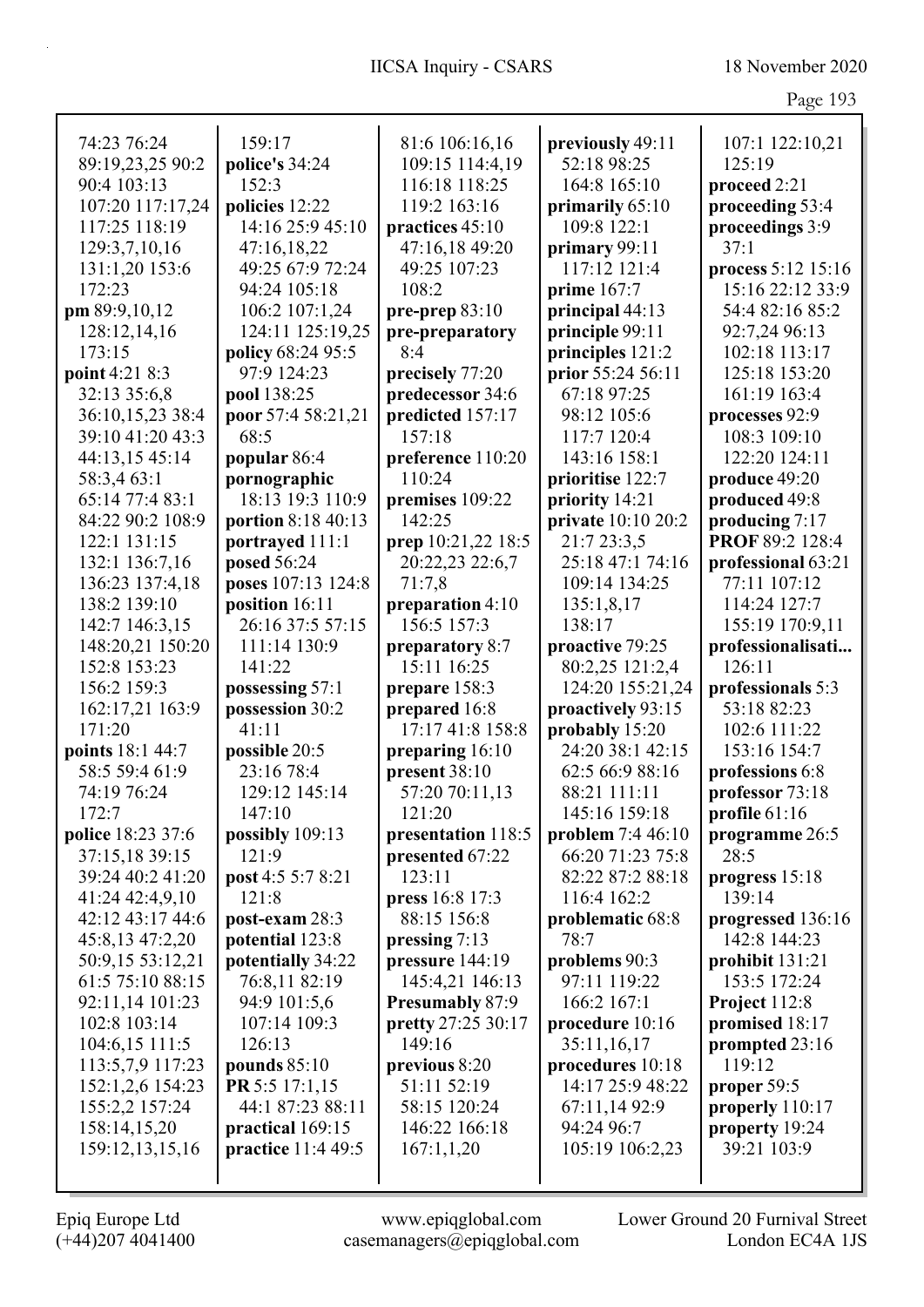74:23 76:24
89:19,23,25 90:2
90:4 103:13
107:20 117:17,24
117:25 118:19
129:3,7,10,16
131:1,20 153:6
172:23
**pm** 89:9,10,12
128:12,14,16
173:15
**point** 4:21 8:3
32:13 35:6,8
36:10,15,23 38:4
39:10 41:20 43:3
44:13,15 45:14
58:3,4 63:1
65:14 77:4 83:1
84:22 90:2 108:9
122:1 131:15
132:1 136:7,16
136:23 137:4,18
138:2 139:10
142:7 146:3,15
148:20,21 150:20
152:8 153:23
156:2 159:3
162:17,21 163:9
171:20
**points** 18:1 44:7
58:5 59:4 61:9
74:19 76:24
172:7
**police** 18:23 37:6
37:15,18 39:15
39:24 40:2 41:20
41:24 42:4,9,10
42:12 43:17 44:6
45:8,13 47:2,20
50:9,15 53:12,21
61:5 75:10 88:15
92:11,14 101:23
102:8 103:14
104:6,15 111:5
113:5,7,9 117:23
152:1,2,6 154:23
155:2,2 157:24
158:14,15,20
159:12,13,15,16
159:17
**police's** 34:24
152:3
**policies** 12:22
14:16 25:9 45:10
47:16,18,22
49:25 67:9 72:24
94:24 105:18
106:2 107:1,24
124:11 125:19,25
**policy** 68:24 95:5
97:9 124:23
**pool** 138:25
**poor** 57:4 58:21,21
68:5
**popular** 86:4
**pornographic**
18:13 19:3 110:9
**portion** 8:18 40:13
**portrayed** 111:1
**posed** 56:24
**poses** 107:13 124:8
**position** 16:11
26:16 37:5 57:15
111:14 130:9
141:22
**possessing** 57:1
**possession** 30:2
41:11
**possible** 20:5
23:16 78:4
129:12 145:14
147:10
**possibly** 109:13
121:9
**post** 4:5 5:7 8:21
121:8
**post-exam** 28:3
**potential** 123:8
**potentially** 34:22
76:8,11 82:19
94:9 101:5,6
107:14 109:3
126:13
**pounds** 85:10
**PR** 5:5 17:1,15
44:1 87:23 88:11
**practical** 169:15
**practice** 11:4 49:5
81:6 106:16,16
109:15 114:4,19
116:18 118:25
119:2 163:16
**practices** 45:10
47:16,18 49:20
49:25 107:23
108:2
**pre-prep** 83:10
**pre-preparatory**
8:4
**precisely** 77:20
**predecessor** 34:6
**predicted** 157:17
157:18
**preference** 110:20
110:24
**premises** 109:22
142:25
**prep** 10:21,22 18:5
20:22,23 22:6,7
71:7,8
**preparation** 4:10
156:5 157:3
**preparatory** 8:7
15:11 16:25
**prepare** 158:3
**prepared** 16:8
17:17 41:8 158:8
**preparing** 16:10
**present** 38:10
57:20 70:11,13
121:20
**presentation** 118:5
**presented** 67:22
123:11
**press** 16:8 17:3
88:15 156:8
**pressing** 7:13
**pressure** 144:19
145:4,21 146:13
**Presumably** 87:9
**pretty** 27:25 30:17
149:16
**previous** 8:20
51:11 52:19
58:15 120:24
146:22 166:18
167:1,1,20
**previously** 49:11
52:18 98:25
164:8 165:10
**primarily** 65:10
109:8 122:1
**primary** 99:11
117:12 121:4
**prime** 167:7
**principal** 44:13
**principle** 99:11
**principles** 121:2
**prior** 55:24 56:11
67:18 97:25
98:12 105:6
117:7 120:4
143:16 158:1
**prioritise** 122:7
**priority** 14:21
**private** 10:10 20:2
21:7 23:3,5
25:18 47:1 74:16
109:14 134:25
135:1,8,17
138:17
**proactive** 79:25
80:2,25 121:2,4
124:20 155:21,24
**proactively** 93:15
**probably** 15:20
24:20 38:1 42:15
62:5 66:9 88:16
88:21 111:11
145:16 159:18
**problem** 7:4 46:10
66:20 71:23 75:8
82:22 87:2 88:18
116:4 162:2
**problematic** 68:8
78:7
**problems** 90:3
97:11 119:22
166:2 167:1
**procedure** 10:16
35:11,16,17
**procedures** 10:18
14:17 25:9 48:22
67:11,14 92:9
94:24 96:7
105:19 106:2,23
107:1 122:10,21
125:19
**proceed** 2:21
**proceeding** 53:4
**proceedings** 3:9
37:1
**process** 5:12 15:16
15:16 22:12 33:9
54:4 82:16 85:2
92:7,24 96:13
102:18 113:17
125:18 153:20
161:19 163:4
**processes** 92:9
108:3 109:10
122:20 124:11
**produce** 49:20
**produced** 49:8
**producing** 7:17
**PROF** 89:2 128:4
**professional** 63:21
77:11 107:12
114:24 127:7
155:19 170:9,11
**professionalisati...**
126:11
**professionals** 5:3
53:18 82:23
102:6 111:22
153:16 154:7
**professions** 6:8
**professor** 73:18
**profile** 61:16
**programme** 26:5
28:5
**progress** 15:18
139:14
**progressed** 136:16
142:8 144:23
**prohibit** 131:21
153:5 172:24
**Project** 112:8
**promised** 18:17
**prompted** 23:16
119:12
**proper** 59:5
**properly** 110:17
**property** 19:24
39:21 103:9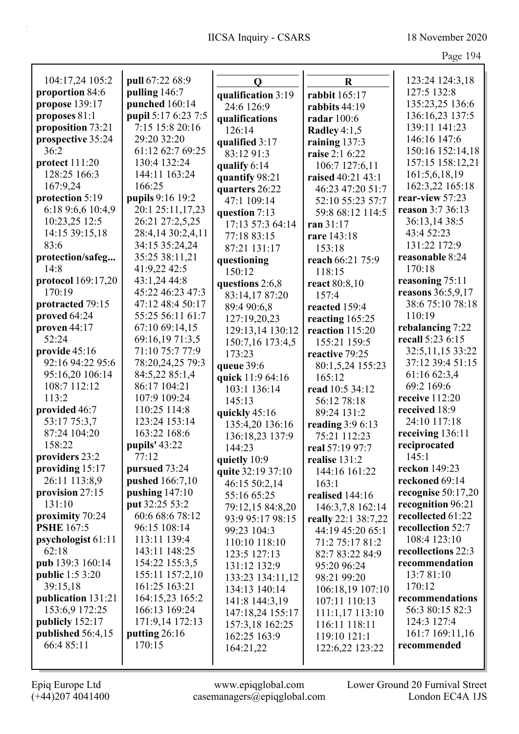104:17,24 105:2
**proportion** 84:6
**propose** 139:17
**proposes** 81:1
**proposition** 73:21
**prospective** 35:24 36:2
**protect** 111:20 128:25 166:3 167:9,24
**protection** 5:19 6:18 9:6,6 10:4,9 10:23,25 12:5 14:15 39:15,18 83:6
**protection/safeg...** 14:8
**protocol** 169:17,20 170:19
**protracted** 79:15
**proved** 64:24
**proven** 44:17 52:24
**provide** 45:16 92:16 94:22 95:6 95:16,20 106:14 108:7 112:12 113:2
**provided** 46:7 53:17 75:3,7 87:24 104:20 158:22
**providers** 23:2
**providing** 15:17 26:11 113:8,9
**provision** 27:15 131:10
**proximity** 70:24
**PSHE** 167:5
**psychologist** 61:11 62:18
**pub** 139:3 160:14
**public** 1:5 3:20 39:15,18
**publication** 131:21 153:6,9 172:25
**publicly** 152:17
**published** 56:4,15 66:4 85:11

**pull** 67:22 68:9
**pulling** 146:7
**punched** 160:14
**pupil** 5:17 6:23 7:5 7:15 15:8 20:16 29:20 32:20 61:12 62:7 69:25 130:4 132:24 144:11 163:24 166:25
**pupils** 9:16 19:2 20:1 25:11,17,23 26:21 27:2,5,25 28:4,14 30:2,4,11 34:15 35:24,24 35:25 38:11,21 41:9,22 42:5 43:1,24 44:8 45:22 46:23 47:3 47:12 48:4 50:17 55:25 56:11 61:7 67:10 69:14,15 69:16,19 71:3,5 71:10 75:7 77:9 78:20,24,25 79:3 84:5,22 85:1,4 86:17 104:21 107:9 109:24 110:25 114:8 123:24 153:14 163:22 168:6
**pupils'** 43:22 77:12
**pursued** 73:24
**pushed** 166:7,10
**pushing** 147:10
**put** 32:25 53:2 60:6 68:6 78:12 96:15 108:14 113:11 139:4 143:11 148:25 154:22 155:3,5 155:11 157:2,10 161:25 163:21 164:15,23 165:2 166:13 169:24 171:9,14 172:13
**putting** 26:16 170:15

## Q

**qualification** 3:19 24:6 126:9
**qualifications** 126:14
**qualified** 3:17 83:12 91:3
**qualify** 6:14
**quantify** 98:21
**quarters** 26:22 47:1 109:14
**question** 7:13 17:13 57:3 64:14 77:18 83:15 87:21 131:17
**questioning** 150:12
**questions** 2:6,8 83:14,17 87:20 89:4 90:6,8 127:19,20,23 129:13,14 130:12 150:7,16 173:4,5 173:23
**queue** 39:6
**quick** 11:9 64:16 103:1 136:14 145:13
**quickly** 45:16 135:4,20 136:16 136:18,23 137:9 144:23
**quietly** 10:9
**quite** 32:19 37:10 46:15 50:2,14 55:16 65:25 79:12,15 84:8,20 93:9 95:17 98:15 99:23 104:3 110:10 118:10 123:5 127:13 131:12 132:9 133:23 134:11,12 134:13 140:14 141:8 144:3,19 147:18,24 155:17 157:3,18 162:25 162:25 163:9 164:21,22

## R

**rabbit** 165:17
**rabbits** 44:19
**radar** 100:6
**Radley** 4:1,5
**raining** 137:3
**raise** 2:1 6:22 106:7 127:6,11
**raised** 40:21 43:1 46:23 47:20 51:7 52:10 55:23 57:7 59:8 68:12 114:5
**ran** 31:17
**rare** 143:18 153:18
**reach** 66:21 75:9 118:15
**react** 80:8,10 157:4
**reacted** 159:4
**reacting** 165:25
**reaction** 115:20 155:21 159:5
**reactive** 79:25 80:1,5,24 155:23 165:12
**read** 10:5 34:12 56:12 78:18 89:24 131:2
**reading** 3:9 6:13 75:21 112:23
**real** 57:19 97:7
**realise** 131:2 144:16 161:22 163:1
**realised** 144:16 146:3,7,8 162:14
**really** 22:1 38:7,22 44:19 45:20 65:1 71:2 75:17 81:2 82:7 83:22 84:9 95:20 96:24 98:21 99:20 106:18,19 107:10 107:11 110:13 111:1,17 113:10 116:11 118:11 119:10 121:1 122:6,22 123:22

123:24 124:3,18 127:5 132:8 135:23,25 136:6 136:16,23 137:5 139:11 141:23 146:16 147:6 150:16 152:14,18 157:15 158:12,21 161:5,6,18,19 162:3,22 165:18
**rear-view** 57:23
**reason** 3:7 36:13 36:13,14 38:5 43:4 52:23 131:22 172:9
**reasonable** 8:24 170:18
**reasoning** 75:11
**reasons** 36:5,9,17 38:6 75:10 78:18 110:19
**rebalancing** 7:22
**recall** 5:23 6:15 32:5,11,15 33:22 37:12 39:4 51:15 61:16 62:3,4 69:2 169:6
**receive** 112:20
**received** 18:9 24:10 117:18
**receiving** 136:11
**reciprocated** 145:1
**reckon** 149:23
**reckoned** 69:14
**recognise** 50:17,20
**recognition** 96:21
**recollected** 61:22
**recollection** 52:7 108:4 123:10
**recollections** 22:3
**recommendation** 13:7 81:10 170:12
**recommendations** 56:3 80:15 82:3 124:3 127:4 161:7 169:11,16
**recommended**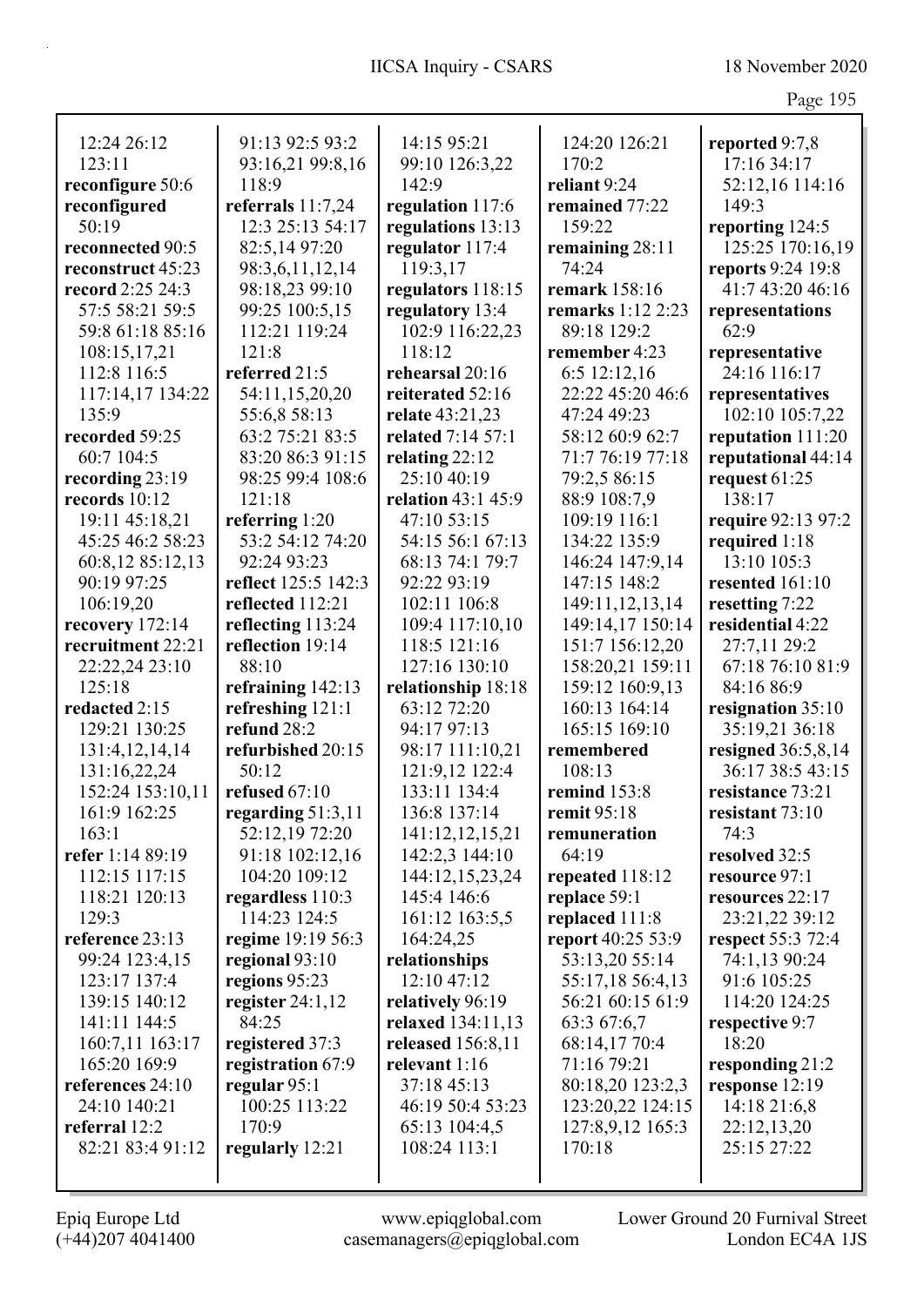12:24 26:12
123:11
**reconfigure** 50:6
**reconfigured**
50:19
**reconnected** 90:5
**reconstruct** 45:23
**record** 2:25 24:3
57:5 58:21 59:5
59:8 61:18 85:16
108:15,17,21
112:8 116:5
117:14,17 134:22
135:9
**recorded** 59:25
60:7 104:5
**recording** 23:19
**records** 10:12
19:11 45:18,21
45:25 46:2 58:23
60:8,12 85:12,13
90:19 97:25
106:19,20
**recovery** 172:14
**recruitment** 22:21
22:22,24 23:10
125:18
**redacted** 2:15
129:21 130:25
131:4,12,14,14
131:16,22,24
152:24 153:10,11
161:9 162:25
163:1
**refer** 1:14 89:19
112:15 117:15
118:21 120:13
129:3
**reference** 23:13
99:24 123:4,15
123:17 137:4
139:15 140:12
141:11 144:5
160:7,11 163:17
165:20 169:9
**references** 24:10
24:10 140:21
**referral** 12:2
82:21 83:4 91:12
91:13 92:5 93:2
93:16,21 99:8,16
118:9
**referrals** 11:7,24
12:3 25:13 54:17
82:5,14 97:20
98:3,6,11,12,14
98:18,23 99:10
99:25 100:5,15
112:21 119:24
121:8
**referred** 21:5
54:11,15,20,20
55:6,8 58:13
63:2 75:21 83:5
83:20 86:3 91:15
98:25 99:4 108:6
121:18
**referring** 1:20
53:2 54:12 74:20
92:24 93:23
**reflect** 125:5 142:3
**reflected** 112:21
**reflecting** 113:24
**reflection** 19:14
88:10
**refraining** 142:13
**refreshing** 121:1
**refund** 28:2
**refurbished** 20:15
50:12
**refused** 67:10
**regarding** 51:3,11
52:12,19 72:20
91:18 102:12,16
104:20 109:12
**regardless** 110:3
114:23 124:5
**regime** 19:19 56:3
**regional** 93:10
**regions** 95:23
**register** 24:1,12
84:25
**registered** 37:3
**registration** 67:9
**regular** 95:1
100:25 113:22
170:9
**regularly** 12:21
14:15 95:21
99:10 126:3,22
142:9
**regulation** 117:6
**regulations** 13:13
**regulator** 117:4
119:3,17
**regulators** 118:15
**regulatory** 13:4
102:9 116:22,23
118:12
**rehearsal** 20:16
**reiterated** 52:16
**relate** 43:21,23
**related** 7:14 57:1
**relating** 22:12
25:10 40:19
**relation** 43:1 45:9
47:10 53:15
54:15 56:1 67:13
68:13 74:1 79:7
92:22 93:19
102:11 106:8
109:4 117:10,10
118:5 121:16
127:16 130:10
**relationship** 18:18
63:12 72:20
94:17 97:13
98:17 111:10,21
121:9,12 122:4
133:11 134:4
136:8 137:14
141:12,12,15,21
142:2,3 144:10
144:12,15,23,24
145:4 146:6
161:12 163:5,5
164:24,25
**relationships**
12:10 47:12
**relatively** 96:19
**relaxed** 134:11,13
**released** 156:8,11
**relevant** 1:16
37:18 45:13
46:19 50:4 53:23
65:13 104:4,5
108:24 113:1
124:20 126:21
170:2
**reliant** 9:24
**remained** 77:22
159:22
**remaining** 28:11
74:24
**remark** 158:16
**remarks** 1:12 2:23
89:18 129:2
**remember** 4:23
6:5 12:12,16
22:22 45:20 46:6
47:24 49:23
58:12 60:9 62:7
71:7 76:19 77:18
79:2,5 86:15
88:9 108:7,9
109:19 116:1
134:22 135:9
146:24 147:9,14
147:15 148:2
149:11,12,13,14
149:14,17 150:14
151:7 156:12,20
158:20,21 159:11
159:12 160:9,13
160:13 164:14
165:15 169:10
**remembered**
108:13
**remind** 153:8
**remit** 95:18
**remuneration**
64:19
**repeated** 118:12
**replace** 59:1
**replaced** 111:8
**report** 40:25 53:9
53:13,20 55:14
55:17,18 56:4,13
56:21 60:15 61:9
63:3 67:6,7
68:14,17 70:4
71:16 79:21
80:18,20 123:2,3
123:20,22 124:15
127:8,9,12 165:3
170:18
**reported** 9:7,8
17:16 34:17
52:12,16 114:16
149:3
**reporting** 124:5
125:25 170:16,19
**reports** 9:24 19:8
41:7 43:20 46:16
**representations**
62:9
**representative**
24:16 116:17
**representatives**
102:10 105:7,22
**reputation** 111:20
**reputational** 44:14
**request** 61:25
138:17
**require** 92:13 97:2
**required** 1:18
13:10 105:3
**resented** 161:10
**resetting** 7:22
**residential** 4:22
27:7,11 29:2
67:18 76:10 81:9
84:16 86:9
**resignation** 35:10
35:19,21 36:18
**resigned** 36:5,8,14
36:17 38:5 43:15
**resistance** 73:21
**resistant** 73:10
74:3
**resolved** 32:5
**resource** 97:1
**resources** 22:17
23:21,22 39:12
**respect** 55:3 72:4
74:1,13 90:24
91:6 105:25
114:20 124:25
**respective** 9:7
18:20
**responding** 21:2
**response** 12:19
14:18 21:6,8
22:12,13,20
25:15 27:22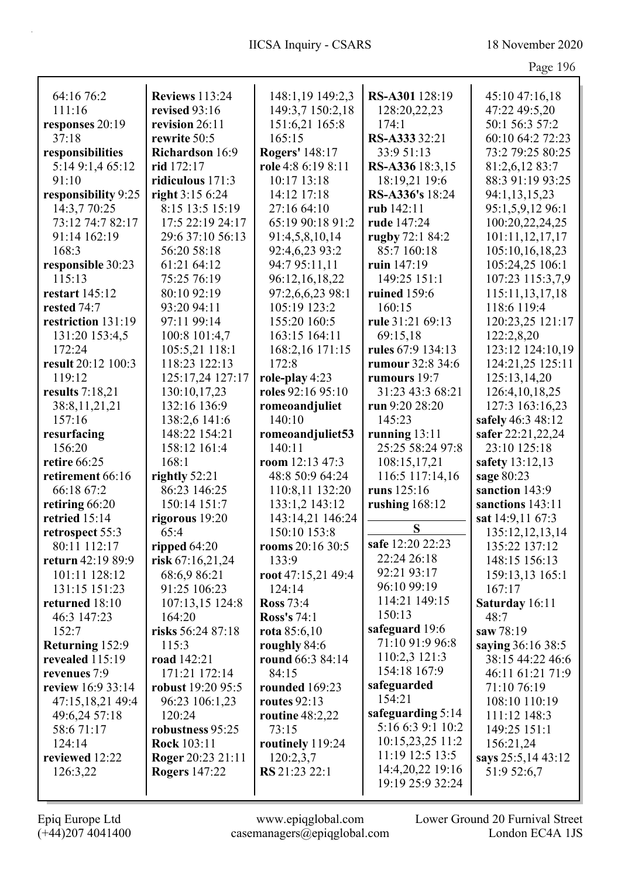64:16 76:2 111:16
**responses** 20:19 37:18
**responsibilities** 5:14 9:1,4 65:12 91:10
**responsibility** 9:25 14:3,7 70:25 73:12 74:7 82:17 91:14 162:19 168:3
**responsible** 30:23 115:13
**restart** 145:12
**rested** 74:7
**restriction** 131:19 131:20 153:4,5 172:24
**result** 20:12 100:3 119:12
**results** 7:18,21 38:8,11,21,21 157:16
**resurfacing** 156:20
**retire** 66:25
**retirement** 66:16 66:18 67:2
**retiring** 66:20
**retried** 15:14
**retrospect** 55:3 80:11 112:17
**return** 42:19 89:9 101:11 128:12 131:15 151:23
**returned** 18:10 46:3 147:23 152:7
**Returning** 152:9
**revealed** 115:19
**revenues** 7:9
**review** 16:9 33:14 47:15,18,21 49:4 49:6,24 57:18 58:6 71:17 124:14
**reviewed** 12:22 126:3,22

**Reviews** 113:24
**revised** 93:16
**revision** 26:11
**rewrite** 50:5
**Richardson** 16:9
**rid** 172:17
**ridiculous** 171:3
**right** 3:15 6:24 8:15 13:5 15:19 17:5 22:19 24:17 29:6 37:10 56:13 56:20 58:18 61:21 64:12 75:25 76:19 80:10 92:19 93:20 94:11 97:11 99:14 100:8 101:4,7 105:5,21 118:1 118:23 122:13 125:17,24 127:17 130:10,17,23 132:16 136:9 138:2,6 141:6 148:22 154:21 158:12 161:4 168:1
**rightly** 52:21 86:23 146:25 150:14 151:7
**rigorous** 19:20 65:4
**ripped** 64:20
**risk** 67:16,21,24 68:6,9 86:21 91:25 106:23 107:13,15 124:8 164:20
**risks** 56:24 87:18 115:3
**road** 142:21 171:21 172:14
**robust** 19:20 95:5 96:23 106:1,23 120:24
**robustness** 95:25
**Rock** 103:11
**Roger** 20:23 21:11
**Rogers** 147:22

148:1,19 149:2,3 149:3,7 150:2,18 151:6,21 165:8 165:15
**Rogers'** 148:17
**role** 4:8 6:19 8:11 10:17 13:18 14:12 17:18 27:16 64:10 65:19 90:18 91:2 91:4,5,8,10,14 92:4,6,23 93:2 94:7 95:11,11 96:12,16,18,22 97:2,6,6,23 98:1 105:19 123:2 155:20 160:5 163:15 164:11 168:2,16 171:15 172:8
**role-play** 4:23
**roles** 92:16 95:10
**romeoandjuliet** 140:10
**romeoandjuliet53** 140:11
**room** 12:13 47:3 48:8 50:9 64:24 110:8,11 132:20 133:1,2 143:12 143:14,21 146:24 150:10 153:8
**rooms** 20:16 30:5 133:9
**root** 47:15,21 49:4 124:14
**Ross** 73:4
**Ross's** 74:1
**rota** 85:6,10
**roughly** 84:6
**round** 66:3 84:14 84:15
**rounded** 169:23
**routes** 92:13
**routine** 48:2,22 73:15
**routinely** 119:24 120:2,3,7
**RS** 21:23 22:1

**RS-A301** 128:19 128:20,22,23 174:1
**RS-A333** 32:21 33:9 51:13
**RS-A336** 18:3,15 18:19,21 19:6
**RS-A336's** 18:24
**rub** 142:11
**rude** 147:24
**rugby** 72:1 84:2 85:7 160:18
**ruin** 147:19 149:25 151:1
**ruined** 159:6 160:15
**rule** 31:21 69:13 69:15,18
**rules** 67:9 134:13
**rumour** 32:8 34:6
**rumours** 19:7 31:23 43:3 68:21
**run** 9:20 28:20 145:23
**running** 13:11 25:25 58:24 97:8 108:15,17,21 116:5 117:14,16
**runs** 125:16
**rushing** 168:12

## S

**safe** 12:20 22:23 22:24 26:18 92:21 93:17 96:10 99:19 114:21 149:15 150:13
**safeguard** 19:6 71:10 91:9 96:8 110:2,3 121:3 154:18 167:9
**safeguarded** 154:21
**safeguarding** 5:14 5:16 6:3 9:1 10:2 10:15,23,25 11:2 11:19 12:5 13:5 14:4,20,22 19:16 19:19 25:9 32:24

45:10 47:16,18 47:22 49:5,20 50:1 56:3 57:2 60:10 64:2 72:23 73:2 79:25 80:25 81:2,6,12 83:7 88:3 91:19 93:25 94:1,13,15,23 95:1,5,9,12 96:1 100:20,22,24,25 101:11,12,17,17 105:10,16,18,23 105:24,25 106:1 107:23 115:3,7,9 115:11,13,17,18 118:6 119:4 120:23,25 121:17 122:2,8,20 123:12 124:10,19 124:21,25 125:11 125:13,14,20 126:4,10,18,25 127:3 163:16,23
**safely** 46:3 48:12
**safer** 22:21,22,24 23:10 125:18
**safety** 13:12,13
**sage** 80:23
**sanction** 143:9
**sanctions** 143:11
**sat** 14:9,11 67:3 135:12,12,13,14 135:22 137:12 148:15 156:13 159:13,13 165:1 167:17
**Saturday** 16:11 48:7
**saw** 78:19
**saying** 36:16 38:5 38:15 44:22 46:6 46:11 61:21 71:9 71:10 76:19 108:10 110:19 111:12 148:3 149:25 151:1 156:21,24
**says** 25:5,14 43:12 51:9 52:6,7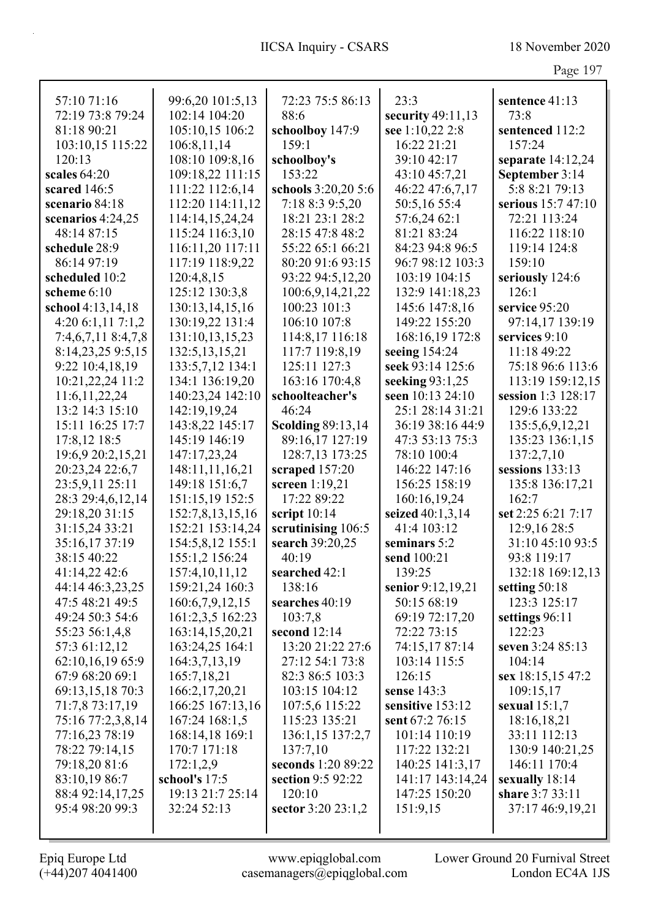57:10 71:16
72:19 73:8 79:24
81:18 90:21
103:10,15 115:22
120:13
**scales** 64:20
**scared** 146:5
**scenario** 84:18
**scenarios** 4:24,25
48:14 87:15
**schedule** 28:9
86:14 97:19
**scheduled** 10:2
**scheme** 6:10
**school** 4:13,14,18
4:20 6:1,11 7:1,2
7:4,6,7,11 8:4,7,8
8:14,23,25 9:5,15
9:22 10:4,18,19
10:21,22,24 11:2
11:6,11,22,24
13:2 14:3 15:10
15:11 16:25 17:7
17:8,12 18:5
19:6,9 20:2,15,21
20:23,24 22:6,7
23:5,9,11 25:11
28:3 29:4,6,12,14
29:18,20 31:15
31:15,24 33:21
35:16,17 37:19
38:15 40:22
41:14,22 42:6
44:14 46:3,23,25
47:5 48:21 49:5
49:24 50:3 54:6
55:23 56:1,4,8
57:3 61:12,12
62:10,16,19 65:9
67:9 68:20 69:1
69:13,15,18 70:3
71:7,8 73:17,19
75:16 77:2,3,8,14
77:16,23 78:19
78:22 79:14,15
79:18,20 81:6
83:10,19 86:7
88:4 92:14,17,25
95:4 98:20 99:3
99:6,20 101:5,13
102:14 104:20
105:10,15 106:2
106:8,11,14
108:10 109:8,16
109:18,22 111:15
111:22 112:6,14
112:20 114:11,12
114:14,15,24,24
115:24 116:3,10
116:11,20 117:11
117:19 118:9,22
120:4,8,15
125:12 130:3,8
130:13,14,15,16
130:19,22 131:4
131:10,13,15,23
132:5,13,15,21
133:5,7,12 134:1
134:1 136:19,20
140:23,24 142:10
142:19,19,24
143:8,22 145:17
145:19 146:19
147:17,23,24
148:11,11,16,21
149:18 151:6,7
151:15,19 152:5
152:7,8,13,15,16
152:21 153:14,24
154:5,8,12 155:1
155:1,2 156:24
157:4,10,11,12
159:21,24 160:3
160:6,7,9,12,15
161:2,3,5 162:23
163:14,15,20,21
163:24,25 164:1
164:3,7,13,19
165:7,18,21
166:2,17,20,21
166:25 167:13,16
167:24 168:1,5
168:14,18 169:1
170:7 171:18
172:1,2,9
**school's** 17:5
19:13 21:7 25:14
32:24 52:13
72:23 75:5 86:13
88:6
**schoolboy** 147:9
159:1
**schoolboy's**
153:22
**schools** 3:20,20 5:6
7:18 8:3 9:5,20
18:21 23:1 28:2
28:15 47:8 48:2
55:22 65:1 66:21
80:20 91:6 93:15
93:22 94:5,12,20
100:6,9,14,21,22
100:23 101:3
106:10 107:8
114:8,17 116:18
117:7 119:8,19
125:11 127:3
163:16 170:4,8
**schoolteacher's**
46:24
**Scolding** 89:13,14
89:16,17 127:19
128:7,13 173:25
**scraped** 157:20
**screen** 1:19,21
17:22 89:22
**script** 10:14
**scrutinising** 106:5
**search** 39:20,25
40:19
**searched** 42:1
138:16
**searches** 40:19
103:7,8
**second** 12:14
13:20 21:22 27:6
27:12 54:1 73:8
82:3 86:5 103:3
103:15 104:12
107:5,6 115:22
115:23 135:21
136:1,15 137:2,7
137:7,10
**seconds** 1:20 89:22
**section** 9:5 92:22
120:10
**sector** 3:20 23:1,2
23:3
**security** 49:11,13
**see** 1:10,22 2:8
16:22 21:21
39:10 42:17
43:10 45:7,21
46:22 47:6,7,17
50:5,16 55:4
57:6,24 62:1
81:21 83:24
84:23 94:8 96:5
96:7 98:12 103:3
103:19 104:15
132:9 141:18,23
145:6 147:8,16
149:22 155:20
168:16,19 172:8
**seeing** 154:24
**seek** 93:14 125:6
**seeking** 93:1,25
**seen** 10:13 24:10
25:1 28:14 31:21
36:19 38:16 44:9
47:3 53:13 75:3
78:10 100:4
146:22 147:16
156:25 158:19
160:16,19,24
**seized** 40:1,3,14
41:4 103:12
**seminars** 5:2
**send** 100:21
139:25
**senior** 9:12,19,21
50:15 68:19
69:19 72:17,20
72:22 73:15
74:15,17 87:14
103:14 115:5
126:15
**sense** 143:3
**sensitive** 153:12
**sent** 67:2 76:15
101:14 110:19
117:22 132:21
140:25 141:3,17
141:17 143:14,24
147:25 150:20
151:9,15
**sentence** 41:13
73:8
**sentenced** 112:2
157:24
**separate** 14:12,24
**September** 3:14
5:8 8:21 79:13
**serious** 15:7 47:10
72:21 113:24
116:22 118:10
119:14 124:8
159:10
**seriously** 124:6
126:1
**service** 95:20
97:14,17 139:19
**services** 9:10
11:18 49:22
75:18 96:6 113:6
113:19 159:12,15
**session** 1:3 128:17
129:6 133:22
135:5,6,9,12,21
135:23 136:1,15
137:2,7,10
**sessions** 133:13
135:8 136:17,21
162:7
**set** 2:25 6:21 7:17
12:9,16 28:5
31:10 45:10 93:5
93:8 119:17
132:18 169:12,13
**setting** 50:18
123:3 125:17
**settings** 96:11
122:23
**seven** 3:24 85:13
104:14
**sex** 18:15,15 47:2
109:15,17
**sexual** 15:1,7
18:16,18,21
33:11 112:13
130:9 140:21,25
146:11 170:4
**sexually** 18:14
**share** 3:7 33:11
37:17 46:9,19,21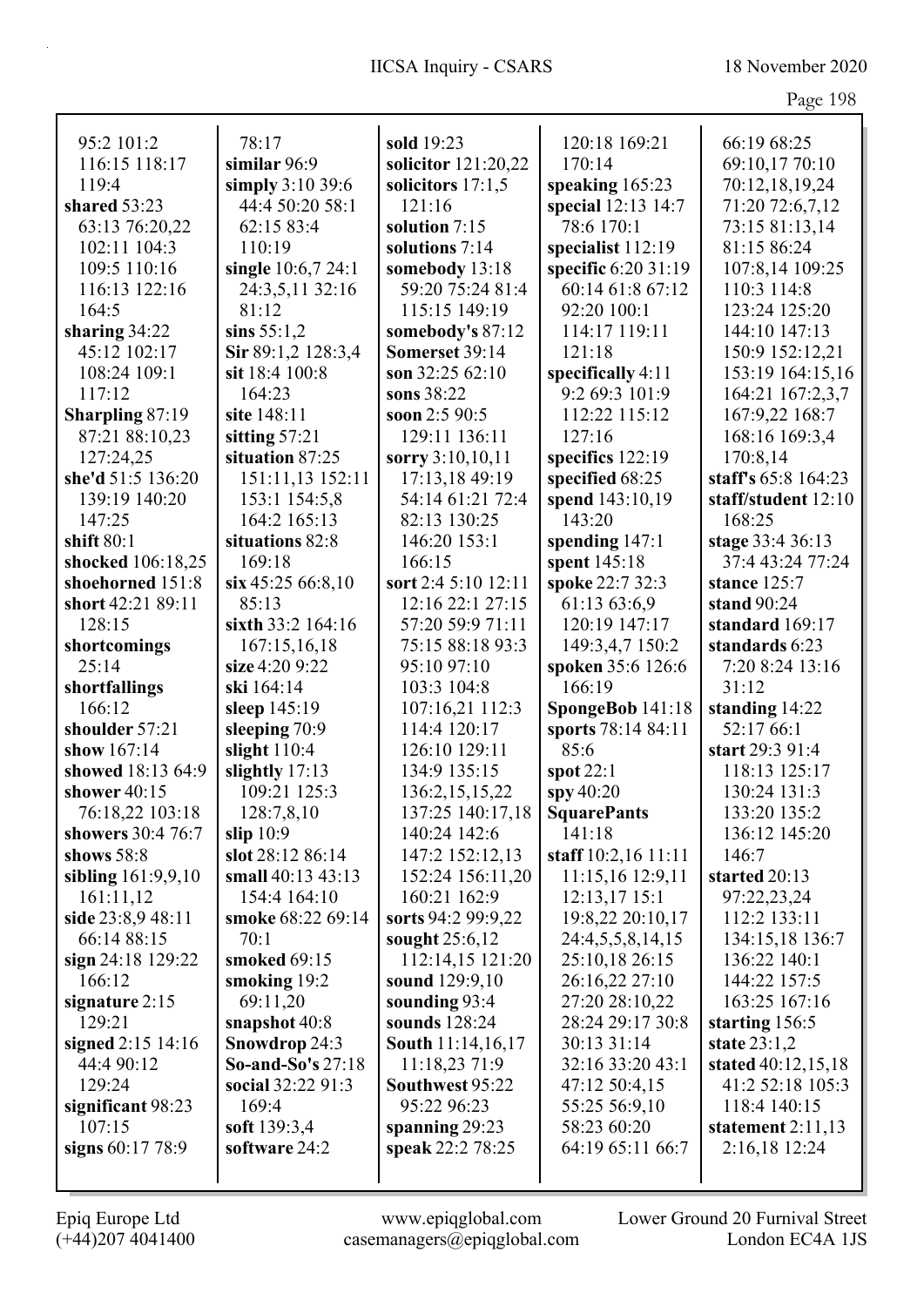95:2 101:2
116:15 118:17
119:4
**shared** 53:23
63:13 76:20,22
102:11 104:3
109:5 110:16
116:13 122:16
164:5
**sharing** 34:22
45:12 102:17
108:24 109:1
117:12
**Sharpling** 87:19
87:21 88:10,23
127:24,25
**she'd** 51:5 136:20
139:19 140:20
147:25
**shift** 80:1
**shocked** 106:18,25
**shoehorned** 151:8
**short** 42:21 89:11
128:15
**shortcomings**
25:14
**shortfallings**
166:12
**shoulder** 57:21
**show** 167:14
**showed** 18:13 64:9
**shower** 40:15
76:18,22 103:18
**showers** 30:4 76:7
**shows** 58:8
**sibling** 161:9,9,10
161:11,12
**side** 23:8,9 48:11
66:14 88:15
**sign** 24:18 129:22
166:12
**signature** 2:15
129:21
**signed** 2:15 14:16
44:4 90:12
129:24
**significant** 98:23
107:15
**signs** 60:17 78:9

78:17
**similar** 96:9
**simply** 3:10 39:6
44:4 50:20 58:1
62:15 83:4
110:19
**single** 10:6,7 24:1
24:3,5,11 32:16
81:12
**sins** 55:1,2
**Sir** 89:1,2 128:3,4
**sit** 18:4 100:8
164:23
**site** 148:11
**sitting** 57:21
**situation** 87:25
151:11,13 152:11
153:1 154:5,8
164:2 165:13
**situations** 82:8
169:18
**six** 45:25 66:8,10
85:13
**sixth** 33:2 164:16
167:15,16,18
**size** 4:20 9:22
**ski** 164:14
**sleep** 145:19
**sleeping** 70:9
**slight** 110:4
**slightly** 17:13
109:21 125:3
128:7,8,10
**slip** 10:9
**slot** 28:12 86:14
**small** 40:13 43:13
154:4 164:10
**smoke** 68:22 69:14
70:1
**smoked** 69:15
**smoking** 19:2
69:11,20
**snapshot** 40:8
**Snowdrop** 24:3
**So-and-So's** 27:18
**social** 32:22 91:3
169:4
**soft** 139:3,4
**software** 24:2

**sold** 19:23
**solicitor** 121:20,22
**solicitors** 17:1,5
121:16
**solution** 7:15
**solutions** 7:14
**somebody** 13:18
59:20 75:24 81:4
115:15 149:19
**somebody's** 87:12
**Somerset** 39:14
**son** 32:25 62:10
**sons** 38:22
**soon** 2:5 90:5
129:11 136:11
**sorry** 3:10,10,11
17:13,18 49:19
54:14 61:21 72:4
82:13 130:25
146:20 153:1
166:15
**sort** 2:4 5:10 12:11
12:16 22:1 27:15
57:20 59:9 71:11
75:15 88:18 93:3
95:10 97:10
103:3 104:8
107:16,21 112:3
114:4 120:17
126:10 129:11
134:9 135:15
136:2,15,15,22
137:25 140:17,18
140:24 142:6
147:2 152:12,13
152:24 156:11,20
160:21 162:9
**sorts** 94:2 99:9,22
**sought** 25:6,12
112:14,15 121:20
**sound** 129:9,10
**sounding** 93:4
**sounds** 128:24
**South** 11:14,16,17
11:18,23 71:9
**Southwest** 95:22
95:22 96:23
**spanning** 29:23
**speak** 22:2 78:25

120:18 169:21
170:14
**speaking** 165:23
**special** 12:13 14:7
78:6 170:1
**specialist** 112:19
**specific** 6:20 31:19
60:14 61:8 67:12
92:20 100:1
114:17 119:11
121:18
**specifically** 4:11
9:2 69:3 101:9
112:22 115:12
127:16
**specifics** 122:19
**specified** 68:25
**spend** 143:10,19
143:20
**spending** 147:1
**spent** 145:18
**spoke** 22:7 32:3
61:13 63:6,9
120:19 147:17
149:3,4,7 150:2
**spoken** 35:6 126:6
166:19
**SpongeBob** 141:18
**sports** 78:14 84:11
85:6
**spot** 22:1
**spy** 40:20
**SquarePants**
141:18
**staff** 10:2,16 11:11
11:15,16 12:9,11
12:13,17 15:1
19:8,22 20:10,17
24:4,5,5,8,14,15
25:10,18 26:15
26:16,22 27:10
27:20 28:10,22
28:24 29:17 30:8
30:13 31:14
32:16 33:20 43:1
47:12 50:4,15
55:25 56:9,10
58:23 60:20
64:19 65:11 66:7

66:19 68:25
69:10,17 70:10
70:12,18,19,24
71:20 72:6,7,12
73:15 81:13,14
81:15 86:24
107:8,14 109:25
110:3 114:8
123:24 125:20
144:10 147:13
150:9 152:12,21
153:19 164:15,16
164:21 167:2,3,7
167:9,22 168:7
168:16 169:3,4
170:8,14
**staff's** 65:8 164:23
**staff/student** 12:10
168:25
**stage** 33:4 36:13
37:4 43:24 77:24
**stance** 125:7
**stand** 90:24
**standard** 169:17
**standards** 6:23
7:20 8:24 13:16
31:12
**standing** 14:22
52:17 66:1
**start** 29:3 91:4
118:13 125:17
130:24 131:3
133:20 135:2
136:12 145:20
146:7
**started** 20:13
97:22,23,24
112:2 133:11
134:15,18 136:7
136:22 140:1
144:22 157:5
163:25 167:16
**starting** 156:5
**state** 23:1,2
**stated** 40:12,15,18
41:2 52:18 105:3
118:4 140:15
**statement** 2:11,13
2:16,18 12:24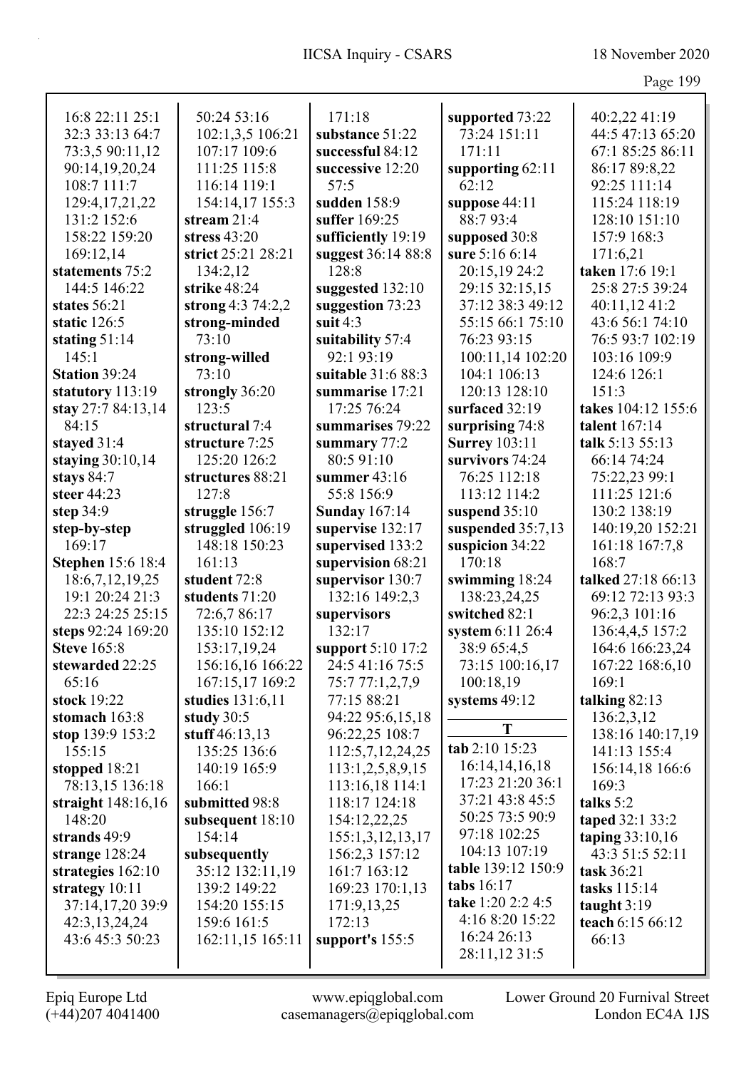16:8 22:11 25:1 32:3 33:13 64:7 73:3,5 90:11,12 90:14,19,20,24 108:7 111:7 129:4,17,21,22 131:2 152:6 158:22 159:20 169:12,14
**statements** 75:2 144:5 146:22
**states** 56:21
**static** 126:5
**stating** 51:14 145:1
**Station** 39:24
**statutory** 113:19
**stay** 27:7 84:13,14 84:15
**stayed** 31:4
**staying** 30:10,14
**stays** 84:7
**steer** 44:23
**step** 34:9
**step-by-step** 169:17
**Stephen** 15:6 18:4 18:6,7,12,19,25 19:1 20:24 21:3 22:3 24:25 25:15
**steps** 92:24 169:20
**Steve** 165:8
**stewarded** 22:25 65:16
**stock** 19:22
**stomach** 163:8
**stop** 139:9 153:2 155:15
**stopped** 18:21 78:13,15 136:18
**straight** 148:16,16 148:20
**strands** 49:9
**strange** 128:24
**strategies** 162:10
**strategy** 10:11 37:14,17,20 39:9 42:3,13,24,24 43:6 45:3 50:23 50:24 53:16 102:1,3,5 106:21 107:17 109:6 111:25 115:8 116:14 119:1 154:14,17 155:3
**stream** 21:4
**stress** 43:20
**strict** 25:21 28:21 134:2,12
**strike** 48:24
**strong** 4:3 74:2,2
**strong-minded** 73:10
**strong-willed** 73:10
**strongly** 36:20 123:5
**structural** 7:4
**structure** 7:25 125:20 126:2
**structures** 88:21 127:8
**struggle** 156:7
**struggled** 106:19 148:18 150:23 161:13
**student** 72:8
**students** 71:20 72:6,7 86:17 135:10 152:12 153:17,19,24 156:16,16 166:22 167:15,17 169:2
**studies** 131:6,11
**study** 30:5
**stuff** 46:13,13 135:25 136:6 140:19 165:9 166:1
**submitted** 98:8
**subsequent** 18:10 154:14
**subsequently** 35:12 132:11,19 139:2 149:22 154:20 155:15 159:6 161:5 162:11,15 165:11 171:18
**substance** 51:22
**successful** 84:12
**successive** 12:20 57:5
**sudden** 158:9
**suffer** 169:25
**sufficiently** 19:19
**suggest** 36:14 88:8 128:8
**suggested** 132:10
**suggestion** 73:23
**suit** 4:3
**suitability** 57:4 92:1 93:19
**suitable** 31:6 88:3
**summarise** 17:21 17:25 76:24
**summarises** 79:22
**summary** 77:2 80:5 91:10
**summer** 43:16 55:8 156:9
**Sunday** 167:14
**supervise** 132:17
**supervised** 133:2
**supervision** 68:21
**supervisor** 130:7 132:16 149:2,3
**supervisors** 132:17
**support** 5:10 17:2 24:5 41:16 75:5 75:7 77:1,2,7,9 77:15 88:21 94:22 95:6,15,18 96:22,25 108:7 112:5,7,12,24,25 113:1,2,5,8,9,15 113:16,18 114:1 118:17 124:18 154:12,22,25 155:1,3,12,13,17 156:2,3 157:12 161:7 163:12 169:23 170:1,13 171:9,13,25 172:13
**support's** 155:5
**supported** 73:22 73:24 151:11 171:11
**supporting** 62:11 62:12
**suppose** 44:11 88:7 93:4
**supposed** 30:8
**sure** 5:16 6:14 20:15,19 24:2 29:15 32:15,15 37:12 38:3 49:12 55:15 66:1 75:10 76:23 93:15 100:11,14 102:20 104:1 106:13 120:13 128:10
**surfaced** 32:19
**surprising** 74:8
**Surrey** 103:11
**survivors** 74:24 76:25 112:18 113:12 114:2
**suspend** 35:10
**suspended** 35:7,13
**suspicion** 34:22 170:18
**swimming** 18:24 138:23,24,25
**switched** 82:1
**system** 6:11 26:4 38:9 65:4,5 73:15 100:16,17 100:18,19
**systems** 49:12

## T

**tab** 2:10 15:23 16:14,14,16,18 17:23 21:20 36:1 37:21 43:8 45:5 50:25 73:5 90:9 97:18 102:25 104:13 107:19
**table** 139:12 150:9
**tabs** 16:17
**take** 1:20 2:2 4:5 4:16 8:20 15:22 16:24 26:13 28:11,12 31:5 40:2,22 41:19 44:5 47:13 65:20 67:1 85:25 86:11 86:17 89:8,22 92:25 111:14 115:24 118:19 128:10 151:10 157:9 168:3 171:6,21
**taken** 17:6 19:1 25:8 27:5 39:24 40:11,12 41:2 43:6 56:1 74:10 76:5 93:7 102:19 103:16 109:9 124:6 126:1 151:3
**takes** 104:12 155:6
**talent** 167:14
**talk** 5:13 55:13 66:14 74:24 75:22,23 99:1 111:25 121:6 130:2 138:19 140:19,20 152:21 161:18 167:7,8 168:7
**talked** 27:18 66:13 69:12 72:13 93:3 96:2,3 101:16 136:4,4,5 157:2 164:6 166:23,24 167:22 168:6,10 169:1
**talking** 82:13 136:2,3,12 138:16 140:17,19 141:13 155:4 156:14,18 166:6 169:3
**talks** 5:2
**taped** 32:1 33:2
**taping** 33:10,16 43:3 51:5 52:11
**task** 36:21
**tasks** 115:14
**taught** 3:19
**teach** 6:15 66:12 66:13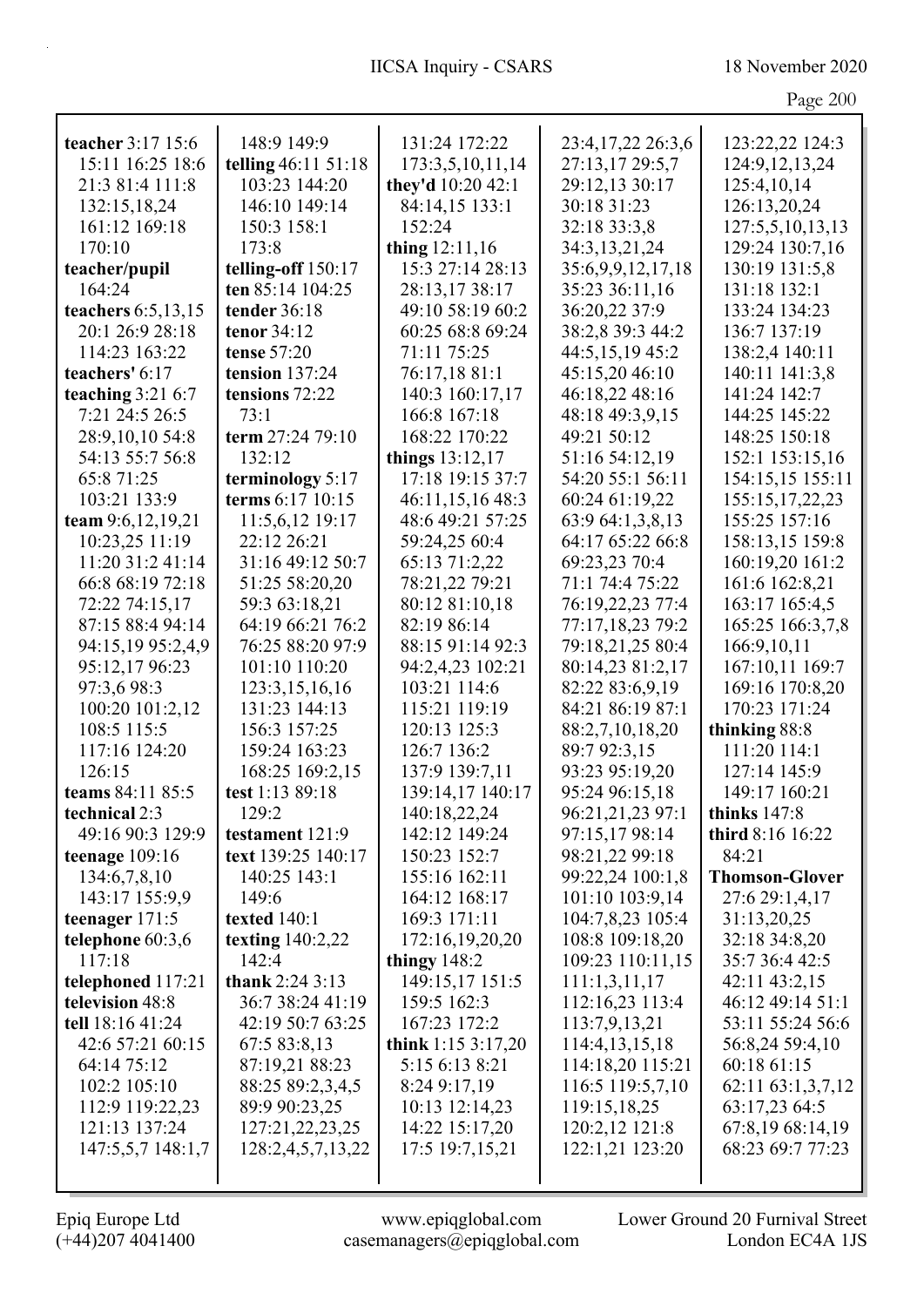**teacher** 3:17 15:6 15:11 16:25 18:6 21:3 81:4 111:8 132:15,18,24 161:12 169:18 170:10
**teacher/pupil** 164:24
**teachers** 6:5,13,15 20:1 26:9 28:18 114:23 163:22
**teachers'** 6:17
**teaching** 3:21 6:7 7:21 24:5 26:5 28:9,10,10 54:8 54:13 55:7 56:8 65:8 71:25 103:21 133:9
**team** 9:6,12,19,21 10:23,25 11:19 11:20 31:2 41:14 66:8 68:19 72:18 72:22 74:15,17 87:15 88:4 94:14 94:15,19 95:2,4,9 95:12,17 96:23 97:3,6 98:3 100:20 101:2,12 108:5 115:5 117:16 124:20 126:15
**teams** 84:11 85:5
**technical** 2:3 49:16 90:3 129:9
**teenage** 109:16 134:6,7,8,10 143:17 155:9,9
**teenager** 171:5
**telephone** 60:3,6 117:18
**telephoned** 117:21
**television** 48:8
**tell** 18:16 41:24 42:6 57:21 60:15 64:14 75:12 102:2 105:10 112:9 119:22,23 121:13 137:24 147:5,5,7 148:1,7 148:9 149:9
**telling** 46:11 51:18 103:23 144:20 146:10 149:14 150:3 158:1 173:8
**telling-off** 150:17
**ten** 85:14 104:25
**tender** 36:18
**tenor** 34:12
**tense** 57:20
**tension** 137:24
**tensions** 72:22 73:1
**term** 27:24 79:10 132:12
**terminology** 5:17
**terms** 6:17 10:15 11:5,6,12 19:17 22:12 26:21 31:16 49:12 50:7 51:25 58:20,20 59:3 63:18,21 64:19 66:21 76:2 76:25 88:20 97:9 101:10 110:20 123:3,15,16,16 131:23 144:13 156:3 157:25 159:24 163:23 168:25 169:2,15
**test** 1:13 89:18 129:2
**testament** 121:9
**text** 139:25 140:17 140:25 143:1 149:6
**texted** 140:1
**texting** 140:2,22 142:4
**thank** 2:24 3:13 36:7 38:24 41:19 42:19 50:7 63:25 67:5 83:8,13 87:19,21 88:23 88:25 89:2,3,4,5 89:9 90:23,25 127:21,22,23,25 128:2,4,5,7,13,22 131:24 172:22 173:3,5,10,11,14
**they'd** 10:20 42:1 84:14,15 133:1 152:24
**thing** 12:11,16 15:3 27:14 28:13 28:13,17 38:17 49:10 58:19 60:2 60:25 68:8 69:24 71:11 75:25 76:17,18 81:1 140:3 160:17,17 166:8 167:18 168:22 170:22
**things** 13:12,17 17:18 19:15 37:7 46:11,15,16 48:3 48:6 49:21 57:25 59:24,25 60:4 65:13 71:2,22 78:21,22 79:21 80:12 81:10,18 82:19 86:14 88:15 91:14 92:3 94:2,4,23 102:21 103:21 114:6 115:21 119:19 120:13 125:3 126:7 136:2 137:9 139:7,11 139:14,17 140:17 140:18,22,24 142:12 149:24 150:23 152:7 155:16 162:11 164:12 168:17 169:3 171:11 172:16,19,20,20
**thingy** 148:2 149:15,17 151:5 159:5 162:3 167:23 172:2
**think** 1:15 3:17,20 5:15 6:13 8:21 8:24 9:17,19 10:13 12:14,23 14:22 15:17,20 17:5 19:7,15,21 23:4,17,22 26:3,6 27:13,17 29:5,7 29:12,13 30:17 30:18 31:23 32:18 33:3,8 34:3,13,21,24 35:6,9,9,12,17,18 35:23 36:11,16 36:20,22 37:9 38:2,8 39:3 44:2 44:5,15,19 45:2 45:15,20 46:10 46:18,22 48:16 48:18 49:3,9,15 49:21 50:12 51:16 54:12,19 54:20 55:1 56:11 60:24 61:19,22 63:9 64:1,3,8,13 64:17 65:22 66:8 69:23,23 70:4 71:1 74:4 75:22 76:19,22,23 77:4 77:17,18,23 79:2 79:18,21,25 80:4 80:14,23 81:2,17 82:22 83:6,9,19 84:21 86:19 87:1 88:2,7,10,18,20 89:7 92:3,15 93:23 95:19,20 95:24 96:15,18 96:21,21,23 97:1 97:15,17 98:14 98:21,22 99:18 99:22,24 100:1,8 101:10 103:9,14 104:7,8,23 105:4 108:8 109:18,20 109:23 110:11,15 111:1,3,11,17 112:16,23 113:4 113:7,9,13,21 114:4,13,15,18 114:18,20 115:21 116:5 119:5,7,10 119:15,18,25 120:2,12 121:8 122:1,21 123:20 123:22,22 124:3 124:9,12,13,24 125:4,10,14 126:13,20,24 127:5,5,10,13,13 129:24 130:7,16 130:19 131:5,8 131:18 132:1 133:24 134:23 136:7 137:19 138:2,4 140:11 140:11 141:3,8 141:24 142:7 144:25 145:22 148:25 150:18 152:1 153:15,16 154:15,15 155:11 155:15,17,22,23 155:25 157:16 158:13,15 159:8 160:19,20 161:2 161:6 162:8,21 163:17 165:4,5 165:25 166:3,7,8 166:9,10,11 167:10,11 169:7 169:16 170:8,20 170:23 171:24
**thinking** 88:8 111:20 114:1 127:14 145:9 149:17 160:21
**thinks** 147:8
**third** 8:16 16:22 84:21
**Thomson-Glover** 27:6 29:1,4,17 31:13,20,25 32:18 34:8,20 35:7 36:4 42:5 42:11 43:2,15 46:12 49:14 51:1 53:11 55:24 56:6 56:8,24 59:4,10 60:18 61:15 62:11 63:1,3,7,12 63:17,23 64:5 67:8,19 68:14,19 68:23 69:7 77:23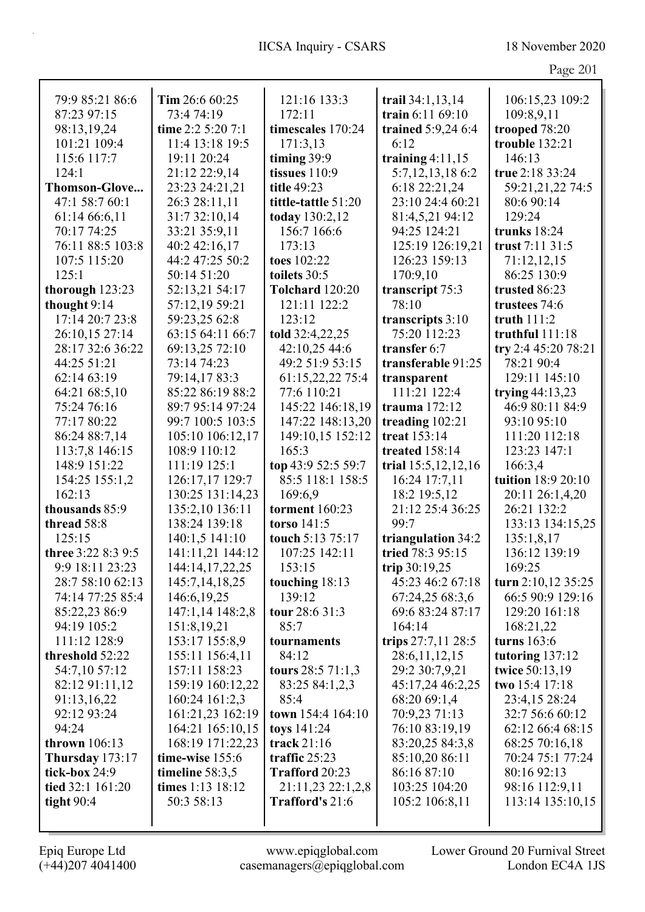79:9 85:21 86:6
87:23 97:15
98:13,19,24
101:21 109:4
115:6 117:7
124:1

**Thomson-Glove...**
47:1 58:7 60:1
61:14 66:6,11
70:17 74:25
76:11 88:5 103:8
107:5 115:20
125:1

**thorough** 123:23

**thought** 9:14
17:14 20:7 23:8
26:10,15 27:14
28:17 32:6 36:22
44:25 51:21
62:14 63:19
64:21 68:5,10
75:24 76:16
77:17 80:22
86:24 88:7,14
113:7,8 146:15
148:9 151:22
154:25 155:1,2
162:13

**thousands** 85:9

**thread** 58:8
125:15

**three** 3:22 8:3 9:5
9:9 18:11 23:23
28:7 58:10 62:13
74:14 77:25 85:4
85:22,23 86:9
94:19 105:2
111:12 128:9

**threshold** 52:22
54:7,10 57:12
82:12 91:11,12
91:13,16,22
92:12 93:24
94:24

**thrown** 106:13

**Thursday** 173:17

**tick-box** 24:9

**tied** 32:1 161:20

**tight** 90:4

**Tim** 26:6 60:25
73:4 74:19

**time** 2:2 5:20 7:1
11:4 13:18 19:5
19:11 20:24
21:12 22:9,14
23:23 24:21,21
26:3 28:11,11
31:7 32:10,14
33:21 35:9,11
40:2 42:16,17
44:2 47:25 50:2
50:14 51:20
52:13,21 54:17
57:12,19 59:21
59:23,25 62:8
63:15 64:11 66:7
69:13,25 72:10
73:14 74:23
79:14,17 83:3
85:22 86:19 88:2
89:7 95:14 97:24
99:7 100:5 103:5
105:10 106:12,17
108:9 110:12
111:19 125:1
126:17,17 129:7
130:25 131:14,23
135:2,10 136:11
138:24 139:18
140:1,5 141:10
141:11,21 144:12
144:14,17,22,25
145:7,14,18,25
146:6,19,25
147:1,14 148:2,8
151:8,19,21
153:17 155:8,9
155:11 156:4,11
157:11 158:23
159:19 160:12,22
160:24 161:2,3
161:21,23 162:19
164:21 165:10,15
168:19 171:22,23

**time-wise** 155:6

**timeline** 58:3,5

**times** 1:13 18:12
50:3 58:13

121:16 133:3
172:11

**timescales** 170:24
171:3,13

**timing** 39:9

**tissues** 110:9

**title** 49:23

**tittle-tattle** 51:20

**today** 130:2,12
156:7 166:6
173:13

**toes** 102:22

**toilets** 30:5

**Tolchard** 120:20
121:11 122:2
123:12

**told** 32:4,22,25
42:10,25 44:6
49:2 51:9 53:15
61:15,22,22 75:4
77:6 110:21
145:22 146:18,19
147:22 148:13,20
149:10,15 152:12
165:3

**top** 43:9 52:5 59:7
85:5 118:1 158:5
169:6,9

**torment** 160:23

**torso** 141:5

**touch** 5:13 75:17
107:25 142:11
153:15

**touching** 18:13
139:12

**tour** 28:6 31:3
85:7

**tournaments**
84:12

**tours** 28:5 71:1,3
83:25 84:1,2,3
85:4

**town** 154:4 164:10

**toys** 141:24

**track** 21:16

**traffic** 25:23

**Trafford** 20:23
21:11,23 22:1,2,8

**Trafford's** 21:6

**trail** 34:1,13,14

**train** 6:11 69:10

**trained** 5:9,24 6:4
6:12

**training** 4:11,15
5:7,12,13,18 6:2
6:18 22:21,24
23:10 24:4 60:21
81:4,5,21 94:12
94:25 124:21
125:19 126:19,21
126:23 159:13
170:9,10

**transcript** 75:3
78:10

**transcripts** 3:10
75:20 112:23

**transfer** 6:7

**transferable** 91:25

**transparent**
111:21 122:4

**trauma** 172:12

**treading** 102:21

**treat** 153:14

**treated** 158:14

**trial** 15:5,12,12,16
16:24 17:7,11
18:2 19:5,12
21:12 25:4 36:25
99:7

**triangulation** 34:2

**tried** 78:3 95:15

**trip** 30:19,25
45:23 46:2 67:18
67:24,25 68:3,6
69:6 83:24 87:17
164:14

**trips** 27:7,11 28:5
28:6,11,12,15
29:2 30:7,9,21
45:17,24 46:2,25
68:20 69:1,4
70:9,23 71:13
76:10 83:19,19
83:20,25 84:3,8
85:10,20 86:11
86:16 87:10
103:25 104:20
105:2 106:8,11

106:15,23 109:2
109:8,9,11

**trooped** 78:20

**trouble** 132:21
146:13

**true** 2:18 33:24
59:21,21,22 74:5
80:6 90:14
129:24

**trunks** 18:24

**trust** 7:11 31:5
71:12,12,15
86:25 130:9

**trusted** 86:23

**trustees** 74:6

**truth** 111:2

**truthful** 111:18

**try** 2:4 45:20 78:21
78:21 90:4
129:11 145:10

**trying** 44:13,23
46:9 80:11 84:9
93:10 95:10
111:20 112:18
123:23 147:1
166:3,4

**tuition** 18:9 20:10
20:11 26:1,4,20
26:21 132:2
133:13 134:15,25
135:1,8,17
136:12 139:19
169:25

**turn** 2:10,12 35:25
66:5 90:9 129:16
129:20 161:18
168:21,22

**turns** 163:6

**tutoring** 137:12

**twice** 50:13,19

**two** 15:4 17:18
23:4,15 28:24
32:7 56:6 60:12
62:12 66:4 68:15
68:25 70:16,18
70:24 75:1 77:24
80:16 92:13
98:16 112:9,11
113:14 135:10,15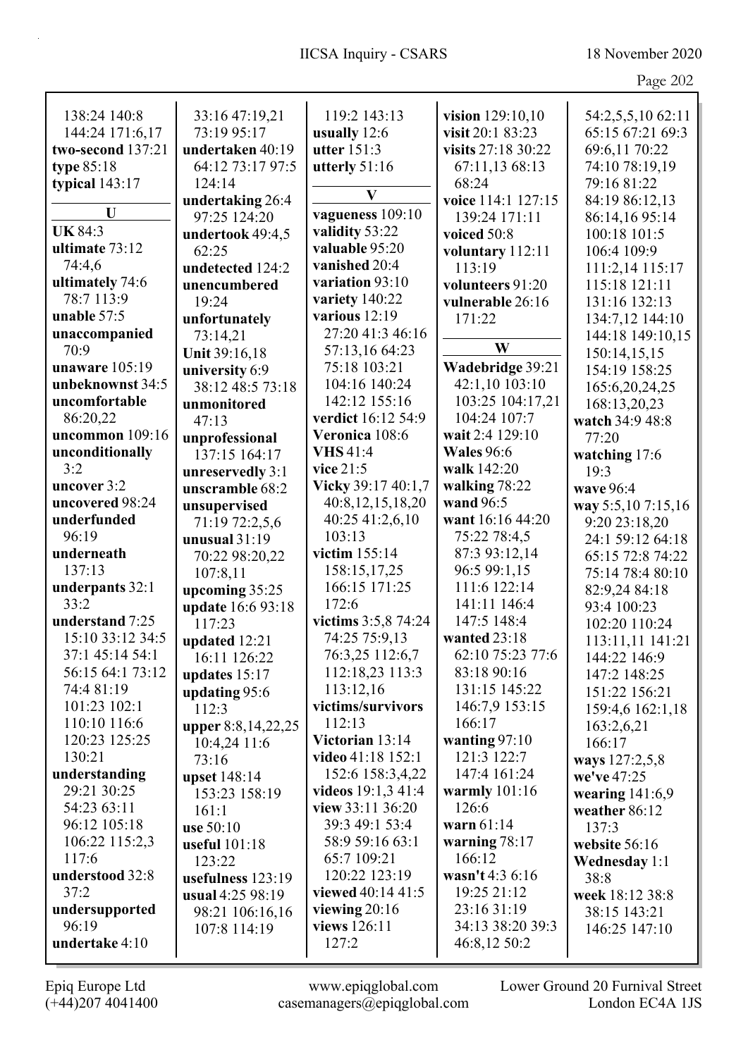138:24 140:8
144:24 171:6,17
**two-second** 137:21
**type** 85:18
**typical** 143:17

**U**

**UK** 84:3
**ultimate** 73:12
74:4,6
**ultimately** 74:6
78:7 113:9
**unable** 57:5
**unaccompanied**
70:9
**unaware** 105:19
**unbeknownst** 34:5
**uncomfortable**
86:20,22
**uncommon** 109:16
**unconditionally**
3:2
**uncover** 3:2
**uncovered** 98:24
**underfunded**
96:19
**underneath**
137:13
**underpants** 32:1
33:2
**understand** 7:25
15:10 33:12 34:5
37:1 45:14 54:1
56:15 64:1 73:12
74:4 81:19
101:23 102:1
110:10 116:6
120:23 125:25
130:21
**understanding**
29:21 30:25
54:23 63:11
96:12 105:18
106:22 115:2,3
117:6
**understood** 32:8
37:2
**undersupported**
96:19
**undertake** 4:10
33:16 47:19,21
73:19 95:17
**undertaken** 40:19
64:12 73:17 97:5
124:14
**undertaking** 26:4
97:25 124:20
**undertook** 49:4,5
62:25
**undetected** 124:2
**unencumbered**
19:24
**unfortunately**
73:14,21
**Unit** 39:16,18
**university** 6:9
38:12 48:5 73:18
**unmonitored**
47:13
**unprofessional**
137:15 164:17
**unreservedly** 3:1
**unscramble** 68:2
**unsupervised**
71:19 72:2,5,6
**unusual** 31:19
70:22 98:20,22
107:8,11
**upcoming** 35:25
**update** 16:6 93:18
117:23
**updated** 12:21
16:11 126:22
**updates** 15:17
**updating** 95:6
112:3
**upper** 8:8,14,22,25
10:4,24 11:6
73:16
**upset** 148:14
153:23 158:19
161:1
**use** 50:10
**useful** 101:18
123:22
**usefulness** 123:19
**usual** 4:25 98:19
98:21 106:16,16
107:8 114:19
119:2 143:13
**usually** 12:6
**utter** 151:3
**utterly** 51:16

**V**

**vagueness** 109:10
**validity** 53:22
**valuable** 95:20
**vanished** 20:4
**variation** 93:10
**variety** 140:22
**various** 12:19
27:20 41:3 46:16
57:13,16 64:23
75:18 103:21
104:16 140:24
142:12 155:16
**verdict** 16:12 54:9
**Veronica** 108:6
**VHS** 41:4
**vice** 21:5
**Vicky** 39:17 40:1,7
40:8,12,15,18,20
40:25 41:2,6,10
103:13
**victim** 155:14
158:15,17,25
166:15 171:25
172:6
**victims** 3:5,8 74:24
74:25 75:9,13
76:3,25 112:6,7
112:18,23 113:3
113:12,16
**victims/survivors**
112:13
**Victorian** 13:14
**video** 41:18 152:1
152:6 158:3,4,22
**videos** 19:1,3 41:4
**view** 33:11 36:20
39:3 49:1 53:4
58:9 59:16 63:1
65:7 109:21
120:22 123:19
**viewed** 40:14 41:5
**viewing** 20:16
**views** 126:11
127:2
**vision** 129:10,10
**visit** 20:1 83:23
**visits** 27:18 30:22
67:11,13 68:13
68:24
**voice** 114:1 127:15
139:24 171:11
**voiced** 50:8
**voluntary** 112:11
113:19
**volunteers** 91:20
**vulnerable** 26:16
171:22

**W**

**Wadebridge** 39:21
42:1,10 103:10
103:25 104:17,21
104:24 107:7
**wait** 2:4 129:10
**Wales** 96:6
**walk** 142:20
**walking** 78:22
**wand** 96:5
**want** 16:16 44:20
75:22 78:4,5
87:3 93:12,14
96:5 99:1,15
111:6 122:14
141:11 146:4
147:5 148:4
**wanted** 23:18
62:10 75:23 77:6
83:18 90:16
131:15 145:22
146:7,9 153:15
166:17
**wanting** 97:10
121:3 122:7
147:4 161:24
**warmly** 101:16
126:6
**warn** 61:14
**warning** 78:17
166:12
**wasn't** 4:3 6:16
19:25 21:12
23:16 31:19
34:13 38:20 39:3
46:8,12 50:2
54:2,5,5,10 62:11
65:15 67:21 69:3
69:6,11 70:22
74:10 78:19,19
79:16 81:22
84:19 86:12,13
86:14,16 95:14
100:18 101:5
106:4 109:9
111:2,14 115:17
115:18 121:11
131:16 132:13
134:7,12 144:10
144:18 149:10,15
150:14,15,15
154:19 158:25
165:6,20,24,25
168:13,20,23
**watch** 34:9 48:8
77:20
**watching** 17:6
19:3
**wave** 96:4
**way** 5:5,10 7:15,16
9:20 23:18,20
24:1 59:12 64:18
65:15 72:8 74:22
75:14 78:4 80:10
82:9,24 84:18
93:4 100:23
102:20 110:24
113:11,11 141:21
144:22 146:9
147:2 148:25
151:22 156:21
159:4,6 162:1,18
163:2,6,21
166:17
**ways** 127:2,5,8
**we've** 47:25
**wearing** 141:6,9
**weather** 86:12
137:3
**website** 56:16
**Wednesday** 1:1
38:8
**week** 18:12 38:8
38:15 143:21
146:25 147:10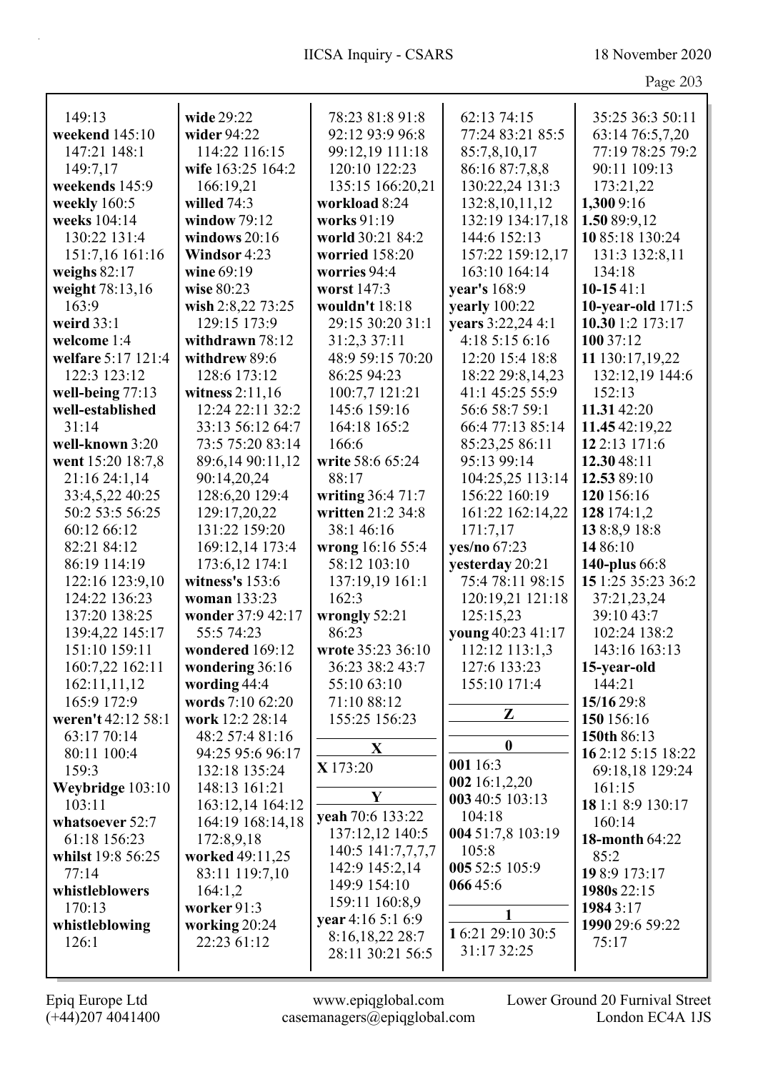149:13
**weekend** 145:10
147:21 148:1
149:7,17
**weekends** 145:9
**weekly** 160:5
**weeks** 104:14
130:22 131:4
151:7,16 161:16
**weighs** 82:17
**weight** 78:13,16
163:9
**weird** 33:1
**welcome** 1:4
**welfare** 5:17 121:4
122:3 123:12
**well-being** 77:13
**well-established**
31:14
**well-known** 3:20
**went** 15:20 18:7,8
21:16 24:1,14
33:4,5,22 40:25
50:2 53:5 56:25
60:12 66:12
82:21 84:12
86:19 114:19
122:16 123:9,10
124:22 136:23
137:20 138:25
139:4,22 145:17
151:10 159:11
160:7,22 162:11
162:11,11,12
165:9 172:9
**weren't** 42:12 58:1
63:17 70:14
80:11 100:4
159:3
**Weybridge** 103:10
103:11
**whatsoever** 52:7
61:18 156:23
**whilst** 19:8 56:25
77:14
**whistleblowers**
170:13
**whistleblowing**
126:1

**wide** 29:22
**wider** 94:22
114:22 116:15
**wife** 163:25 164:2
166:19,21
**willed** 74:3
**window** 79:12
**windows** 20:16
**Windsor** 4:23
**wine** 69:19
**wise** 80:23
**wish** 2:8,22 73:25
129:15 173:9
**withdrawn** 78:12
**withdrew** 89:6
128:6 173:12
**witness** 2:11,16
12:24 22:11 32:2
33:13 56:12 64:7
73:5 75:20 83:14
89:6,14 90:11,12
90:14,20,24
128:6,20 129:4
129:17,20,22
131:22 159:20
169:12,14 173:4
173:6,12 174:1
**witness's** 153:6
**woman** 133:23
**wonder** 37:9 42:17
55:5 74:23
**wondered** 169:12
**wondering** 36:16
**wording** 44:4
**words** 7:10 62:20
**work** 12:2 28:14
48:2 57:4 81:16
94:25 95:6 96:17
132:18 135:24
148:13 161:21
163:12,14 164:12
164:19 168:14,18
172:8,9,18
**worked** 49:11,25
83:11 119:7,10
164:1,2
**worker** 91:3
**working** 20:24
22:23 61:12

78:23 81:8 91:8
92:12 93:9 96:8
99:12,19 111:18
120:10 122:23
135:15 166:20,21
**workload** 8:24
**works** 91:19
**world** 30:21 84:2
**worried** 158:20
**worries** 94:4
**worst** 147:3
**wouldn't** 18:18
29:15 30:20 31:1
31:2,3 37:11
48:9 59:15 70:20
86:25 94:23
100:7,7 121:21
145:6 159:16
164:18 165:2
166:6
**write** 58:6 65:24
88:17
**writing** 36:4 71:7
**written** 21:2 34:8
38:1 46:16
**wrong** 16:16 55:4
58:12 103:10
137:19,19 161:1
162:3
**wrongly** 52:21
86:23
**wrote** 35:23 36:10
36:23 38:2 43:7
55:10 63:10
71:10 88:12
155:25 156:23

## X

**X** 173:20

## Y

**yeah** 70:6 133:22
137:12,12 140:5
140:5 141:7,7,7,7
142:9 145:2,14
149:9 154:10
159:11 160:8,9
**year** 4:16 5:1 6:9
8:16,18,22 28:7
28:11 30:21 56:5
62:13 74:15
77:24 83:21 85:5
85:7,8,10,17
86:16 87:7,8,8
130:22,24 131:3
132:8,10,11,12
132:19 134:17,18
144:6 152:13
157:22 159:12,17
163:10 164:14
**year's** 168:9
**yearly** 100:22
**years** 3:22,24 4:1
4:18 5:15 6:16
12:20 15:4 18:8
18:22 29:8,14,23
41:1 45:25 55:9
56:6 58:7 59:1
66:4 77:13 85:14
85:23,25 86:11
95:13 99:14
104:25,25 113:14
156:22 160:19
161:22 162:14,22
171:7,17
**yes/no** 67:23
**yesterday** 20:21
75:4 78:11 98:15
120:19,21 121:18
125:15,23
**young** 40:23 41:17
112:12 113:1,3
127:6 133:23
155:10 171:4

## Z

## 0

**001** 16:3
**002** 16:1,2,20
**003** 40:5 103:13
104:18
**004** 51:7,8 103:19
105:8
**005** 52:5 105:9
**066** 45:6

## 1

**1** 6:21 29:10 30:5
31:17 32:25
35:25 36:3 50:11
63:14 76:5,7,20
77:19 78:25 79:2
90:11 109:13
173:21,22
**1,300** 9:16
**1.50** 89:9,12
**10** 85:18 130:24
131:3 132:8,11
134:18
**10-15** 41:1
**10-year-old** 171:5
**10.30** 1:2 173:17
**100** 37:12
**11** 130:17,19,22
132:12,19 144:6
152:13
**11.31** 42:20
**11.45** 42:19,22
**12** 2:13 171:6
**12.30** 48:11
**12.53** 89:10
**120** 156:16
**128** 174:1,2
**13** 8:8,9 18:8
**14** 86:10
**140-plus** 66:8
**15** 1:25 35:23 36:2
37:21,23,24
39:10 43:7
102:24 138:2
143:16 163:13
**15-year-old**
144:21
**15/16** 29:8
**150** 156:16
**150th** 86:13
**16** 2:12 5:15 18:22
69:18,18 129:24
161:15
**18** 1:1 8:9 130:17
160:14
**18-month** 64:22
85:2
**19** 8:9 173:17
**1980s** 22:15
**1984** 3:17
**1990** 29:6 59:22
75:17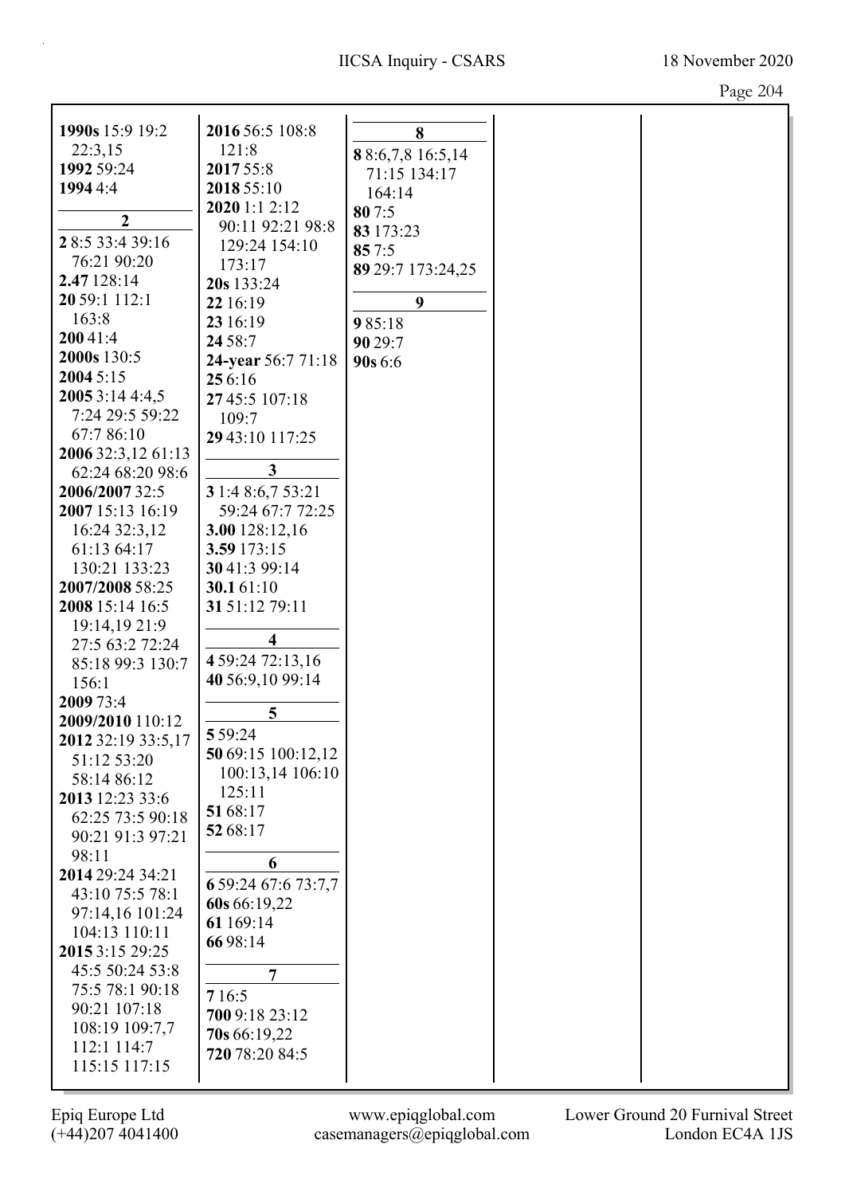**1990s** 15:9 19:2 22:3,15
**1992** 59:24
**1994** 4:4

**2**

**2** 8:5 33:4 39:16 76:21 90:20
**2.47** 128:14
**20** 59:1 112:1 163:8
**200** 41:4
**2000s** 130:5
**2004** 5:15
**2005** 3:14 4:4,5 7:24 29:5 59:22 67:7 86:10
**2006** 32:3,12 61:13 62:24 68:20 98:6
**2006/2007** 32:5
**2007** 15:13 16:19 16:24 32:3,12 61:13 64:17 130:21 133:23
**2007/2008** 58:25
**2008** 15:14 16:5 19:14,19 21:9 27:5 63:2 72:24 85:18 99:3 130:7 156:1
**2009** 73:4
**2009/2010** 110:12
**2012** 32:19 33:5,17 51:12 53:20 58:14 86:12
**2013** 12:23 33:6 62:25 73:5 90:18 90:21 91:3 97:21 98:11
**2014** 29:24 34:21 43:10 75:5 78:1 97:14,16 101:24 104:13 110:11
**2015** 3:15 29:25 45:5 50:24 53:8 75:5 78:1 90:18 90:21 107:18 108:19 109:7,7 112:1 114:7 115:15 117:15
**2016** 56:5 108:8 121:8
**2017** 55:8
**2018** 55:10
**2020** 1:1 2:12 90:11 92:21 98:8 129:24 154:10 173:17
**20s** 133:24
**22** 16:19
**23** 16:19
**24** 58:7
**24-year** 56:7 71:18
**25** 6:16
**27** 45:5 107:18 109:7
**29** 43:10 117:25

**3**

**3** 1:4 8:6,7 53:21 59:24 67:7 72:25
**3.00** 128:12,16
**3.59** 173:15
**30** 41:3 99:14
**30.1** 61:10
**31** 51:12 79:11

**4**

**4** 59:24 72:13,16
**40** 56:9,10 99:14

**5**

**5** 59:24
**50** 69:15 100:12,12 100:13,14 106:10 125:11
**51** 68:17
**52** 68:17

**6**

**6** 59:24 67:6 73:7,7
**60s** 66:19,22
**61** 169:14
**66** 98:14

**7**

**7** 16:5
**700** 9:18 23:12
**70s** 66:19,22
**720** 78:20 84:5

**8**

**8** 8:6,7,8 16:5,14 71:15 134:17 164:14
**80** 7:5
**83** 173:23
**85** 7:5
**89** 29:7 173:24,25

**9**

**9** 85:18
**90** 29:7
**90s** 6:6